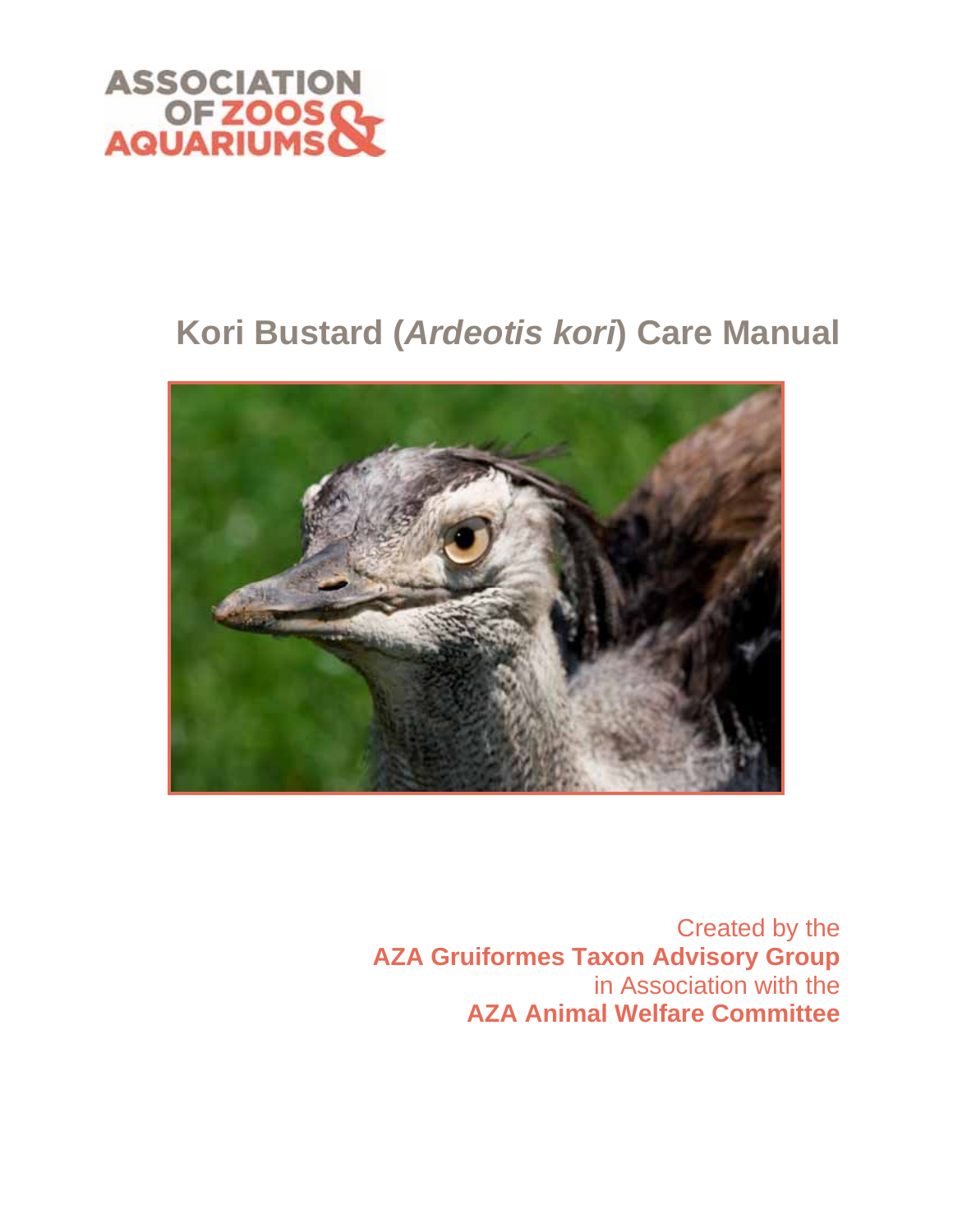ASSOCIATION OF ZOOS & AQUARIUMS

# Kori Bustard (*Ardeotis kori*) Care Manual

Created by the
**AZA Gruiformes Taxon Advisory Group**
in Association with the
**AZA Animal Welfare Committee**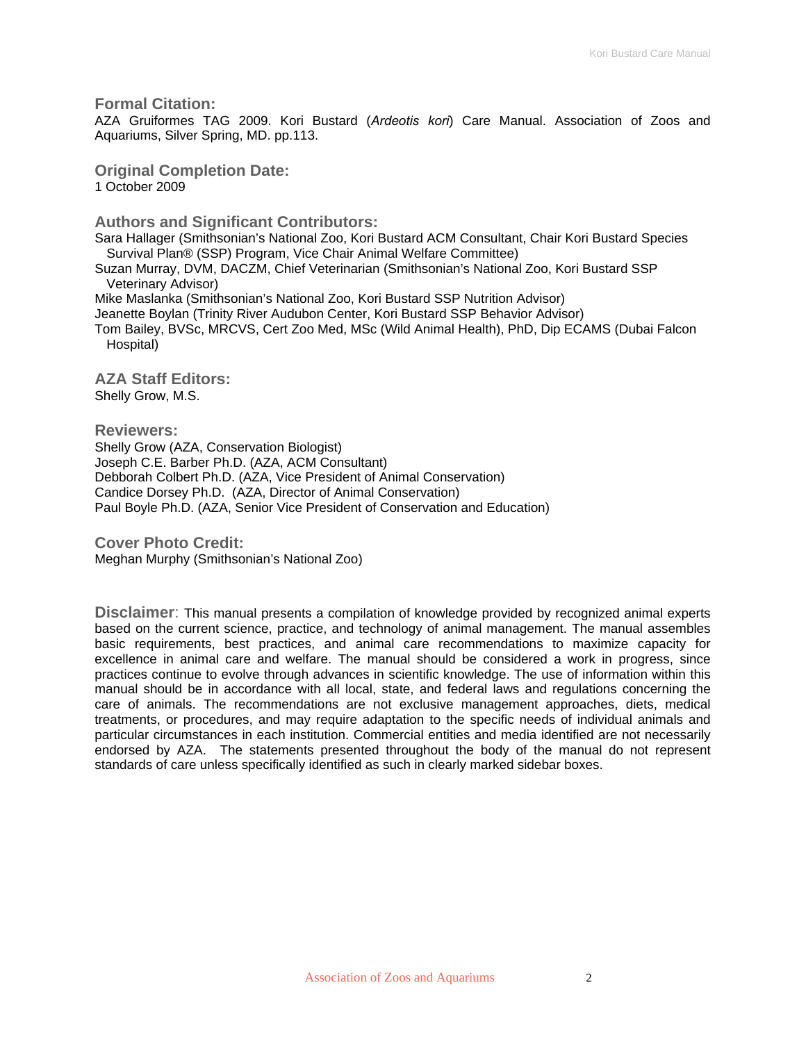## Formal Citation:

AZA Gruiformes TAG 2009. Kori Bustard (*Ardeotis kori*) Care Manual. Association of Zoos and Aquariums, Silver Spring, MD. pp.113.

## Original Completion Date:

1 October 2009

## Authors and Significant Contributors:

Sara Hallager (Smithsonian's National Zoo, Kori Bustard ACM Consultant, Chair Kori Bustard Species Survival Plan® (SSP) Program, Vice Chair Animal Welfare Committee)
Suzan Murray, DVM, DACZM, Chief Veterinarian (Smithsonian's National Zoo, Kori Bustard SSP Veterinary Advisor)
Mike Maslanka (Smithsonian's National Zoo, Kori Bustard SSP Nutrition Advisor)
Jeanette Boylan (Trinity River Audubon Center, Kori Bustard SSP Behavior Advisor)
Tom Bailey, BVSc, MRCVS, Cert Zoo Med, MSc (Wild Animal Health), PhD, Dip ECAMS (Dubai Falcon Hospital)

## AZA Staff Editors:

Shelly Grow, M.S.

## Reviewers:

Shelly Grow (AZA, Conservation Biologist)
Joseph C.E. Barber Ph.D. (AZA, ACM Consultant)
Debborah Colbert Ph.D. (AZA, Vice President of Animal Conservation)
Candice Dorsey Ph.D. (AZA, Director of Animal Conservation)
Paul Boyle Ph.D. (AZA, Senior Vice President of Conservation and Education)

## Cover Photo Credit:

Meghan Murphy (Smithsonian's National Zoo)

**Disclaimer**: This manual presents a compilation of knowledge provided by recognized animal experts based on the current science, practice, and technology of animal management. The manual assembles basic requirements, best practices, and animal care recommendations to maximize capacity for excellence in animal care and welfare. The manual should be considered a work in progress, since practices continue to evolve through advances in scientific knowledge. The use of information within this manual should be in accordance with all local, state, and federal laws and regulations concerning the care of animals. The recommendations are not exclusive management approaches, diets, medical treatments, or procedures, and may require adaptation to the specific needs of individual animals and particular circumstances in each institution. Commercial entities and media identified are not necessarily endorsed by AZA. The statements presented throughout the body of the manual do not represent standards of care unless specifically identified as such in clearly marked sidebar boxes.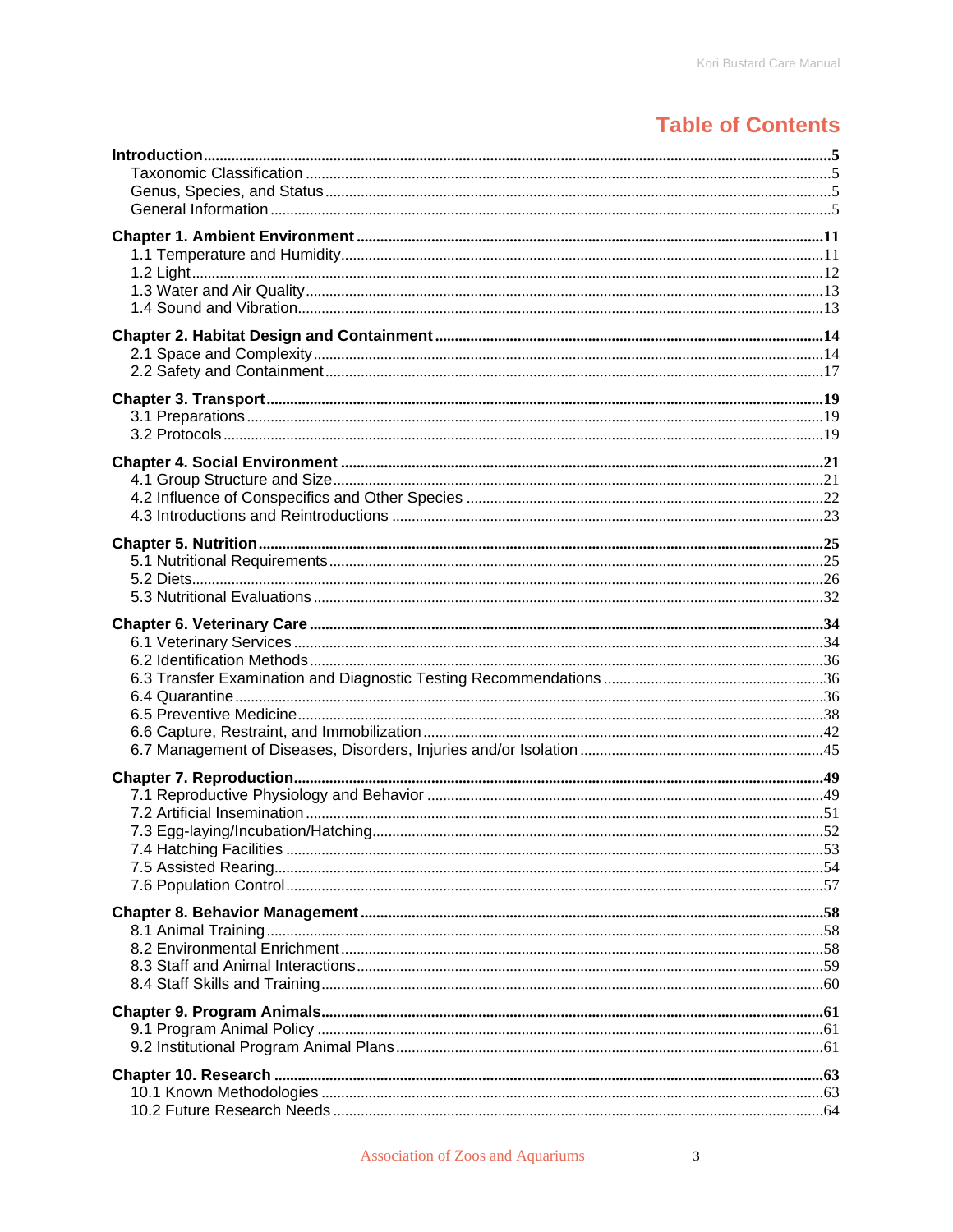# Table of Contents

**Introduction** .....5
- Taxonomic Classification .....5
- Genus, Species, and Status .....5
- General Information .....5

**Chapter 1. Ambient Environment** .....11
- 1.1 Temperature and Humidity .....11
- 1.2 Light .....12
- 1.3 Water and Air Quality .....13
- 1.4 Sound and Vibration .....13

**Chapter 2. Habitat Design and Containment** .....14
- 2.1 Space and Complexity .....14
- 2.2 Safety and Containment .....17

**Chapter 3. Transport** .....19
- 3.1 Preparations .....19
- 3.2 Protocols .....19

**Chapter 4. Social Environment** .....21
- 4.1 Group Structure and Size .....21
- 4.2 Influence of Conspecifics and Other Species .....22
- 4.3 Introductions and Reintroductions .....23

**Chapter 5. Nutrition** .....25
- 5.1 Nutritional Requirements .....25
- 5.2 Diets .....26
- 5.3 Nutritional Evaluations .....32

**Chapter 6. Veterinary Care** .....34
- 6.1 Veterinary Services .....34
- 6.2 Identification Methods .....36
- 6.3 Transfer Examination and Diagnostic Testing Recommendations .....36
- 6.4 Quarantine .....36
- 6.5 Preventive Medicine .....38
- 6.6 Capture, Restraint, and Immobilization .....42
- 6.7 Management of Diseases, Disorders, Injuries and/or Isolation .....45

**Chapter 7. Reproduction** .....49
- 7.1 Reproductive Physiology and Behavior .....49
- 7.2 Artificial Insemination .....51
- 7.3 Egg-laying/Incubation/Hatching .....52
- 7.4 Hatching Facilities .....53
- 7.5 Assisted Rearing .....54
- 7.6 Population Control .....57

**Chapter 8. Behavior Management** .....58
- 8.1 Animal Training .....58
- 8.2 Environmental Enrichment .....58
- 8.3 Staff and Animal Interactions .....59
- 8.4 Staff Skills and Training .....60

**Chapter 9. Program Animals** .....61
- 9.1 Program Animal Policy .....61
- 9.2 Institutional Program Animal Plans .....61

**Chapter 10. Research** .....63
- 10.1 Known Methodologies .....63
- 10.2 Future Research Needs .....64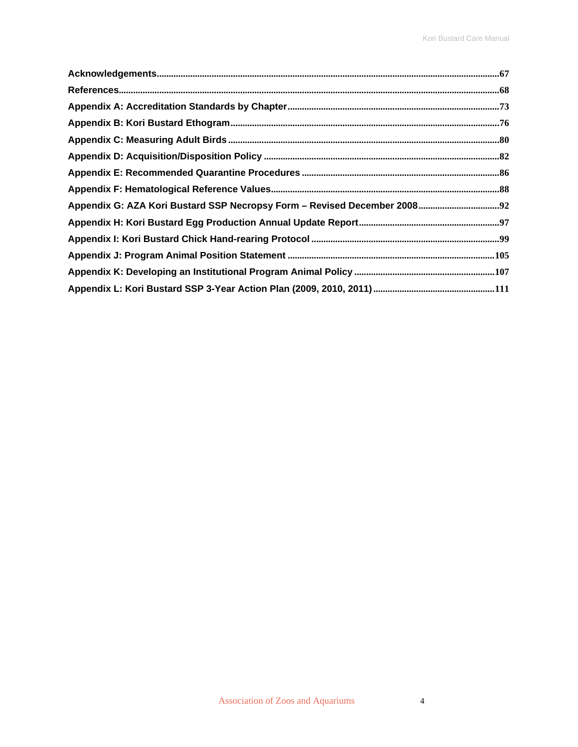**Acknowledgements**......................................................................................................................................67

**References**..................................................................................................................................................68

**Appendix A: Accreditation Standards by Chapter**.........................................................................................73

**Appendix B: Kori Bustard Ethogram**...........................................................................................................76

**Appendix C: Measuring Adult Birds**..............................................................................................................80

**Appendix D: Acquisition/Disposition Policy**....................................................................................................82

**Appendix E: Recommended Quarantine Procedures**......................................................................................86

**Appendix F: Hematological Reference Values**................................................................................................88

**Appendix G: AZA Kori Bustard SSP Necropsy Form – Revised December 2008**.........................................92

**Appendix H: Kori Bustard Egg Production Annual Update Report**.................................................................97

**Appendix I: Kori Bustard Chick Hand-rearing Protocol**...................................................................................99

**Appendix J: Program Animal Position Statement**...........................................................................................105

**Appendix K: Developing an Institutional Program Animal Policy**....................................................................107

**Appendix L: Kori Bustard SSP 3-Year Action Plan (2009, 2010, 2011)**..........................................................111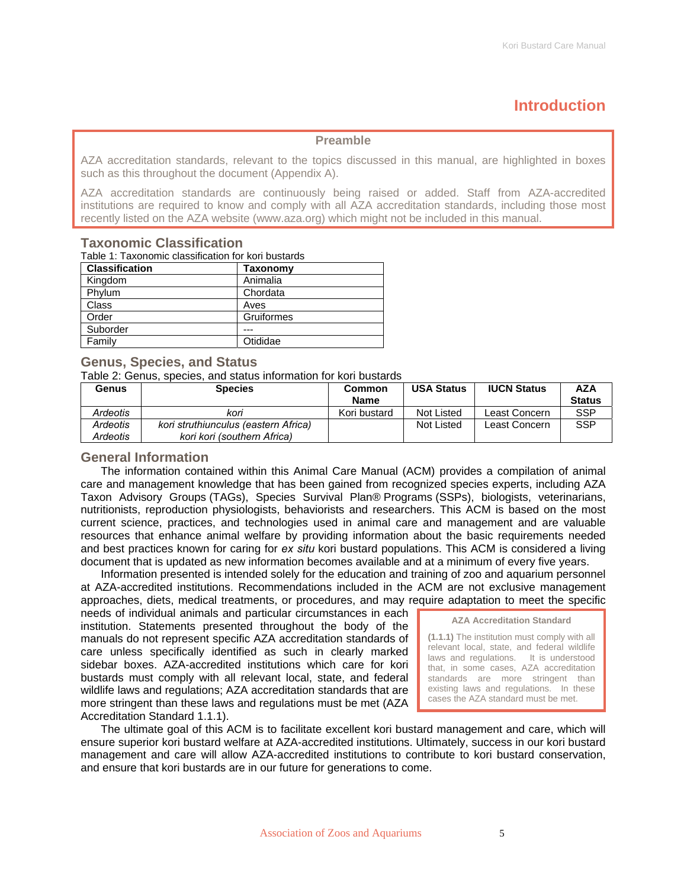# Introduction

> **Preamble**
>
> AZA accreditation standards, relevant to the topics discussed in this manual, are highlighted in boxes such as this throughout the document (Appendix A).
>
> AZA accreditation standards are continuously being raised or added. Staff from AZA-accredited institutions are required to know and comply with all AZA accreditation standards, including those most recently listed on the AZA website (www.aza.org) which might not be included in this manual.

## Taxonomic Classification

Table 1: Taxonomic classification for kori bustards

| Classification | Taxonomy |
|---|---|
| Kingdom | Animalia |
| Phylum | Chordata |
| Class | Aves |
| Order | Gruiformes |
| Suborder | --- |
| Family | Otididae |

## Genus, Species, and Status

Table 2: Genus, species, and status information for kori bustards

| Genus | Species | Common Name | USA Status | IUCN Status | AZA Status |
|---|---|---|---|---|---|
| *Ardeotis* | *kori* | Kori bustard | Not Listed | Least Concern | SSP |
| *Ardeotis* *Ardeotis* | *kori struthiunculus (eastern Africa)* *kori kori (southern Africa)* | | Not Listed | Least Concern | SSP |

## General Information

The information contained within this Animal Care Manual (ACM) provides a compilation of animal care and management knowledge that has been gained from recognized species experts, including AZA Taxon Advisory Groups (TAGs), Species Survival Plan® Programs (SSPs), biologists, veterinarians, nutritionists, reproduction physiologists, behaviorists and researchers. This ACM is based on the most current science, practices, and technologies used in animal care and management and are valuable resources that enhance animal welfare by providing information about the basic requirements needed and best practices known for caring for *ex situ* kori bustard populations. This ACM is considered a living document that is updated as new information becomes available and at a minimum of every five years.

Information presented is intended solely for the education and training of zoo and aquarium personnel at AZA-accredited institutions. Recommendations included in the ACM are not exclusive management approaches, diets, medical treatments, or procedures, and may require adaptation to meet the specific needs of individual animals and particular circumstances in each institution. Statements presented throughout the body of the manuals do not represent specific AZA accreditation standards of care unless specifically identified as such in clearly marked sidebar boxes. AZA-accredited institutions which care for kori bustards must comply with all relevant local, state, and federal wildlife laws and regulations; AZA accreditation standards that are more stringent than these laws and regulations must be met (AZA Accreditation Standard 1.1.1).

> **AZA Accreditation Standard**
>
> **(1.1.1)** The institution must comply with all relevant local, state, and federal wildlife laws and regulations. It is understood that, in some cases, AZA accreditation standards are more stringent than existing laws and regulations. In these cases the AZA standard must be met.

The ultimate goal of this ACM is to facilitate excellent kori bustard management and care, which will ensure superior kori bustard welfare at AZA-accredited institutions. Ultimately, success in our kori bustard management and care will allow AZA-accredited institutions to contribute to kori bustard conservation, and ensure that kori bustards are in our future for generations to come.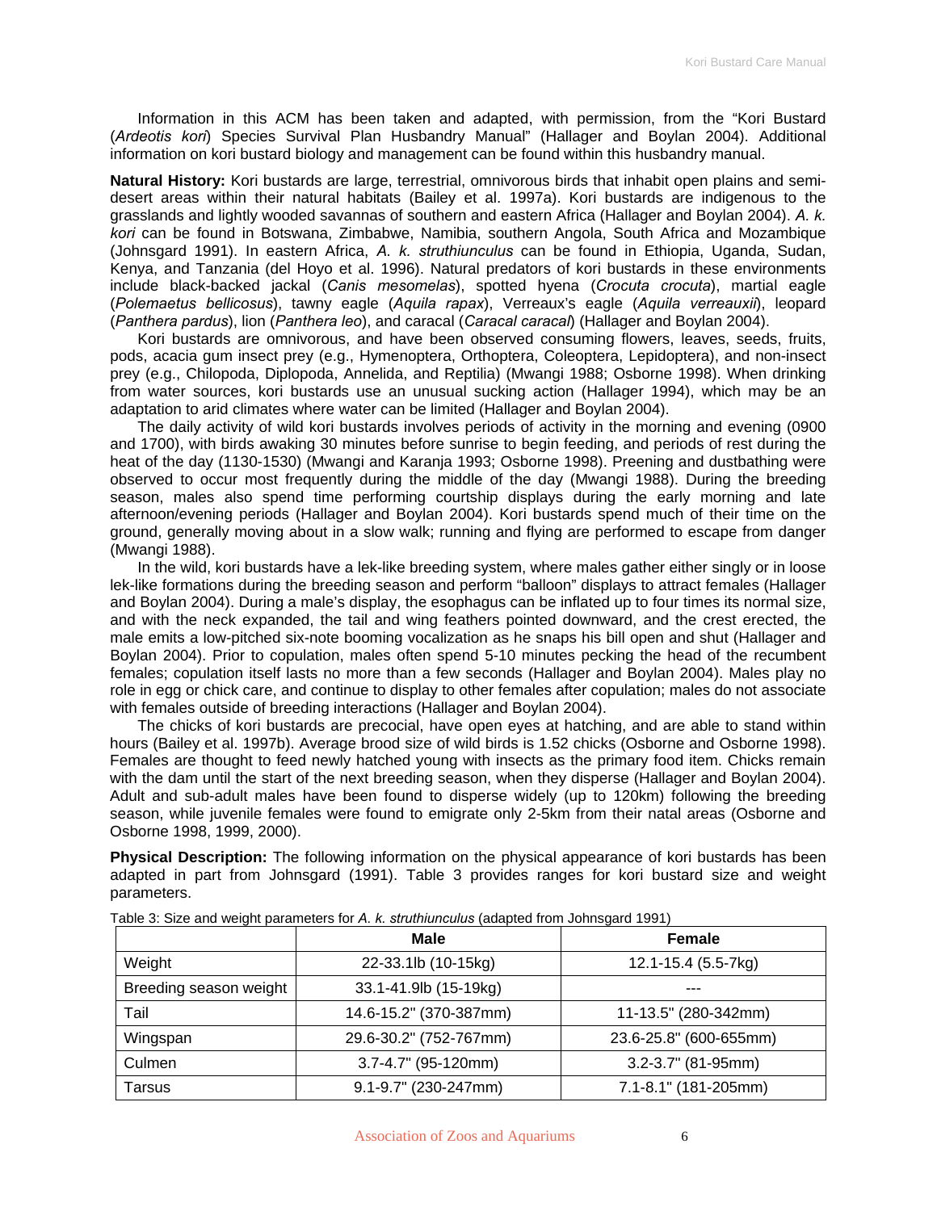Information in this ACM has been taken and adapted, with permission, from the "Kori Bustard (*Ardeotis kori*) Species Survival Plan Husbandry Manual" (Hallager and Boylan 2004). Additional information on kori bustard biology and management can be found within this husbandry manual.

**Natural History:** Kori bustards are large, terrestrial, omnivorous birds that inhabit open plains and semi-desert areas within their natural habitats (Bailey et al. 1997a). Kori bustards are indigenous to the grasslands and lightly wooded savannas of southern and eastern Africa (Hallager and Boylan 2004). *A. k. kori* can be found in Botswana, Zimbabwe, Namibia, southern Angola, South Africa and Mozambique (Johnsgard 1991). In eastern Africa, *A. k. struthiunculus* can be found in Ethiopia, Uganda, Sudan, Kenya, and Tanzania (del Hoyo et al. 1996). Natural predators of kori bustards in these environments include black-backed jackal (*Canis mesomelas*), spotted hyena (*Crocuta crocuta*), martial eagle (*Polemaetus bellicosus*), tawny eagle (*Aquila rapax*), Verreaux's eagle (*Aquila verreauxii*), leopard (*Panthera pardus*), lion (*Panthera leo*), and caracal (*Caracal caracal*) (Hallager and Boylan 2004).

Kori bustards are omnivorous, and have been observed consuming flowers, leaves, seeds, fruits, pods, acacia gum insect prey (e.g., Hymenoptera, Orthoptera, Coleoptera, Lepidoptera), and non-insect prey (e.g., Chilopoda, Diplopoda, Annelida, and Reptilia) (Mwangi 1988; Osborne 1998). When drinking from water sources, kori bustards use an unusual sucking action (Hallager 1994), which may be an adaptation to arid climates where water can be limited (Hallager and Boylan 2004).

The daily activity of wild kori bustards involves periods of activity in the morning and evening (0900 and 1700), with birds awaking 30 minutes before sunrise to begin feeding, and periods of rest during the heat of the day (1130-1530) (Mwangi and Karanja 1993; Osborne 1998). Preening and dustbathing were observed to occur most frequently during the middle of the day (Mwangi 1988). During the breeding season, males also spend time performing courtship displays during the early morning and late afternoon/evening periods (Hallager and Boylan 2004). Kori bustards spend much of their time on the ground, generally moving about in a slow walk; running and flying are performed to escape from danger (Mwangi 1988).

In the wild, kori bustards have a lek-like breeding system, where males gather either singly or in loose lek-like formations during the breeding season and perform "balloon" displays to attract females (Hallager and Boylan 2004). During a male's display, the esophagus can be inflated up to four times its normal size, and with the neck expanded, the tail and wing feathers pointed downward, and the crest erected, the male emits a low-pitched six-note booming vocalization as he snaps his bill open and shut (Hallager and Boylan 2004). Prior to copulation, males often spend 5-10 minutes pecking the head of the recumbent females; copulation itself lasts no more than a few seconds (Hallager and Boylan 2004). Males play no role in egg or chick care, and continue to display to other females after copulation; males do not associate with females outside of breeding interactions (Hallager and Boylan 2004).

The chicks of kori bustards are precocial, have open eyes at hatching, and are able to stand within hours (Bailey et al. 1997b). Average brood size of wild birds is 1.52 chicks (Osborne and Osborne 1998). Females are thought to feed newly hatched young with insects as the primary food item. Chicks remain with the dam until the start of the next breeding season, when they disperse (Hallager and Boylan 2004). Adult and sub-adult males have been found to disperse widely (up to 120km) following the breeding season, while juvenile females were found to emigrate only 2-5km from their natal areas (Osborne and Osborne 1998, 1999, 2000).

**Physical Description:** The following information on the physical appearance of kori bustards has been adapted in part from Johnsgard (1991). Table 3 provides ranges for kori bustard size and weight parameters.

Table 3: Size and weight parameters for *A. k. struthiunculus* (adapted from Johnsgard 1991)

| | Male | Female |
|---|---|---|
| Weight | 22-33.1lb (10-15kg) | 12.1-15.4 (5.5-7kg) |
| Breeding season weight | 33.1-41.9lb (15-19kg) | --- |
| Tail | 14.6-15.2" (370-387mm) | 11-13.5" (280-342mm) |
| Wingspan | 29.6-30.2" (752-767mm) | 23.6-25.8" (600-655mm) |
| Culmen | 3.7-4.7" (95-120mm) | 3.2-3.7" (81-95mm) |
| Tarsus | 9.1-9.7" (230-247mm) | 7.1-8.1" (181-205mm) |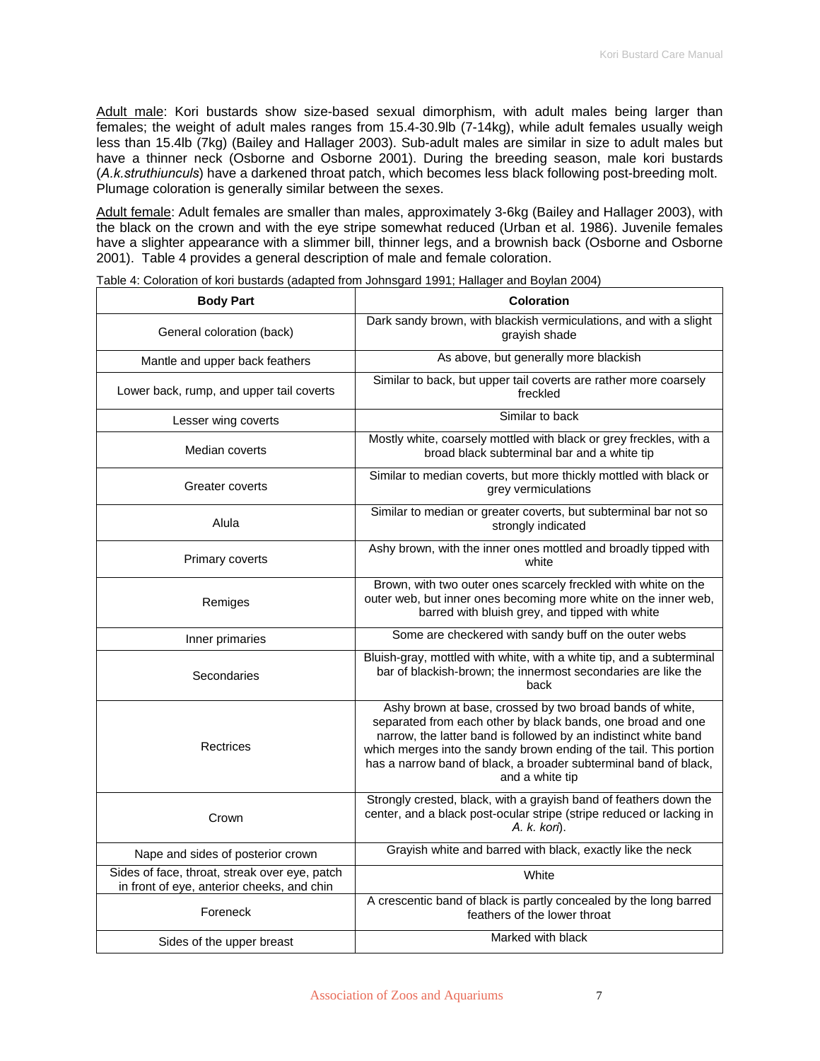Adult male: Kori bustards show size-based sexual dimorphism, with adult males being larger than females; the weight of adult males ranges from 15.4-30.9lb (7-14kg), while adult females usually weigh less than 15.4lb (7kg) (Bailey and Hallager 2003). Sub-adult males are similar in size to adult males but have a thinner neck (Osborne and Osborne 2001). During the breeding season, male kori bustards (*A.k.struthiunculs*) have a darkened throat patch, which becomes less black following post-breeding molt. Plumage coloration is generally similar between the sexes.

Adult female: Adult females are smaller than males, approximately 3-6kg (Bailey and Hallager 2003), with the black on the crown and with the eye stripe somewhat reduced (Urban et al. 1986). Juvenile females have a slighter appearance with a slimmer bill, thinner legs, and a brownish back (Osborne and Osborne 2001). Table 4 provides a general description of male and female coloration.

Table 4: Coloration of kori bustards (adapted from Johnsgard 1991; Hallager and Boylan 2004)

| Body Part | Coloration |
|---|---|
| General coloration (back) | Dark sandy brown, with blackish vermiculations, and with a slight grayish shade |
| Mantle and upper back feathers | As above, but generally more blackish |
| Lower back, rump, and upper tail coverts | Similar to back, but upper tail coverts are rather more coarsely freckled |
| Lesser wing coverts | Similar to back |
| Median coverts | Mostly white, coarsely mottled with black or grey freckles, with a broad black subterminal bar and a white tip |
| Greater coverts | Similar to median coverts, but more thickly mottled with black or grey vermiculations |
| Alula | Similar to median or greater coverts, but subterminal bar not so strongly indicated |
| Primary coverts | Ashy brown, with the inner ones mottled and broadly tipped with white |
| Remiges | Brown, with two outer ones scarcely freckled with white on the outer web, but inner ones becoming more white on the inner web, barred with bluish grey, and tipped with white |
| Inner primaries | Some are checkered with sandy buff on the outer webs |
| Secondaries | Bluish-gray, mottled with white, with a white tip, and a subterminal bar of blackish-brown; the innermost secondaries are like the back |
| Rectrices | Ashy brown at base, crossed by two broad bands of white, separated from each other by black bands, one broad and one narrow, the latter band is followed by an indistinct white band which merges into the sandy brown ending of the tail. This portion has a narrow band of black, a broader subterminal band of black, and a white tip |
| Crown | Strongly crested, black, with a grayish band of feathers down the center, and a black post-ocular stripe (stripe reduced or lacking in *A. k. kori*). |
| Nape and sides of posterior crown | Grayish white and barred with black, exactly like the neck |
| Sides of face, throat, streak over eye, patch in front of eye, anterior cheeks, and chin | White |
| Foreneck | A crescentic band of black is partly concealed by the long barred feathers of the lower throat |
| Sides of the upper breast | Marked with black |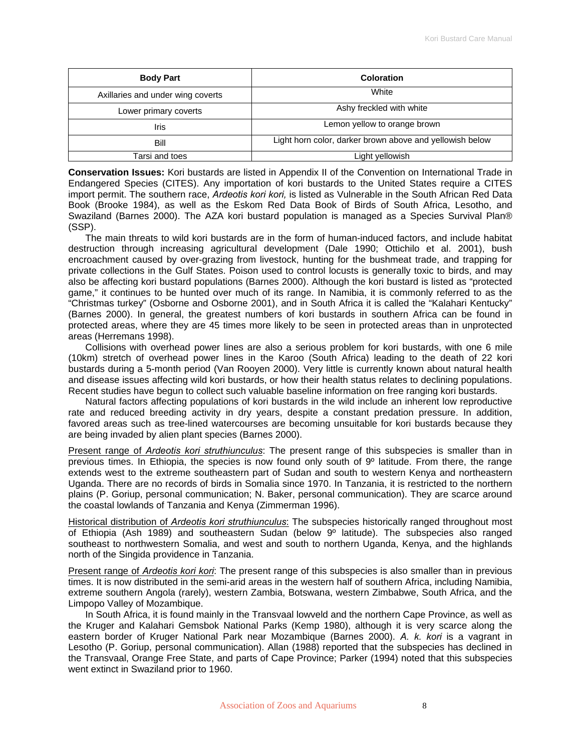| Body Part | Coloration |
|---|---|
| Axillaries and under wing coverts | White |
| Lower primary coverts | Ashy freckled with white |
| Iris | Lemon yellow to orange brown |
| Bill | Light horn color, darker brown above and yellowish below |
| Tarsi and toes | Light yellowish |

**Conservation Issues:** Kori bustards are listed in Appendix II of the Convention on International Trade in Endangered Species (CITES). Any importation of kori bustards to the United States require a CITES import permit. The southern race, *Ardeotis kori kori,* is listed as Vulnerable in the South African Red Data Book (Brooke 1984), as well as the Eskom Red Data Book of Birds of South Africa, Lesotho, and Swaziland (Barnes 2000). The AZA kori bustard population is managed as a Species Survival Plan® (SSP).

The main threats to wild kori bustards are in the form of human-induced factors, and include habitat destruction through increasing agricultural development (Dale 1990; Ottichilo et al. 2001), bush encroachment caused by over-grazing from livestock, hunting for the bushmeat trade, and trapping for private collections in the Gulf States. Poison used to control locusts is generally toxic to birds, and may also be affecting kori bustard populations (Barnes 2000). Although the kori bustard is listed as "protected game," it continues to be hunted over much of its range. In Namibia, it is commonly referred to as the "Christmas turkey" (Osborne and Osborne 2001), and in South Africa it is called the "Kalahari Kentucky" (Barnes 2000). In general, the greatest numbers of kori bustards in southern Africa can be found in protected areas, where they are 45 times more likely to be seen in protected areas than in unprotected areas (Herremans 1998).

Collisions with overhead power lines are also a serious problem for kori bustards, with one 6 mile (10km) stretch of overhead power lines in the Karoo (South Africa) leading to the death of 22 kori bustards during a 5-month period (Van Rooyen 2000). Very little is currently known about natural health and disease issues affecting wild kori bustards, or how their health status relates to declining populations. Recent studies have begun to collect such valuable baseline information on free ranging kori bustards.

Natural factors affecting populations of kori bustards in the wild include an inherent low reproductive rate and reduced breeding activity in dry years, despite a constant predation pressure. In addition, favored areas such as tree-lined watercourses are becoming unsuitable for kori bustards because they are being invaded by alien plant species (Barnes 2000).

Present range of *Ardeotis kori struthiunculus*: The present range of this subspecies is smaller than in previous times. In Ethiopia, the species is now found only south of 9º latitude. From there, the range extends west to the extreme southeastern part of Sudan and south to western Kenya and northeastern Uganda. There are no records of birds in Somalia since 1970. In Tanzania, it is restricted to the northern plains (P. Goriup, personal communication; N. Baker, personal communication). They are scarce around the coastal lowlands of Tanzania and Kenya (Zimmerman 1996).

Historical distribution of *Ardeotis kori struthiunculus*: The subspecies historically ranged throughout most of Ethiopia (Ash 1989) and southeastern Sudan (below 9º latitude). The subspecies also ranged southeast to northwestern Somalia, and west and south to northern Uganda, Kenya, and the highlands north of the Singida providence in Tanzania.

Present range of *Ardeotis kori kori*: The present range of this subspecies is also smaller than in previous times. It is now distributed in the semi-arid areas in the western half of southern Africa, including Namibia, extreme southern Angola (rarely), western Zambia, Botswana, western Zimbabwe, South Africa, and the Limpopo Valley of Mozambique.

In South Africa, it is found mainly in the Transvaal lowveld and the northern Cape Province, as well as the Kruger and Kalahari Gemsbok National Parks (Kemp 1980), although it is very scarce along the eastern border of Kruger National Park near Mozambique (Barnes 2000). *A. k. kori* is a vagrant in Lesotho (P. Goriup, personal communication). Allan (1988) reported that the subspecies has declined in the Transvaal, Orange Free State, and parts of Cape Province; Parker (1994) noted that this subspecies went extinct in Swaziland prior to 1960.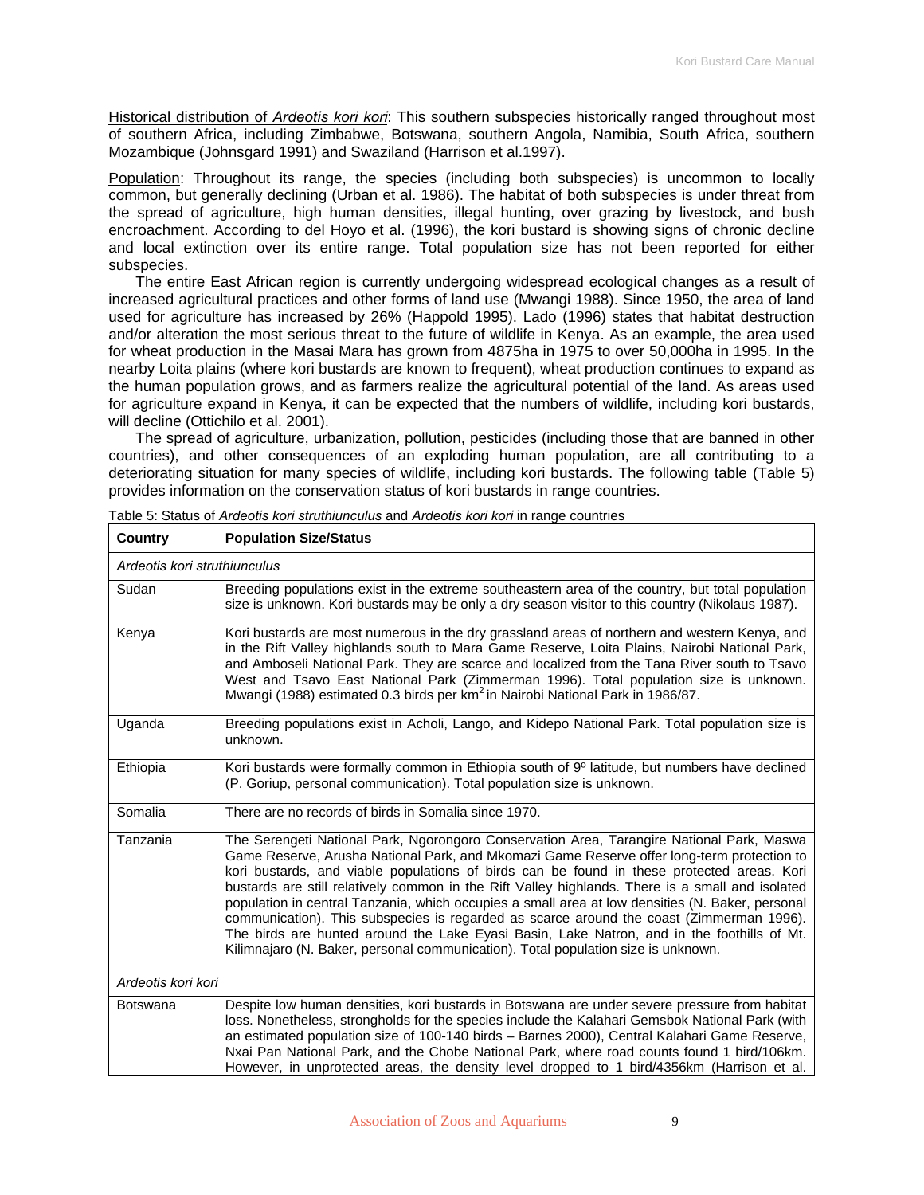Historical distribution of *Ardeotis kori kori*: This southern subspecies historically ranged throughout most of southern Africa, including Zimbabwe, Botswana, southern Angola, Namibia, South Africa, southern Mozambique (Johnsgard 1991) and Swaziland (Harrison et al.1997).

Population: Throughout its range, the species (including both subspecies) is uncommon to locally common, but generally declining (Urban et al. 1986). The habitat of both subspecies is under threat from the spread of agriculture, high human densities, illegal hunting, over grazing by livestock, and bush encroachment. According to del Hoyo et al. (1996), the kori bustard is showing signs of chronic decline and local extinction over its entire range. Total population size has not been reported for either subspecies.

The entire East African region is currently undergoing widespread ecological changes as a result of increased agricultural practices and other forms of land use (Mwangi 1988). Since 1950, the area of land used for agriculture has increased by 26% (Happold 1995). Lado (1996) states that habitat destruction and/or alteration the most serious threat to the future of wildlife in Kenya. As an example, the area used for wheat production in the Masai Mara has grown from 4875ha in 1975 to over 50,000ha in 1995. In the nearby Loita plains (where kori bustards are known to frequent), wheat production continues to expand as the human population grows, and as farmers realize the agricultural potential of the land. As areas used for agriculture expand in Kenya, it can be expected that the numbers of wildlife, including kori bustards, will decline (Ottichilo et al. 2001).

The spread of agriculture, urbanization, pollution, pesticides (including those that are banned in other countries), and other consequences of an exploding human population, are all contributing to a deteriorating situation for many species of wildlife, including kori bustards. The following table (Table 5) provides information on the conservation status of kori bustards in range countries.

Table 5: Status of *Ardeotis kori struthiunculus* and *Ardeotis kori kori* in range countries

| Country | Population Size/Status |
|---|---|
| *Ardeotis kori struthiunculus* | |
| Sudan | Breeding populations exist in the extreme southeastern area of the country, but total population size is unknown. Kori bustards may be only a dry season visitor to this country (Nikolaus 1987). |
| Kenya | Kori bustards are most numerous in the dry grassland areas of northern and western Kenya, and in the Rift Valley highlands south to Mara Game Reserve, Loita Plains, Nairobi National Park, and Amboseli National Park. They are scarce and localized from the Tana River south to Tsavo West and Tsavo East National Park (Zimmerman 1996). Total population size is unknown. Mwangi (1988) estimated 0.3 birds per $km^2$ in Nairobi National Park in 1986/87. |
| Uganda | Breeding populations exist in Acholi, Lango, and Kidepo National Park. Total population size is unknown. |
| Ethiopia | Kori bustards were formally common in Ethiopia south of 9º latitude, but numbers have declined (P. Goriup, personal communication). Total population size is unknown. |
| Somalia | There are no records of birds in Somalia since 1970. |
| Tanzania | The Serengeti National Park, Ngorongoro Conservation Area, Tarangire National Park, Maswa Game Reserve, Arusha National Park, and Mkomazi Game Reserve offer long-term protection to kori bustards, and viable populations of birds can be found in these protected areas. Kori bustards are still relatively common in the Rift Valley highlands. There is a small and isolated population in central Tanzania, which occupies a small area at low densities (N. Baker, personal communication). This subspecies is regarded as scarce around the coast (Zimmerman 1996). The birds are hunted around the Lake Eyasi Basin, Lake Natron, and in the foothills of Mt. Kilimnajaro (N. Baker, personal communication). Total population size is unknown. |
| | |
| *Ardeotis kori kori* | |
| Botswana | Despite low human densities, kori bustards in Botswana are under severe pressure from habitat loss. Nonetheless, strongholds for the species include the Kalahari Gemsbok National Park (with an estimated population size of 100-140 birds – Barnes 2000), Central Kalahari Game Reserve, Nxai Pan National Park, and the Chobe National Park, where road counts found 1 bird/106km. However, in unprotected areas, the density level dropped to 1 bird/4356km (Harrison et al. |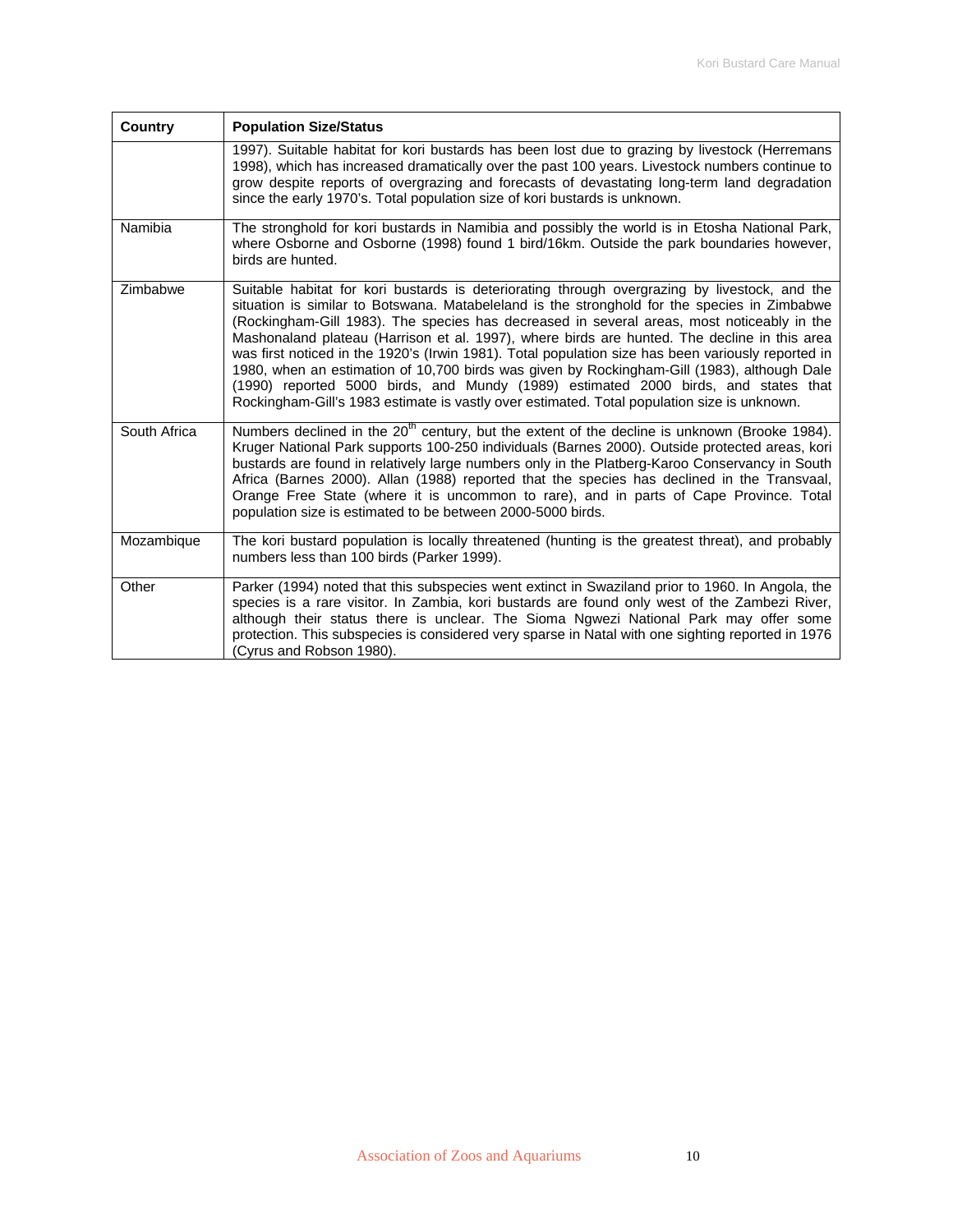| Country | Population Size/Status |
|---|---|
| | 1997). Suitable habitat for kori bustards has been lost due to grazing by livestock (Herremans 1998), which has increased dramatically over the past 100 years. Livestock numbers continue to grow despite reports of overgrazing and forecasts of devastating long-term land degradation since the early 1970's. Total population size of kori bustards is unknown. |
| Namibia | The stronghold for kori bustards in Namibia and possibly the world is in Etosha National Park, where Osborne and Osborne (1998) found 1 bird/16km. Outside the park boundaries however, birds are hunted. |
| Zimbabwe | Suitable habitat for kori bustards is deteriorating through overgrazing by livestock, and the situation is similar to Botswana. Matabeleland is the stronghold for the species in Zimbabwe (Rockingham-Gill 1983). The species has decreased in several areas, most noticeably in the Mashonaland plateau (Harrison et al. 1997), where birds are hunted. The decline in this area was first noticed in the 1920's (Irwin 1981). Total population size has been variously reported in 1980, when an estimation of 10,700 birds was given by Rockingham-Gill (1983), although Dale (1990) reported 5000 birds, and Mundy (1989) estimated 2000 birds, and states that Rockingham-Gill's 1983 estimate is vastly over estimated. Total population size is unknown. |
| South Africa | Numbers declined in the 20th century, but the extent of the decline is unknown (Brooke 1984). Kruger National Park supports 100-250 individuals (Barnes 2000). Outside protected areas, kori bustards are found in relatively large numbers only in the Platberg-Karoo Conservancy in South Africa (Barnes 2000). Allan (1988) reported that the species has declined in the Transvaal, Orange Free State (where it is uncommon to rare), and in parts of Cape Province. Total population size is estimated to be between 2000-5000 birds. |
| Mozambique | The kori bustard population is locally threatened (hunting is the greatest threat), and probably numbers less than 100 birds (Parker 1999). |
| Other | Parker (1994) noted that this subspecies went extinct in Swaziland prior to 1960. In Angola, the species is a rare visitor. In Zambia, kori bustards are found only west of the Zambezi River, although their status there is unclear. The Sioma Ngwezi National Park may offer some protection. This subspecies is considered very sparse in Natal with one sighting reported in 1976 (Cyrus and Robson 1980). |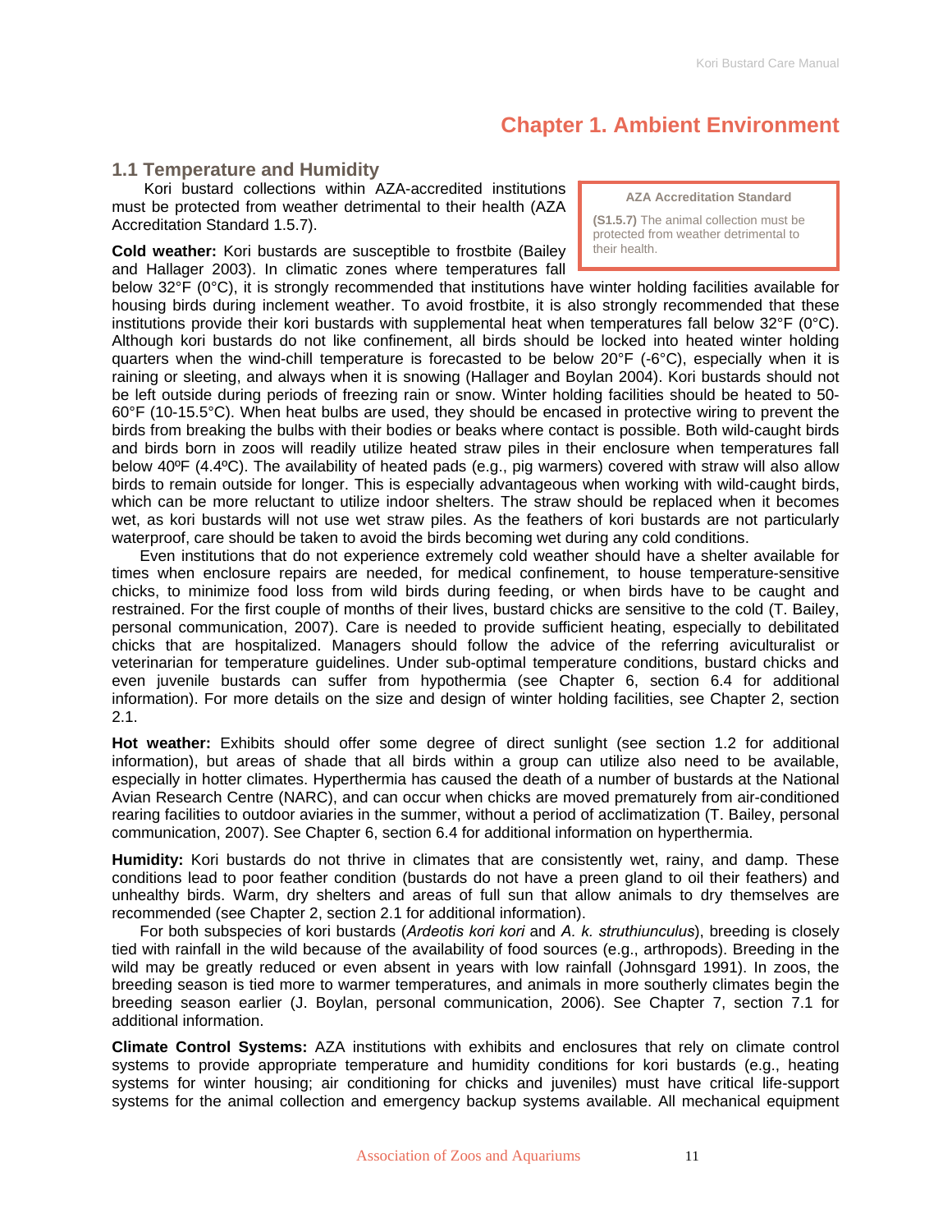# Chapter 1. Ambient Environment

## 1.1 Temperature and Humidity

Kori bustard collections within AZA-accredited institutions must be protected from weather detrimental to their health (AZA Accreditation Standard 1.5.7).

> **AZA Accreditation Standard**
>
> **(S1.5.7)** The animal collection must be protected from weather detrimental to their health.

**Cold weather:** Kori bustards are susceptible to frostbite (Bailey and Hallager 2003). In climatic zones where temperatures fall below 32°F (0°C), it is strongly recommended that institutions have winter holding facilities available for housing birds during inclement weather. To avoid frostbite, it is also strongly recommended that these institutions provide their kori bustards with supplemental heat when temperatures fall below 32°F (0°C). Although kori bustards do not like confinement, all birds should be locked into heated winter holding quarters when the wind-chill temperature is forecasted to be below 20°F (-6°C), especially when it is raining or sleeting, and always when it is snowing (Hallager and Boylan 2004). Kori bustards should not be left outside during periods of freezing rain or snow. Winter holding facilities should be heated to 50-60°F (10-15.5°C). When heat bulbs are used, they should be encased in protective wiring to prevent the birds from breaking the bulbs with their bodies or beaks where contact is possible. Both wild-caught birds and birds born in zoos will readily utilize heated straw piles in their enclosure when temperatures fall below 40ºF (4.4ºC). The availability of heated pads (e.g., pig warmers) covered with straw will also allow birds to remain outside for longer. This is especially advantageous when working with wild-caught birds, which can be more reluctant to utilize indoor shelters. The straw should be replaced when it becomes wet, as kori bustards will not use wet straw piles. As the feathers of kori bustards are not particularly waterproof, care should be taken to avoid the birds becoming wet during any cold conditions.

Even institutions that do not experience extremely cold weather should have a shelter available for times when enclosure repairs are needed, for medical confinement, to house temperature-sensitive chicks, to minimize food loss from wild birds during feeding, or when birds have to be caught and restrained. For the first couple of months of their lives, bustard chicks are sensitive to the cold (T. Bailey, personal communication, 2007). Care is needed to provide sufficient heating, especially to debilitated chicks that are hospitalized. Managers should follow the advice of the referring aviculturalist or veterinarian for temperature guidelines. Under sub-optimal temperature conditions, bustard chicks and even juvenile bustards can suffer from hypothermia (see Chapter 6, section 6.4 for additional information). For more details on the size and design of winter holding facilities, see Chapter 2, section 2.1.

**Hot weather:** Exhibits should offer some degree of direct sunlight (see section 1.2 for additional information), but areas of shade that all birds within a group can utilize also need to be available, especially in hotter climates. Hyperthermia has caused the death of a number of bustards at the National Avian Research Centre (NARC), and can occur when chicks are moved prematurely from air-conditioned rearing facilities to outdoor aviaries in the summer, without a period of acclimatization (T. Bailey, personal communication, 2007). See Chapter 6, section 6.4 for additional information on hyperthermia.

**Humidity:** Kori bustards do not thrive in climates that are consistently wet, rainy, and damp. These conditions lead to poor feather condition (bustards do not have a preen gland to oil their feathers) and unhealthy birds. Warm, dry shelters and areas of full sun that allow animals to dry themselves are recommended (see Chapter 2, section 2.1 for additional information).

For both subspecies of kori bustards (*Ardeotis kori kori* and *A. k. struthiunculus*), breeding is closely tied with rainfall in the wild because of the availability of food sources (e.g., arthropods). Breeding in the wild may be greatly reduced or even absent in years with low rainfall (Johnsgard 1991). In zoos, the breeding season is tied more to warmer temperatures, and animals in more southerly climates begin the breeding season earlier (J. Boylan, personal communication, 2006). See Chapter 7, section 7.1 for additional information.

**Climate Control Systems:** AZA institutions with exhibits and enclosures that rely on climate control systems to provide appropriate temperature and humidity conditions for kori bustards (e.g., heating systems for winter housing; air conditioning for chicks and juveniles) must have critical life-support systems for the animal collection and emergency backup systems available. All mechanical equipment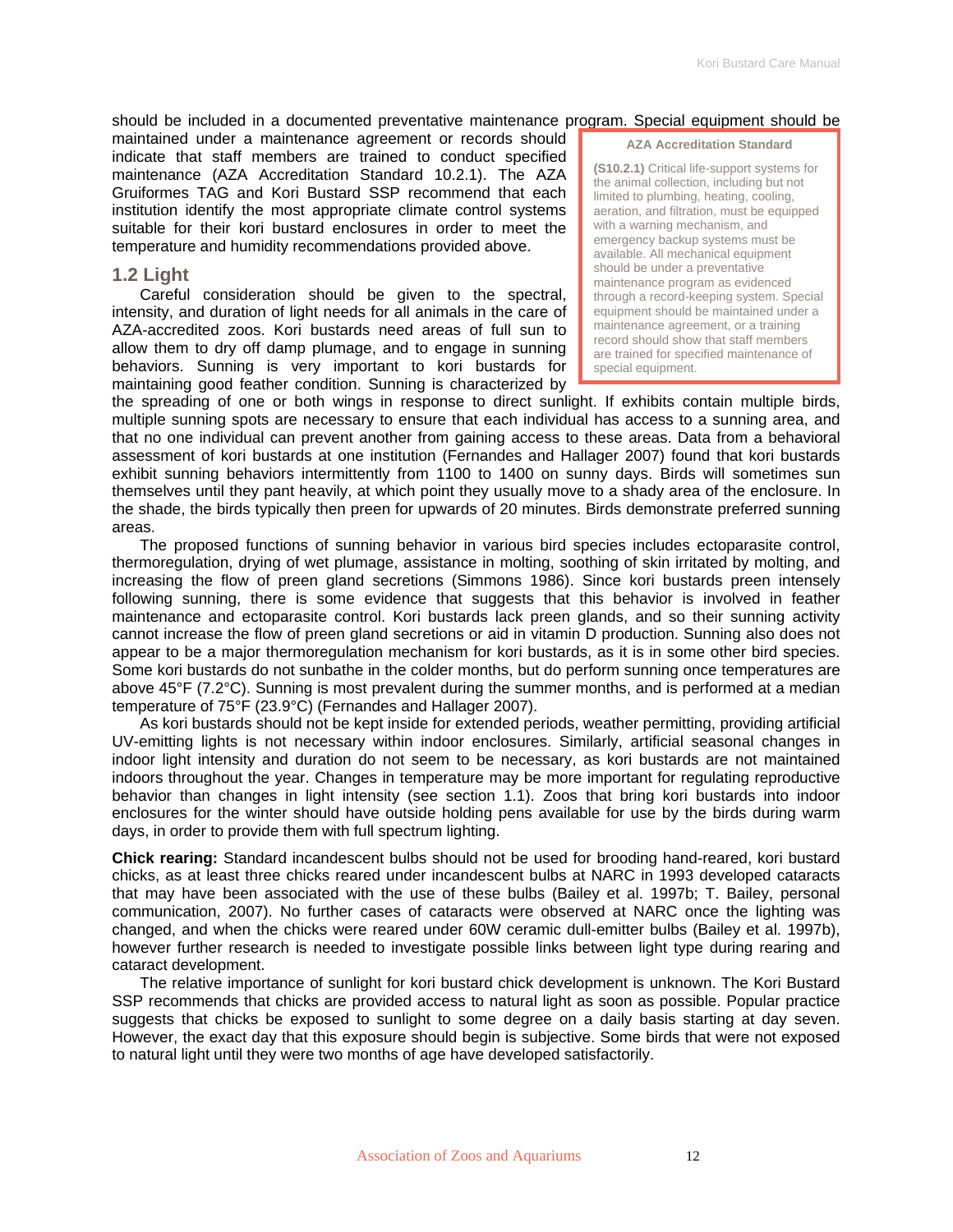should be included in a documented preventative maintenance program. Special equipment should be maintained under a maintenance agreement or records should indicate that staff members are trained to conduct specified maintenance (AZA Accreditation Standard 10.2.1). The AZA Gruiformes TAG and Kori Bustard SSP recommend that each institution identify the most appropriate climate control systems suitable for their kori bustard enclosures in order to meet the temperature and humidity recommendations provided above.

> **AZA Accreditation Standard**
>
> **(S10.2.1)** Critical life-support systems for the animal collection, including but not limited to plumbing, heating, cooling, aeration, and filtration, must be equipped with a warning mechanism, and emergency backup systems must be available. All mechanical equipment should be under a preventative maintenance program as evidenced through a record-keeping system. Special equipment should be maintained under a maintenance agreement, or a training record should show that staff members are trained for specified maintenance of special equipment.

## 1.2 Light

Careful consideration should be given to the spectral, intensity, and duration of light needs for all animals in the care of AZA-accredited zoos. Kori bustards need areas of full sun to allow them to dry off damp plumage, and to engage in sunning behaviors. Sunning is very important to kori bustards for maintaining good feather condition. Sunning is characterized by the spreading of one or both wings in response to direct sunlight. If exhibits contain multiple birds, multiple sunning spots are necessary to ensure that each individual has access to a sunning area, and that no one individual can prevent another from gaining access to these areas. Data from a behavioral assessment of kori bustards at one institution (Fernandes and Hallager 2007) found that kori bustards exhibit sunning behaviors intermittently from 1100 to 1400 on sunny days. Birds will sometimes sun themselves until they pant heavily, at which point they usually move to a shady area of the enclosure. In the shade, the birds typically then preen for upwards of 20 minutes. Birds demonstrate preferred sunning areas.

The proposed functions of sunning behavior in various bird species includes ectoparasite control, thermoregulation, drying of wet plumage, assistance in molting, soothing of skin irritated by molting, and increasing the flow of preen gland secretions (Simmons 1986). Since kori bustards preen intensely following sunning, there is some evidence that suggests that this behavior is involved in feather maintenance and ectoparasite control. Kori bustards lack preen glands, and so their sunning activity cannot increase the flow of preen gland secretions or aid in vitamin D production. Sunning also does not appear to be a major thermoregulation mechanism for kori bustards, as it is in some other bird species. Some kori bustards do not sunbathe in the colder months, but do perform sunning once temperatures are above 45°F (7.2°C). Sunning is most prevalent during the summer months, and is performed at a median temperature of 75°F (23.9°C) (Fernandes and Hallager 2007).

As kori bustards should not be kept inside for extended periods, weather permitting, providing artificial UV-emitting lights is not necessary within indoor enclosures. Similarly, artificial seasonal changes in indoor light intensity and duration do not seem to be necessary, as kori bustards are not maintained indoors throughout the year. Changes in temperature may be more important for regulating reproductive behavior than changes in light intensity (see section 1.1). Zoos that bring kori bustards into indoor enclosures for the winter should have outside holding pens available for use by the birds during warm days, in order to provide them with full spectrum lighting.

**Chick rearing:** Standard incandescent bulbs should not be used for brooding hand-reared, kori bustard chicks, as at least three chicks reared under incandescent bulbs at NARC in 1993 developed cataracts that may have been associated with the use of these bulbs (Bailey et al. 1997b; T. Bailey, personal communication, 2007). No further cases of cataracts were observed at NARC once the lighting was changed, and when the chicks were reared under 60W ceramic dull-emitter bulbs (Bailey et al. 1997b), however further research is needed to investigate possible links between light type during rearing and cataract development.

The relative importance of sunlight for kori bustard chick development is unknown. The Kori Bustard SSP recommends that chicks are provided access to natural light as soon as possible. Popular practice suggests that chicks be exposed to sunlight to some degree on a daily basis starting at day seven. However, the exact day that this exposure should begin is subjective. Some birds that were not exposed to natural light until they were two months of age have developed satisfactorily.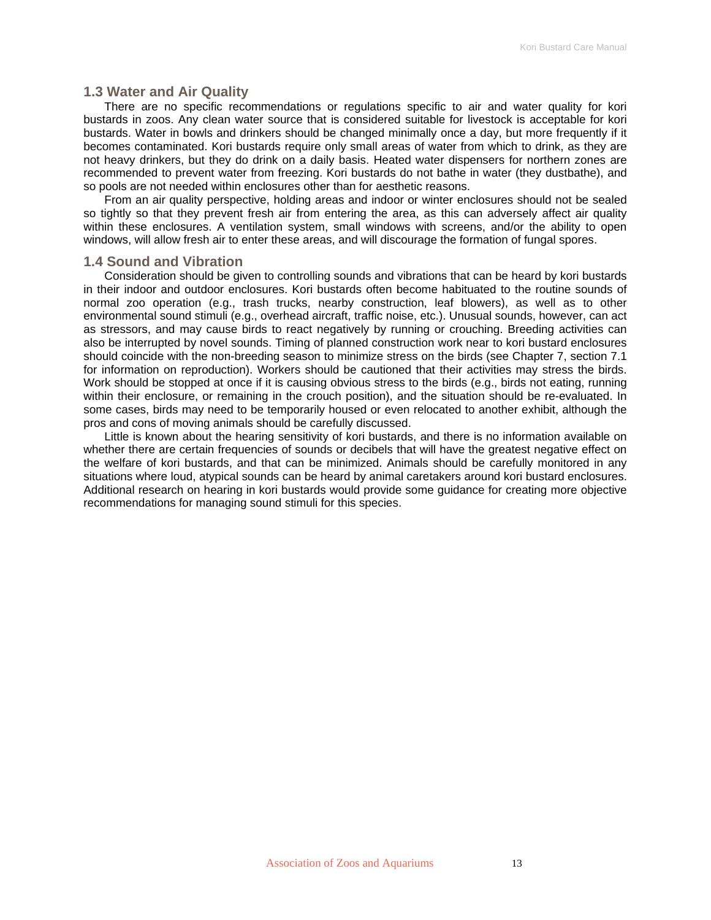## 1.3 Water and Air Quality

There are no specific recommendations or regulations specific to air and water quality for kori bustards in zoos. Any clean water source that is considered suitable for livestock is acceptable for kori bustards. Water in bowls and drinkers should be changed minimally once a day, but more frequently if it becomes contaminated. Kori bustards require only small areas of water from which to drink, as they are not heavy drinkers, but they do drink on a daily basis. Heated water dispensers for northern zones are recommended to prevent water from freezing. Kori bustards do not bathe in water (they dustbathe), and so pools are not needed within enclosures other than for aesthetic reasons.

From an air quality perspective, holding areas and indoor or winter enclosures should not be sealed so tightly so that they prevent fresh air from entering the area, as this can adversely affect air quality within these enclosures. A ventilation system, small windows with screens, and/or the ability to open windows, will allow fresh air to enter these areas, and will discourage the formation of fungal spores.

## 1.4 Sound and Vibration

Consideration should be given to controlling sounds and vibrations that can be heard by kori bustards in their indoor and outdoor enclosures. Kori bustards often become habituated to the routine sounds of normal zoo operation (e.g., trash trucks, nearby construction, leaf blowers), as well as to other environmental sound stimuli (e.g., overhead aircraft, traffic noise, etc.). Unusual sounds, however, can act as stressors, and may cause birds to react negatively by running or crouching. Breeding activities can also be interrupted by novel sounds. Timing of planned construction work near to kori bustard enclosures should coincide with the non-breeding season to minimize stress on the birds (see Chapter 7, section 7.1 for information on reproduction). Workers should be cautioned that their activities may stress the birds. Work should be stopped at once if it is causing obvious stress to the birds (e.g., birds not eating, running within their enclosure, or remaining in the crouch position), and the situation should be re-evaluated. In some cases, birds may need to be temporarily housed or even relocated to another exhibit, although the pros and cons of moving animals should be carefully discussed.

Little is known about the hearing sensitivity of kori bustards, and there is no information available on whether there are certain frequencies of sounds or decibels that will have the greatest negative effect on the welfare of kori bustards, and that can be minimized. Animals should be carefully monitored in any situations where loud, atypical sounds can be heard by animal caretakers around kori bustard enclosures. Additional research on hearing in kori bustards would provide some guidance for creating more objective recommendations for managing sound stimuli for this species.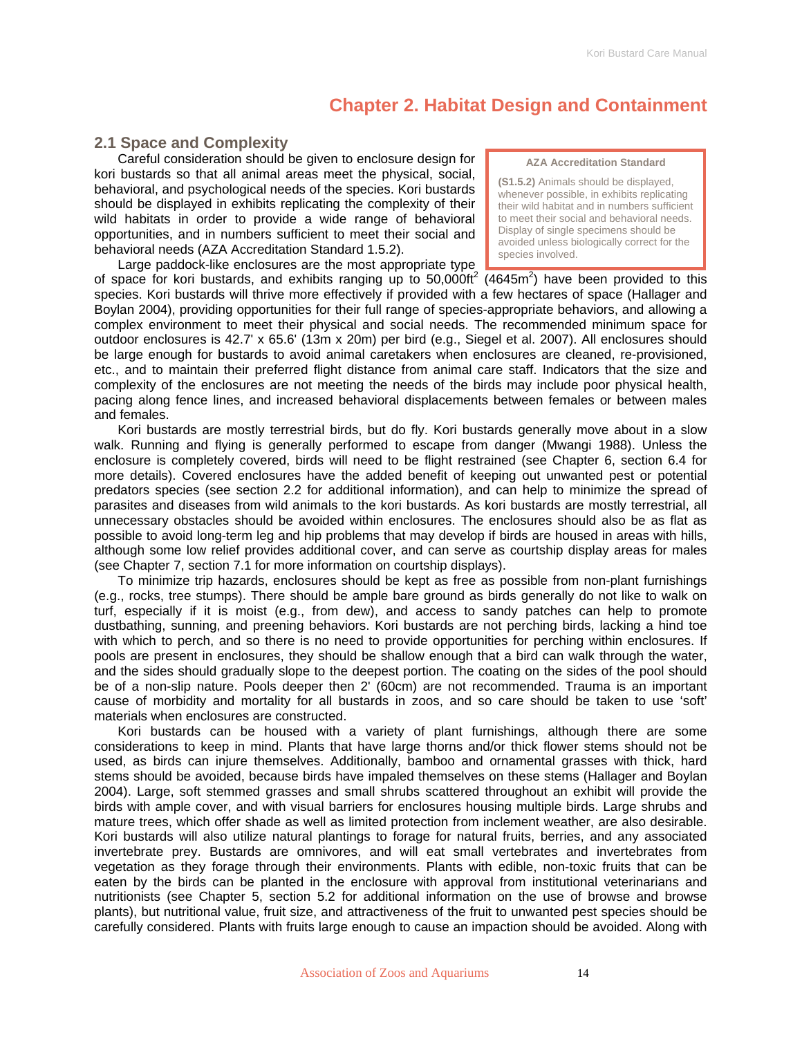# Chapter 2. Habitat Design and Containment

## 2.1 Space and Complexity

> **AZA Accreditation Standard**
>
> **(S1.5.2)** Animals should be displayed, whenever possible, in exhibits replicating their wild habitat and in numbers sufficient to meet their social and behavioral needs. Display of single specimens should be avoided unless biologically correct for the species involved.

Careful consideration should be given to enclosure design for kori bustards so that all animal areas meet the physical, social, behavioral, and psychological needs of the species. Kori bustards should be displayed in exhibits replicating the complexity of their wild habitats in order to provide a wide range of behavioral opportunities, and in numbers sufficient to meet their social and behavioral needs (AZA Accreditation Standard 1.5.2).

Large paddock-like enclosures are the most appropriate type of space for kori bustards, and exhibits ranging up to 50,000ft$^2$ (4645m$^2$) have been provided to this species. Kori bustards will thrive more effectively if provided with a few hectares of space (Hallager and Boylan 2004), providing opportunities for their full range of species-appropriate behaviors, and allowing a complex environment to meet their physical and social needs. The recommended minimum space for outdoor enclosures is 42.7' x 65.6' (13m x 20m) per bird (e.g., Siegel et al. 2007). All enclosures should be large enough for bustards to avoid animal caretakers when enclosures are cleaned, re-provisioned, etc., and to maintain their preferred flight distance from animal care staff. Indicators that the size and complexity of the enclosures are not meeting the needs of the birds may include poor physical health, pacing along fence lines, and increased behavioral displacements between females or between males and females.

Kori bustards are mostly terrestrial birds, but do fly. Kori bustards generally move about in a slow walk. Running and flying is generally performed to escape from danger (Mwangi 1988). Unless the enclosure is completely covered, birds will need to be flight restrained (see Chapter 6, section 6.4 for more details). Covered enclosures have the added benefit of keeping out unwanted pest or potential predators species (see section 2.2 for additional information), and can help to minimize the spread of parasites and diseases from wild animals to the kori bustards. As kori bustards are mostly terrestrial, all unnecessary obstacles should be avoided within enclosures. The enclosures should also be as flat as possible to avoid long-term leg and hip problems that may develop if birds are housed in areas with hills, although some low relief provides additional cover, and can serve as courtship display areas for males (see Chapter 7, section 7.1 for more information on courtship displays).

To minimize trip hazards, enclosures should be kept as free as possible from non-plant furnishings (e.g., rocks, tree stumps). There should be ample bare ground as birds generally do not like to walk on turf, especially if it is moist (e.g., from dew), and access to sandy patches can help to promote dustbathing, sunning, and preening behaviors. Kori bustards are not perching birds, lacking a hind toe with which to perch, and so there is no need to provide opportunities for perching within enclosures. If pools are present in enclosures, they should be shallow enough that a bird can walk through the water, and the sides should gradually slope to the deepest portion. The coating on the sides of the pool should be of a non-slip nature. Pools deeper then 2' (60cm) are not recommended. Trauma is an important cause of morbidity and mortality for all bustards in zoos, and so care should be taken to use 'soft' materials when enclosures are constructed.

Kori bustards can be housed with a variety of plant furnishings, although there are some considerations to keep in mind. Plants that have large thorns and/or thick flower stems should not be used, as birds can injure themselves. Additionally, bamboo and ornamental grasses with thick, hard stems should be avoided, because birds have impaled themselves on these stems (Hallager and Boylan 2004). Large, soft stemmed grasses and small shrubs scattered throughout an exhibit will provide the birds with ample cover, and with visual barriers for enclosures housing multiple birds. Large shrubs and mature trees, which offer shade as well as limited protection from inclement weather, are also desirable. Kori bustards will also utilize natural plantings to forage for natural fruits, berries, and any associated invertebrate prey. Bustards are omnivores, and will eat small vertebrates and invertebrates from vegetation as they forage through their environments. Plants with edible, non-toxic fruits that can be eaten by the birds can be planted in the enclosure with approval from institutional veterinarians and nutritionists (see Chapter 5, section 5.2 for additional information on the use of browse and browse plants), but nutritional value, fruit size, and attractiveness of the fruit to unwanted pest species should be carefully considered. Plants with fruits large enough to cause an impaction should be avoided. Along with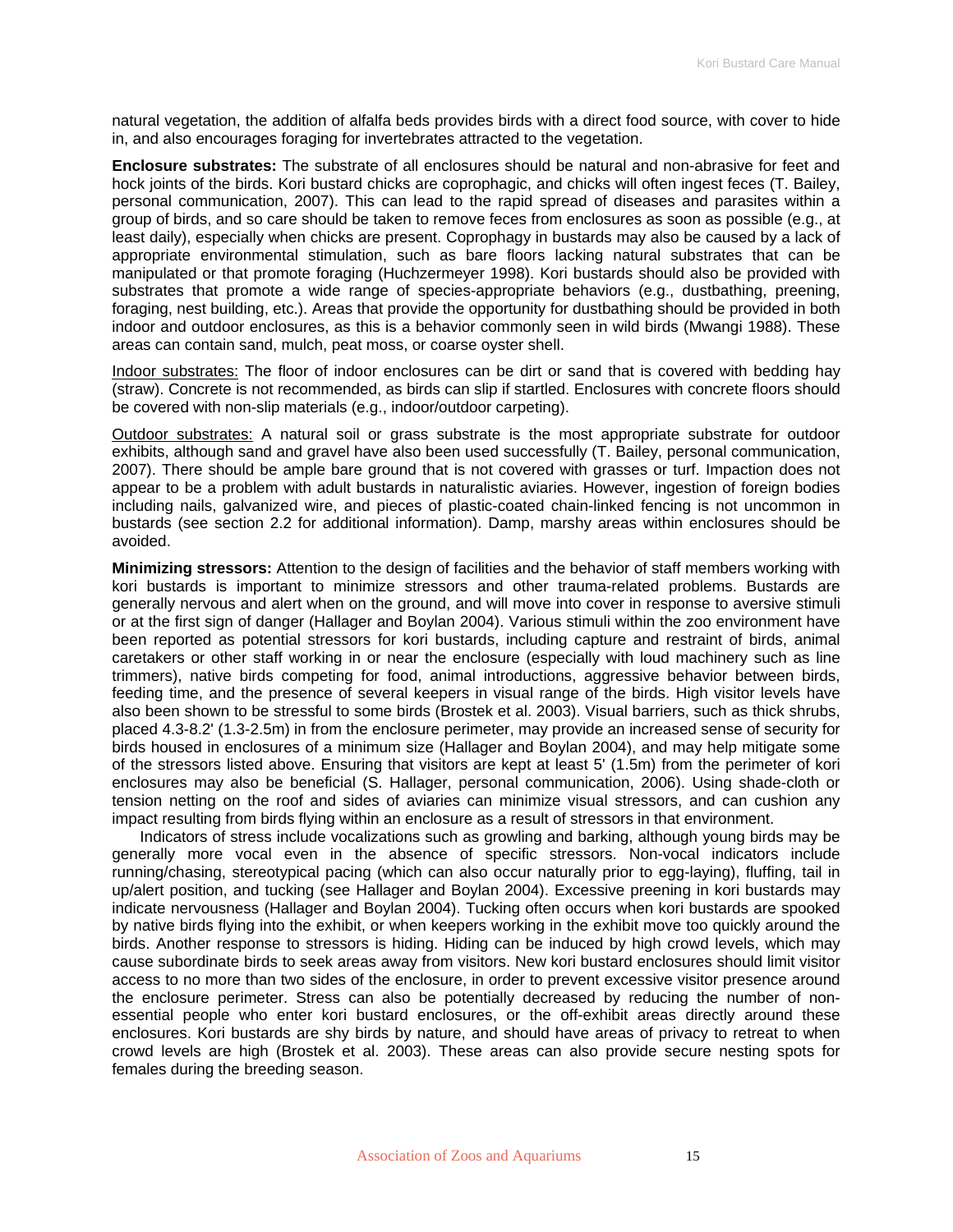natural vegetation, the addition of alfalfa beds provides birds with a direct food source, with cover to hide in, and also encourages foraging for invertebrates attracted to the vegetation.

**Enclosure substrates:** The substrate of all enclosures should be natural and non-abrasive for feet and hock joints of the birds. Kori bustard chicks are coprophagic, and chicks will often ingest feces (T. Bailey, personal communication, 2007). This can lead to the rapid spread of diseases and parasites within a group of birds, and so care should be taken to remove feces from enclosures as soon as possible (e.g., at least daily), especially when chicks are present. Coprophagy in bustards may also be caused by a lack of appropriate environmental stimulation, such as bare floors lacking natural substrates that can be manipulated or that promote foraging (Huchzermeyer 1998). Kori bustards should also be provided with substrates that promote a wide range of species-appropriate behaviors (e.g., dustbathing, preening, foraging, nest building, etc.). Areas that provide the opportunity for dustbathing should be provided in both indoor and outdoor enclosures, as this is a behavior commonly seen in wild birds (Mwangi 1988). These areas can contain sand, mulch, peat moss, or coarse oyster shell.

<u>Indoor substrates:</u> The floor of indoor enclosures can be dirt or sand that is covered with bedding hay (straw). Concrete is not recommended, as birds can slip if startled. Enclosures with concrete floors should be covered with non-slip materials (e.g., indoor/outdoor carpeting).

<u>Outdoor substrates:</u> A natural soil or grass substrate is the most appropriate substrate for outdoor exhibits, although sand and gravel have also been used successfully (T. Bailey, personal communication, 2007). There should be ample bare ground that is not covered with grasses or turf. Impaction does not appear to be a problem with adult bustards in naturalistic aviaries. However, ingestion of foreign bodies including nails, galvanized wire, and pieces of plastic-coated chain-linked fencing is not uncommon in bustards (see section 2.2 for additional information). Damp, marshy areas within enclosures should be avoided.

**Minimizing stressors:** Attention to the design of facilities and the behavior of staff members working with kori bustards is important to minimize stressors and other trauma-related problems. Bustards are generally nervous and alert when on the ground, and will move into cover in response to aversive stimuli or at the first sign of danger (Hallager and Boylan 2004). Various stimuli within the zoo environment have been reported as potential stressors for kori bustards, including capture and restraint of birds, animal caretakers or other staff working in or near the enclosure (especially with loud machinery such as line trimmers), native birds competing for food, animal introductions, aggressive behavior between birds, feeding time, and the presence of several keepers in visual range of the birds. High visitor levels have also been shown to be stressful to some birds (Brostek et al. 2003). Visual barriers, such as thick shrubs, placed 4.3-8.2' (1.3-2.5m) in from the enclosure perimeter, may provide an increased sense of security for birds housed in enclosures of a minimum size (Hallager and Boylan 2004), and may help mitigate some of the stressors listed above. Ensuring that visitors are kept at least 5' (1.5m) from the perimeter of kori enclosures may also be beneficial (S. Hallager, personal communication, 2006). Using shade-cloth or tension netting on the roof and sides of aviaries can minimize visual stressors, and can cushion any impact resulting from birds flying within an enclosure as a result of stressors in that environment.

Indicators of stress include vocalizations such as growling and barking, although young birds may be generally more vocal even in the absence of specific stressors. Non-vocal indicators include running/chasing, stereotypical pacing (which can also occur naturally prior to egg-laying), fluffing, tail in up/alert position, and tucking (see Hallager and Boylan 2004). Excessive preening in kori bustards may indicate nervousness (Hallager and Boylan 2004). Tucking often occurs when kori bustards are spooked by native birds flying into the exhibit, or when keepers working in the exhibit move too quickly around the birds. Another response to stressors is hiding. Hiding can be induced by high crowd levels, which may cause subordinate birds to seek areas away from visitors. New kori bustard enclosures should limit visitor access to no more than two sides of the enclosure, in order to prevent excessive visitor presence around the enclosure perimeter. Stress can also be potentially decreased by reducing the number of non-essential people who enter kori bustard enclosures, or the off-exhibit areas directly around these enclosures. Kori bustards are shy birds by nature, and should have areas of privacy to retreat to when crowd levels are high (Brostek et al. 2003). These areas can also provide secure nesting spots for females during the breeding season.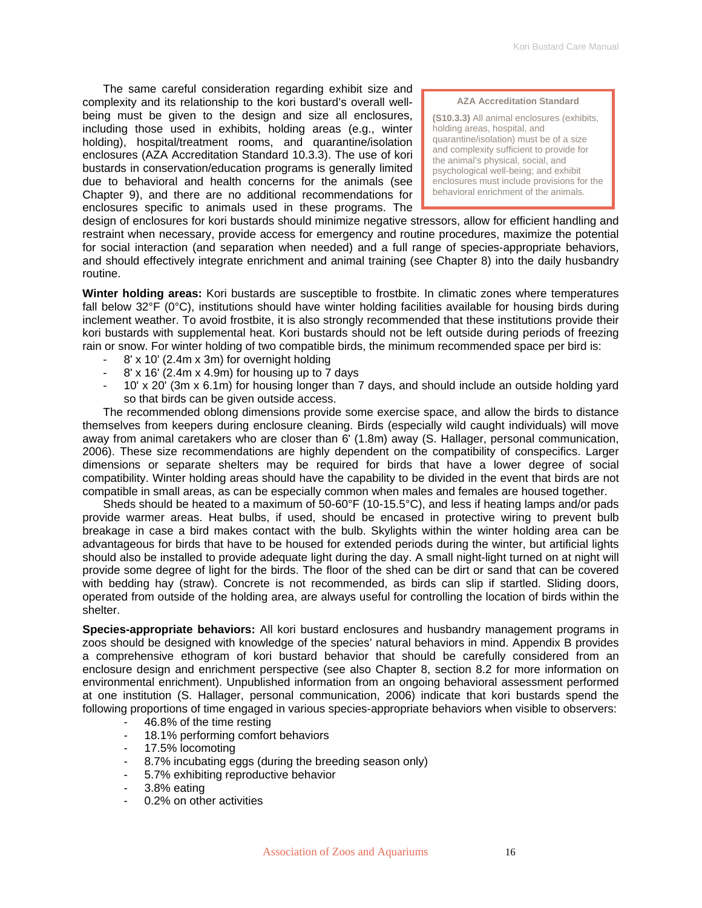> **AZA Accreditation Standard**
>
> **(S10.3.3)** All animal enclosures (exhibits, holding areas, hospital, and quarantine/isolation) must be of a size and complexity sufficient to provide for the animal's physical, social, and psychological well-being; and exhibit enclosures must include provisions for the behavioral enrichment of the animals.

The same careful consideration regarding exhibit size and complexity and its relationship to the kori bustard's overall well-being must be given to the design and size all enclosures, including those used in exhibits, holding areas (e.g., winter holding), hospital/treatment rooms, and quarantine/isolation enclosures (AZA Accreditation Standard 10.3.3). The use of kori bustards in conservation/education programs is generally limited due to behavioral and health concerns for the animals (see Chapter 9), and there are no additional recommendations for enclosures specific to animals used in these programs. The design of enclosures for kori bustards should minimize negative stressors, allow for efficient handling and restraint when necessary, provide access for emergency and routine procedures, maximize the potential for social interaction (and separation when needed) and a full range of species-appropriate behaviors, and should effectively integrate enrichment and animal training (see Chapter 8) into the daily husbandry routine.

**Winter holding areas:** Kori bustards are susceptible to frostbite. In climatic zones where temperatures fall below 32°F (0°C), institutions should have winter holding facilities available for housing birds during inclement weather. To avoid frostbite, it is also strongly recommended that these institutions provide their kori bustards with supplemental heat. Kori bustards should not be left outside during periods of freezing rain or snow. For winter holding of two compatible birds, the minimum recommended space per bird is:

- 8' x 10' (2.4m x 3m) for overnight holding
- 8' x 16' (2.4m x 4.9m) for housing up to 7 days
- 10' x 20' (3m x 6.1m) for housing longer than 7 days, and should include an outside holding yard so that birds can be given outside access.

The recommended oblong dimensions provide some exercise space, and allow the birds to distance themselves from keepers during enclosure cleaning. Birds (especially wild caught individuals) will move away from animal caretakers who are closer than 6' (1.8m) away (S. Hallager, personal communication, 2006). These size recommendations are highly dependent on the compatibility of conspecifics. Larger dimensions or separate shelters may be required for birds that have a lower degree of social compatibility. Winter holding areas should have the capability to be divided in the event that birds are not compatible in small areas, as can be especially common when males and females are housed together.

Sheds should be heated to a maximum of 50-60°F (10-15.5°C), and less if heating lamps and/or pads provide warmer areas. Heat bulbs, if used, should be encased in protective wiring to prevent bulb breakage in case a bird makes contact with the bulb. Skylights within the winter holding area can be advantageous for birds that have to be housed for extended periods during the winter, but artificial lights should also be installed to provide adequate light during the day. A small night-light turned on at night will provide some degree of light for the birds. The floor of the shed can be dirt or sand that can be covered with bedding hay (straw). Concrete is not recommended, as birds can slip if startled. Sliding doors, operated from outside of the holding area, are always useful for controlling the location of birds within the shelter.

**Species-appropriate behaviors:** All kori bustard enclosures and husbandry management programs in zoos should be designed with knowledge of the species' natural behaviors in mind. Appendix B provides a comprehensive ethogram of kori bustard behavior that should be carefully considered from an enclosure design and enrichment perspective (see also Chapter 8, section 8.2 for more information on environmental enrichment). Unpublished information from an ongoing behavioral assessment performed at one institution (S. Hallager, personal communication, 2006) indicate that kori bustards spend the following proportions of time engaged in various species-appropriate behaviors when visible to observers:

- 46.8% of the time resting
- 18.1% performing comfort behaviors
- 17.5% locomoting
- 8.7% incubating eggs (during the breeding season only)
- 5.7% exhibiting reproductive behavior
- 3.8% eating
- 0.2% on other activities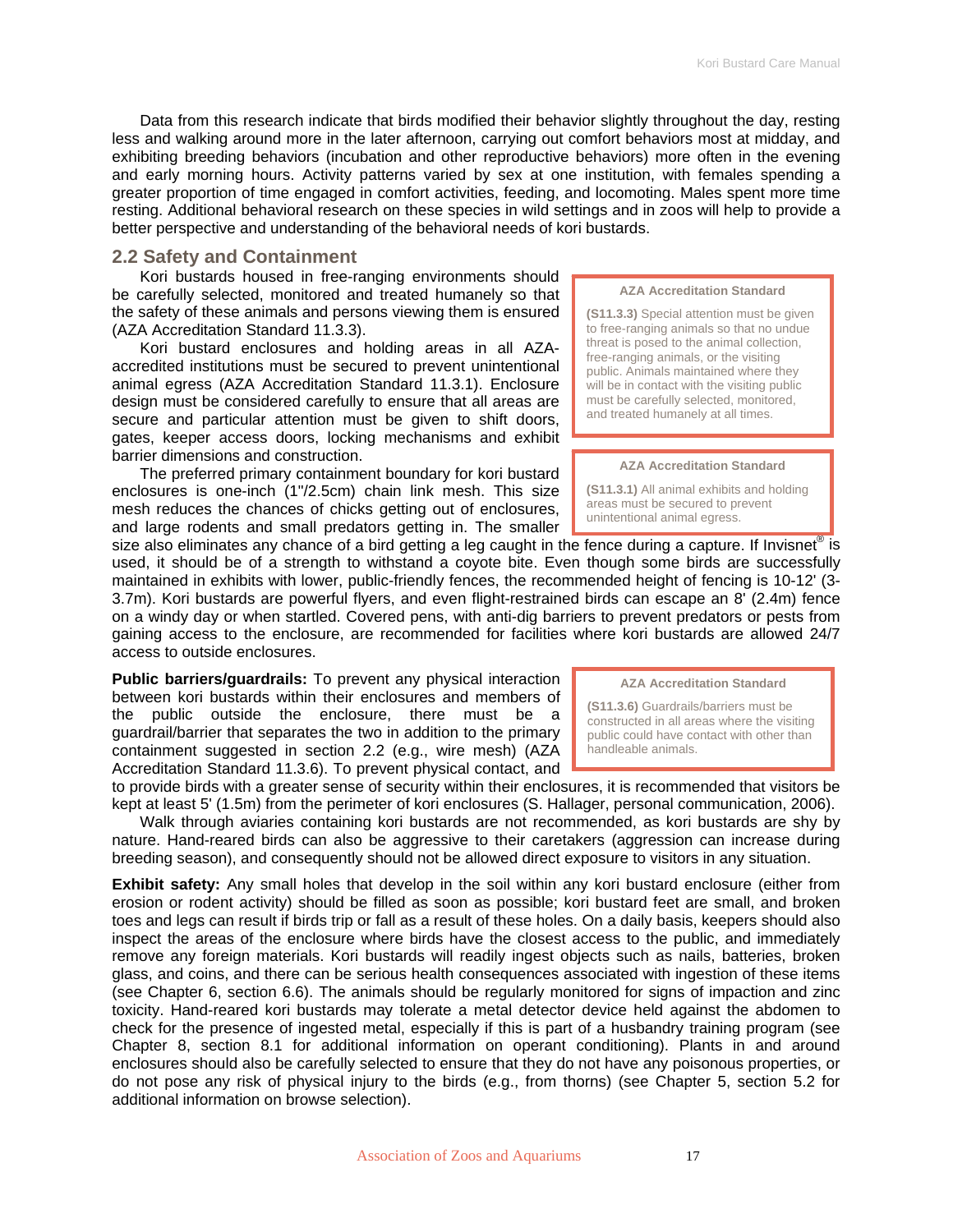Data from this research indicate that birds modified their behavior slightly throughout the day, resting less and walking around more in the later afternoon, carrying out comfort behaviors most at midday, and exhibiting breeding behaviors (incubation and other reproductive behaviors) more often in the evening and early morning hours. Activity patterns varied by sex at one institution, with females spending a greater proportion of time engaged in comfort activities, feeding, and locomoting. Males spent more time resting. Additional behavioral research on these species in wild settings and in zoos will help to provide a better perspective and understanding of the behavioral needs of kori bustards.

## 2.2 Safety and Containment

Kori bustards housed in free-ranging environments should be carefully selected, monitored and treated humanely so that the safety of these animals and persons viewing them is ensured (AZA Accreditation Standard 11.3.3).

> **AZA Accreditation Standard**
>
> **(S11.3.3)** Special attention must be given to free-ranging animals so that no undue threat is posed to the animal collection, free-ranging animals, or the visiting public. Animals maintained where they will be in contact with the visiting public must be carefully selected, monitored, and treated humanely at all times.

Kori bustard enclosures and holding areas in all AZA-accredited institutions must be secured to prevent unintentional animal egress (AZA Accreditation Standard 11.3.1). Enclosure design must be considered carefully to ensure that all areas are secure and particular attention must be given to shift doors, gates, keeper access doors, locking mechanisms and exhibit barrier dimensions and construction.

> **AZA Accreditation Standard**
>
> **(S11.3.1)** All animal exhibits and holding areas must be secured to prevent unintentional animal egress.

The preferred primary containment boundary for kori bustard enclosures is one-inch (1"/2.5cm) chain link mesh. This size mesh reduces the chances of chicks getting out of enclosures, and large rodents and small predators getting in. The smaller size also eliminates any chance of a bird getting a leg caught in the fence during a capture. If Invisnet® is used, it should be of a strength to withstand a coyote bite. Even though some birds are successfully maintained in exhibits with lower, public-friendly fences, the recommended height of fencing is 10-12' (3-3.7m). Kori bustards are powerful flyers, and even flight-restrained birds can escape an 8' (2.4m) fence on a windy day or when startled. Covered pens, with anti-dig barriers to prevent predators or pests from gaining access to the enclosure, are recommended for facilities where kori bustards are allowed 24/7 access to outside enclosures.

**Public barriers/guardrails:** To prevent any physical interaction between kori bustards within their enclosures and members of the public outside the enclosure, there must be a guardrail/barrier that separates the two in addition to the primary containment suggested in section 2.2 (e.g., wire mesh) (AZA Accreditation Standard 11.3.6). To prevent physical contact, and to provide birds with a greater sense of security within their enclosures, it is recommended that visitors be kept at least 5' (1.5m) from the perimeter of kori enclosures (S. Hallager, personal communication, 2006).

> **AZA Accreditation Standard**
>
> **(S11.3.6)** Guardrails/barriers must be constructed in all areas where the visiting public could have contact with other than handleable animals.

Walk through aviaries containing kori bustards are not recommended, as kori bustards are shy by nature. Hand-reared birds can also be aggressive to their caretakers (aggression can increase during breeding season), and consequently should not be allowed direct exposure to visitors in any situation.

**Exhibit safety:** Any small holes that develop in the soil within any kori bustard enclosure (either from erosion or rodent activity) should be filled as soon as possible; kori bustard feet are small, and broken toes and legs can result if birds trip or fall as a result of these holes. On a daily basis, keepers should also inspect the areas of the enclosure where birds have the closest access to the public, and immediately remove any foreign materials. Kori bustards will readily ingest objects such as nails, batteries, broken glass, and coins, and there can be serious health consequences associated with ingestion of these items (see Chapter 6, section 6.6). The animals should be regularly monitored for signs of impaction and zinc toxicity. Hand-reared kori bustards may tolerate a metal detector device held against the abdomen to check for the presence of ingested metal, especially if this is part of a husbandry training program (see Chapter 8, section 8.1 for additional information on operant conditioning). Plants in and around enclosures should also be carefully selected to ensure that they do not have any poisonous properties, or do not pose any risk of physical injury to the birds (e.g., from thorns) (see Chapter 5, section 5.2 for additional information on browse selection).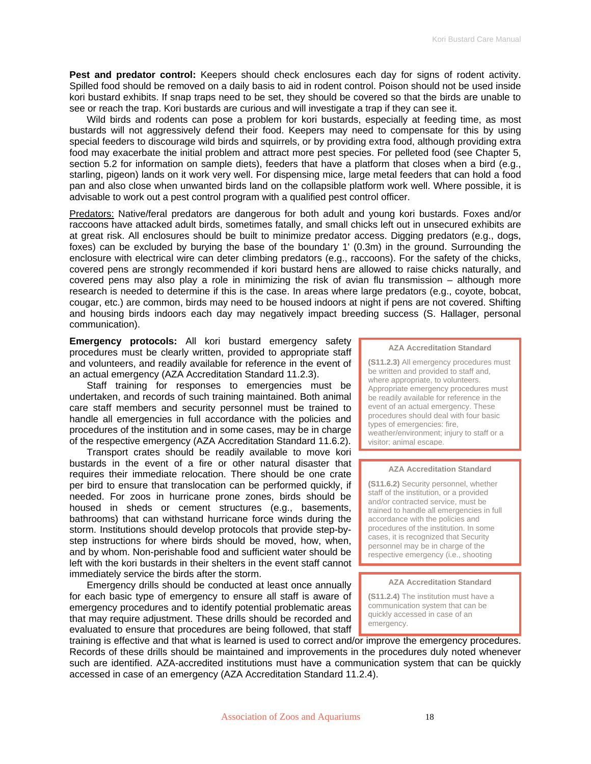**Pest and predator control:** Keepers should check enclosures each day for signs of rodent activity. Spilled food should be removed on a daily basis to aid in rodent control. Poison should not be used inside kori bustard exhibits. If snap traps need to be set, they should be covered so that the birds are unable to see or reach the trap. Kori bustards are curious and will investigate a trap if they can see it.

Wild birds and rodents can pose a problem for kori bustards, especially at feeding time, as most bustards will not aggressively defend their food. Keepers may need to compensate for this by using special feeders to discourage wild birds and squirrels, or by providing extra food, although providing extra food may exacerbate the initial problem and attract more pest species. For pelleted food (see Chapter 5, section 5.2 for information on sample diets), feeders that have a platform that closes when a bird (e.g., starling, pigeon) lands on it work very well. For dispensing mice, large metal feeders that can hold a food pan and also close when unwanted birds land on the collapsible platform work well. Where possible, it is advisable to work out a pest control program with a qualified pest control officer.

Predators: Native/feral predators are dangerous for both adult and young kori bustards. Foxes and/or raccoons have attacked adult birds, sometimes fatally, and small chicks left out in unsecured exhibits are at great risk. All enclosures should be built to minimize predator access. Digging predators (e.g., dogs, foxes) can be excluded by burying the base of the boundary 1' (0.3m) in the ground. Surrounding the enclosure with electrical wire can deter climbing predators (e.g., raccoons). For the safety of the chicks, covered pens are strongly recommended if kori bustard hens are allowed to raise chicks naturally, and covered pens may also play a role in minimizing the risk of avian flu transmission – although more research is needed to determine if this is the case. In areas where large predators (e.g., coyote, bobcat, cougar, etc.) are common, birds may need to be housed indoors at night if pens are not covered. Shifting and housing birds indoors each day may negatively impact breeding success (S. Hallager, personal communication).

**Emergency protocols:** All kori bustard emergency safety procedures must be clearly written, provided to appropriate staff and volunteers, and readily available for reference in the event of an actual emergency (AZA Accreditation Standard 11.2.3).

Staff training for responses to emergencies must be undertaken, and records of such training maintained. Both animal care staff members and security personnel must be trained to handle all emergencies in full accordance with the policies and procedures of the institution and in some cases, may be in charge of the respective emergency (AZA Accreditation Standard 11.6.2).

Transport crates should be readily available to move kori bustards in the event of a fire or other natural disaster that requires their immediate relocation. There should be one crate per bird to ensure that translocation can be performed quickly, if needed. For zoos in hurricane prone zones, birds should be housed in sheds or cement structures (e.g., basements, bathrooms) that can withstand hurricane force winds during the storm. Institutions should develop protocols that provide step-by-step instructions for where birds should be moved, how, when, and by whom. Non-perishable food and sufficient water should be left with the kori bustards in their shelters in the event staff cannot immediately service the birds after the storm.

Emergency drills should be conducted at least once annually for each basic type of emergency to ensure all staff is aware of emergency procedures and to identify potential problematic areas that may require adjustment. These drills should be recorded and evaluated to ensure that procedures are being followed, that staff training is effective and that what is learned is used to correct and/or improve the emergency procedures. Records of these drills should be maintained and improvements in the procedures duly noted whenever such are identified. AZA-accredited institutions must have a communication system that can be quickly accessed in case of an emergency (AZA Accreditation Standard 11.2.4).

> **AZA Accreditation Standard**
>
> **(S11.2.3)** All emergency procedures must be written and provided to staff and, where appropriate, to volunteers. Appropriate emergency procedures must be readily available for reference in the event of an actual emergency. These procedures should deal with four basic types of emergencies: fire, weather/environment; injury to staff or a visitor; animal escape.

> **AZA Accreditation Standard**
>
> **(S11.6.2)** Security personnel, whether staff of the institution, or a provided and/or contracted service, must be trained to handle all emergencies in full accordance with the policies and procedures of the institution. In some cases, it is recognized that Security personnel may be in charge of the respective emergency (i.e., shooting

> **AZA Accreditation Standard**
>
> **(S11.2.4)** The institution must have a communication system that can be quickly accessed in case of an emergency.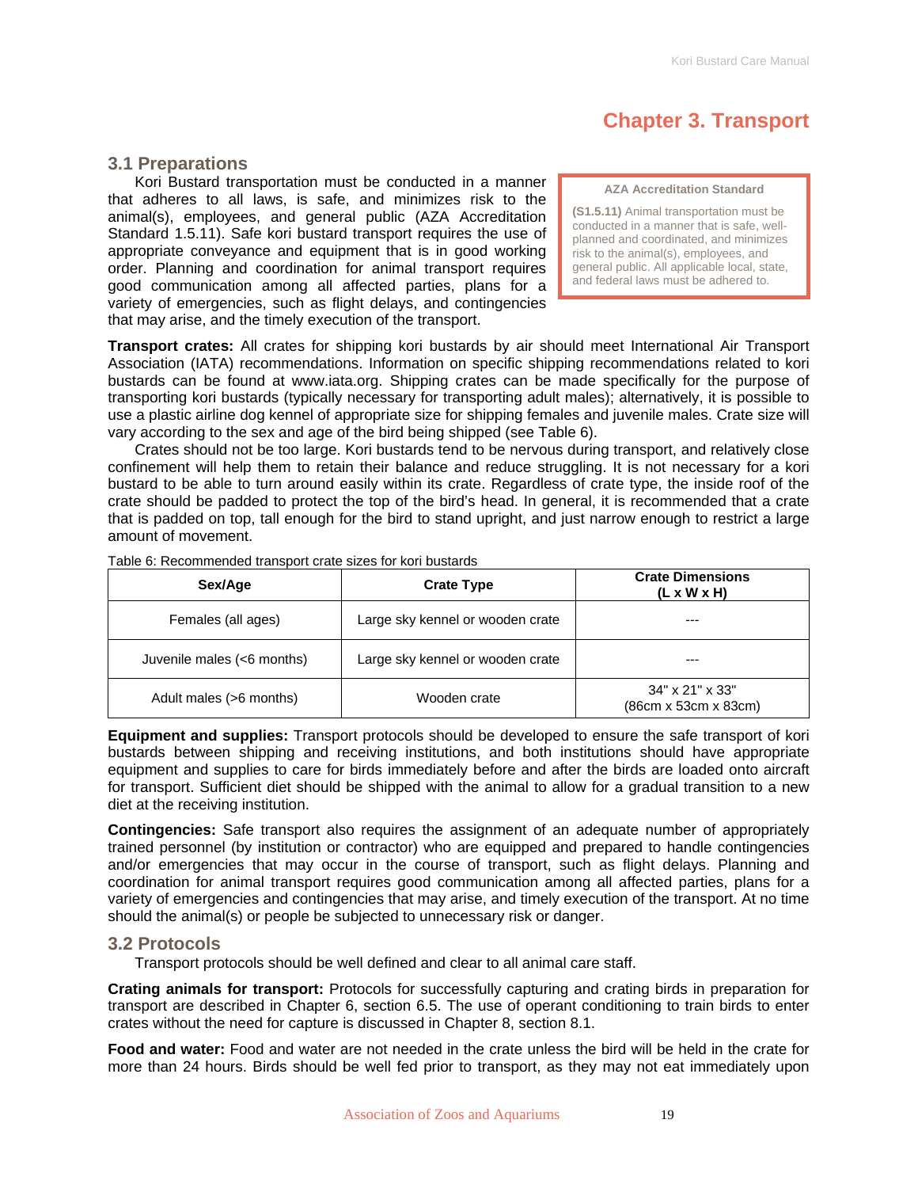# Chapter 3. Transport

## 3.1 Preparations

Kori Bustard transportation must be conducted in a manner that adheres to all laws, is safe, and minimizes risk to the animal(s), employees, and general public (AZA Accreditation Standard 1.5.11). Safe kori bustard transport requires the use of appropriate conveyance and equipment that is in good working order. Planning and coordination for animal transport requires good communication among all affected parties, plans for a variety of emergencies, such as flight delays, and contingencies that may arise, and the timely execution of the transport.

> **AZA Accreditation Standard**
>
> **(S1.5.11)** Animal transportation must be conducted in a manner that is safe, well-planned and coordinated, and minimizes risk to the animal(s), employees, and general public. All applicable local, state, and federal laws must be adhered to.

**Transport crates:** All crates for shipping kori bustards by air should meet International Air Transport Association (IATA) recommendations. Information on specific shipping recommendations related to kori bustards can be found at www.iata.org. Shipping crates can be made specifically for the purpose of transporting kori bustards (typically necessary for transporting adult males); alternatively, it is possible to use a plastic airline dog kennel of appropriate size for shipping females and juvenile males. Crate size will vary according to the sex and age of the bird being shipped (see Table 6).

Crates should not be too large. Kori bustards tend to be nervous during transport, and relatively close confinement will help them to retain their balance and reduce struggling. It is not necessary for a kori bustard to be able to turn around easily within its crate. Regardless of crate type, the inside roof of the crate should be padded to protect the top of the bird's head. In general, it is recommended that a crate that is padded on top, tall enough for the bird to stand upright, and just narrow enough to restrict a large amount of movement.

Table 6: Recommended transport crate sizes for kori bustards

| Sex/Age | Crate Type | Crate Dimensions (L x W x H) |
|---|---|---|
| Females (all ages) | Large sky kennel or wooden crate | --- |
| Juvenile males (<6 months) | Large sky kennel or wooden crate | --- |
| Adult males (>6 months) | Wooden crate | 34" x 21" x 33" (86cm x 53cm x 83cm) |

**Equipment and supplies:** Transport protocols should be developed to ensure the safe transport of kori bustards between shipping and receiving institutions, and both institutions should have appropriate equipment and supplies to care for birds immediately before and after the birds are loaded onto aircraft for transport. Sufficient diet should be shipped with the animal to allow for a gradual transition to a new diet at the receiving institution.

**Contingencies:** Safe transport also requires the assignment of an adequate number of appropriately trained personnel (by institution or contractor) who are equipped and prepared to handle contingencies and/or emergencies that may occur in the course of transport, such as flight delays. Planning and coordination for animal transport requires good communication among all affected parties, plans for a variety of emergencies and contingencies that may arise, and timely execution of the transport. At no time should the animal(s) or people be subjected to unnecessary risk or danger.

## 3.2 Protocols

Transport protocols should be well defined and clear to all animal care staff.

**Crating animals for transport:** Protocols for successfully capturing and crating birds in preparation for transport are described in Chapter 6, section 6.5. The use of operant conditioning to train birds to enter crates without the need for capture is discussed in Chapter 8, section 8.1.

**Food and water:** Food and water are not needed in the crate unless the bird will be held in the crate for more than 24 hours. Birds should be well fed prior to transport, as they may not eat immediately upon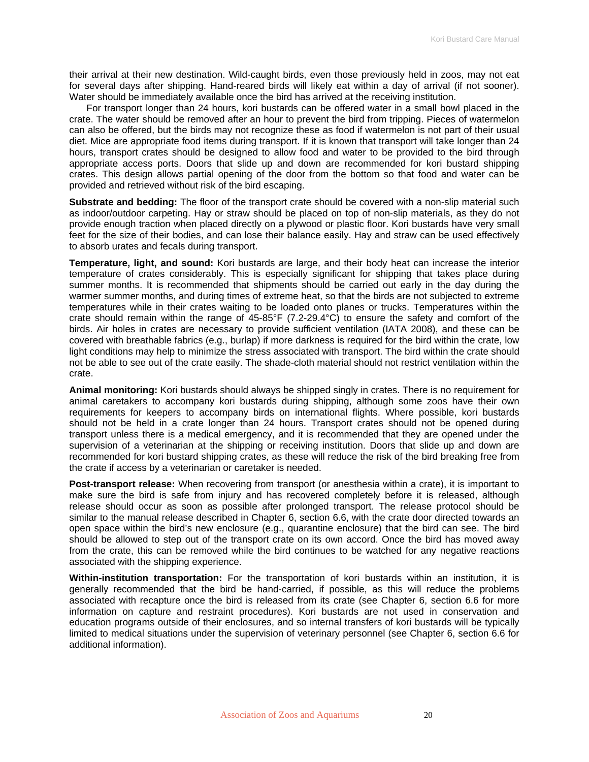their arrival at their new destination. Wild-caught birds, even those previously held in zoos, may not eat for several days after shipping. Hand-reared birds will likely eat within a day of arrival (if not sooner). Water should be immediately available once the bird has arrived at the receiving institution.

For transport longer than 24 hours, kori bustards can be offered water in a small bowl placed in the crate. The water should be removed after an hour to prevent the bird from tripping. Pieces of watermelon can also be offered, but the birds may not recognize these as food if watermelon is not part of their usual diet. Mice are appropriate food items during transport. If it is known that transport will take longer than 24 hours, transport crates should be designed to allow food and water to be provided to the bird through appropriate access ports. Doors that slide up and down are recommended for kori bustard shipping crates. This design allows partial opening of the door from the bottom so that food and water can be provided and retrieved without risk of the bird escaping.

**Substrate and bedding:** The floor of the transport crate should be covered with a non-slip material such as indoor/outdoor carpeting. Hay or straw should be placed on top of non-slip materials, as they do not provide enough traction when placed directly on a plywood or plastic floor. Kori bustards have very small feet for the size of their bodies, and can lose their balance easily. Hay and straw can be used effectively to absorb urates and fecals during transport.

**Temperature, light, and sound:** Kori bustards are large, and their body heat can increase the interior temperature of crates considerably. This is especially significant for shipping that takes place during summer months. It is recommended that shipments should be carried out early in the day during the warmer summer months, and during times of extreme heat, so that the birds are not subjected to extreme temperatures while in their crates waiting to be loaded onto planes or trucks. Temperatures within the crate should remain within the range of 45-85°F (7.2-29.4°C) to ensure the safety and comfort of the birds. Air holes in crates are necessary to provide sufficient ventilation (IATA 2008), and these can be covered with breathable fabrics (e.g., burlap) if more darkness is required for the bird within the crate, low light conditions may help to minimize the stress associated with transport. The bird within the crate should not be able to see out of the crate easily. The shade-cloth material should not restrict ventilation within the crate.

**Animal monitoring:** Kori bustards should always be shipped singly in crates. There is no requirement for animal caretakers to accompany kori bustards during shipping, although some zoos have their own requirements for keepers to accompany birds on international flights. Where possible, kori bustards should not be held in a crate longer than 24 hours. Transport crates should not be opened during transport unless there is a medical emergency, and it is recommended that they are opened under the supervision of a veterinarian at the shipping or receiving institution. Doors that slide up and down are recommended for kori bustard shipping crates, as these will reduce the risk of the bird breaking free from the crate if access by a veterinarian or caretaker is needed.

**Post-transport release:** When recovering from transport (or anesthesia within a crate), it is important to make sure the bird is safe from injury and has recovered completely before it is released, although release should occur as soon as possible after prolonged transport. The release protocol should be similar to the manual release described in Chapter 6, section 6.6, with the crate door directed towards an open space within the bird's new enclosure (e.g., quarantine enclosure) that the bird can see. The bird should be allowed to step out of the transport crate on its own accord. Once the bird has moved away from the crate, this can be removed while the bird continues to be watched for any negative reactions associated with the shipping experience.

**Within-institution transportation:** For the transportation of kori bustards within an institution, it is generally recommended that the bird be hand-carried, if possible, as this will reduce the problems associated with recapture once the bird is released from its crate (see Chapter 6, section 6.6 for more information on capture and restraint procedures). Kori bustards are not used in conservation and education programs outside of their enclosures, and so internal transfers of kori bustards will be typically limited to medical situations under the supervision of veterinary personnel (see Chapter 6, section 6.6 for additional information).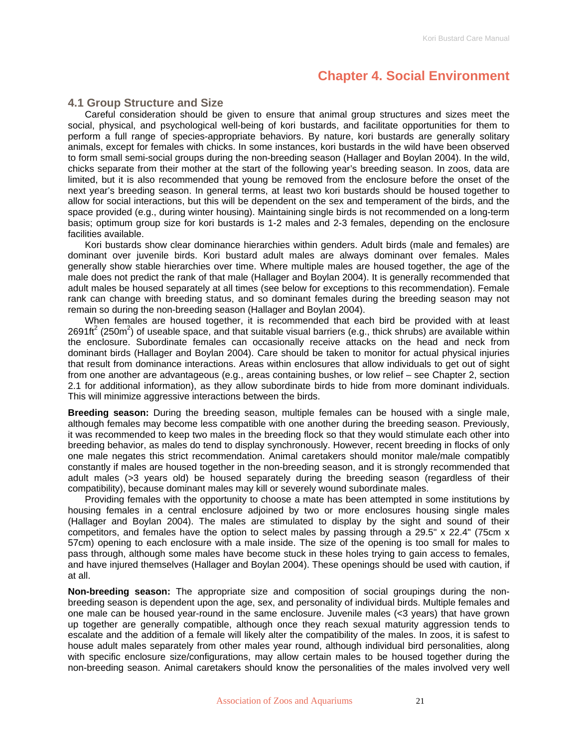# Chapter 4. Social Environment

## 4.1 Group Structure and Size

Careful consideration should be given to ensure that animal group structures and sizes meet the social, physical, and psychological well-being of kori bustards, and facilitate opportunities for them to perform a full range of species-appropriate behaviors. By nature, kori bustards are generally solitary animals, except for females with chicks. In some instances, kori bustards in the wild have been observed to form small semi-social groups during the non-breeding season (Hallager and Boylan 2004). In the wild, chicks separate from their mother at the start of the following year's breeding season. In zoos, data are limited, but it is also recommended that young be removed from the enclosure before the onset of the next year's breeding season. In general terms, at least two kori bustards should be housed together to allow for social interactions, but this will be dependent on the sex and temperament of the birds, and the space provided (e.g., during winter housing). Maintaining single birds is not recommended on a long-term basis; optimum group size for kori bustards is 1-2 males and 2-3 females, depending on the enclosure facilities available.

Kori bustards show clear dominance hierarchies within genders. Adult birds (male and females) are dominant over juvenile birds. Kori bustard adult males are always dominant over females. Males generally show stable hierarchies over time. Where multiple males are housed together, the age of the male does not predict the rank of that male (Hallager and Boylan 2004). It is generally recommended that adult males be housed separately at all times (see below for exceptions to this recommendation). Female rank can change with breeding status, and so dominant females during the breeding season may not remain so during the non-breeding season (Hallager and Boylan 2004).

When females are housed together, it is recommended that each bird be provided with at least 2691ft$^2$ (250m$^2$) of useable space, and that suitable visual barriers (e.g., thick shrubs) are available within the enclosure. Subordinate females can occasionally receive attacks on the head and neck from dominant birds (Hallager and Boylan 2004). Care should be taken to monitor for actual physical injuries that result from dominance interactions. Areas within enclosures that allow individuals to get out of sight from one another are advantageous (e.g., areas containing bushes, or low relief – see Chapter 2, section 2.1 for additional information), as they allow subordinate birds to hide from more dominant individuals. This will minimize aggressive interactions between the birds.

**Breeding season:** During the breeding season, multiple females can be housed with a single male, although females may become less compatible with one another during the breeding season. Previously, it was recommended to keep two males in the breeding flock so that they would stimulate each other into breeding behavior, as males do tend to display synchronously. However, recent breeding in flocks of only one male negates this strict recommendation. Animal caretakers should monitor male/male compatibly constantly if males are housed together in the non-breeding season, and it is strongly recommended that adult males (>3 years old) be housed separately during the breeding season (regardless of their compatibility), because dominant males may kill or severely wound subordinate males.

Providing females with the opportunity to choose a mate has been attempted in some institutions by housing females in a central enclosure adjoined by two or more enclosures housing single males (Hallager and Boylan 2004). The males are stimulated to display by the sight and sound of their competitors, and females have the option to select males by passing through a 29.5" x 22.4" (75cm x 57cm) opening to each enclosure with a male inside. The size of the opening is too small for males to pass through, although some males have become stuck in these holes trying to gain access to females, and have injured themselves (Hallager and Boylan 2004). These openings should be used with caution, if at all.

**Non-breeding season:** The appropriate size and composition of social groupings during the non-breeding season is dependent upon the age, sex, and personality of individual birds. Multiple females and one male can be housed year-round in the same enclosure. Juvenile males (<3 years) that have grown up together are generally compatible, although once they reach sexual maturity aggression tends to escalate and the addition of a female will likely alter the compatibility of the males. In zoos, it is safest to house adult males separately from other males year round, although individual bird personalities, along with specific enclosure size/configurations, may allow certain males to be housed together during the non-breeding season. Animal caretakers should know the personalities of the males involved very well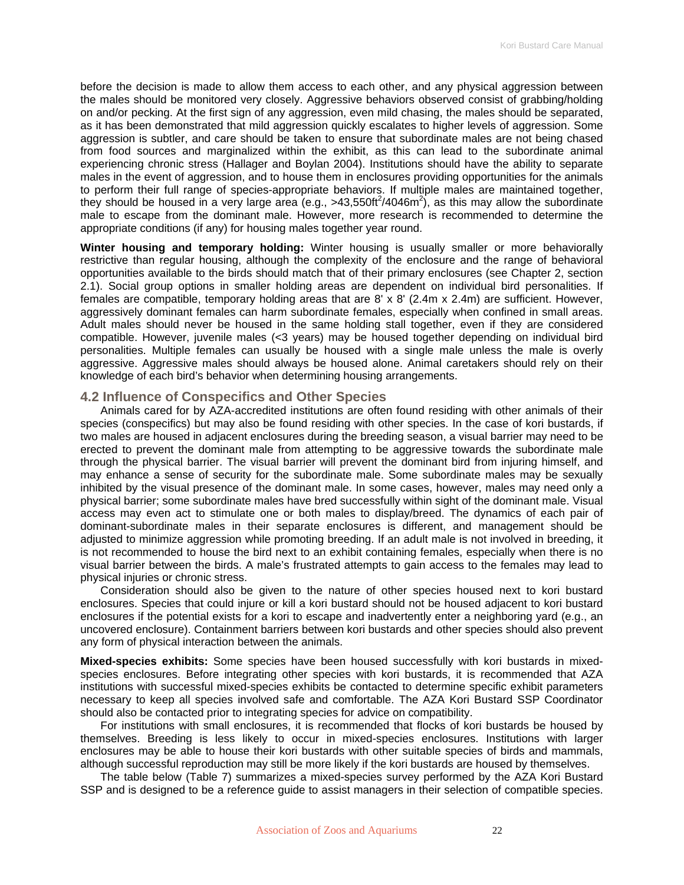before the decision is made to allow them access to each other, and any physical aggression between the males should be monitored very closely. Aggressive behaviors observed consist of grabbing/holding on and/or pecking. At the first sign of any aggression, even mild chasing, the males should be separated, as it has been demonstrated that mild aggression quickly escalates to higher levels of aggression. Some aggression is subtler, and care should be taken to ensure that subordinate males are not being chased from food sources and marginalized within the exhibit, as this can lead to the subordinate animal experiencing chronic stress (Hallager and Boylan 2004). Institutions should have the ability to separate males in the event of aggression, and to house them in enclosures providing opportunities for the animals to perform their full range of species-appropriate behaviors. If multiple males are maintained together, they should be housed in a very large area (e.g., >43,550ft$^2$/4046m$^2$), as this may allow the subordinate male to escape from the dominant male. However, more research is recommended to determine the appropriate conditions (if any) for housing males together year round.

**Winter housing and temporary holding:** Winter housing is usually smaller or more behaviorally restrictive than regular housing, although the complexity of the enclosure and the range of behavioral opportunities available to the birds should match that of their primary enclosures (see Chapter 2, section 2.1). Social group options in smaller holding areas are dependent on individual bird personalities. If females are compatible, temporary holding areas that are 8' x 8' (2.4m x 2.4m) are sufficient. However, aggressively dominant females can harm subordinate females, especially when confined in small areas. Adult males should never be housed in the same holding stall together, even if they are considered compatible. However, juvenile males (<3 years) may be housed together depending on individual bird personalities. Multiple females can usually be housed with a single male unless the male is overly aggressive. Aggressive males should always be housed alone. Animal caretakers should rely on their knowledge of each bird's behavior when determining housing arrangements.

## 4.2 Influence of Conspecifics and Other Species

Animals cared for by AZA-accredited institutions are often found residing with other animals of their species (conspecifics) but may also be found residing with other species. In the case of kori bustards, if two males are housed in adjacent enclosures during the breeding season, a visual barrier may need to be erected to prevent the dominant male from attempting to be aggressive towards the subordinate male through the physical barrier. The visual barrier will prevent the dominant bird from injuring himself, and may enhance a sense of security for the subordinate male. Some subordinate males may be sexually inhibited by the visual presence of the dominant male. In some cases, however, males may need only a physical barrier; some subordinate males have bred successfully within sight of the dominant male. Visual access may even act to stimulate one or both males to display/breed. The dynamics of each pair of dominant-subordinate males in their separate enclosures is different, and management should be adjusted to minimize aggression while promoting breeding. If an adult male is not involved in breeding, it is not recommended to house the bird next to an exhibit containing females, especially when there is no visual barrier between the birds. A male's frustrated attempts to gain access to the females may lead to physical injuries or chronic stress.

Consideration should also be given to the nature of other species housed next to kori bustard enclosures. Species that could injure or kill a kori bustard should not be housed adjacent to kori bustard enclosures if the potential exists for a kori to escape and inadvertently enter a neighboring yard (e.g., an uncovered enclosure). Containment barriers between kori bustards and other species should also prevent any form of physical interaction between the animals.

**Mixed-species exhibits:** Some species have been housed successfully with kori bustards in mixed-species enclosures. Before integrating other species with kori bustards, it is recommended that AZA institutions with successful mixed-species exhibits be contacted to determine specific exhibit parameters necessary to keep all species involved safe and comfortable. The AZA Kori Bustard SSP Coordinator should also be contacted prior to integrating species for advice on compatibility.

For institutions with small enclosures, it is recommended that flocks of kori bustards be housed by themselves. Breeding is less likely to occur in mixed-species enclosures. Institutions with larger enclosures may be able to house their kori bustards with other suitable species of birds and mammals, although successful reproduction may still be more likely if the kori bustards are housed by themselves.

The table below (Table 7) summarizes a mixed-species survey performed by the AZA Kori Bustard SSP and is designed to be a reference guide to assist managers in their selection of compatible species.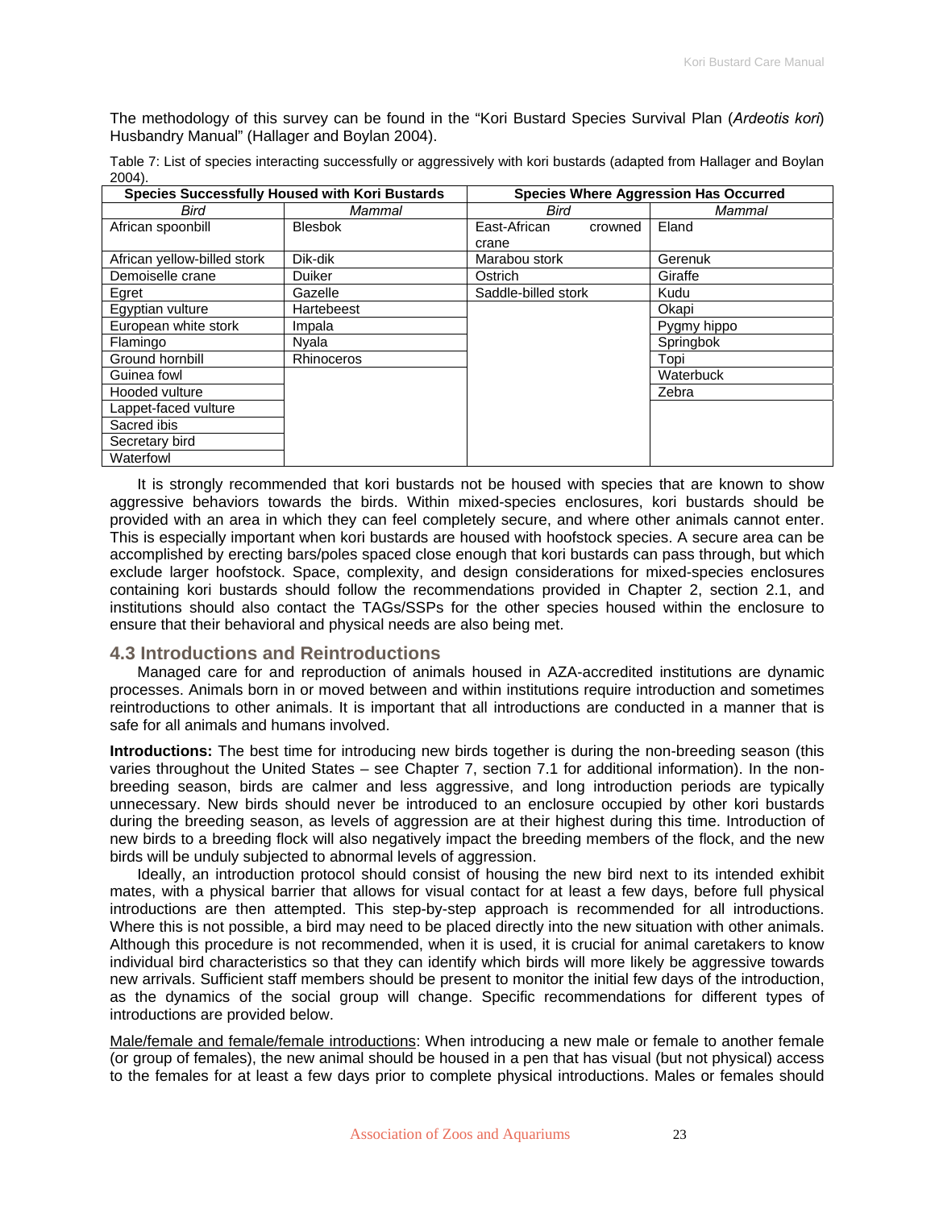The methodology of this survey can be found in the "Kori Bustard Species Survival Plan (*Ardeotis kori*) Husbandry Manual" (Hallager and Boylan 2004).

Table 7: List of species interacting successfully or aggressively with kori bustards (adapted from Hallager and Boylan 2004).

| **Species Successfully Housed with Kori Bustards** | | **Species Where Aggression Has Occurred** | |
|---|---|---|---|
| *Bird* | *Mammal* | *Bird* | *Mammal* |
| African spoonbill | Blesbok | East-African crowned crane | Eland |
| African yellow-billed stork | Dik-dik | Marabou stork | Gerenuk |
| Demoiselle crane | Duiker | Ostrich | Giraffe |
| Egret | Gazelle | Saddle-billed stork | Kudu |
| Egyptian vulture | Hartebeest | | Okapi |
| European white stork | Impala | | Pygmy hippo |
| Flamingo | Nyala | | Springbok |
| Ground hornbill | Rhinoceros | | Topi |
| Guinea fowl | | | Waterbuck |
| Hooded vulture | | | Zebra |
| Lappet-faced vulture | | | |
| Sacred ibis | | | |
| Secretary bird | | | |
| Waterfowl | | | |

It is strongly recommended that kori bustards not be housed with species that are known to show aggressive behaviors towards the birds. Within mixed-species enclosures, kori bustards should be provided with an area in which they can feel completely secure, and where other animals cannot enter. This is especially important when kori bustards are housed with hoofstock species. A secure area can be accomplished by erecting bars/poles spaced close enough that kori bustards can pass through, but which exclude larger hoofstock. Space, complexity, and design considerations for mixed-species enclosures containing kori bustards should follow the recommendations provided in Chapter 2, section 2.1, and institutions should also contact the TAGs/SSPs for the other species housed within the enclosure to ensure that their behavioral and physical needs are also being met.

## 4.3 Introductions and Reintroductions

Managed care for and reproduction of animals housed in AZA-accredited institutions are dynamic processes. Animals born in or moved between and within institutions require introduction and sometimes reintroductions to other animals. It is important that all introductions are conducted in a manner that is safe for all animals and humans involved.

**Introductions:** The best time for introducing new birds together is during the non-breeding season (this varies throughout the United States – see Chapter 7, section 7.1 for additional information). In the non-breeding season, birds are calmer and less aggressive, and long introduction periods are typically unnecessary. New birds should never be introduced to an enclosure occupied by other kori bustards during the breeding season, as levels of aggression are at their highest during this time. Introduction of new birds to a breeding flock will also negatively impact the breeding members of the flock, and the new birds will be unduly subjected to abnormal levels of aggression.

Ideally, an introduction protocol should consist of housing the new bird next to its intended exhibit mates, with a physical barrier that allows for visual contact for at least a few days, before full physical introductions are then attempted. This step-by-step approach is recommended for all introductions. Where this is not possible, a bird may need to be placed directly into the new situation with other animals. Although this procedure is not recommended, when it is used, it is crucial for animal caretakers to know individual bird characteristics so that they can identify which birds will more likely be aggressive towards new arrivals. Sufficient staff members should be present to monitor the initial few days of the introduction, as the dynamics of the social group will change. Specific recommendations for different types of introductions are provided below.

Male/female and female/female introductions: When introducing a new male or female to another female (or group of females), the new animal should be housed in a pen that has visual (but not physical) access to the females for at least a few days prior to complete physical introductions. Males or females should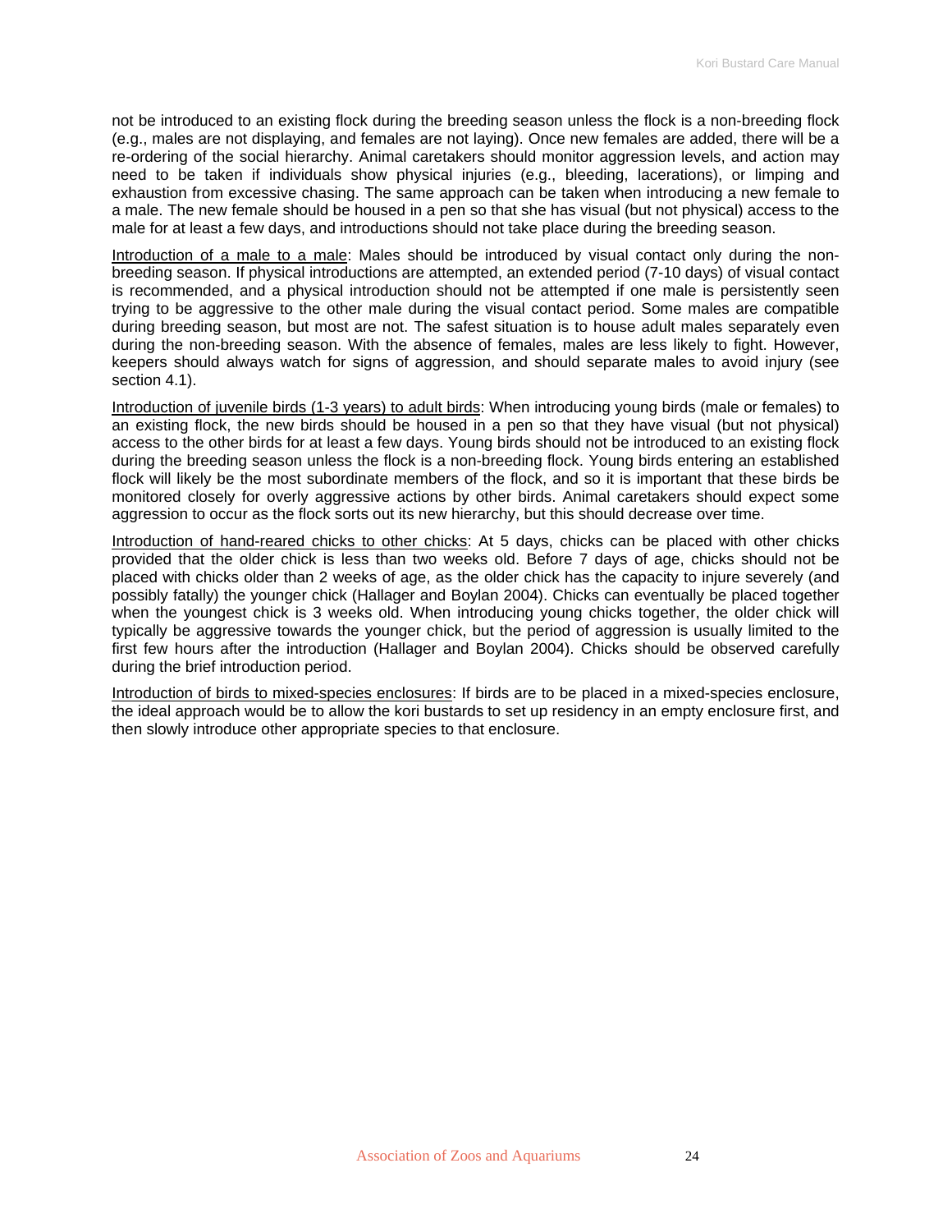not be introduced to an existing flock during the breeding season unless the flock is a non-breeding flock (e.g., males are not displaying, and females are not laying). Once new females are added, there will be a re-ordering of the social hierarchy. Animal caretakers should monitor aggression levels, and action may need to be taken if individuals show physical injuries (e.g., bleeding, lacerations), or limping and exhaustion from excessive chasing. The same approach can be taken when introducing a new female to a male. The new female should be housed in a pen so that she has visual (but not physical) access to the male for at least a few days, and introductions should not take place during the breeding season.

<u>Introduction of a male to a male</u>: Males should be introduced by visual contact only during the non-breeding season. If physical introductions are attempted, an extended period (7-10 days) of visual contact is recommended, and a physical introduction should not be attempted if one male is persistently seen trying to be aggressive to the other male during the visual contact period. Some males are compatible during breeding season, but most are not. The safest situation is to house adult males separately even during the non-breeding season. With the absence of females, males are less likely to fight. However, keepers should always watch for signs of aggression, and should separate males to avoid injury (see section 4.1).

<u>Introduction of juvenile birds (1-3 years) to adult birds</u>: When introducing young birds (male or females) to an existing flock, the new birds should be housed in a pen so that they have visual (but not physical) access to the other birds for at least a few days. Young birds should not be introduced to an existing flock during the breeding season unless the flock is a non-breeding flock. Young birds entering an established flock will likely be the most subordinate members of the flock, and so it is important that these birds be monitored closely for overly aggressive actions by other birds. Animal caretakers should expect some aggression to occur as the flock sorts out its new hierarchy, but this should decrease over time.

<u>Introduction of hand-reared chicks to other chicks</u>: At 5 days, chicks can be placed with other chicks provided that the older chick is less than two weeks old. Before 7 days of age, chicks should not be placed with chicks older than 2 weeks of age, as the older chick has the capacity to injure severely (and possibly fatally) the younger chick (Hallager and Boylan 2004). Chicks can eventually be placed together when the youngest chick is 3 weeks old. When introducing young chicks together, the older chick will typically be aggressive towards the younger chick, but the period of aggression is usually limited to the first few hours after the introduction (Hallager and Boylan 2004). Chicks should be observed carefully during the brief introduction period.

<u>Introduction of birds to mixed-species enclosures</u>: If birds are to be placed in a mixed-species enclosure, the ideal approach would be to allow the kori bustards to set up residency in an empty enclosure first, and then slowly introduce other appropriate species to that enclosure.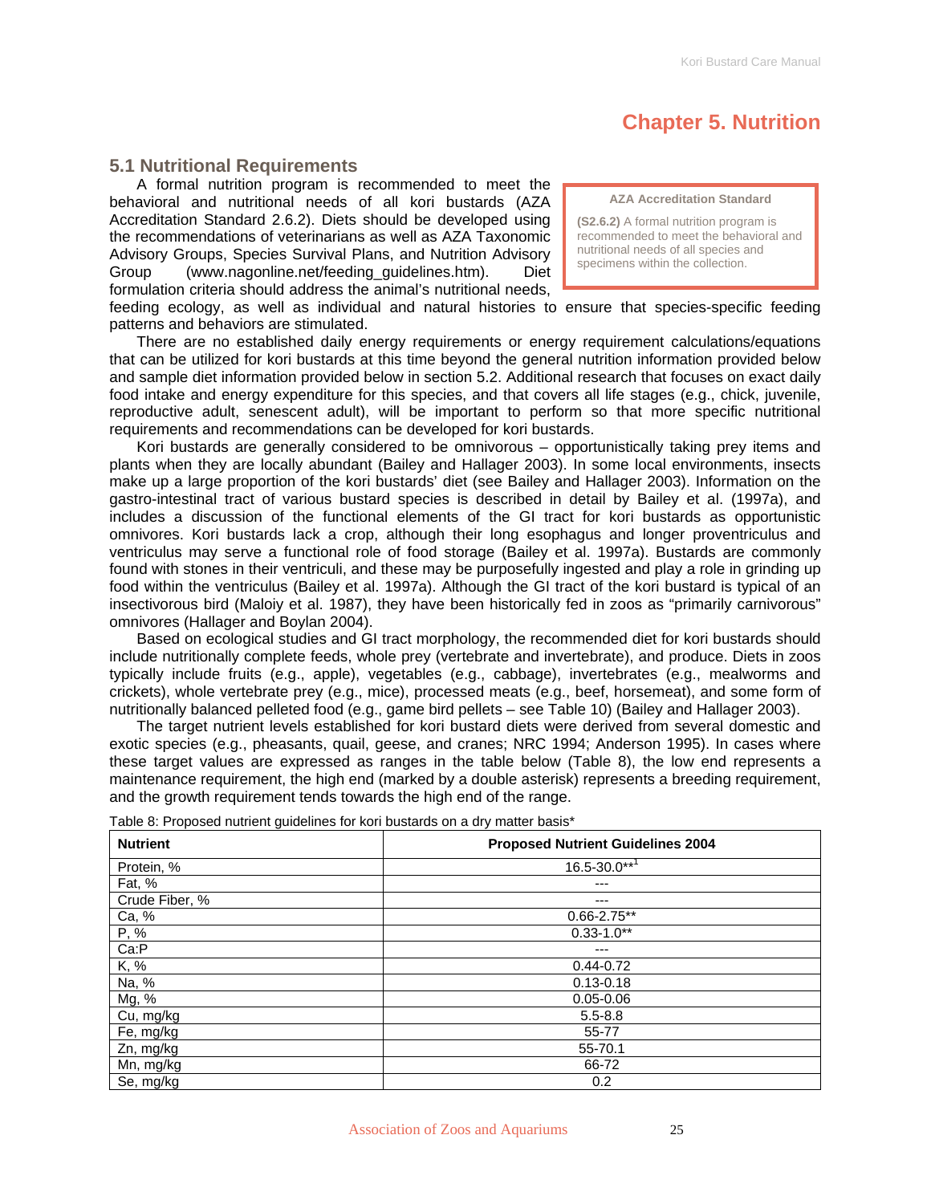# Chapter 5. Nutrition

## 5.1 Nutritional Requirements

A formal nutrition program is recommended to meet the behavioral and nutritional needs of all kori bustards (AZA Accreditation Standard 2.6.2). Diets should be developed using the recommendations of veterinarians as well as AZA Taxonomic Advisory Groups, Species Survival Plans, and Nutrition Advisory Group (www.nagonline.net/feeding_guidelines.htm). Diet formulation criteria should address the animal's nutritional needs, feeding ecology, as well as individual and natural histories to ensure that species-specific feeding patterns and behaviors are stimulated.

> **AZA Accreditation Standard**
>
> **(S2.6.2)** A formal nutrition program is recommended to meet the behavioral and nutritional needs of all species and specimens within the collection.

There are no established daily energy requirements or energy requirement calculations/equations that can be utilized for kori bustards at this time beyond the general nutrition information provided below and sample diet information provided below in section 5.2. Additional research that focuses on exact daily food intake and energy expenditure for this species, and that covers all life stages (e.g., chick, juvenile, reproductive adult, senescent adult), will be important to perform so that more specific nutritional requirements and recommendations can be developed for kori bustards.

Kori bustards are generally considered to be omnivorous – opportunistically taking prey items and plants when they are locally abundant (Bailey and Hallager 2003). In some local environments, insects make up a large proportion of the kori bustards' diet (see Bailey and Hallager 2003). Information on the gastro-intestinal tract of various bustard species is described in detail by Bailey et al. (1997a), and includes a discussion of the functional elements of the GI tract for kori bustards as opportunistic omnivores. Kori bustards lack a crop, although their long esophagus and longer proventriculus and ventriculus may serve a functional role of food storage (Bailey et al. 1997a). Bustards are commonly found with stones in their ventriculi, and these may be purposefully ingested and play a role in grinding up food within the ventriculus (Bailey et al. 1997a). Although the GI tract of the kori bustard is typical of an insectivorous bird (Maloiy et al. 1987), they have been historically fed in zoos as "primarily carnivorous" omnivores (Hallager and Boylan 2004).

Based on ecological studies and GI tract morphology, the recommended diet for kori bustards should include nutritionally complete feeds, whole prey (vertebrate and invertebrate), and produce. Diets in zoos typically include fruits (e.g., apple), vegetables (e.g., cabbage), invertebrates (e.g., mealworms and crickets), whole vertebrate prey (e.g., mice), processed meats (e.g., beef, horsemeat), and some form of nutritionally balanced pelleted food (e.g., game bird pellets – see Table 10) (Bailey and Hallager 2003).

The target nutrient levels established for kori bustard diets were derived from several domestic and exotic species (e.g., pheasants, quail, geese, and cranes; NRC 1994; Anderson 1995). In cases where these target values are expressed as ranges in the table below (Table 8), the low end represents a maintenance requirement, the high end (marked by a double asterisk) represents a breeding requirement, and the growth requirement tends towards the high end of the range.

Table 8: Proposed nutrient guidelines for kori bustards on a dry matter basis*

| Nutrient | Proposed Nutrient Guidelines 2004 |
|---|---|
| Protein, % | 16.5-30.0**[1] |
| Fat, % | --- |
| Crude Fiber, % | --- |
| Ca, % | 0.66-2.75** |
| P, % | 0.33-1.0** |
| Ca:P | --- |
| K, % | 0.44-0.72 |
| Na, % | 0.13-0.18 |
| Mg, % | 0.05-0.06 |
| Cu, mg/kg | 5.5-8.8 |
| Fe, mg/kg | 55-77 |
| Zn, mg/kg | 55-70.1 |
| Mn, mg/kg | 66-72 |
| Se, mg/kg | 0.2 |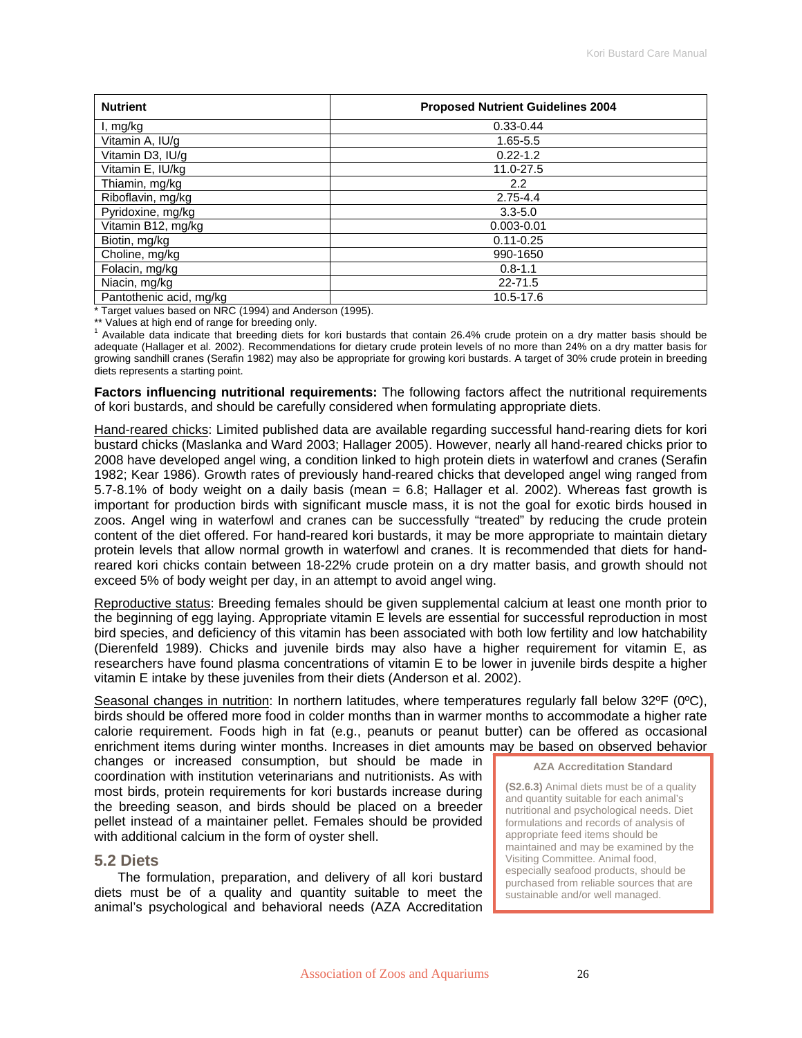| Nutrient | Proposed Nutrient Guidelines 2004 |
|---|---|
| I, mg/kg | 0.33-0.44 |
| Vitamin A, IU/g | 1.65-5.5 |
| Vitamin D3, IU/g | 0.22-1.2 |
| Vitamin E, IU/kg | 11.0-27.5 |
| Thiamin, mg/kg | 2.2 |
| Riboflavin, mg/kg | 2.75-4.4 |
| Pyridoxine, mg/kg | 3.3-5.0 |
| Vitamin B12, mg/kg | 0.003-0.01 |
| Biotin, mg/kg | 0.11-0.25 |
| Choline, mg/kg | 990-1650 |
| Folacin, mg/kg | 0.8-1.1 |
| Niacin, mg/kg | 22-71.5 |
| Pantothenic acid, mg/kg | 10.5-17.6 |

* Target values based on NRC (1994) and Anderson (1995).

** Values at high end of range for breeding only.

[1] Available data indicate that breeding diets for kori bustards that contain 26.4% crude protein on a dry matter basis should be adequate (Hallager et al. 2002). Recommendations for dietary crude protein levels of no more than 24% on a dry matter basis for growing sandhill cranes (Serafin 1982) may also be appropriate for growing kori bustards. A target of 30% crude protein in breeding diets represents a starting point.

**Factors influencing nutritional requirements:** The following factors affect the nutritional requirements of kori bustards, and should be carefully considered when formulating appropriate diets.

Hand-reared chicks: Limited published data are available regarding successful hand-rearing diets for kori bustard chicks (Maslanka and Ward 2003; Hallager 2005). However, nearly all hand-reared chicks prior to 2008 have developed angel wing, a condition linked to high protein diets in waterfowl and cranes (Serafin 1982; Kear 1986). Growth rates of previously hand-reared chicks that developed angel wing ranged from 5.7-8.1% of body weight on a daily basis (mean = 6.8; Hallager et al. 2002). Whereas fast growth is important for production birds with significant muscle mass, it is not the goal for exotic birds housed in zoos. Angel wing in waterfowl and cranes can be successfully "treated" by reducing the crude protein content of the diet offered. For hand-reared kori bustards, it may be more appropriate to maintain dietary protein levels that allow normal growth in waterfowl and cranes. It is recommended that diets for hand-reared kori chicks contain between 18-22% crude protein on a dry matter basis, and growth should not exceed 5% of body weight per day, in an attempt to avoid angel wing.

Reproductive status: Breeding females should be given supplemental calcium at least one month prior to the beginning of egg laying. Appropriate vitamin E levels are essential for successful reproduction in most bird species, and deficiency of this vitamin has been associated with both low fertility and low hatchability (Dierenfeld 1989). Chicks and juvenile birds may also have a higher requirement for vitamin E, as researchers have found plasma concentrations of vitamin E to be lower in juvenile birds despite a higher vitamin E intake by these juveniles from their diets (Anderson et al. 2002).

Seasonal changes in nutrition: In northern latitudes, where temperatures regularly fall below 32ºF (0ºC), birds should be offered more food in colder months than in warmer months to accommodate a higher rate calorie requirement. Foods high in fat (e.g., peanuts or peanut butter) can be offered as occasional enrichment items during winter months. Increases in diet amounts may be based on observed behavior changes or increased consumption, but should be made in coordination with institution veterinarians and nutritionists. As with most birds, protein requirements for kori bustards increase during the breeding season, and birds should be placed on a breeder pellet instead of a maintainer pellet. Females should be provided with additional calcium in the form of oyster shell.

> **AZA Accreditation Standard**
>
> **(S2.6.3)** Animal diets must be of a quality and quantity suitable for each animal's nutritional and psychological needs. Diet formulations and records of analysis of appropriate feed items should be maintained and may be examined by the Visiting Committee. Animal food, especially seafood products, should be purchased from reliable sources that are sustainable and/or well managed.

## 5.2 Diets

The formulation, preparation, and delivery of all kori bustard diets must be of a quality and quantity suitable to meet the animal's psychological and behavioral needs (AZA Accreditation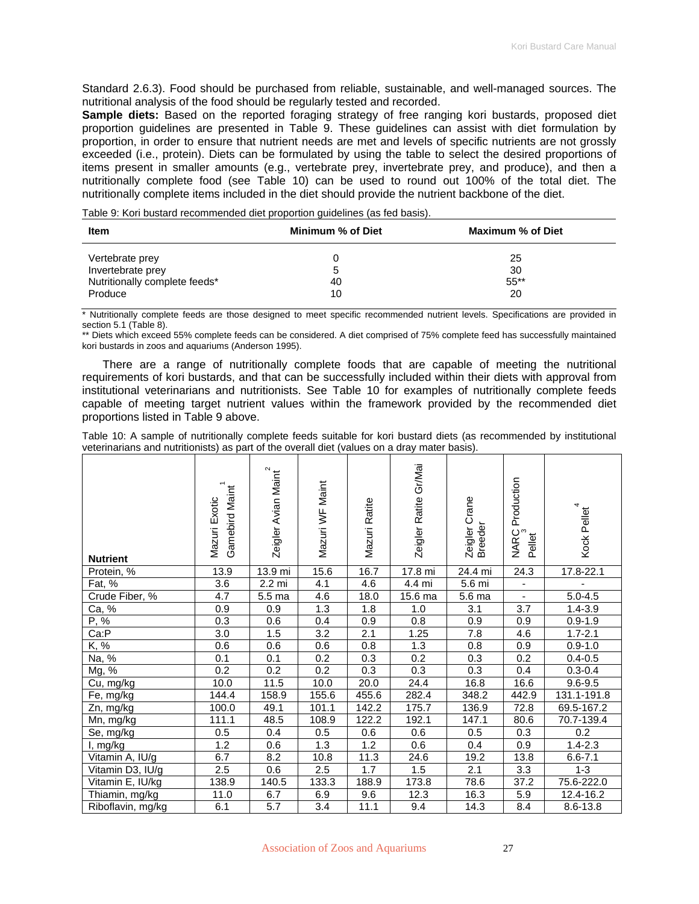Standard 2.6.3). Food should be purchased from reliable, sustainable, and well-managed sources. The nutritional analysis of the food should be regularly tested and recorded.

**Sample diets:** Based on the reported foraging strategy of free ranging kori bustards, proposed diet proportion guidelines are presented in Table 9. These guidelines can assist with diet formulation by proportion, in order to ensure that nutrient needs are met and levels of specific nutrients are not grossly exceeded (i.e., protein). Diets can be formulated by using the table to select the desired proportions of items present in smaller amounts (e.g., vertebrate prey, invertebrate prey, and produce), and then a nutritionally complete food (see Table 10) can be used to round out 100% of the total diet. The nutritionally complete items included in the diet should provide the nutrient backbone of the diet.

Table 9: Kori bustard recommended diet proportion guidelines (as fed basis).

| Item | Minimum % of Diet | Maximum % of Diet |
|---|---|---|
| Vertebrate prey | 0 | 25 |
| Invertebrate prey | 5 | 30 |
| Nutritionally complete feeds* | 40 | 55** |
| Produce | 10 | 20 |

* Nutritionally complete feeds are those designed to meet specific recommended nutrient levels. Specifications are provided in section 5.1 (Table 8).

** Diets which exceed 55% complete feeds can be considered. A diet comprised of 75% complete feed has successfully maintained kori bustards in zoos and aquariums (Anderson 1995).

There are a range of nutritionally complete foods that are capable of meeting the nutritional requirements of kori bustards, and that can be successfully included within their diets with approval from institutional veterinarians and nutritionists. See Table 10 for examples of nutritionally complete feeds capable of meeting target nutrient values within the framework provided by the recommended diet proportions listed in Table 9 above.

Table 10: A sample of nutritionally complete feeds suitable for kori bustard diets (as recommended by institutional veterinarians and nutritionists) as part of the overall diet (values on a dray mater basis).

| Nutrient | Mazuri Exotic Gamebird Maint [1] | Zeigler Avian Maint [2] | Mazuri WF Maint | Mazuri Ratite | Zeigler Ratite Gr/Mai | Zeigler Crane Breeder | NARC Production Pellet [3] | Kock Pellet [4] |
|---|---|---|---|---|---|---|---|---|
| Protein, % | 13.9 | 13.9 mi | 15.6 | 16.7 | 17.8 mi | 24.4 mi | 24.3 | 17.8-22.1 |
| Fat, % | 3.6 | 2.2 mi | 4.1 | 4.6 | 4.4 mi | 5.6 mi | - | - |
| Crude Fiber, % | 4.7 | 5.5 ma | 4.6 | 18.0 | 15.6 ma | 5.6 ma | - | 5.0-4.5 |
| Ca, % | 0.9 | 0.9 | 1.3 | 1.8 | 1.0 | 3.1 | 3.7 | 1.4-3.9 |
| P, % | 0.3 | 0.6 | 0.4 | 0.9 | 0.8 | 0.9 | 0.9 | 0.9-1.9 |
| Ca:P | 3.0 | 1.5 | 3.2 | 2.1 | 1.25 | 7.8 | 4.6 | 1.7-2.1 |
| K, % | 0.6 | 0.6 | 0.6 | 0.8 | 1.3 | 0.8 | 0.9 | 0.9-1.0 |
| Na, % | 0.1 | 0.1 | 0.2 | 0.3 | 0.2 | 0.3 | 0.2 | 0.4-0.5 |
| Mg, % | 0.2 | 0.2 | 0.2 | 0.3 | 0.3 | 0.3 | 0.4 | 0.3-0.4 |
| Cu, mg/kg | 10.0 | 11.5 | 10.0 | 20.0 | 24.4 | 16.8 | 16.6 | 9.6-9.5 |
| Fe, mg/kg | 144.4 | 158.9 | 155.6 | 455.6 | 282.4 | 348.2 | 442.9 | 131.1-191.8 |
| Zn, mg/kg | 100.0 | 49.1 | 101.1 | 142.2 | 175.7 | 136.9 | 72.8 | 69.5-167.2 |
| Mn, mg/kg | 111.1 | 48.5 | 108.9 | 122.2 | 192.1 | 147.1 | 80.6 | 70.7-139.4 |
| Se, mg/kg | 0.5 | 0.4 | 0.5 | 0.6 | 0.6 | 0.5 | 0.3 | 0.2 |
| I, mg/kg | 1.2 | 0.6 | 1.3 | 1.2 | 0.6 | 0.4 | 0.9 | 1.4-2.3 |
| Vitamin A, IU/g | 6.7 | 8.2 | 10.8 | 11.3 | 24.6 | 19.2 | 13.8 | 6.6-7.1 |
| Vitamin D3, IU/g | 2.5 | 0.6 | 2.5 | 1.7 | 1.5 | 2.1 | 3.3 | 1-3 |
| Vitamin E, IU/kg | 138.9 | 140.5 | 133.3 | 188.9 | 173.8 | 78.6 | 37.2 | 75.6-222.0 |
| Thiamin, mg/kg | 11.0 | 6.7 | 6.9 | 9.6 | 12.3 | 16.3 | 5.9 | 12.4-16.2 |
| Riboflavin, mg/kg | 6.1 | 5.7 | 3.4 | 11.1 | 9.4 | 14.3 | 8.4 | 8.6-13.8 |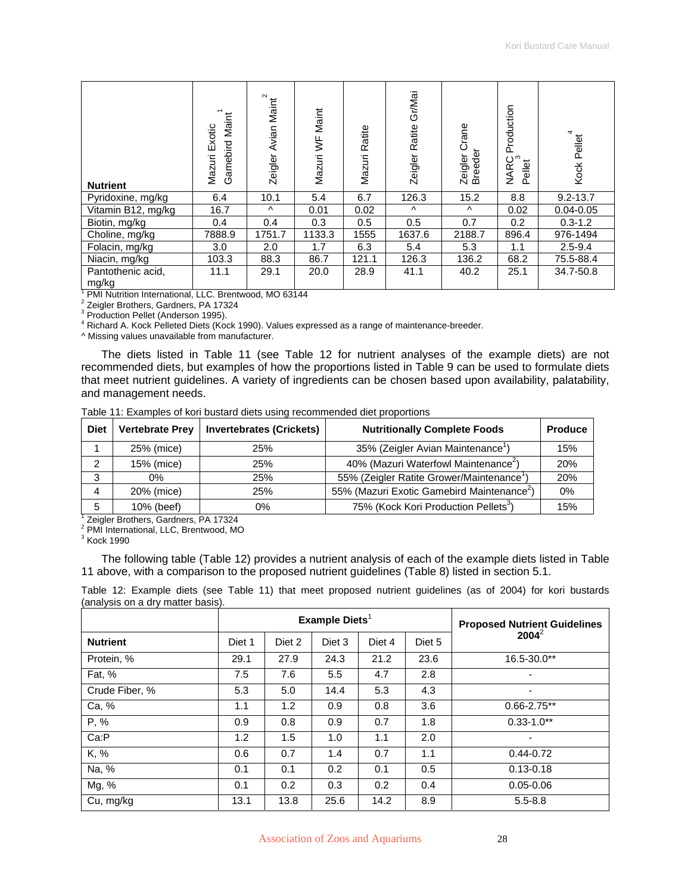| Nutrient | Mazuri Exotic Gamebird Maint[1] | Zeigler Avian Maint[2] | Mazuri WF Maint | Mazuri Ratite | Zeigler Ratite Gr/Mai | Zeigler Crane Breeder | NARC Production Pellet[3] | Kock Pellet[4] |
|---|---|---|---|---|---|---|---|---|
| Pyridoxine, mg/kg | 6.4 | 10.1 | 5.4 | 6.7 | 126.3 | 15.2 | 8.8 | 9.2-13.7 |
| Vitamin B12, mg/kg | 16.7 | ^ | 0.01 | 0.02 | ^ | ^ | 0.02 | 0.04-0.05 |
| Biotin, mg/kg | 0.4 | 0.4 | 0.3 | 0.5 | 0.5 | 0.7 | 0.2 | 0.3-1.2 |
| Choline, mg/kg | 7888.9 | 1751.7 | 1133.3 | 1555 | 1637.6 | 2188.7 | 896.4 | 976-1494 |
| Folacin, mg/kg | 3.0 | 2.0 | 1.7 | 6.3 | 5.4 | 5.3 | 1.1 | 2.5-9.4 |
| Niacin, mg/kg | 103.3 | 88.3 | 86.7 | 121.1 | 126.3 | 136.2 | 68.2 | 75.5-88.4 |
| Pantothenic acid, mg/kg | 11.1 | 29.1 | 20.0 | 28.9 | 41.1 | 40.2 | 25.1 | 34.7-50.8 |

[1] PMI Nutrition International, LLC. Brentwood, MO 63144
[2] Zeigler Brothers, Gardners, PA 17324
[3] Production Pellet (Anderson 1995).
[4] Richard A. Kock Pelleted Diets (Kock 1990). Values expressed as a range of maintenance-breeder.
^ Missing values unavailable from manufacturer.

The diets listed in Table 11 (see Table 12 for nutrient analyses of the example diets) are not recommended diets, but examples of how the proportions listed in Table 9 can be used to formulate diets that meet nutrient guidelines. A variety of ingredients can be chosen based upon availability, palatability, and management needs.

Table 11: Examples of kori bustard diets using recommended diet proportions

| Diet | Vertebrate Prey | Invertebrates (Crickets) | Nutritionally Complete Foods | Produce |
|---|---|---|---|---|
| 1 | 25% (mice) | 25% | 35% (Zeigler Avian Maintenance[1]) | 15% |
| 2 | 15% (mice) | 25% | 40% (Mazuri Waterfowl Maintenance[2]) | 20% |
| 3 | 0% | 25% | 55% (Zeigler Ratite Grower/Maintenance[1]) | 20% |
| 4 | 20% (mice) | 25% | 55% (Mazuri Exotic Gamebird Maintenance[2]) | 0% |
| 5 | 10% (beef) | 0% | 75% (Kock Kori Production Pellets[3]) | 15% |

[1] Zeigler Brothers, Gardners, PA 17324
[2] PMI International, LLC, Brentwood, MO
[3] Kock 1990

The following table (Table 12) provides a nutrient analysis of each of the example diets listed in Table 11 above, with a comparison to the proposed nutrient guidelines (Table 8) listed in section 5.1.

Table 12: Example diets (see Table 11) that meet proposed nutrient guidelines (as of 2004) for kori bustards (analysis on a dry matter basis).

| | Example Diets[1] | | | | | Proposed Nutrient Guidelines 2004[2] |
|---|---|---|---|---|---|---|
| Nutrient | Diet 1 | Diet 2 | Diet 3 | Diet 4 | Diet 5 | |
| Protein, % | 29.1 | 27.9 | 24.3 | 21.2 | 23.6 | 16.5-30.0** |
| Fat, % | 7.5 | 7.6 | 5.5 | 4.7 | 2.8 | - |
| Crude Fiber, % | 5.3 | 5.0 | 14.4 | 5.3 | 4.3 | - |
| Ca, % | 1.1 | 1.2 | 0.9 | 0.8 | 3.6 | 0.66-2.75** |
| P, % | 0.9 | 0.8 | 0.9 | 0.7 | 1.8 | 0.33-1.0** |
| Ca:P | 1.2 | 1.5 | 1.0 | 1.1 | 2.0 | - |
| K, % | 0.6 | 0.7 | 1.4 | 0.7 | 1.1 | 0.44-0.72 |
| Na, % | 0.1 | 0.1 | 0.2 | 0.1 | 0.5 | 0.13-0.18 |
| Mg, % | 0.1 | 0.2 | 0.3 | 0.2 | 0.4 | 0.05-0.06 |
| Cu, mg/kg | 13.1 | 13.8 | 25.6 | 14.2 | 8.9 | 5.5-8.8 |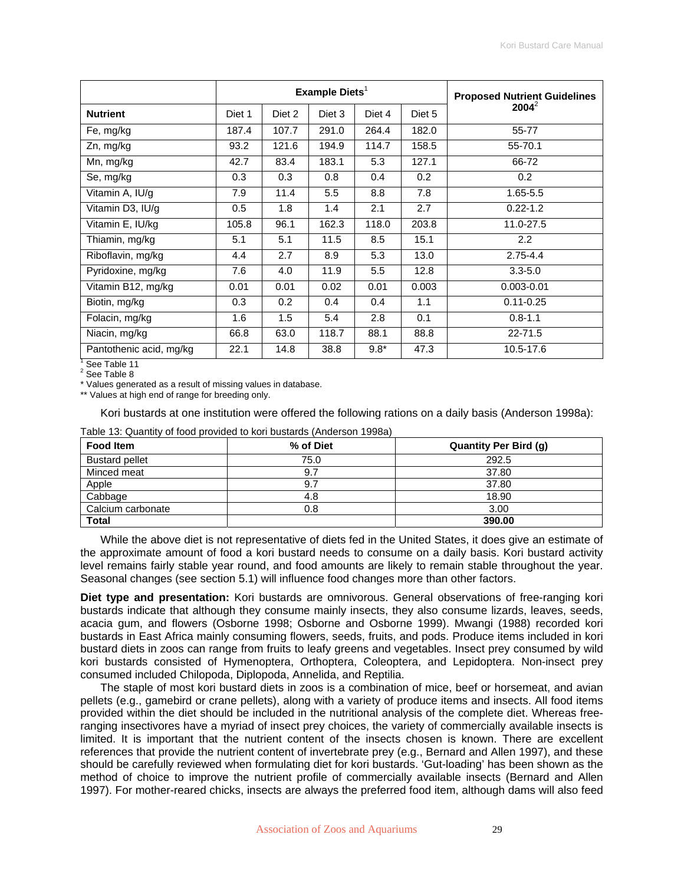| | Example Diets[1] | | | | | Proposed Nutrient Guidelines 2004[2] |
|---|---|---|---|---|---|---|
| **Nutrient** | Diet 1 | Diet 2 | Diet 3 | Diet 4 | Diet 5 | |
| Fe, mg/kg | 187.4 | 107.7 | 291.0 | 264.4 | 182.0 | 55-77 |
| Zn, mg/kg | 93.2 | 121.6 | 194.9 | 114.7 | 158.5 | 55-70.1 |
| Mn, mg/kg | 42.7 | 83.4 | 183.1 | 5.3 | 127.1 | 66-72 |
| Se, mg/kg | 0.3 | 0.3 | 0.8 | 0.4 | 0.2 | 0.2 |
| Vitamin A, IU/g | 7.9 | 11.4 | 5.5 | 8.8 | 7.8 | 1.65-5.5 |
| Vitamin D3, IU/g | 0.5 | 1.8 | 1.4 | 2.1 | 2.7 | 0.22-1.2 |
| Vitamin E, IU/kg | 105.8 | 96.1 | 162.3 | 118.0 | 203.8 | 11.0-27.5 |
| Thiamin, mg/kg | 5.1 | 5.1 | 11.5 | 8.5 | 15.1 | 2.2 |
| Riboflavin, mg/kg | 4.4 | 2.7 | 8.9 | 5.3 | 13.0 | 2.75-4.4 |
| Pyridoxine, mg/kg | 7.6 | 4.0 | 11.9 | 5.5 | 12.8 | 3.3-5.0 |
| Vitamin B12, mg/kg | 0.01 | 0.01 | 0.02 | 0.01 | 0.003 | 0.003-0.01 |
| Biotin, mg/kg | 0.3 | 0.2 | 0.4 | 0.4 | 1.1 | 0.11-0.25 |
| Folacin, mg/kg | 1.6 | 1.5 | 5.4 | 2.8 | 0.1 | 0.8-1.1 |
| Niacin, mg/kg | 66.8 | 63.0 | 118.7 | 88.1 | 88.8 | 22-71.5 |
| Pantothenic acid, mg/kg | 22.1 | 14.8 | 38.8 | 9.8* | 47.3 | 10.5-17.6 |

[1] See Table 11
[2] See Table 8
* Values generated as a result of missing values in database.
** Values at high end of range for breeding only.

Kori bustards at one institution were offered the following rations on a daily basis (Anderson 1998a):

Table 13: Quantity of food provided to kori bustards (Anderson 1998a)

| Food Item | % of Diet | Quantity Per Bird (g) |
|---|---|---|
| Bustard pellet | 75.0 | 292.5 |
| Minced meat | 9.7 | 37.80 |
| Apple | 9.7 | 37.80 |
| Cabbage | 4.8 | 18.90 |
| Calcium carbonate | 0.8 | 3.00 |
| **Total** | | **390.00** |

While the above diet is not representative of diets fed in the United States, it does give an estimate of the approximate amount of food a kori bustard needs to consume on a daily basis. Kori bustard activity level remains fairly stable year round, and food amounts are likely to remain stable throughout the year. Seasonal changes (see section 5.1) will influence food changes more than other factors.

**Diet type and presentation:** Kori bustards are omnivorous. General observations of free-ranging kori bustards indicate that although they consume mainly insects, they also consume lizards, leaves, seeds, acacia gum, and flowers (Osborne 1998; Osborne and Osborne 1999). Mwangi (1988) recorded kori bustards in East Africa mainly consuming flowers, seeds, fruits, and pods. Produce items included in kori bustard diets in zoos can range from fruits to leafy greens and vegetables. Insect prey consumed by wild kori bustards consisted of Hymenoptera, Orthoptera, Coleoptera, and Lepidoptera. Non-insect prey consumed included Chilopoda, Diplopoda, Annelida, and Reptilia.

The staple of most kori bustard diets in zoos is a combination of mice, beef or horsemeat, and avian pellets (e.g., gamebird or crane pellets), along with a variety of produce items and insects. All food items provided within the diet should be included in the nutritional analysis of the complete diet. Whereas free-ranging insectivores have a myriad of insect prey choices, the variety of commercially available insects is limited. It is important that the nutrient content of the insects chosen is known. There are excellent references that provide the nutrient content of invertebrate prey (e.g., Bernard and Allen 1997), and these should be carefully reviewed when formulating diet for kori bustards. 'Gut-loading' has been shown as the method of choice to improve the nutrient profile of commercially available insects (Bernard and Allen 1997). For mother-reared chicks, insects are always the preferred food item, although dams will also feed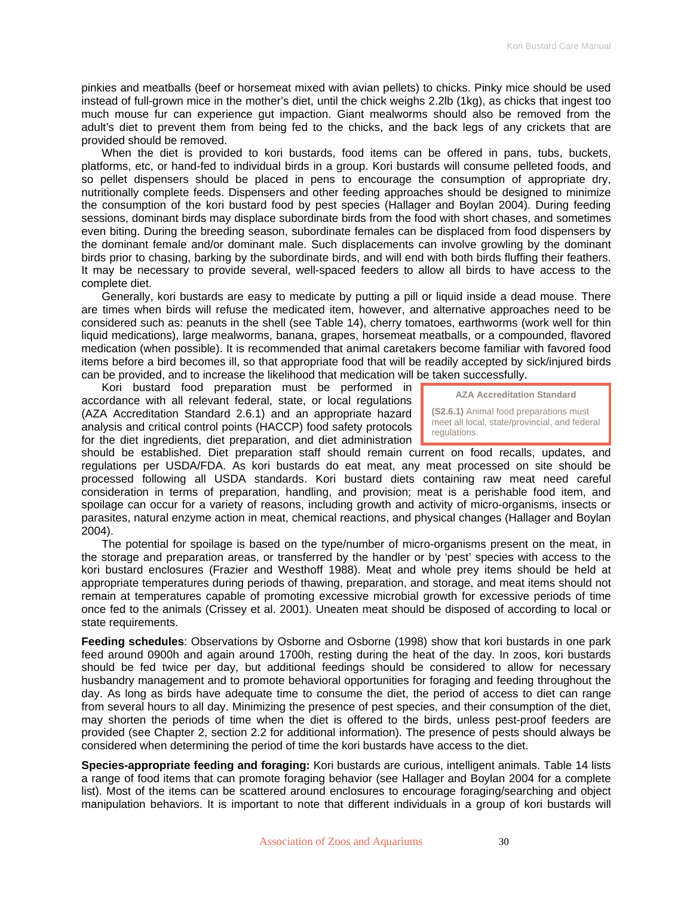pinkies and meatballs (beef or horsemeat mixed with avian pellets) to chicks. Pinky mice should be used instead of full-grown mice in the mother's diet, until the chick weighs 2.2lb (1kg), as chicks that ingest too much mouse fur can experience gut impaction. Giant mealworms should also be removed from the adult's diet to prevent them from being fed to the chicks, and the back legs of any crickets that are provided should be removed.

When the diet is provided to kori bustards, food items can be offered in pans, tubs, buckets, platforms, etc, or hand-fed to individual birds in a group. Kori bustards will consume pelleted foods, and so pellet dispensers should be placed in pens to encourage the consumption of appropriate dry, nutritionally complete feeds. Dispensers and other feeding approaches should be designed to minimize the consumption of the kori bustard food by pest species (Hallager and Boylan 2004). During feeding sessions, dominant birds may displace subordinate birds from the food with short chases, and sometimes even biting. During the breeding season, subordinate females can be displaced from food dispensers by the dominant female and/or dominant male. Such displacements can involve growling by the dominant birds prior to chasing, barking by the subordinate birds, and will end with both birds fluffing their feathers. It may be necessary to provide several, well-spaced feeders to allow all birds to have access to the complete diet.

Generally, kori bustards are easy to medicate by putting a pill or liquid inside a dead mouse. There are times when birds will refuse the medicated item, however, and alternative approaches need to be considered such as: peanuts in the shell (see Table 14), cherry tomatoes, earthworms (work well for thin liquid medications), large mealworms, banana, grapes, horsemeat meatballs, or a compounded, flavored medication (when possible). It is recommended that animal caretakers become familiar with favored food items before a bird becomes ill, so that appropriate food that will be readily accepted by sick/injured birds can be provided, and to increase the likelihood that medication will be taken successfully.

> **AZA Accreditation Standard**
>
> **(S2.6.1)** Animal food preparations must meet all local, state/provincial, and federal regulations.

Kori bustard food preparation must be performed in accordance with all relevant federal, state, or local regulations (AZA Accreditation Standard 2.6.1) and an appropriate hazard analysis and critical control points (HACCP) food safety protocols for the diet ingredients, diet preparation, and diet administration should be established. Diet preparation staff should remain current on food recalls, updates, and regulations per USDA/FDA. As kori bustards do eat meat, any meat processed on site should be processed following all USDA standards. Kori bustard diets containing raw meat need careful consideration in terms of preparation, handling, and provision; meat is a perishable food item, and spoilage can occur for a variety of reasons, including growth and activity of micro-organisms, insects or parasites, natural enzyme action in meat, chemical reactions, and physical changes (Hallager and Boylan 2004).

The potential for spoilage is based on the type/number of micro-organisms present on the meat, in the storage and preparation areas, or transferred by the handler or by 'pest' species with access to the kori bustard enclosures (Frazier and Westhoff 1988). Meat and whole prey items should be held at appropriate temperatures during periods of thawing, preparation, and storage, and meat items should not remain at temperatures capable of promoting excessive microbial growth for excessive periods of time once fed to the animals (Crissey et al. 2001). Uneaten meat should be disposed of according to local or state requirements.

**Feeding schedules**: Observations by Osborne and Osborne (1998) show that kori bustards in one park feed around 0900h and again around 1700h, resting during the heat of the day. In zoos, kori bustards should be fed twice per day, but additional feedings should be considered to allow for necessary husbandry management and to promote behavioral opportunities for foraging and feeding throughout the day. As long as birds have adequate time to consume the diet, the period of access to diet can range from several hours to all day. Minimizing the presence of pest species, and their consumption of the diet, may shorten the periods of time when the diet is offered to the birds, unless pest-proof feeders are provided (see Chapter 2, section 2.2 for additional information). The presence of pests should always be considered when determining the period of time the kori bustards have access to the diet.

**Species-appropriate feeding and foraging:** Kori bustards are curious, intelligent animals. Table 14 lists a range of food items that can promote foraging behavior (see Hallager and Boylan 2004 for a complete list). Most of the items can be scattered around enclosures to encourage foraging/searching and object manipulation behaviors. It is important to note that different individuals in a group of kori bustards will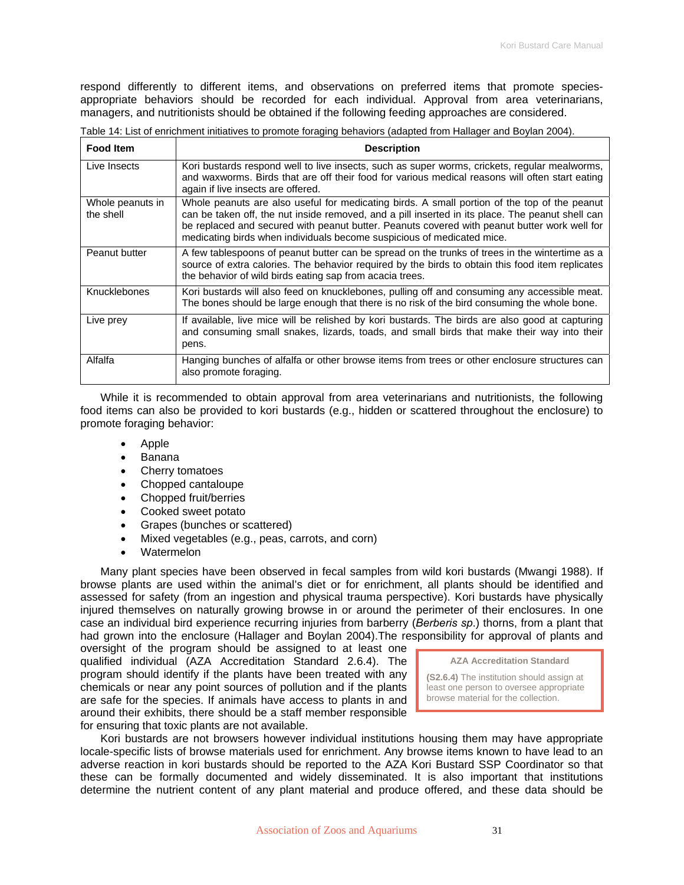respond differently to different items, and observations on preferred items that promote species-appropriate behaviors should be recorded for each individual. Approval from area veterinarians, managers, and nutritionists should be obtained if the following feeding approaches are considered.

Table 14: List of enrichment initiatives to promote foraging behaviors (adapted from Hallager and Boylan 2004).

| Food Item | Description |
|---|---|
| Live Insects | Kori bustards respond well to live insects, such as super worms, crickets, regular mealworms, and waxworms. Birds that are off their food for various medical reasons will often start eating again if live insects are offered. |
| Whole peanuts in the shell | Whole peanuts are also useful for medicating birds. A small portion of the top of the peanut can be taken off, the nut inside removed, and a pill inserted in its place. The peanut shell can be replaced and secured with peanut butter. Peanuts covered with peanut butter work well for medicating birds when individuals become suspicious of medicated mice. |
| Peanut butter | A few tablespoons of peanut butter can be spread on the trunks of trees in the wintertime as a source of extra calories. The behavior required by the birds to obtain this food item replicates the behavior of wild birds eating sap from acacia trees. |
| Knucklebones | Kori bustards will also feed on knucklebones, pulling off and consuming any accessible meat. The bones should be large enough that there is no risk of the bird consuming the whole bone. |
| Live prey | If available, live mice will be relished by kori bustards. The birds are also good at capturing and consuming small snakes, lizards, toads, and small birds that make their way into their pens. |
| Alfalfa | Hanging bunches of alfalfa or other browse items from trees or other enclosure structures can also promote foraging. |

While it is recommended to obtain approval from area veterinarians and nutritionists, the following food items can also be provided to kori bustards (e.g., hidden or scattered throughout the enclosure) to promote foraging behavior:

- Apple
- Banana
- Cherry tomatoes
- Chopped cantaloupe
- Chopped fruit/berries
- Cooked sweet potato
- Grapes (bunches or scattered)
- Mixed vegetables (e.g., peas, carrots, and corn)
- Watermelon

Many plant species have been observed in fecal samples from wild kori bustards (Mwangi 1988). If browse plants are used within the animal's diet or for enrichment, all plants should be identified and assessed for safety (from an ingestion and physical trauma perspective). Kori bustards have physically injured themselves on naturally growing browse in or around the perimeter of their enclosures. In one case an individual bird experience recurring injuries from barberry (*Berberis sp.*) thorns, from a plant that had grown into the enclosure (Hallager and Boylan 2004).The responsibility for approval of plants and oversight of the program should be assigned to at least one qualified individual (AZA Accreditation Standard 2.6.4). The program should identify if the plants have been treated with any chemicals or near any point sources of pollution and if the plants are safe for the species. If animals have access to plants in and around their exhibits, there should be a staff member responsible for ensuring that toxic plants are not available.

> **AZA Accreditation Standard**
>
> **(S2.6.4)** The institution should assign at least one person to oversee appropriate browse material for the collection.

Kori bustards are not browsers however individual institutions housing them may have appropriate locale-specific lists of browse materials used for enrichment. Any browse items known to have lead to an adverse reaction in kori bustards should be reported to the AZA Kori Bustard SSP Coordinator so that these can be formally documented and widely disseminated. It is also important that institutions determine the nutrient content of any plant material and produce offered, and these data should be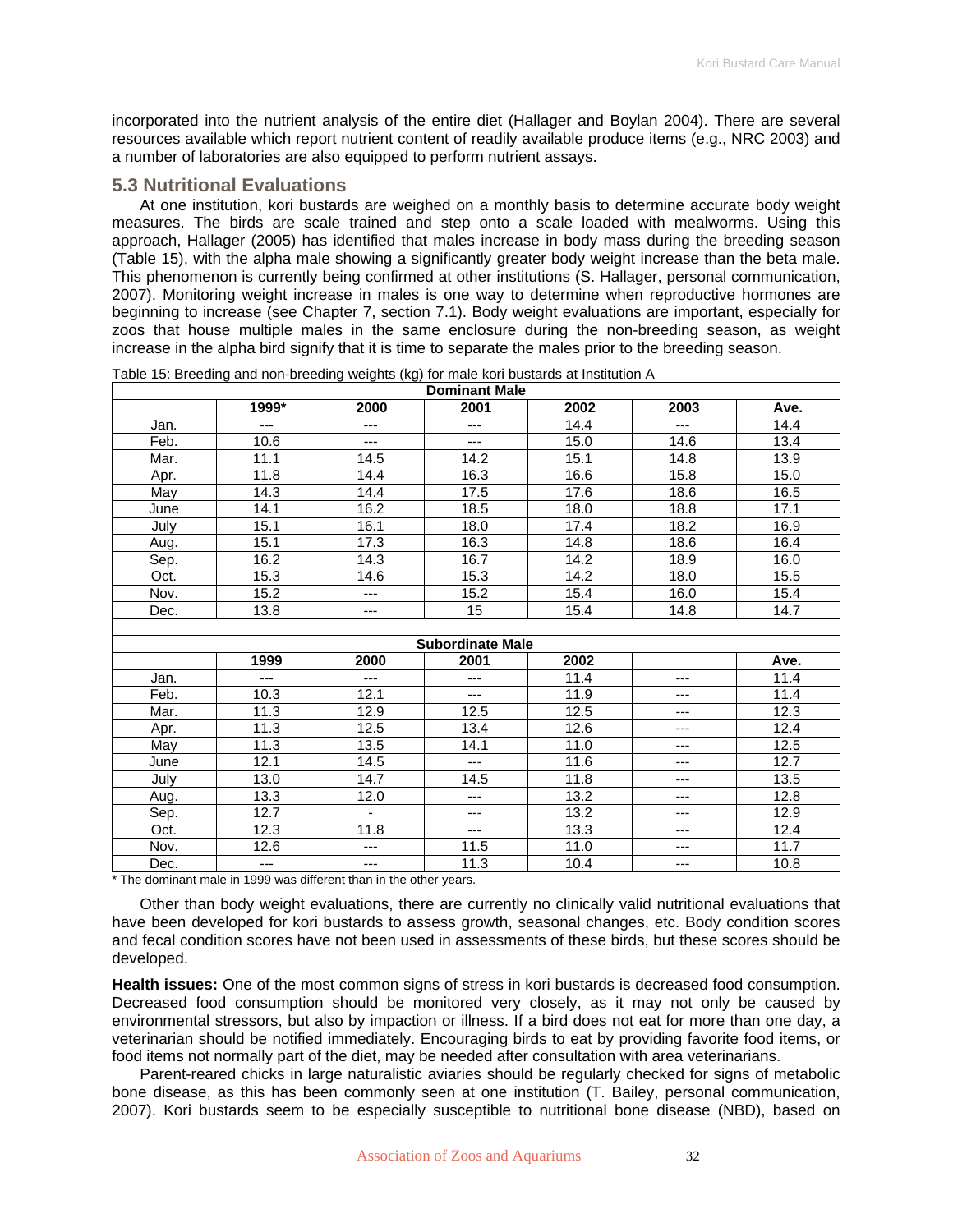incorporated into the nutrient analysis of the entire diet (Hallager and Boylan 2004). There are several resources available which report nutrient content of readily available produce items (e.g., NRC 2003) and a number of laboratories are also equipped to perform nutrient assays.

## 5.3 Nutritional Evaluations

At one institution, kori bustards are weighed on a monthly basis to determine accurate body weight measures. The birds are scale trained and step onto a scale loaded with mealworms. Using this approach, Hallager (2005) has identified that males increase in body mass during the breeding season (Table 15), with the alpha male showing a significantly greater body weight increase than the beta male. This phenomenon is currently being confirmed at other institutions (S. Hallager, personal communication, 2007). Monitoring weight increase in males is one way to determine when reproductive hormones are beginning to increase (see Chapter 7, section 7.1). Body weight evaluations are important, especially for zoos that house multiple males in the same enclosure during the non-breeding season, as weight increase in the alpha bird signify that it is time to separate the males prior to the breeding season.

Table 15: Breeding and non-breeding weights (kg) for male kori bustards at Institution A

| Dominant Male | | | | | | |
|---|---|---|---|---|---|---|
| | 1999* | 2000 | 2001 | 2002 | 2003 | Ave. |
| Jan. | --- | --- | --- | 14.4 | --- | 14.4 |
| Feb. | 10.6 | --- | --- | 15.0 | 14.6 | 13.4 |
| Mar. | 11.1 | 14.5 | 14.2 | 15.1 | 14.8 | 13.9 |
| Apr. | 11.8 | 14.4 | 16.3 | 16.6 | 15.8 | 15.0 |
| May | 14.3 | 14.4 | 17.5 | 17.6 | 18.6 | 16.5 |
| June | 14.1 | 16.2 | 18.5 | 18.0 | 18.8 | 17.1 |
| July | 15.1 | 16.1 | 18.0 | 17.4 | 18.2 | 16.9 |
| Aug. | 15.1 | 17.3 | 16.3 | 14.8 | 18.6 | 16.4 |
| Sep. | 16.2 | 14.3 | 16.7 | 14.2 | 18.9 | 16.0 |
| Oct. | 15.3 | 14.6 | 15.3 | 14.2 | 18.0 | 15.5 |
| Nov. | 15.2 | --- | 15.2 | 15.4 | 16.0 | 15.4 |
| Dec. | 13.8 | --- | 15 | 15.4 | 14.8 | 14.7 |
| **Subordinate Male** | | | | | | |
| | 1999 | 2000 | 2001 | 2002 | | Ave. |
| Jan. | --- | --- | --- | 11.4 | --- | 11.4 |
| Feb. | 10.3 | 12.1 | --- | 11.9 | --- | 11.4 |
| Mar. | 11.3 | 12.9 | 12.5 | 12.5 | --- | 12.3 |
| Apr. | 11.3 | 12.5 | 13.4 | 12.6 | --- | 12.4 |
| May | 11.3 | 13.5 | 14.1 | 11.0 | --- | 12.5 |
| June | 12.1 | 14.5 | --- | 11.6 | --- | 12.7 |
| July | 13.0 | 14.7 | 14.5 | 11.8 | --- | 13.5 |
| Aug. | 13.3 | 12.0 | --- | 13.2 | --- | 12.8 |
| Sep. | 12.7 | - | --- | 13.2 | --- | 12.9 |
| Oct. | 12.3 | 11.8 | --- | 13.3 | --- | 12.4 |
| Nov. | 12.6 | --- | 11.5 | 11.0 | --- | 11.7 |
| Dec. | --- | --- | 11.3 | 10.4 | --- | 10.8 |

\* The dominant male in 1999 was different than in the other years.

Other than body weight evaluations, there are currently no clinically valid nutritional evaluations that have been developed for kori bustards to assess growth, seasonal changes, etc. Body condition scores and fecal condition scores have not been used in assessments of these birds, but these scores should be developed.

**Health issues:** One of the most common signs of stress in kori bustards is decreased food consumption. Decreased food consumption should be monitored very closely, as it may not only be caused by environmental stressors, but also by impaction or illness. If a bird does not eat for more than one day, a veterinarian should be notified immediately. Encouraging birds to eat by providing favorite food items, or food items not normally part of the diet, may be needed after consultation with area veterinarians.

Parent-reared chicks in large naturalistic aviaries should be regularly checked for signs of metabolic bone disease, as this has been commonly seen at one institution (T. Bailey, personal communication, 2007). Kori bustards seem to be especially susceptible to nutritional bone disease (NBD), based on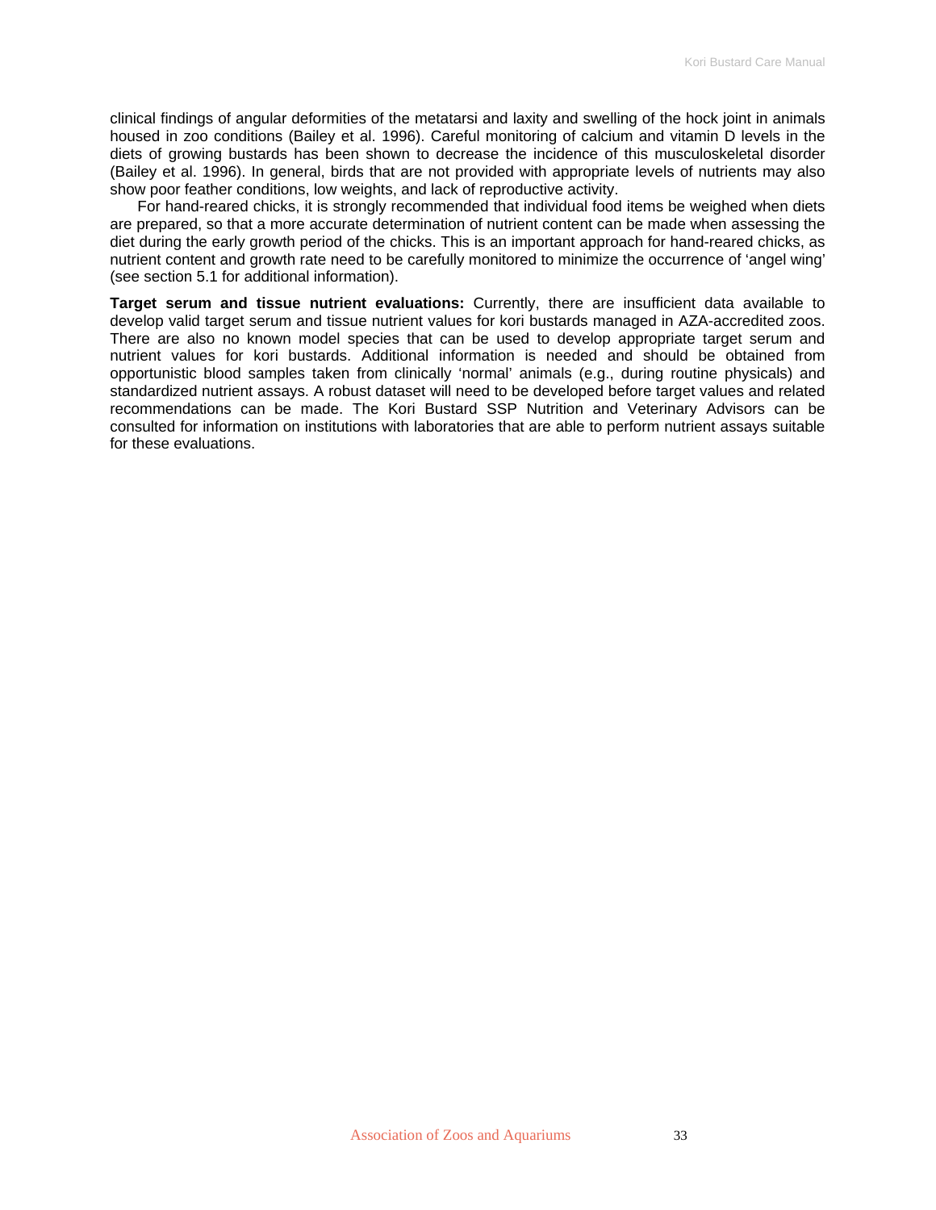clinical findings of angular deformities of the metatarsi and laxity and swelling of the hock joint in animals housed in zoo conditions (Bailey et al. 1996). Careful monitoring of calcium and vitamin D levels in the diets of growing bustards has been shown to decrease the incidence of this musculoskeletal disorder (Bailey et al. 1996). In general, birds that are not provided with appropriate levels of nutrients may also show poor feather conditions, low weights, and lack of reproductive activity.

For hand-reared chicks, it is strongly recommended that individual food items be weighed when diets are prepared, so that a more accurate determination of nutrient content can be made when assessing the diet during the early growth period of the chicks. This is an important approach for hand-reared chicks, as nutrient content and growth rate need to be carefully monitored to minimize the occurrence of 'angel wing' (see section 5.1 for additional information).

**Target serum and tissue nutrient evaluations:** Currently, there are insufficient data available to develop valid target serum and tissue nutrient values for kori bustards managed in AZA-accredited zoos. There are also no known model species that can be used to develop appropriate target serum and nutrient values for kori bustards. Additional information is needed and should be obtained from opportunistic blood samples taken from clinically 'normal' animals (e.g., during routine physicals) and standardized nutrient assays. A robust dataset will need to be developed before target values and related recommendations can be made. The Kori Bustard SSP Nutrition and Veterinary Advisors can be consulted for information on institutions with laboratories that are able to perform nutrient assays suitable for these evaluations.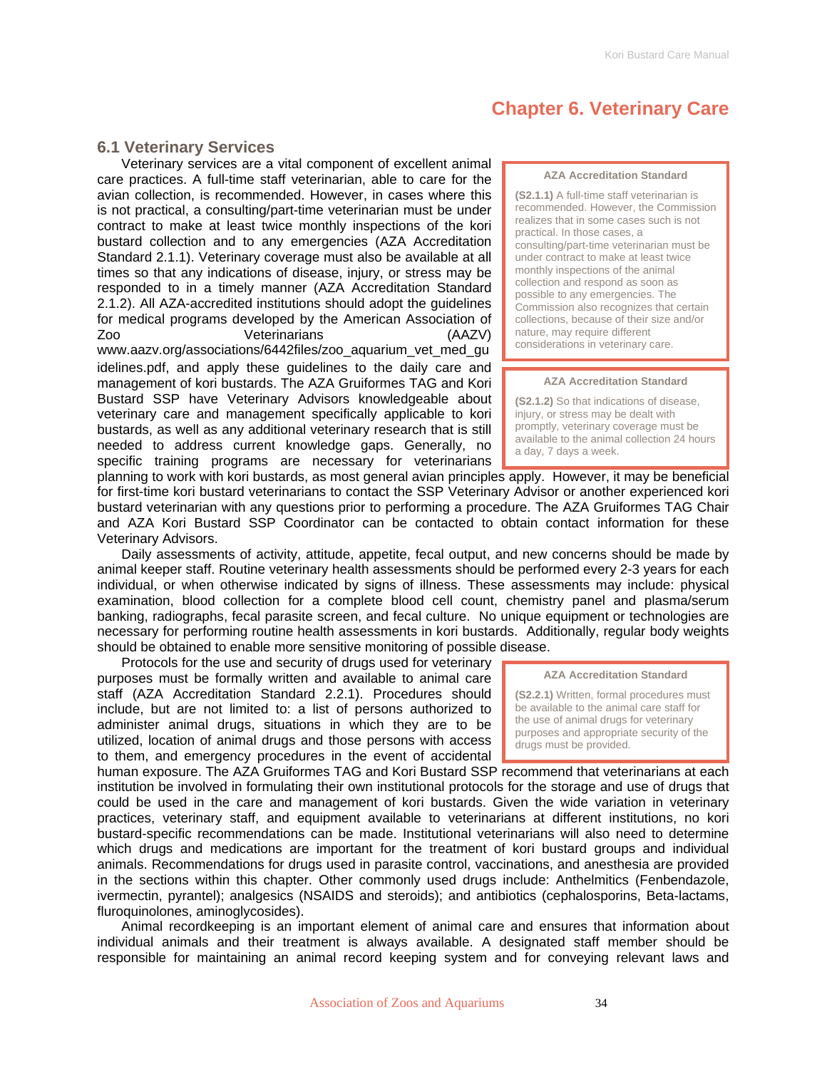# Chapter 6. Veterinary Care

## 6.1 Veterinary Services

Veterinary services are a vital component of excellent animal care practices. A full-time staff veterinarian, able to care for the avian collection, is recommended. However, in cases where this is not practical, a consulting/part-time veterinarian must be under contract to make at least twice monthly inspections of the kori bustard collection and to any emergencies (AZA Accreditation Standard 2.1.1). Veterinary coverage must also be available at all times so that any indications of disease, injury, or stress may be responded to in a timely manner (AZA Accreditation Standard 2.1.2). All AZA-accredited institutions should adopt the guidelines for medical programs developed by the American Association of Zoo Veterinarians (AAZV) www.aazv.org/associations/6442files/zoo_aquarium_vet_med_guidelines.pdf, and apply these guidelines to the daily care and management of kori bustards. The AZA Gruiformes TAG and Kori Bustard SSP have Veterinary Advisors knowledgeable about veterinary care and management specifically applicable to kori bustards, as well as any additional veterinary research that is still needed to address current knowledge gaps. Generally, no specific training programs are necessary for veterinarians planning to work with kori bustards, as most general avian principles apply. However, it may be beneficial for first-time kori bustard veterinarians to contact the SSP Veterinary Advisor or another experienced kori bustard veterinarian with any questions prior to performing a procedure. The AZA Gruiformes TAG Chair and AZA Kori Bustard SSP Coordinator can be contacted to obtain contact information for these Veterinary Advisors.

> **AZA Accreditation Standard**
>
> **(S2.1.1)** A full-time staff veterinarian is recommended. However, the Commission realizes that in some cases such is not practical. In those cases, a consulting/part-time veterinarian must be under contract to make at least twice monthly inspections of the animal collection and respond as soon as possible to any emergencies. The Commission also recognizes that certain collections, because of their size and/or nature, may require different considerations in veterinary care.

> **AZA Accreditation Standard**
>
> **(S2.1.2)** So that indications of disease, injury, or stress may be dealt with promptly, veterinary coverage must be available to the animal collection 24 hours a day, 7 days a week.

Daily assessments of activity, attitude, appetite, fecal output, and new concerns should be made by animal keeper staff. Routine veterinary health assessments should be performed every 2-3 years for each individual, or when otherwise indicated by signs of illness. These assessments may include: physical examination, blood collection for a complete blood cell count, chemistry panel and plasma/serum banking, radiographs, fecal parasite screen, and fecal culture. No unique equipment or technologies are necessary for performing routine health assessments in kori bustards. Additionally, regular body weights should be obtained to enable more sensitive monitoring of possible disease.

Protocols for the use and security of drugs used for veterinary purposes must be formally written and available to animal care staff (AZA Accreditation Standard 2.2.1). Procedures should include, but are not limited to: a list of persons authorized to administer animal drugs, situations in which they are to be utilized, location of animal drugs and those persons with access to them, and emergency procedures in the event of accidental human exposure. The AZA Gruiformes TAG and Kori Bustard SSP recommend that veterinarians at each institution be involved in formulating their own institutional protocols for the storage and use of drugs that could be used in the care and management of kori bustards. Given the wide variation in veterinary practices, veterinary staff, and equipment available to veterinarians at different institutions, no kori bustard-specific recommendations can be made. Institutional veterinarians will also need to determine which drugs and medications are important for the treatment of kori bustard groups and individual animals. Recommendations for drugs used in parasite control, vaccinations, and anesthesia are provided in the sections within this chapter. Other commonly used drugs include: Anthelmitics (Fenbendazole, ivermectin, pyrantel); analgesics (NSAIDS and steroids); and antibiotics (cephalosporins, Beta-lactams, fluroquinolones, aminoglycosides).

> **AZA Accreditation Standard**
>
> **(S2.2.1)** Written, formal procedures must be available to the animal care staff for the use of animal drugs for veterinary purposes and appropriate security of the drugs must be provided.

Animal recordkeeping is an important element of animal care and ensures that information about individual animals and their treatment is always available. A designated staff member should be responsible for maintaining an animal record keeping system and for conveying relevant laws and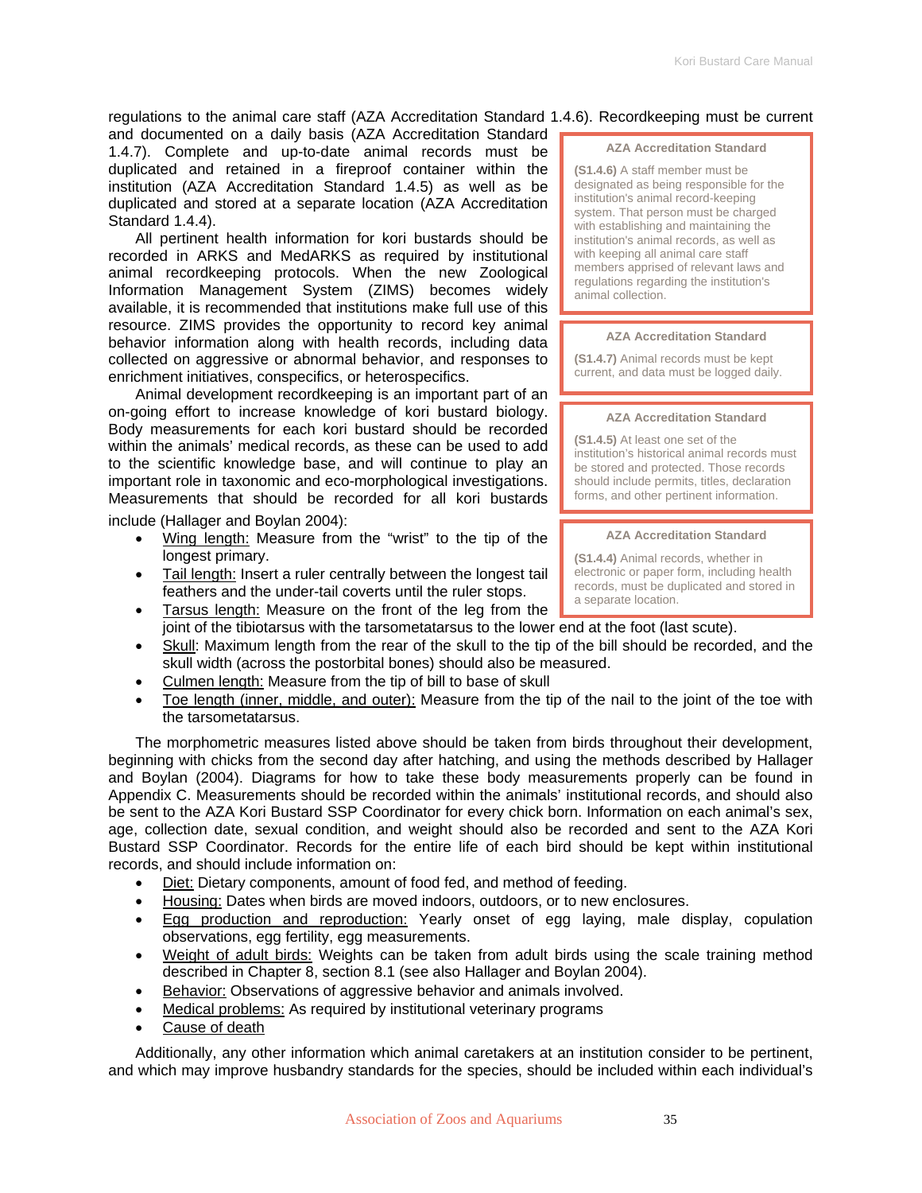regulations to the animal care staff (AZA Accreditation Standard 1.4.6). Recordkeeping must be current and documented on a daily basis (AZA Accreditation Standard 1.4.7). Complete and up-to-date animal records must be duplicated and retained in a fireproof container within the institution (AZA Accreditation Standard 1.4.5) as well as be duplicated and stored at a separate location (AZA Accreditation Standard 1.4.4).

> **AZA Accreditation Standard**
>
> **(S1.4.6)** A staff member must be designated as being responsible for the institution's animal record-keeping system. That person must be charged with establishing and maintaining the institution's animal records, as well as with keeping all animal care staff members apprised of relevant laws and regulations regarding the institution's animal collection.

> **AZA Accreditation Standard**
>
> **(S1.4.7)** Animal records must be kept current, and data must be logged daily.

> **AZA Accreditation Standard**
>
> **(S1.4.5)** At least one set of the institution's historical animal records must be stored and protected. Those records should include permits, titles, declaration forms, and other pertinent information.

> **AZA Accreditation Standard**
>
> **(S1.4.4)** Animal records, whether in electronic or paper form, including health records, must be duplicated and stored in a separate location.

All pertinent health information for kori bustards should be recorded in ARKS and MedARKS as required by institutional animal recordkeeping protocols. When the new Zoological Information Management System (ZIMS) becomes widely available, it is recommended that institutions make full use of this resource. ZIMS provides the opportunity to record key animal behavior information along with health records, including data collected on aggressive or abnormal behavior, and responses to enrichment initiatives, conspecifics, or heterospecifics.

Animal development recordkeeping is an important part of an on-going effort to increase knowledge of kori bustard biology. Body measurements for each kori bustard should be recorded within the animals' medical records, as these can be used to add to the scientific knowledge base, and will continue to play an important role in taxonomic and eco-morphological investigations. Measurements that should be recorded for all kori bustards include (Hallager and Boylan 2004):

- Wing length: Measure from the "wrist" to the tip of the longest primary.
- Tail length: Insert a ruler centrally between the longest tail feathers and the under-tail coverts until the ruler stops.
- Tarsus length: Measure on the front of the leg from the joint of the tibiotarsus with the tarsometatarsus to the lower end at the foot (last scute).
- Skull: Maximum length from the rear of the skull to the tip of the bill should be recorded, and the skull width (across the postorbital bones) should also be measured.
- Culmen length: Measure from the tip of bill to base of skull
- Toe length (inner, middle, and outer): Measure from the tip of the nail to the joint of the toe with the tarsometatarsus.

The morphometric measures listed above should be taken from birds throughout their development, beginning with chicks from the second day after hatching, and using the methods described by Hallager and Boylan (2004). Diagrams for how to take these body measurements properly can be found in Appendix C. Measurements should be recorded within the animals' institutional records, and should also be sent to the AZA Kori Bustard SSP Coordinator for every chick born. Information on each animal's sex, age, collection date, sexual condition, and weight should also be recorded and sent to the AZA Kori Bustard SSP Coordinator. Records for the entire life of each bird should be kept within institutional records, and should include information on:

- Diet: Dietary components, amount of food fed, and method of feeding.
- Housing: Dates when birds are moved indoors, outdoors, or to new enclosures.
- Egg production and reproduction: Yearly onset of egg laying, male display, copulation observations, egg fertility, egg measurements.
- Weight of adult birds: Weights can be taken from adult birds using the scale training method described in Chapter 8, section 8.1 (see also Hallager and Boylan 2004).
- Behavior: Observations of aggressive behavior and animals involved.
- Medical problems: As required by institutional veterinary programs
- Cause of death

Additionally, any other information which animal caretakers at an institution consider to be pertinent, and which may improve husbandry standards for the species, should be included within each individual's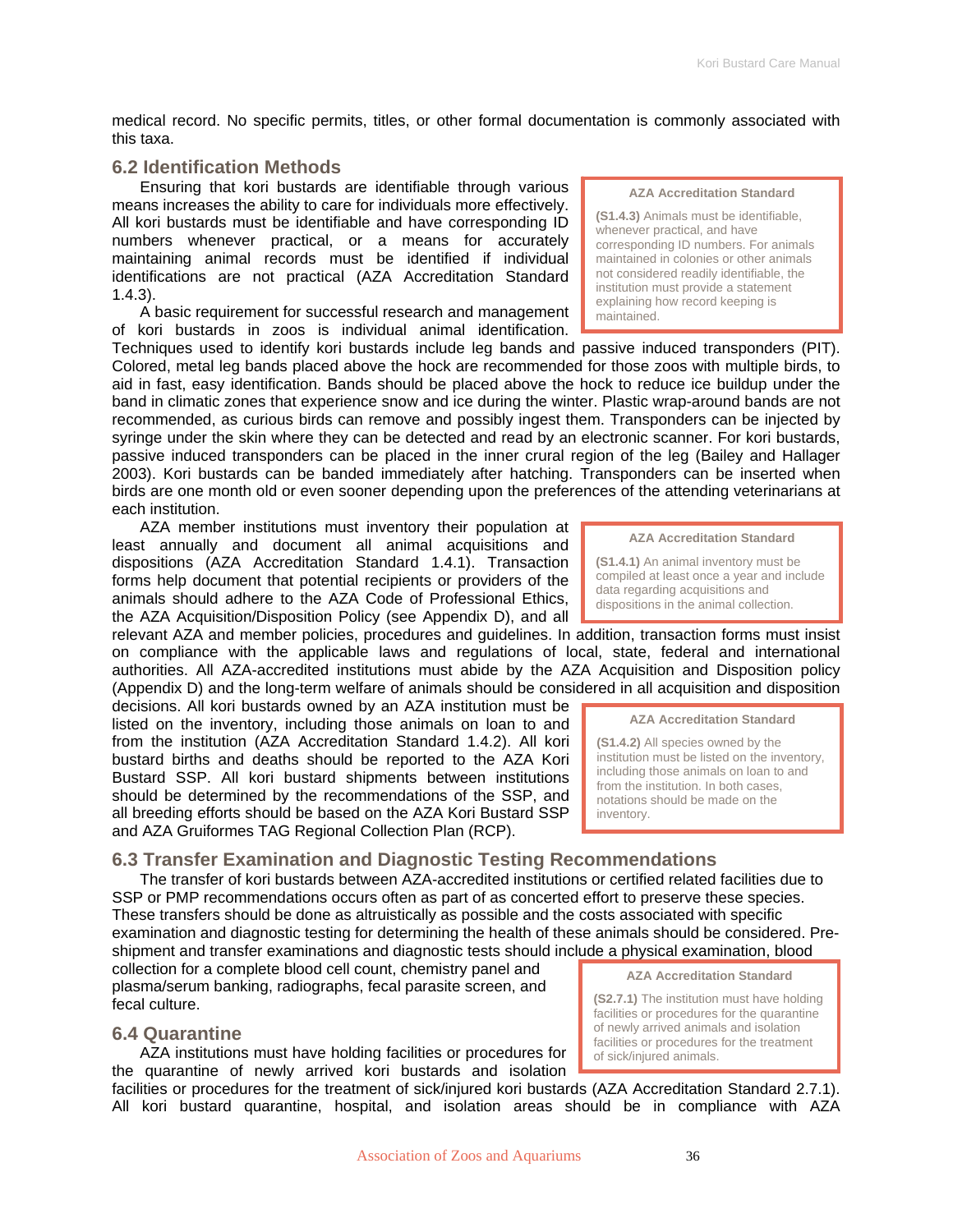medical record. No specific permits, titles, or other formal documentation is commonly associated with this taxa.

## 6.2 Identification Methods

Ensuring that kori bustards are identifiable through various means increases the ability to care for individuals more effectively. All kori bustards must be identifiable and have corresponding ID numbers whenever practical, or a means for accurately maintaining animal records must be identified if individual identifications are not practical (AZA Accreditation Standard 1.4.3).

> **AZA Accreditation Standard**
>
> **(S1.4.3)** Animals must be identifiable, whenever practical, and have corresponding ID numbers. For animals maintained in colonies or other animals not considered readily identifiable, the institution must provide a statement explaining how record keeping is maintained.

A basic requirement for successful research and management of kori bustards in zoos is individual animal identification. Techniques used to identify kori bustards include leg bands and passive induced transponders (PIT). Colored, metal leg bands placed above the hock are recommended for those zoos with multiple birds, to aid in fast, easy identification. Bands should be placed above the hock to reduce ice buildup under the band in climatic zones that experience snow and ice during the winter. Plastic wrap-around bands are not recommended, as curious birds can remove and possibly ingest them. Transponders can be injected by syringe under the skin where they can be detected and read by an electronic scanner. For kori bustards, passive induced transponders can be placed in the inner crural region of the leg (Bailey and Hallager 2003). Kori bustards can be banded immediately after hatching. Transponders can be inserted when birds are one month old or even sooner depending upon the preferences of the attending veterinarians at each institution.

AZA member institutions must inventory their population at least annually and document all animal acquisitions and dispositions (AZA Accreditation Standard 1.4.1). Transaction forms help document that potential recipients or providers of the animals should adhere to the AZA Code of Professional Ethics, the AZA Acquisition/Disposition Policy (see Appendix D), and all relevant AZA and member policies, procedures and guidelines. In addition, transaction forms must insist on compliance with the applicable laws and regulations of local, state, federal and international authorities. All AZA-accredited institutions must abide by the AZA Acquisition and Disposition policy (Appendix D) and the long-term welfare of animals should be considered in all acquisition and disposition decisions. All kori bustards owned by an AZA institution must be listed on the inventory, including those animals on loan to and from the institution (AZA Accreditation Standard 1.4.2). All kori bustard births and deaths should be reported to the AZA Kori Bustard SSP. All kori bustard shipments between institutions should be determined by the recommendations of the SSP, and all breeding efforts should be based on the AZA Kori Bustard SSP and AZA Gruiformes TAG Regional Collection Plan (RCP).

> **AZA Accreditation Standard**
>
> **(S1.4.1)** An animal inventory must be compiled at least once a year and include data regarding acquisitions and dispositions in the animal collection.

> **AZA Accreditation Standard**
>
> **(S1.4.2)** All species owned by the institution must be listed on the inventory, including those animals on loan to and from the institution. In both cases, notations should be made on the inventory.

## 6.3 Transfer Examination and Diagnostic Testing Recommendations

The transfer of kori bustards between AZA-accredited institutions or certified related facilities due to SSP or PMP recommendations occurs often as part of as concerted effort to preserve these species. These transfers should be done as altruistically as possible and the costs associated with specific examination and diagnostic testing for determining the health of these animals should be considered. Pre-shipment and transfer examinations and diagnostic tests should include a physical examination, blood collection for a complete blood cell count, chemistry panel and plasma/serum banking, radiographs, fecal parasite screen, and fecal culture.

## 6.4 Quarantine

AZA institutions must have holding facilities or procedures for the quarantine of newly arrived kori bustards and isolation facilities or procedures for the treatment of sick/injured kori bustards (AZA Accreditation Standard 2.7.1). All kori bustard quarantine, hospital, and isolation areas should be in compliance with AZA

> **AZA Accreditation Standard**
>
> **(S2.7.1)** The institution must have holding facilities or procedures for the quarantine of newly arrived animals and isolation facilities or procedures for the treatment of sick/injured animals.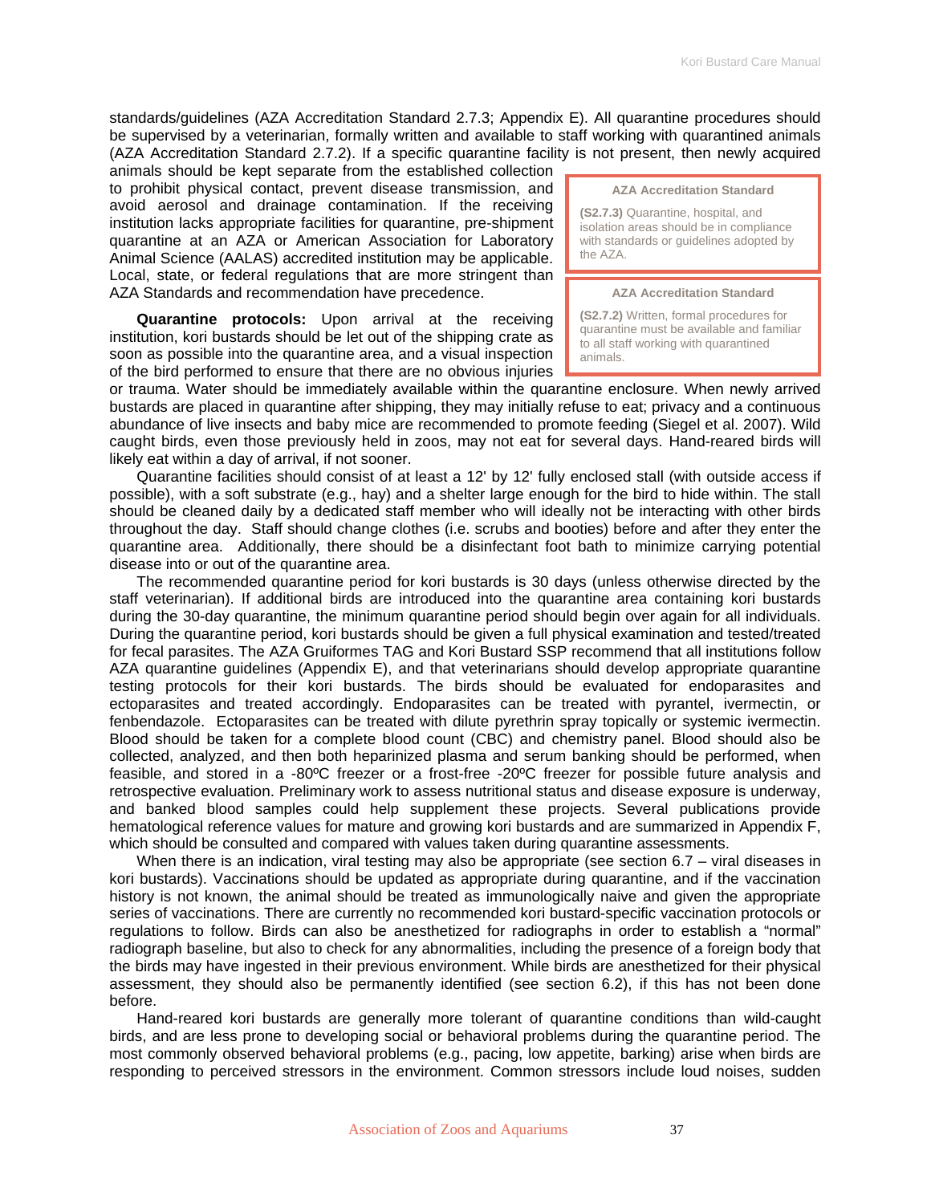standards/guidelines (AZA Accreditation Standard 2.7.3; Appendix E). All quarantine procedures should be supervised by a veterinarian, formally written and available to staff working with quarantined animals (AZA Accreditation Standard 2.7.2). If a specific quarantine facility is not present, then newly acquired animals should be kept separate from the established collection to prohibit physical contact, prevent disease transmission, and avoid aerosol and drainage contamination. If the receiving institution lacks appropriate facilities for quarantine, pre-shipment quarantine at an AZA or American Association for Laboratory Animal Science (AALAS) accredited institution may be applicable. Local, state, or federal regulations that are more stringent than AZA Standards and recommendation have precedence.

> **AZA Accreditation Standard**
>
> **(S2.7.3)** Quarantine, hospital, and isolation areas should be in compliance with standards or guidelines adopted by the AZA.

> **AZA Accreditation Standard**
>
> **(S2.7.2)** Written, formal procedures for quarantine must be available and familiar to all staff working with quarantined animals.

**Quarantine protocols:** Upon arrival at the receiving institution, kori bustards should be let out of the shipping crate as soon as possible into the quarantine area, and a visual inspection of the bird performed to ensure that there are no obvious injuries or trauma. Water should be immediately available within the quarantine enclosure. When newly arrived bustards are placed in quarantine after shipping, they may initially refuse to eat; privacy and a continuous abundance of live insects and baby mice are recommended to promote feeding (Siegel et al. 2007). Wild caught birds, even those previously held in zoos, may not eat for several days. Hand-reared birds will likely eat within a day of arrival, if not sooner.

Quarantine facilities should consist of at least a 12' by 12' fully enclosed stall (with outside access if possible), with a soft substrate (e.g., hay) and a shelter large enough for the bird to hide within. The stall should be cleaned daily by a dedicated staff member who will ideally not be interacting with other birds throughout the day. Staff should change clothes (i.e. scrubs and booties) before and after they enter the quarantine area. Additionally, there should be a disinfectant foot bath to minimize carrying potential disease into or out of the quarantine area.

The recommended quarantine period for kori bustards is 30 days (unless otherwise directed by the staff veterinarian). If additional birds are introduced into the quarantine area containing kori bustards during the 30-day quarantine, the minimum quarantine period should begin over again for all individuals. During the quarantine period, kori bustards should be given a full physical examination and tested/treated for fecal parasites. The AZA Gruiformes TAG and Kori Bustard SSP recommend that all institutions follow AZA quarantine guidelines (Appendix E), and that veterinarians should develop appropriate quarantine testing protocols for their kori bustards. The birds should be evaluated for endoparasites and ectoparasites and treated accordingly. Endoparasites can be treated with pyrantel, ivermectin, or fenbendazole. Ectoparasites can be treated with dilute pyrethrin spray topically or systemic ivermectin. Blood should be taken for a complete blood count (CBC) and chemistry panel. Blood should also be collected, analyzed, and then both heparinized plasma and serum banking should be performed, when feasible, and stored in a -80ºC freezer or a frost-free -20ºC freezer for possible future analysis and retrospective evaluation. Preliminary work to assess nutritional status and disease exposure is underway, and banked blood samples could help supplement these projects. Several publications provide hematological reference values for mature and growing kori bustards and are summarized in Appendix F, which should be consulted and compared with values taken during quarantine assessments.

When there is an indication, viral testing may also be appropriate (see section 6.7 – viral diseases in kori bustards). Vaccinations should be updated as appropriate during quarantine, and if the vaccination history is not known, the animal should be treated as immunologically naive and given the appropriate series of vaccinations. There are currently no recommended kori bustard-specific vaccination protocols or regulations to follow. Birds can also be anesthetized for radiographs in order to establish a "normal" radiograph baseline, but also to check for any abnormalities, including the presence of a foreign body that the birds may have ingested in their previous environment. While birds are anesthetized for their physical assessment, they should also be permanently identified (see section 6.2), if this has not been done before.

Hand-reared kori bustards are generally more tolerant of quarantine conditions than wild-caught birds, and are less prone to developing social or behavioral problems during the quarantine period. The most commonly observed behavioral problems (e.g., pacing, low appetite, barking) arise when birds are responding to perceived stressors in the environment. Common stressors include loud noises, sudden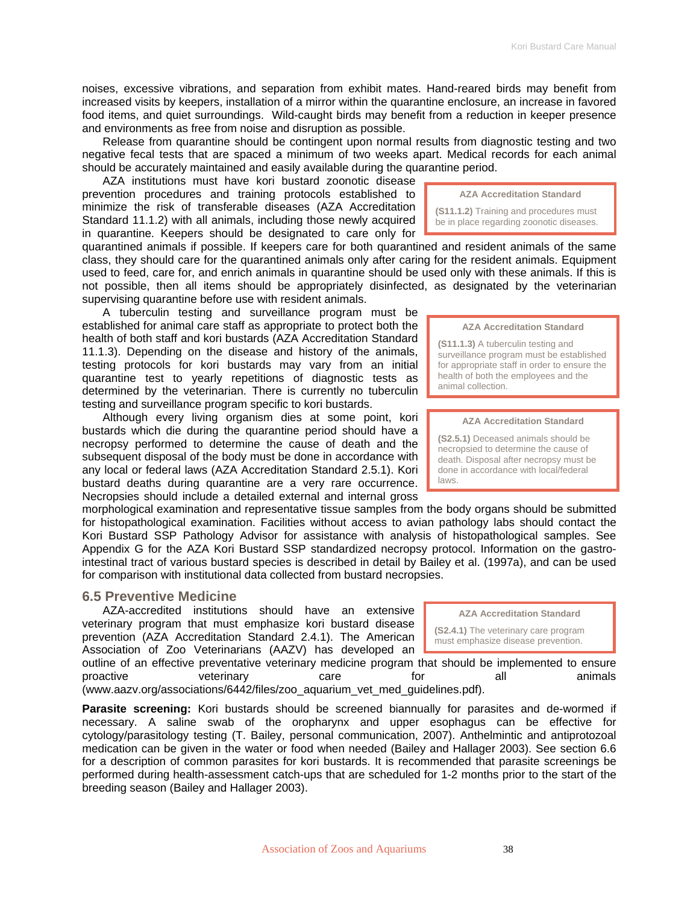noises, excessive vibrations, and separation from exhibit mates. Hand-reared birds may benefit from increased visits by keepers, installation of a mirror within the quarantine enclosure, an increase in favored food items, and quiet surroundings. Wild-caught birds may benefit from a reduction in keeper presence and environments as free from noise and disruption as possible.

Release from quarantine should be contingent upon normal results from diagnostic testing and two negative fecal tests that are spaced a minimum of two weeks apart. Medical records for each animal should be accurately maintained and easily available during the quarantine period.

AZA institutions must have kori bustard zoonotic disease prevention procedures and training protocols established to minimize the risk of transferable diseases (AZA Accreditation Standard 11.1.2) with all animals, including those newly acquired in quarantine. Keepers should be designated to care only for quarantined animals if possible. If keepers care for both quarantined and resident animals of the same class, they should care for the quarantined animals only after caring for the resident animals. Equipment used to feed, care for, and enrich animals in quarantine should be used only with these animals. If this is not possible, then all items should be appropriately disinfected, as designated by the veterinarian supervising quarantine before use with resident animals.

> **AZA Accreditation Standard**
>
> **(S11.1.2)** Training and procedures must be in place regarding zoonotic diseases.

A tuberculin testing and surveillance program must be established for animal care staff as appropriate to protect both the health of both staff and kori bustards (AZA Accreditation Standard 11.1.3). Depending on the disease and history of the animals, testing protocols for kori bustards may vary from an initial quarantine test to yearly repetitions of diagnostic tests as determined by the veterinarian. There is currently no tuberculin testing and surveillance program specific to kori bustards.

> **AZA Accreditation Standard**
>
> **(S11.1.3)** A tuberculin testing and surveillance program must be established for appropriate staff in order to ensure the health of both the employees and the animal collection.

Although every living organism dies at some point, kori bustards which die during the quarantine period should have a necropsy performed to determine the cause of death and the subsequent disposal of the body must be done in accordance with any local or federal laws (AZA Accreditation Standard 2.5.1). Kori bustard deaths during quarantine are a very rare occurrence. Necropsies should include a detailed external and internal gross morphological examination and representative tissue samples from the body organs should be submitted for histopathological examination. Facilities without access to avian pathology labs should contact the Kori Bustard SSP Pathology Advisor for assistance with analysis of histopathological samples. See Appendix G for the AZA Kori Bustard SSP standardized necropsy protocol. Information on the gastro-intestinal tract of various bustard species is described in detail by Bailey et al. (1997a), and can be used for comparison with institutional data collected from bustard necropsies.

> **AZA Accreditation Standard**
>
> **(S2.5.1)** Deceased animals should be necropsied to determine the cause of death. Disposal after necropsy must be done in accordance with local/federal laws.

## 6.5 Preventive Medicine

AZA-accredited institutions should have an extensive veterinary program that must emphasize kori bustard disease prevention (AZA Accreditation Standard 2.4.1). The American Association of Zoo Veterinarians (AAZV) has developed an outline of an effective preventative veterinary medicine program that should be implemented to ensure proactive veterinary care for all animals (www.aazv.org/associations/6442/files/zoo_aquarium_vet_med_guidelines.pdf).

> **AZA Accreditation Standard**
>
> **(S2.4.1)** The veterinary care program must emphasize disease prevention.

**Parasite screening:** Kori bustards should be screened biannually for parasites and de-wormed if necessary. A saline swab of the oropharynx and upper esophagus can be effective for cytology/parasitology testing (T. Bailey, personal communication, 2007). Anthelmintic and antiprotozoal medication can be given in the water or food when needed (Bailey and Hallager 2003). See section 6.6 for a description of common parasites for kori bustards. It is recommended that parasite screenings be performed during health-assessment catch-ups that are scheduled for 1-2 months prior to the start of the breeding season (Bailey and Hallager 2003).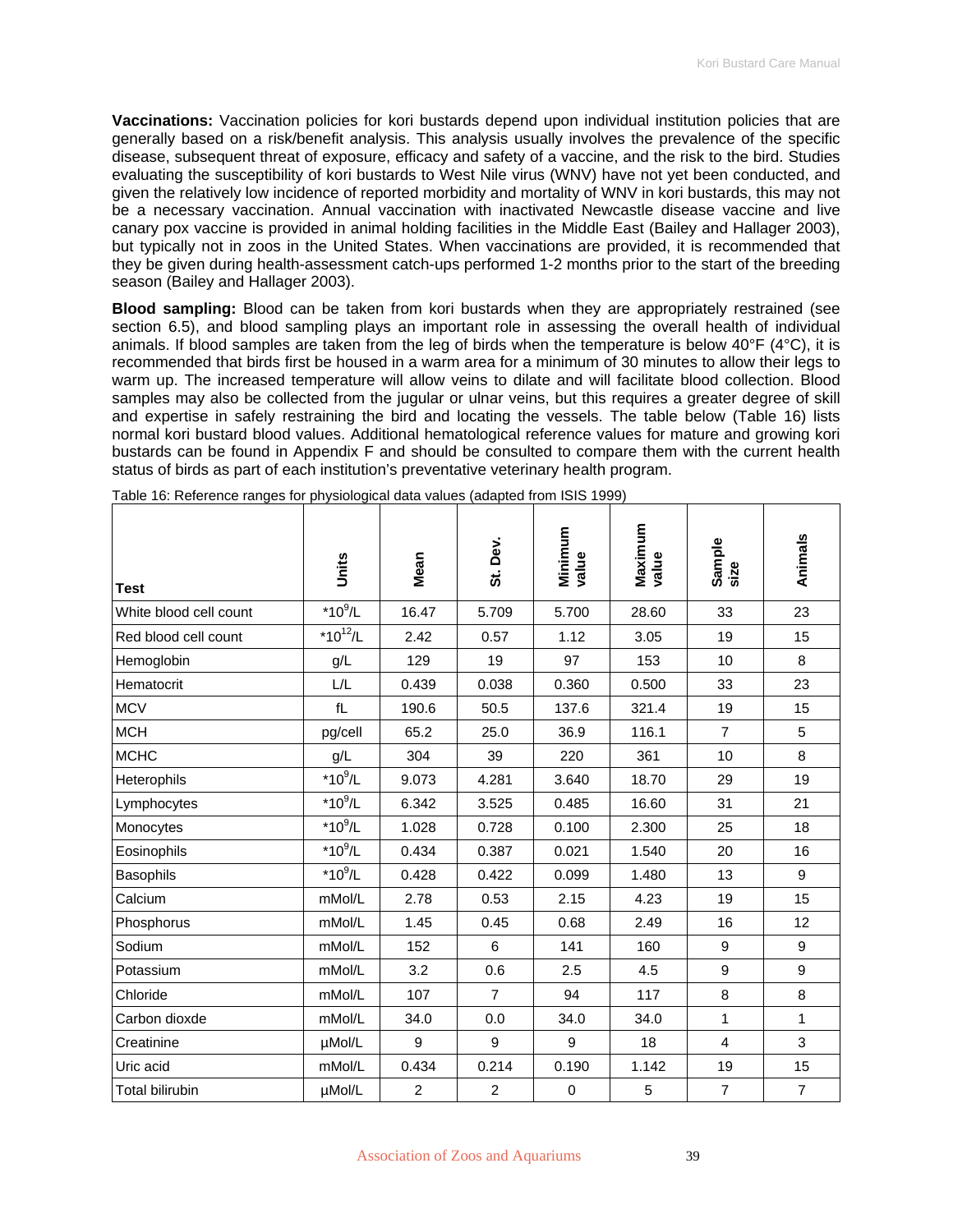**Vaccinations:** Vaccination policies for kori bustards depend upon individual institution policies that are generally based on a risk/benefit analysis. This analysis usually involves the prevalence of the specific disease, subsequent threat of exposure, efficacy and safety of a vaccine, and the risk to the bird. Studies evaluating the susceptibility of kori bustards to West Nile virus (WNV) have not yet been conducted, and given the relatively low incidence of reported morbidity and mortality of WNV in kori bustards, this may not be a necessary vaccination. Annual vaccination with inactivated Newcastle disease vaccine and live canary pox vaccine is provided in animal holding facilities in the Middle East (Bailey and Hallager 2003), but typically not in zoos in the United States. When vaccinations are provided, it is recommended that they be given during health-assessment catch-ups performed 1-2 months prior to the start of the breeding season (Bailey and Hallager 2003).

**Blood sampling:** Blood can be taken from kori bustards when they are appropriately restrained (see section 6.5), and blood sampling plays an important role in assessing the overall health of individual animals. If blood samples are taken from the leg of birds when the temperature is below 40°F (4°C), it is recommended that birds first be housed in a warm area for a minimum of 30 minutes to allow their legs to warm up. The increased temperature will allow veins to dilate and will facilitate blood collection. Blood samples may also be collected from the jugular or ulnar veins, but this requires a greater degree of skill and expertise in safely restraining the bird and locating the vessels. The table below (Table 16) lists normal kori bustard blood values. Additional hematological reference values for mature and growing kori bustards can be found in Appendix F and should be consulted to compare them with the current health status of birds as part of each institution's preventative veterinary health program.

Table 16: Reference ranges for physiological data values (adapted from ISIS 1999)

| Test | Units | Mean | St. Dev. | Minimum value | Maximum value | Sample size | Animals |
|---|---|---|---|---|---|---|---|
| White blood cell count | $*10^9$/L | 16.47 | 5.709 | 5.700 | 28.60 | 33 | 23 |
| Red blood cell count | $*10^{12}$/L | 2.42 | 0.57 | 1.12 | 3.05 | 19 | 15 |
| Hemoglobin | g/L | 129 | 19 | 97 | 153 | 10 | 8 |
| Hematocrit | L/L | 0.439 | 0.038 | 0.360 | 0.500 | 33 | 23 |
| MCV | fL | 190.6 | 50.5 | 137.6 | 321.4 | 19 | 15 |
| MCH | pg/cell | 65.2 | 25.0 | 36.9 | 116.1 | 7 | 5 |
| MCHC | g/L | 304 | 39 | 220 | 361 | 10 | 8 |
| Heterophils | $*10^9$/L | 9.073 | 4.281 | 3.640 | 18.70 | 29 | 19 |
| Lymphocytes | $*10^9$/L | 6.342 | 3.525 | 0.485 | 16.60 | 31 | 21 |
| Monocytes | $*10^9$/L | 1.028 | 0.728 | 0.100 | 2.300 | 25 | 18 |
| Eosinophils | $*10^9$/L | 0.434 | 0.387 | 0.021 | 1.540 | 20 | 16 |
| Basophils | $*10^9$/L | 0.428 | 0.422 | 0.099 | 1.480 | 13 | 9 |
| Calcium | mMol/L | 2.78 | 0.53 | 2.15 | 4.23 | 19 | 15 |
| Phosphorus | mMol/L | 1.45 | 0.45 | 0.68 | 2.49 | 16 | 12 |
| Sodium | mMol/L | 152 | 6 | 141 | 160 | 9 | 9 |
| Potassium | mMol/L | 3.2 | 0.6 | 2.5 | 4.5 | 9 | 9 |
| Chloride | mMol/L | 107 | 7 | 94 | 117 | 8 | 8 |
| Carbon dioxde | mMol/L | 34.0 | 0.0 | 34.0 | 34.0 | 1 | 1 |
| Creatinine | µMol/L | 9 | 9 | 9 | 18 | 4 | 3 |
| Uric acid | mMol/L | 0.434 | 0.214 | 0.190 | 1.142 | 19 | 15 |
| Total bilirubin | µMol/L | 2 | 2 | 0 | 5 | 7 | 7 |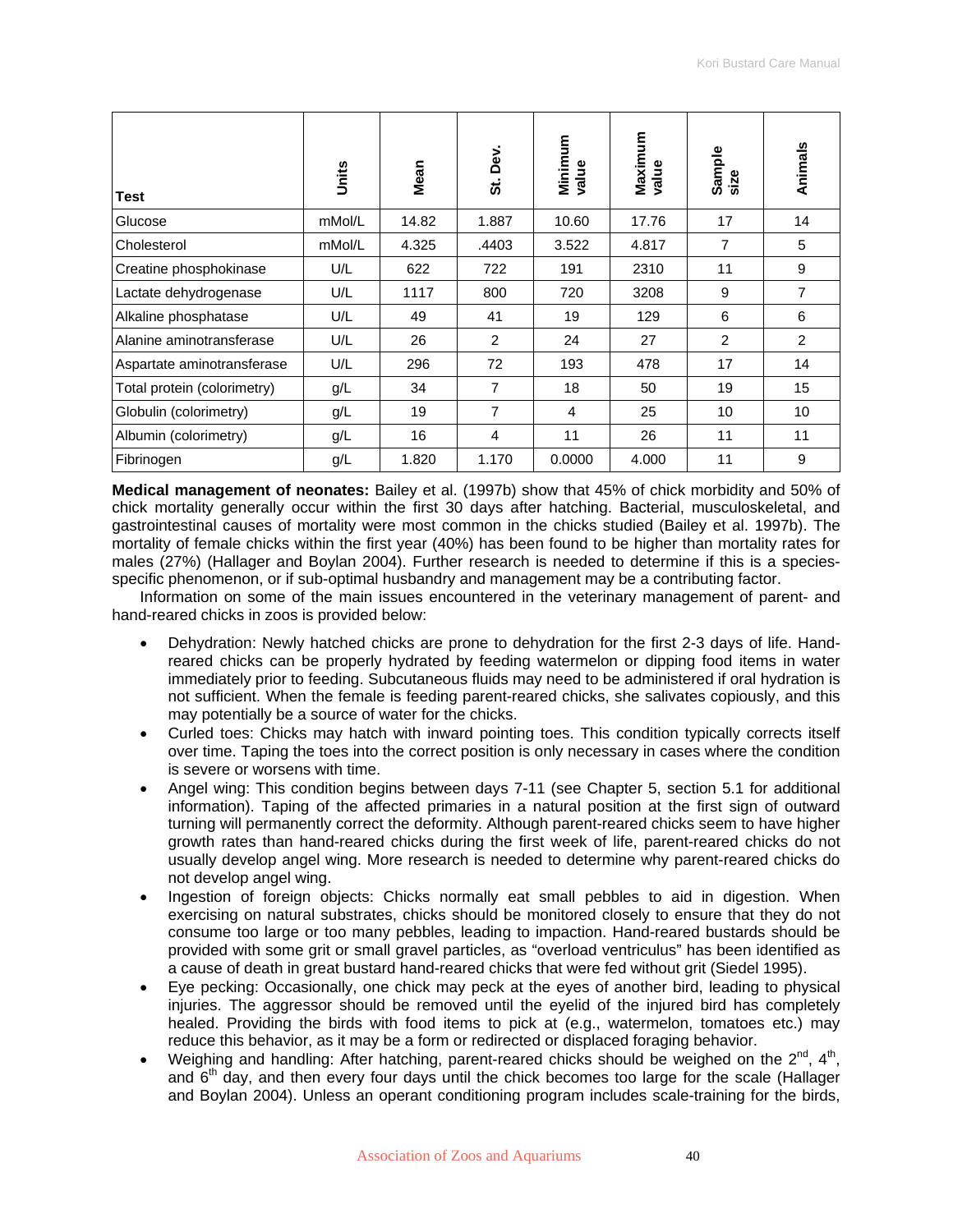| Test | Units | Mean | St. Dev. | Minimum value | Maximum value | Sample size | Animals |
|---|---|---|---|---|---|---|---|
| Glucose | mMol/L | 14.82 | 1.887 | 10.60 | 17.76 | 17 | 14 |
| Cholesterol | mMol/L | 4.325 | .4403 | 3.522 | 4.817 | 7 | 5 |
| Creatine phosphokinase | U/L | 622 | 722 | 191 | 2310 | 11 | 9 |
| Lactate dehydrogenase | U/L | 1117 | 800 | 720 | 3208 | 9 | 7 |
| Alkaline phosphatase | U/L | 49 | 41 | 19 | 129 | 6 | 6 |
| Alanine aminotransferase | U/L | 26 | 2 | 24 | 27 | 2 | 2 |
| Aspartate aminotransferase | U/L | 296 | 72 | 193 | 478 | 17 | 14 |
| Total protein (colorimetry) | g/L | 34 | 7 | 18 | 50 | 19 | 15 |
| Globulin (colorimetry) | g/L | 19 | 7 | 4 | 25 | 10 | 10 |
| Albumin (colorimetry) | g/L | 16 | 4 | 11 | 26 | 11 | 11 |
| Fibrinogen | g/L | 1.820 | 1.170 | 0.0000 | 4.000 | 11 | 9 |

**Medical management of neonates:** Bailey et al. (1997b) show that 45% of chick morbidity and 50% of chick mortality generally occur within the first 30 days after hatching. Bacterial, musculoskeletal, and gastrointestinal causes of mortality were most common in the chicks studied (Bailey et al. 1997b). The mortality of female chicks within the first year (40%) has been found to be higher than mortality rates for males (27%) (Hallager and Boylan 2004). Further research is needed to determine if this is a species-specific phenomenon, or if sub-optimal husbandry and management may be a contributing factor.

Information on some of the main issues encountered in the veterinary management of parent- and hand-reared chicks in zoos is provided below:

- Dehydration: Newly hatched chicks are prone to dehydration for the first 2-3 days of life. Hand-reared chicks can be properly hydrated by feeding watermelon or dipping food items in water immediately prior to feeding. Subcutaneous fluids may need to be administered if oral hydration is not sufficient. When the female is feeding parent-reared chicks, she salivates copiously, and this may potentially be a source of water for the chicks.
- Curled toes: Chicks may hatch with inward pointing toes. This condition typically corrects itself over time. Taping the toes into the correct position is only necessary in cases where the condition is severe or worsens with time.
- Angel wing: This condition begins between days 7-11 (see Chapter 5, section 5.1 for additional information). Taping of the affected primaries in a natural position at the first sign of outward turning will permanently correct the deformity. Although parent-reared chicks seem to have higher growth rates than hand-reared chicks during the first week of life, parent-reared chicks do not usually develop angel wing. More research is needed to determine why parent-reared chicks do not develop angel wing.
- Ingestion of foreign objects: Chicks normally eat small pebbles to aid in digestion. When exercising on natural substrates, chicks should be monitored closely to ensure that they do not consume too large or too many pebbles, leading to impaction. Hand-reared bustards should be provided with some grit or small gravel particles, as "overload ventriculus" has been identified as a cause of death in great bustard hand-reared chicks that were fed without grit (Siedel 1995).
- Eye pecking: Occasionally, one chick may peck at the eyes of another bird, leading to physical injuries. The aggressor should be removed until the eyelid of the injured bird has completely healed. Providing the birds with food items to pick at (e.g., watermelon, tomatoes etc.) may reduce this behavior, as it may be a form or redirected or displaced foraging behavior.
- Weighing and handling: After hatching, parent-reared chicks should be weighed on the 2nd, 4th, and 6th day, and then every four days until the chick becomes too large for the scale (Hallager and Boylan 2004). Unless an operant conditioning program includes scale-training for the birds,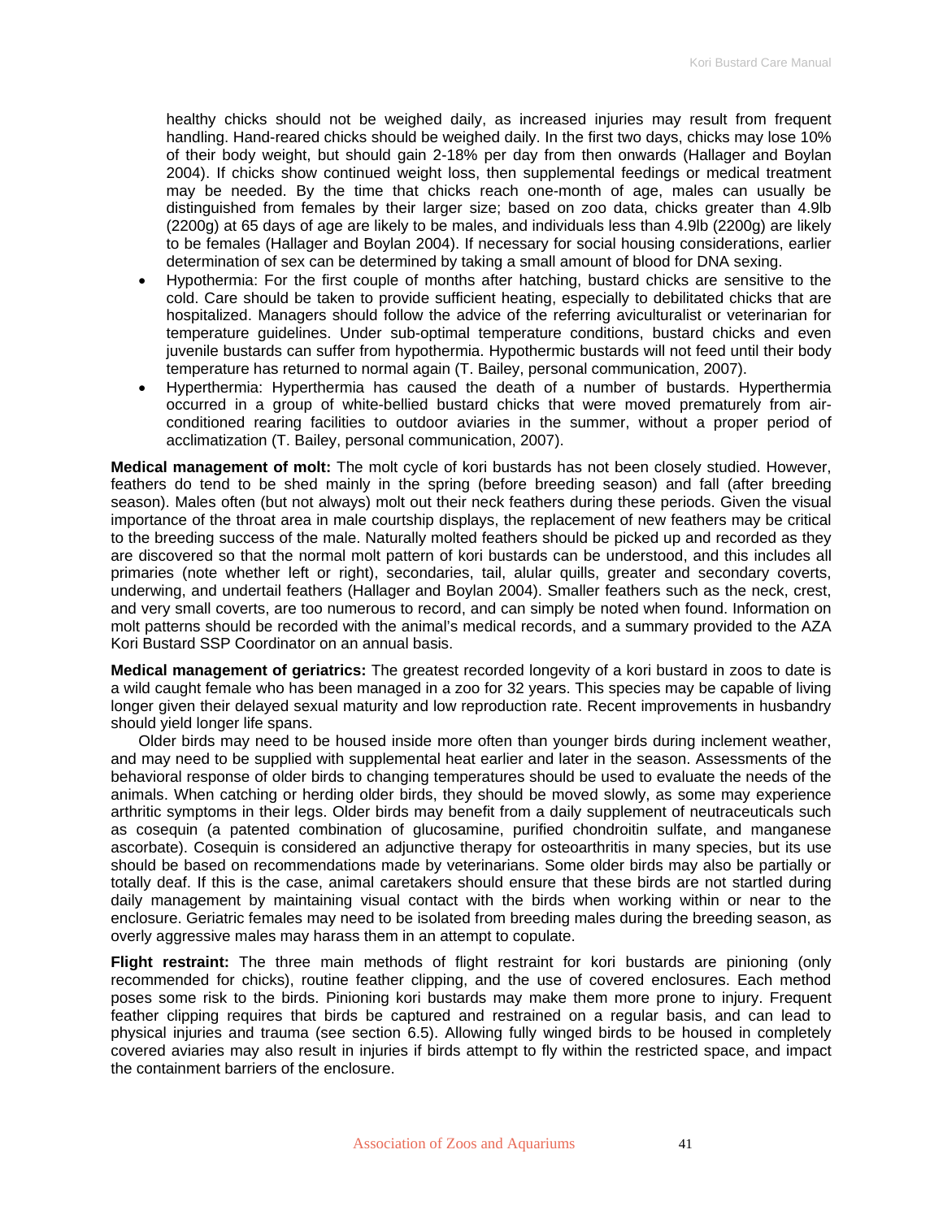healthy chicks should not be weighed daily, as increased injuries may result from frequent handling. Hand-reared chicks should be weighed daily. In the first two days, chicks may lose 10% of their body weight, but should gain 2-18% per day from then onwards (Hallager and Boylan 2004). If chicks show continued weight loss, then supplemental feedings or medical treatment may be needed. By the time that chicks reach one-month of age, males can usually be distinguished from females by their larger size; based on zoo data, chicks greater than 4.9lb (2200g) at 65 days of age are likely to be males, and individuals less than 4.9lb (2200g) are likely to be females (Hallager and Boylan 2004). If necessary for social housing considerations, earlier determination of sex can be determined by taking a small amount of blood for DNA sexing.

- Hypothermia: For the first couple of months after hatching, bustard chicks are sensitive to the cold. Care should be taken to provide sufficient heating, especially to debilitated chicks that are hospitalized. Managers should follow the advice of the referring aviculturalist or veterinarian for temperature guidelines. Under sub-optimal temperature conditions, bustard chicks and even juvenile bustards can suffer from hypothermia. Hypothermic bustards will not feed until their body temperature has returned to normal again (T. Bailey, personal communication, 2007).
- Hyperthermia: Hyperthermia has caused the death of a number of bustards. Hyperthermia occurred in a group of white-bellied bustard chicks that were moved prematurely from air-conditioned rearing facilities to outdoor aviaries in the summer, without a proper period of acclimatization (T. Bailey, personal communication, 2007).

**Medical management of molt:** The molt cycle of kori bustards has not been closely studied. However, feathers do tend to be shed mainly in the spring (before breeding season) and fall (after breeding season). Males often (but not always) molt out their neck feathers during these periods. Given the visual importance of the throat area in male courtship displays, the replacement of new feathers may be critical to the breeding success of the male. Naturally molted feathers should be picked up and recorded as they are discovered so that the normal molt pattern of kori bustards can be understood, and this includes all primaries (note whether left or right), secondaries, tail, alular quills, greater and secondary coverts, underwing, and undertail feathers (Hallager and Boylan 2004). Smaller feathers such as the neck, crest, and very small coverts, are too numerous to record, and can simply be noted when found. Information on molt patterns should be recorded with the animal's medical records, and a summary provided to the AZA Kori Bustard SSP Coordinator on an annual basis.

**Medical management of geriatrics:** The greatest recorded longevity of a kori bustard in zoos to date is a wild caught female who has been managed in a zoo for 32 years. This species may be capable of living longer given their delayed sexual maturity and low reproduction rate. Recent improvements in husbandry should yield longer life spans.

Older birds may need to be housed inside more often than younger birds during inclement weather, and may need to be supplied with supplemental heat earlier and later in the season. Assessments of the behavioral response of older birds to changing temperatures should be used to evaluate the needs of the animals. When catching or herding older birds, they should be moved slowly, as some may experience arthritic symptoms in their legs. Older birds may benefit from a daily supplement of neutraceuticals such as cosequin (a patented combination of glucosamine, purified chondroitin sulfate, and manganese ascorbate). Cosequin is considered an adjunctive therapy for osteoarthritis in many species, but its use should be based on recommendations made by veterinarians. Some older birds may also be partially or totally deaf. If this is the case, animal caretakers should ensure that these birds are not startled during daily management by maintaining visual contact with the birds when working within or near to the enclosure. Geriatric females may need to be isolated from breeding males during the breeding season, as overly aggressive males may harass them in an attempt to copulate.

**Flight restraint:** The three main methods of flight restraint for kori bustards are pinioning (only recommended for chicks), routine feather clipping, and the use of covered enclosures. Each method poses some risk to the birds. Pinioning kori bustards may make them more prone to injury. Frequent feather clipping requires that birds be captured and restrained on a regular basis, and can lead to physical injuries and trauma (see section 6.5). Allowing fully winged birds to be housed in completely covered aviaries may also result in injuries if birds attempt to fly within the restricted space, and impact the containment barriers of the enclosure.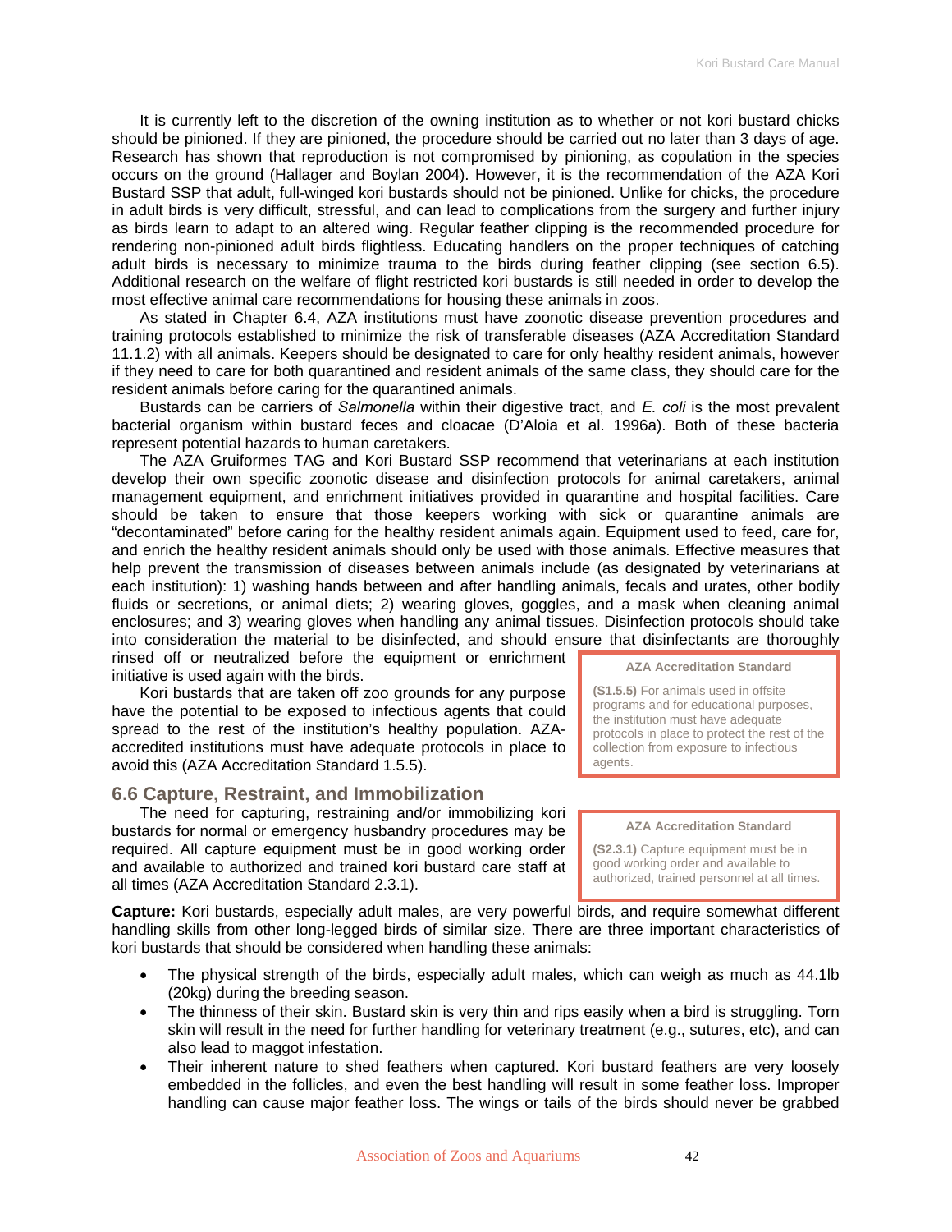It is currently left to the discretion of the owning institution as to whether or not kori bustard chicks should be pinioned. If they are pinioned, the procedure should be carried out no later than 3 days of age. Research has shown that reproduction is not compromised by pinioning, as copulation in the species occurs on the ground (Hallager and Boylan 2004). However, it is the recommendation of the AZA Kori Bustard SSP that adult, full-winged kori bustards should not be pinioned. Unlike for chicks, the procedure in adult birds is very difficult, stressful, and can lead to complications from the surgery and further injury as birds learn to adapt to an altered wing. Regular feather clipping is the recommended procedure for rendering non-pinioned adult birds flightless. Educating handlers on the proper techniques of catching adult birds is necessary to minimize trauma to the birds during feather clipping (see section 6.5). Additional research on the welfare of flight restricted kori bustards is still needed in order to develop the most effective animal care recommendations for housing these animals in zoos.

As stated in Chapter 6.4, AZA institutions must have zoonotic disease prevention procedures and training protocols established to minimize the risk of transferable diseases (AZA Accreditation Standard 11.1.2) with all animals. Keepers should be designated to care for only healthy resident animals, however if they need to care for both quarantined and resident animals of the same class, they should care for the resident animals before caring for the quarantined animals.

Bustards can be carriers of *Salmonella* within their digestive tract, and *E. coli* is the most prevalent bacterial organism within bustard feces and cloacae (D'Aloia et al. 1996a). Both of these bacteria represent potential hazards to human caretakers.

The AZA Gruiformes TAG and Kori Bustard SSP recommend that veterinarians at each institution develop their own specific zoonotic disease and disinfection protocols for animal caretakers, animal management equipment, and enrichment initiatives provided in quarantine and hospital facilities. Care should be taken to ensure that those keepers working with sick or quarantine animals are "decontaminated" before caring for the healthy resident animals again. Equipment used to feed, care for, and enrich the healthy resident animals should only be used with those animals. Effective measures that help prevent the transmission of diseases between animals include (as designated by veterinarians at each institution): 1) washing hands between and after handling animals, fecals and urates, other bodily fluids or secretions, or animal diets; 2) wearing gloves, goggles, and a mask when cleaning animal enclosures; and 3) wearing gloves when handling any animal tissues. Disinfection protocols should take into consideration the material to be disinfected, and should ensure that disinfectants are thoroughly rinsed off or neutralized before the equipment or enrichment initiative is used again with the birds.

Kori bustards that are taken off zoo grounds for any purpose have the potential to be exposed to infectious agents that could spread to the rest of the institution's healthy population. AZA-accredited institutions must have adequate protocols in place to avoid this (AZA Accreditation Standard 1.5.5).

> **AZA Accreditation Standard**
>
> **(S1.5.5)** For animals used in offsite programs and for educational purposes, the institution must have adequate protocols in place to protect the rest of the collection from exposure to infectious agents.

## 6.6 Capture, Restraint, and Immobilization

The need for capturing, restraining and/or immobilizing kori bustards for normal or emergency husbandry procedures may be required. All capture equipment must be in good working order and available to authorized and trained kori bustard care staff at all times (AZA Accreditation Standard 2.3.1).

> **AZA Accreditation Standard**
>
> **(S2.3.1)** Capture equipment must be in good working order and available to authorized, trained personnel at all times.

**Capture:** Kori bustards, especially adult males, are very powerful birds, and require somewhat different handling skills from other long-legged birds of similar size. There are three important characteristics of kori bustards that should be considered when handling these animals:

- The physical strength of the birds, especially adult males, which can weigh as much as 44.1lb (20kg) during the breeding season.
- The thinness of their skin. Bustard skin is very thin and rips easily when a bird is struggling. Torn skin will result in the need for further handling for veterinary treatment (e.g., sutures, etc), and can also lead to maggot infestation.
- Their inherent nature to shed feathers when captured. Kori bustard feathers are very loosely embedded in the follicles, and even the best handling will result in some feather loss. Improper handling can cause major feather loss. The wings or tails of the birds should never be grabbed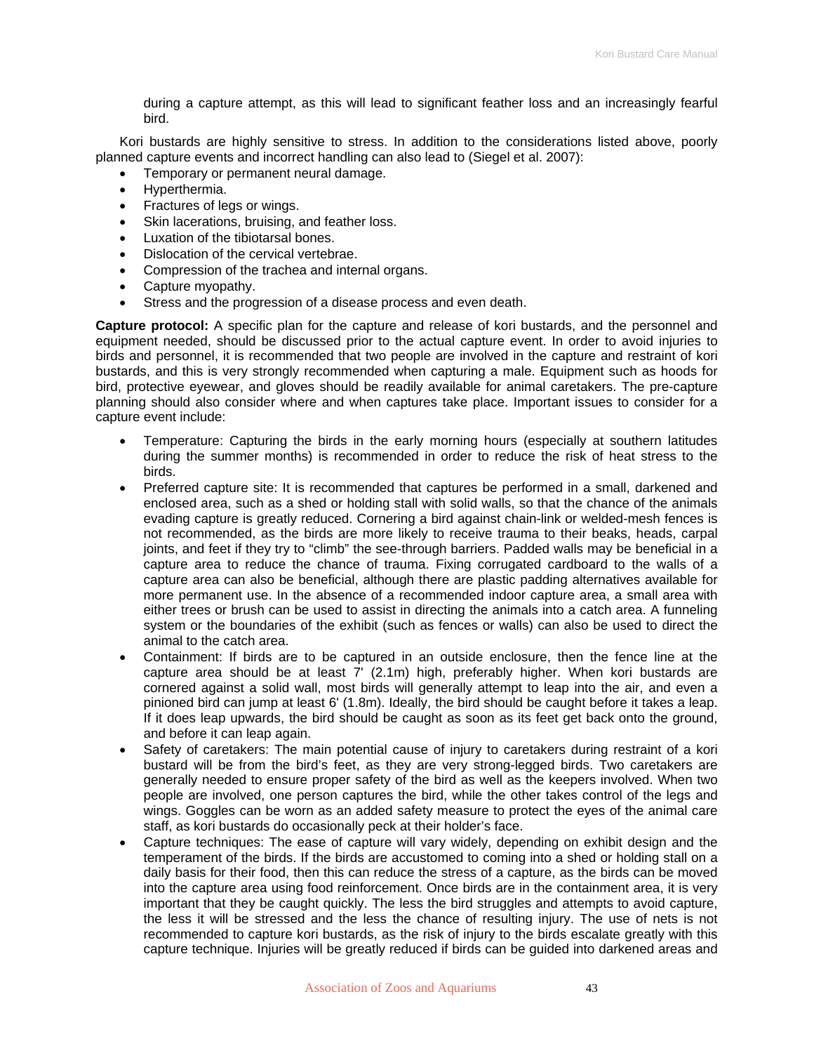during a capture attempt, as this will lead to significant feather loss and an increasingly fearful bird.

Kori bustards are highly sensitive to stress. In addition to the considerations listed above, poorly planned capture events and incorrect handling can also lead to (Siegel et al. 2007):

- Temporary or permanent neural damage.
- Hyperthermia.
- Fractures of legs or wings.
- Skin lacerations, bruising, and feather loss.
- Luxation of the tibiotarsal bones.
- Dislocation of the cervical vertebrae.
- Compression of the trachea and internal organs.
- Capture myopathy.
- Stress and the progression of a disease process and even death.

**Capture protocol:** A specific plan for the capture and release of kori bustards, and the personnel and equipment needed, should be discussed prior to the actual capture event. In order to avoid injuries to birds and personnel, it is recommended that two people are involved in the capture and restraint of kori bustards, and this is very strongly recommended when capturing a male. Equipment such as hoods for bird, protective eyewear, and gloves should be readily available for animal caretakers. The pre-capture planning should also consider where and when captures take place. Important issues to consider for a capture event include:

- Temperature: Capturing the birds in the early morning hours (especially at southern latitudes during the summer months) is recommended in order to reduce the risk of heat stress to the birds.
- Preferred capture site: It is recommended that captures be performed in a small, darkened and enclosed area, such as a shed or holding stall with solid walls, so that the chance of the animals evading capture is greatly reduced. Cornering a bird against chain-link or welded-mesh fences is not recommended, as the birds are more likely to receive trauma to their beaks, heads, carpal joints, and feet if they try to "climb" the see-through barriers. Padded walls may be beneficial in a capture area to reduce the chance of trauma. Fixing corrugated cardboard to the walls of a capture area can also be beneficial, although there are plastic padding alternatives available for more permanent use. In the absence of a recommended indoor capture area, a small area with either trees or brush can be used to assist in directing the animals into a catch area. A funneling system or the boundaries of the exhibit (such as fences or walls) can also be used to direct the animal to the catch area.
- Containment: If birds are to be captured in an outside enclosure, then the fence line at the capture area should be at least 7' (2.1m) high, preferably higher. When kori bustards are cornered against a solid wall, most birds will generally attempt to leap into the air, and even a pinioned bird can jump at least 6' (1.8m). Ideally, the bird should be caught before it takes a leap. If it does leap upwards, the bird should be caught as soon as its feet get back onto the ground, and before it can leap again.
- Safety of caretakers: The main potential cause of injury to caretakers during restraint of a kori bustard will be from the bird's feet, as they are very strong-legged birds. Two caretakers are generally needed to ensure proper safety of the bird as well as the keepers involved. When two people are involved, one person captures the bird, while the other takes control of the legs and wings. Goggles can be worn as an added safety measure to protect the eyes of the animal care staff, as kori bustards do occasionally peck at their holder's face.
- Capture techniques: The ease of capture will vary widely, depending on exhibit design and the temperament of the birds. If the birds are accustomed to coming into a shed or holding stall on a daily basis for their food, then this can reduce the stress of a capture, as the birds can be moved into the capture area using food reinforcement. Once birds are in the containment area, it is very important that they be caught quickly. The less the bird struggles and attempts to avoid capture, the less it will be stressed and the less the chance of resulting injury. The use of nets is not recommended to capture kori bustards, as the risk of injury to the birds escalate greatly with this capture technique. Injuries will be greatly reduced if birds can be guided into darkened areas and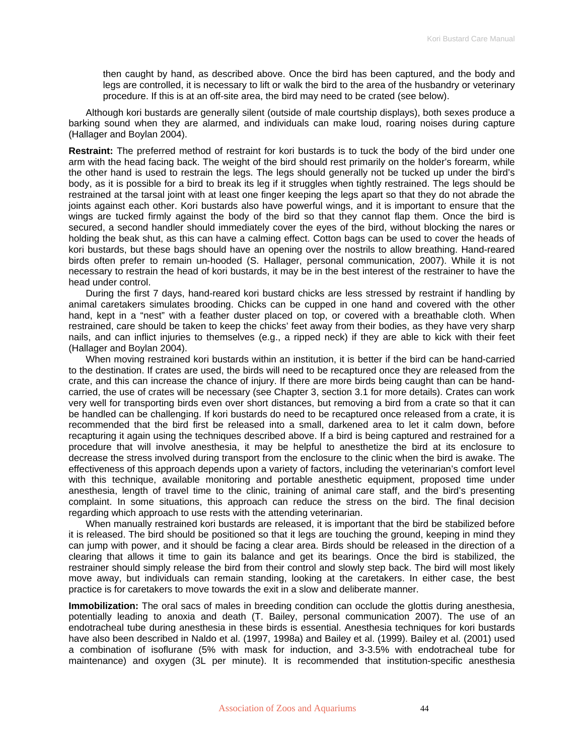then caught by hand, as described above. Once the bird has been captured, and the body and legs are controlled, it is necessary to lift or walk the bird to the area of the husbandry or veterinary procedure. If this is at an off-site area, the bird may need to be crated (see below).

Although kori bustards are generally silent (outside of male courtship displays), both sexes produce a barking sound when they are alarmed, and individuals can make loud, roaring noises during capture (Hallager and Boylan 2004).

**Restraint:** The preferred method of restraint for kori bustards is to tuck the body of the bird under one arm with the head facing back. The weight of the bird should rest primarily on the holder's forearm, while the other hand is used to restrain the legs. The legs should generally not be tucked up under the bird's body, as it is possible for a bird to break its leg if it struggles when tightly restrained. The legs should be restrained at the tarsal joint with at least one finger keeping the legs apart so that they do not abrade the joints against each other. Kori bustards also have powerful wings, and it is important to ensure that the wings are tucked firmly against the body of the bird so that they cannot flap them. Once the bird is secured, a second handler should immediately cover the eyes of the bird, without blocking the nares or holding the beak shut, as this can have a calming effect. Cotton bags can be used to cover the heads of kori bustards, but these bags should have an opening over the nostrils to allow breathing. Hand-reared birds often prefer to remain un-hooded (S. Hallager, personal communication, 2007). While it is not necessary to restrain the head of kori bustards, it may be in the best interest of the restrainer to have the head under control.

During the first 7 days, hand-reared kori bustard chicks are less stressed by restraint if handling by animal caretakers simulates brooding. Chicks can be cupped in one hand and covered with the other hand, kept in a "nest" with a feather duster placed on top, or covered with a breathable cloth. When restrained, care should be taken to keep the chicks' feet away from their bodies, as they have very sharp nails, and can inflict injuries to themselves (e.g., a ripped neck) if they are able to kick with their feet (Hallager and Boylan 2004).

When moving restrained kori bustards within an institution, it is better if the bird can be hand-carried to the destination. If crates are used, the birds will need to be recaptured once they are released from the crate, and this can increase the chance of injury. If there are more birds being caught than can be hand-carried, the use of crates will be necessary (see Chapter 3, section 3.1 for more details). Crates can work very well for transporting birds even over short distances, but removing a bird from a crate so that it can be handled can be challenging. If kori bustards do need to be recaptured once released from a crate, it is recommended that the bird first be released into a small, darkened area to let it calm down, before recapturing it again using the techniques described above. If a bird is being captured and restrained for a procedure that will involve anesthesia, it may be helpful to anesthetize the bird at its enclosure to decrease the stress involved during transport from the enclosure to the clinic when the bird is awake. The effectiveness of this approach depends upon a variety of factors, including the veterinarian's comfort level with this technique, available monitoring and portable anesthetic equipment, proposed time under anesthesia, length of travel time to the clinic, training of animal care staff, and the bird's presenting complaint. In some situations, this approach can reduce the stress on the bird. The final decision regarding which approach to use rests with the attending veterinarian.

When manually restrained kori bustards are released, it is important that the bird be stabilized before it is released. The bird should be positioned so that it legs are touching the ground, keeping in mind they can jump with power, and it should be facing a clear area. Birds should be released in the direction of a clearing that allows it time to gain its balance and get its bearings. Once the bird is stabilized, the restrainer should simply release the bird from their control and slowly step back. The bird will most likely move away, but individuals can remain standing, looking at the caretakers. In either case, the best practice is for caretakers to move towards the exit in a slow and deliberate manner.

**Immobilization:** The oral sacs of males in breeding condition can occlude the glottis during anesthesia, potentially leading to anoxia and death (T. Bailey, personal communication 2007). The use of an endotracheal tube during anesthesia in these birds is essential. Anesthesia techniques for kori bustards have also been described in Naldo et al. (1997, 1998a) and Bailey et al. (1999). Bailey et al. (2001) used a combination of isoflurane (5% with mask for induction, and 3-3.5% with endotracheal tube for maintenance) and oxygen (3L per minute). It is recommended that institution-specific anesthesia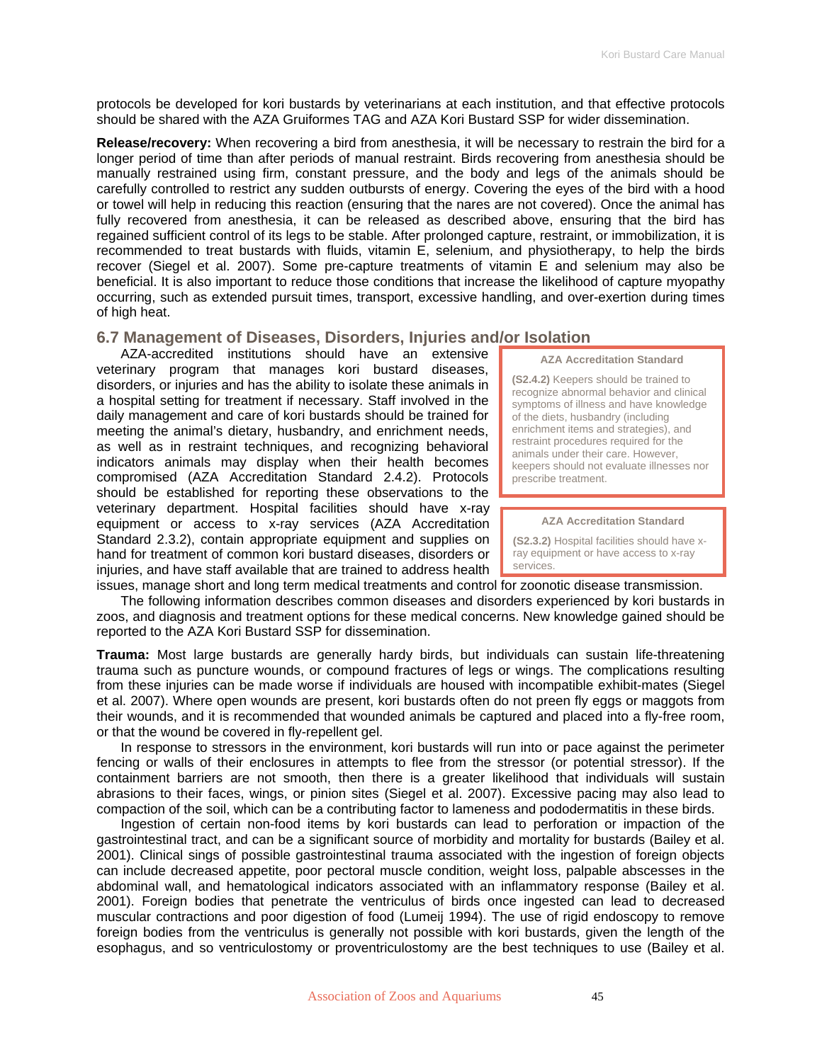protocols be developed for kori bustards by veterinarians at each institution, and that effective protocols should be shared with the AZA Gruiformes TAG and AZA Kori Bustard SSP for wider dissemination.

**Release/recovery:** When recovering a bird from anesthesia, it will be necessary to restrain the bird for a longer period of time than after periods of manual restraint. Birds recovering from anesthesia should be manually restrained using firm, constant pressure, and the body and legs of the animals should be carefully controlled to restrict any sudden outbursts of energy. Covering the eyes of the bird with a hood or towel will help in reducing this reaction (ensuring that the nares are not covered). Once the animal has fully recovered from anesthesia, it can be released as described above, ensuring that the bird has regained sufficient control of its legs to be stable. After prolonged capture, restraint, or immobilization, it is recommended to treat bustards with fluids, vitamin E, selenium, and physiotherapy, to help the birds recover (Siegel et al. 2007). Some pre-capture treatments of vitamin E and selenium may also be beneficial. It is also important to reduce those conditions that increase the likelihood of capture myopathy occurring, such as extended pursuit times, transport, excessive handling, and over-exertion during times of high heat.

## 6.7 Management of Diseases, Disorders, Injuries and/or Isolation

AZA-accredited institutions should have an extensive veterinary program that manages kori bustard diseases, disorders, or injuries and has the ability to isolate these animals in a hospital setting for treatment if necessary. Staff involved in the daily management and care of kori bustards should be trained for meeting the animal's dietary, husbandry, and enrichment needs, as well as in restraint techniques, and recognizing behavioral indicators animals may display when their health becomes compromised (AZA Accreditation Standard 2.4.2). Protocols should be established for reporting these observations to the veterinary department. Hospital facilities should have x-ray equipment or access to x-ray services (AZA Accreditation Standard 2.3.2), contain appropriate equipment and supplies on hand for treatment of common kori bustard diseases, disorders or injuries, and have staff available that are trained to address health issues, manage short and long term medical treatments and control for zoonotic disease transmission.

> **AZA Accreditation Standard**
>
> **(S2.4.2)** Keepers should be trained to recognize abnormal behavior and clinical symptoms of illness and have knowledge of the diets, husbandry (including enrichment items and strategies), and restraint procedures required for the animals under their care. However, keepers should not evaluate illnesses nor prescribe treatment.

> **AZA Accreditation Standard**
>
> **(S2.3.2)** Hospital facilities should have x-ray equipment or have access to x-ray services.

The following information describes common diseases and disorders experienced by kori bustards in zoos, and diagnosis and treatment options for these medical concerns. New knowledge gained should be reported to the AZA Kori Bustard SSP for dissemination.

**Trauma:** Most large bustards are generally hardy birds, but individuals can sustain life-threatening trauma such as puncture wounds, or compound fractures of legs or wings. The complications resulting from these injuries can be made worse if individuals are housed with incompatible exhibit-mates (Siegel et al. 2007). Where open wounds are present, kori bustards often do not preen fly eggs or maggots from their wounds, and it is recommended that wounded animals be captured and placed into a fly-free room, or that the wound be covered in fly-repellent gel.

In response to stressors in the environment, kori bustards will run into or pace against the perimeter fencing or walls of their enclosures in attempts to flee from the stressor (or potential stressor). If the containment barriers are not smooth, then there is a greater likelihood that individuals will sustain abrasions to their faces, wings, or pinion sites (Siegel et al. 2007). Excessive pacing may also lead to compaction of the soil, which can be a contributing factor to lameness and pododermatitis in these birds.

Ingestion of certain non-food items by kori bustards can lead to perforation or impaction of the gastrointestinal tract, and can be a significant source of morbidity and mortality for bustards (Bailey et al. 2001). Clinical sings of possible gastrointestinal trauma associated with the ingestion of foreign objects can include decreased appetite, poor pectoral muscle condition, weight loss, palpable abscesses in the abdominal wall, and hematological indicators associated with an inflammatory response (Bailey et al. 2001). Foreign bodies that penetrate the ventriculus of birds once ingested can lead to decreased muscular contractions and poor digestion of food (Lumeij 1994). The use of rigid endoscopy to remove foreign bodies from the ventriculus is generally not possible with kori bustards, given the length of the esophagus, and so ventriculostomy or proventriculostomy are the best techniques to use (Bailey et al.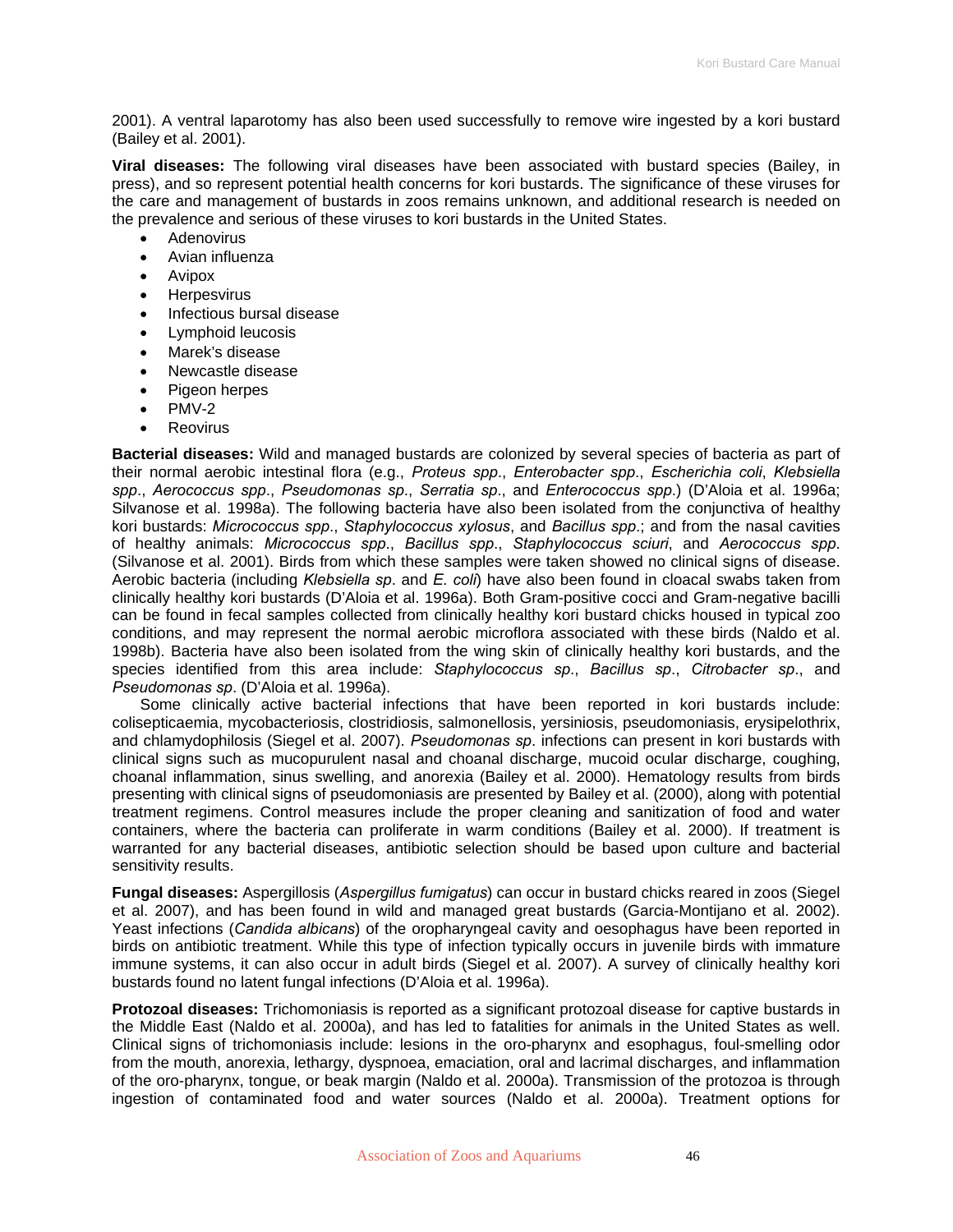2001). A ventral laparotomy has also been used successfully to remove wire ingested by a kori bustard (Bailey et al. 2001).

**Viral diseases:** The following viral diseases have been associated with bustard species (Bailey, in press), and so represent potential health concerns for kori bustards. The significance of these viruses for the care and management of bustards in zoos remains unknown, and additional research is needed on the prevalence and serious of these viruses to kori bustards in the United States.

- Adenovirus
- Avian influenza
- Avipox
- Herpesvirus
- Infectious bursal disease
- Lymphoid leucosis
- Marek's disease
- Newcastle disease
- Pigeon herpes
- PMV-2
- Reovirus

**Bacterial diseases:** Wild and managed bustards are colonized by several species of bacteria as part of their normal aerobic intestinal flora (e.g., *Proteus spp*., *Enterobacter spp*., *Escherichia coli*, *Klebsiella spp*., *Aerococcus spp*., *Pseudomonas sp*., *Serratia sp*., and *Enterococcus spp*.) (D'Aloia et al. 1996a; Silvanose et al. 1998a). The following bacteria have also been isolated from the conjunctiva of healthy kori bustards: *Micrococcus spp*., *Staphylococcus xylosus*, and *Bacillus spp*.; and from the nasal cavities of healthy animals: *Micrococcus spp*., *Bacillus spp*., *Staphylococcus sciuri*, and *Aerococcus spp*. (Silvanose et al. 2001). Birds from which these samples were taken showed no clinical signs of disease. Aerobic bacteria (including *Klebsiella sp*. and *E. coli*) have also been found in cloacal swabs taken from clinically healthy kori bustards (D'Aloia et al. 1996a). Both Gram-positive cocci and Gram-negative bacilli can be found in fecal samples collected from clinically healthy kori bustard chicks housed in typical zoo conditions, and may represent the normal aerobic microflora associated with these birds (Naldo et al. 1998b). Bacteria have also been isolated from the wing skin of clinically healthy kori bustards, and the species identified from this area include: *Staphylococcus sp*., *Bacillus sp*., *Citrobacter sp*., and *Pseudomonas sp*. (D'Aloia et al. 1996a).

Some clinically active bacterial infections that have been reported in kori bustards include: colisepticaemia, mycobacteriosis, clostridiosis, salmonellosis, yersiniosis, pseudomoniasis, erysipelothrix, and chlamydophilosis (Siegel et al. 2007). *Pseudomonas sp*. infections can present in kori bustards with clinical signs such as mucopurulent nasal and choanal discharge, mucoid ocular discharge, coughing, choanal inflammation, sinus swelling, and anorexia (Bailey et al. 2000). Hematology results from birds presenting with clinical signs of pseudomoniasis are presented by Bailey et al. (2000), along with potential treatment regimens. Control measures include the proper cleaning and sanitization of food and water containers, where the bacteria can proliferate in warm conditions (Bailey et al. 2000). If treatment is warranted for any bacterial diseases, antibiotic selection should be based upon culture and bacterial sensitivity results.

**Fungal diseases:** Aspergillosis (*Aspergillus fumigatus*) can occur in bustard chicks reared in zoos (Siegel et al. 2007), and has been found in wild and managed great bustards (Garcia-Montijano et al. 2002). Yeast infections (*Candida albicans*) of the oropharyngeal cavity and oesophagus have been reported in birds on antibiotic treatment. While this type of infection typically occurs in juvenile birds with immature immune systems, it can also occur in adult birds (Siegel et al. 2007). A survey of clinically healthy kori bustards found no latent fungal infections (D'Aloia et al. 1996a).

**Protozoal diseases:** Trichomoniasis is reported as a significant protozoal disease for captive bustards in the Middle East (Naldo et al. 2000a), and has led to fatalities for animals in the United States as well. Clinical signs of trichomoniasis include: lesions in the oro-pharynx and esophagus, foul-smelling odor from the mouth, anorexia, lethargy, dyspnoea, emaciation, oral and lacrimal discharges, and inflammation of the oro-pharynx, tongue, or beak margin (Naldo et al. 2000a). Transmission of the protozoa is through ingestion of contaminated food and water sources (Naldo et al. 2000a). Treatment options for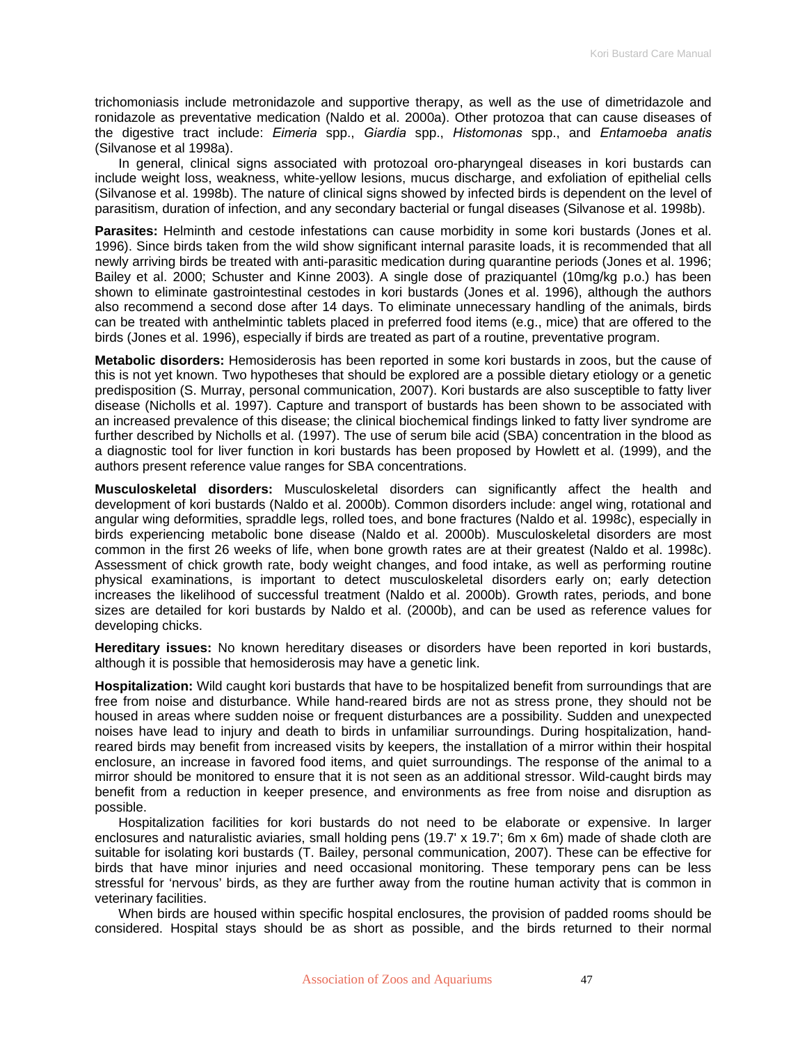trichomoniasis include metronidazole and supportive therapy, as well as the use of dimetridazole and ronidazole as preventative medication (Naldo et al. 2000a). Other protozoa that can cause diseases of the digestive tract include: *Eimeria* spp., *Giardia* spp., *Histomonas* spp., and *Entamoeba anatis* (Silvanose et al 1998a).

In general, clinical signs associated with protozoal oro-pharyngeal diseases in kori bustards can include weight loss, weakness, white-yellow lesions, mucus discharge, and exfoliation of epithelial cells (Silvanose et al. 1998b). The nature of clinical signs showed by infected birds is dependent on the level of parasitism, duration of infection, and any secondary bacterial or fungal diseases (Silvanose et al. 1998b).

**Parasites:** Helminth and cestode infestations can cause morbidity in some kori bustards (Jones et al. 1996). Since birds taken from the wild show significant internal parasite loads, it is recommended that all newly arriving birds be treated with anti-parasitic medication during quarantine periods (Jones et al. 1996; Bailey et al. 2000; Schuster and Kinne 2003). A single dose of praziquantel (10mg/kg p.o.) has been shown to eliminate gastrointestinal cestodes in kori bustards (Jones et al. 1996), although the authors also recommend a second dose after 14 days. To eliminate unnecessary handling of the animals, birds can be treated with anthelmintic tablets placed in preferred food items (e.g., mice) that are offered to the birds (Jones et al. 1996), especially if birds are treated as part of a routine, preventative program.

**Metabolic disorders:** Hemosiderosis has been reported in some kori bustards in zoos, but the cause of this is not yet known. Two hypotheses that should be explored are a possible dietary etiology or a genetic predisposition (S. Murray, personal communication, 2007). Kori bustards are also susceptible to fatty liver disease (Nicholls et al. 1997). Capture and transport of bustards has been shown to be associated with an increased prevalence of this disease; the clinical biochemical findings linked to fatty liver syndrome are further described by Nicholls et al. (1997). The use of serum bile acid (SBA) concentration in the blood as a diagnostic tool for liver function in kori bustards has been proposed by Howlett et al. (1999), and the authors present reference value ranges for SBA concentrations.

**Musculoskeletal disorders:** Musculoskeletal disorders can significantly affect the health and development of kori bustards (Naldo et al. 2000b). Common disorders include: angel wing, rotational and angular wing deformities, spraddle legs, rolled toes, and bone fractures (Naldo et al. 1998c), especially in birds experiencing metabolic bone disease (Naldo et al. 2000b). Musculoskeletal disorders are most common in the first 26 weeks of life, when bone growth rates are at their greatest (Naldo et al. 1998c). Assessment of chick growth rate, body weight changes, and food intake, as well as performing routine physical examinations, is important to detect musculoskeletal disorders early on; early detection increases the likelihood of successful treatment (Naldo et al. 2000b). Growth rates, periods, and bone sizes are detailed for kori bustards by Naldo et al. (2000b), and can be used as reference values for developing chicks.

**Hereditary issues:** No known hereditary diseases or disorders have been reported in kori bustards, although it is possible that hemosiderosis may have a genetic link.

**Hospitalization:** Wild caught kori bustards that have to be hospitalized benefit from surroundings that are free from noise and disturbance. While hand-reared birds are not as stress prone, they should not be housed in areas where sudden noise or frequent disturbances are a possibility. Sudden and unexpected noises have lead to injury and death to birds in unfamiliar surroundings. During hospitalization, hand-reared birds may benefit from increased visits by keepers, the installation of a mirror within their hospital enclosure, an increase in favored food items, and quiet surroundings. The response of the animal to a mirror should be monitored to ensure that it is not seen as an additional stressor. Wild-caught birds may benefit from a reduction in keeper presence, and environments as free from noise and disruption as possible.

Hospitalization facilities for kori bustards do not need to be elaborate or expensive. In larger enclosures and naturalistic aviaries, small holding pens (19.7' x 19.7'; 6m x 6m) made of shade cloth are suitable for isolating kori bustards (T. Bailey, personal communication, 2007). These can be effective for birds that have minor injuries and need occasional monitoring. These temporary pens can be less stressful for 'nervous' birds, as they are further away from the routine human activity that is common in veterinary facilities.

When birds are housed within specific hospital enclosures, the provision of padded rooms should be considered. Hospital stays should be as short as possible, and the birds returned to their normal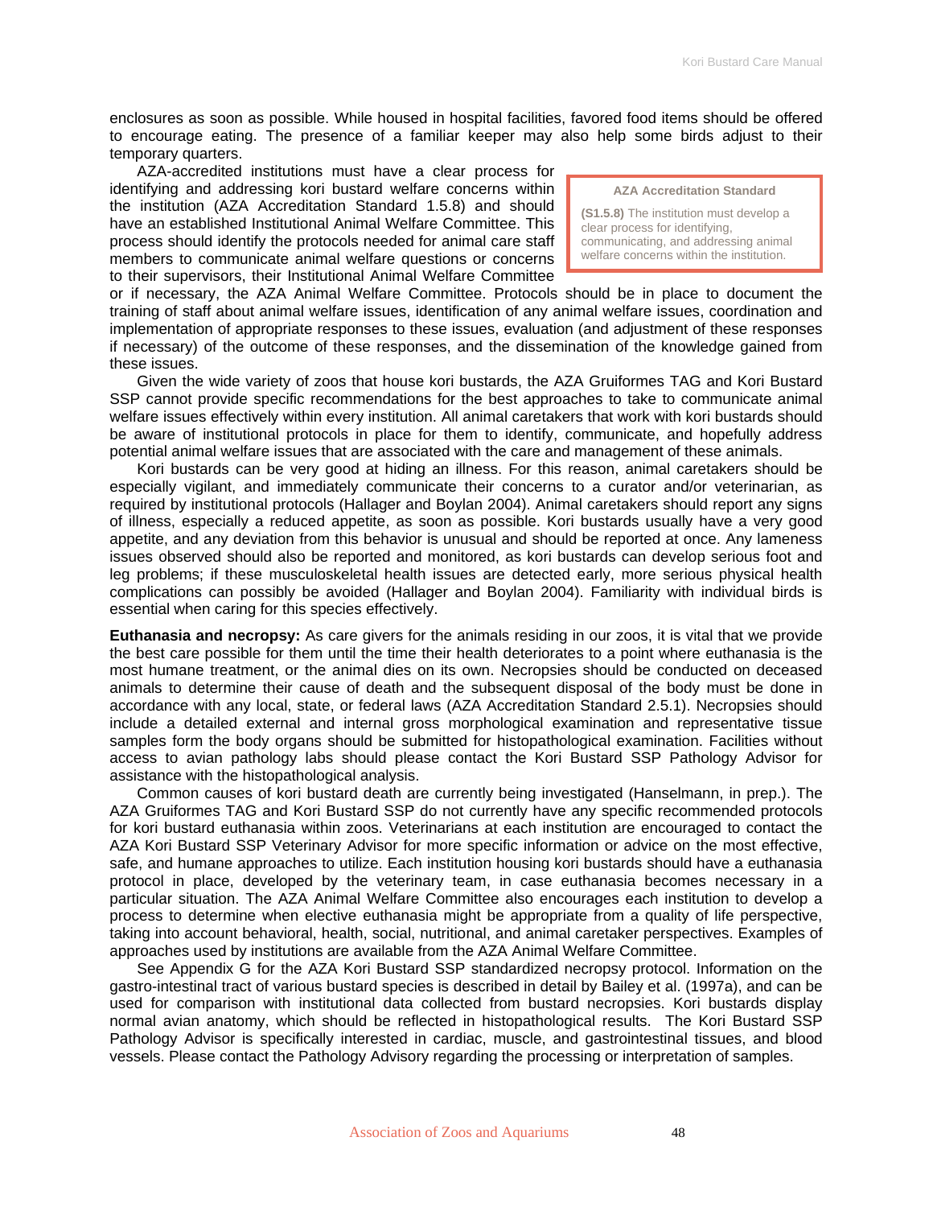enclosures as soon as possible. While housed in hospital facilities, favored food items should be offered to encourage eating. The presence of a familiar keeper may also help some birds adjust to their temporary quarters.

AZA-accredited institutions must have a clear process for identifying and addressing kori bustard welfare concerns within the institution (AZA Accreditation Standard 1.5.8) and should have an established Institutional Animal Welfare Committee. This process should identify the protocols needed for animal care staff members to communicate animal welfare questions or concerns to their supervisors, their Institutional Animal Welfare Committee or if necessary, the AZA Animal Welfare Committee. Protocols should be in place to document the training of staff about animal welfare issues, identification of any animal welfare issues, coordination and implementation of appropriate responses to these issues, evaluation (and adjustment of these responses if necessary) of the outcome of these responses, and the dissemination of the knowledge gained from these issues.

> **AZA Accreditation Standard**
>
> **(S1.5.8)** The institution must develop a clear process for identifying, communicating, and addressing animal welfare concerns within the institution.

Given the wide variety of zoos that house kori bustards, the AZA Gruiformes TAG and Kori Bustard SSP cannot provide specific recommendations for the best approaches to take to communicate animal welfare issues effectively within every institution. All animal caretakers that work with kori bustards should be aware of institutional protocols in place for them to identify, communicate, and hopefully address potential animal welfare issues that are associated with the care and management of these animals.

Kori bustards can be very good at hiding an illness. For this reason, animal caretakers should be especially vigilant, and immediately communicate their concerns to a curator and/or veterinarian, as required by institutional protocols (Hallager and Boylan 2004). Animal caretakers should report any signs of illness, especially a reduced appetite, as soon as possible. Kori bustards usually have a very good appetite, and any deviation from this behavior is unusual and should be reported at once. Any lameness issues observed should also be reported and monitored, as kori bustards can develop serious foot and leg problems; if these musculoskeletal health issues are detected early, more serious physical health complications can possibly be avoided (Hallager and Boylan 2004). Familiarity with individual birds is essential when caring for this species effectively.

**Euthanasia and necropsy:** As care givers for the animals residing in our zoos, it is vital that we provide the best care possible for them until the time their health deteriorates to a point where euthanasia is the most humane treatment, or the animal dies on its own. Necropsies should be conducted on deceased animals to determine their cause of death and the subsequent disposal of the body must be done in accordance with any local, state, or federal laws (AZA Accreditation Standard 2.5.1). Necropsies should include a detailed external and internal gross morphological examination and representative tissue samples form the body organs should be submitted for histopathological examination. Facilities without access to avian pathology labs should please contact the Kori Bustard SSP Pathology Advisor for assistance with the histopathological analysis.

Common causes of kori bustard death are currently being investigated (Hanselmann, in prep.). The AZA Gruiformes TAG and Kori Bustard SSP do not currently have any specific recommended protocols for kori bustard euthanasia within zoos. Veterinarians at each institution are encouraged to contact the AZA Kori Bustard SSP Veterinary Advisor for more specific information or advice on the most effective, safe, and humane approaches to utilize. Each institution housing kori bustards should have a euthanasia protocol in place, developed by the veterinary team, in case euthanasia becomes necessary in a particular situation. The AZA Animal Welfare Committee also encourages each institution to develop a process to determine when elective euthanasia might be appropriate from a quality of life perspective, taking into account behavioral, health, social, nutritional, and animal caretaker perspectives. Examples of approaches used by institutions are available from the AZA Animal Welfare Committee.

See Appendix G for the AZA Kori Bustard SSP standardized necropsy protocol. Information on the gastro-intestinal tract of various bustard species is described in detail by Bailey et al. (1997a), and can be used for comparison with institutional data collected from bustard necropsies. Kori bustards display normal avian anatomy, which should be reflected in histopathological results. The Kori Bustard SSP Pathology Advisor is specifically interested in cardiac, muscle, and gastrointestinal tissues, and blood vessels. Please contact the Pathology Advisory regarding the processing or interpretation of samples.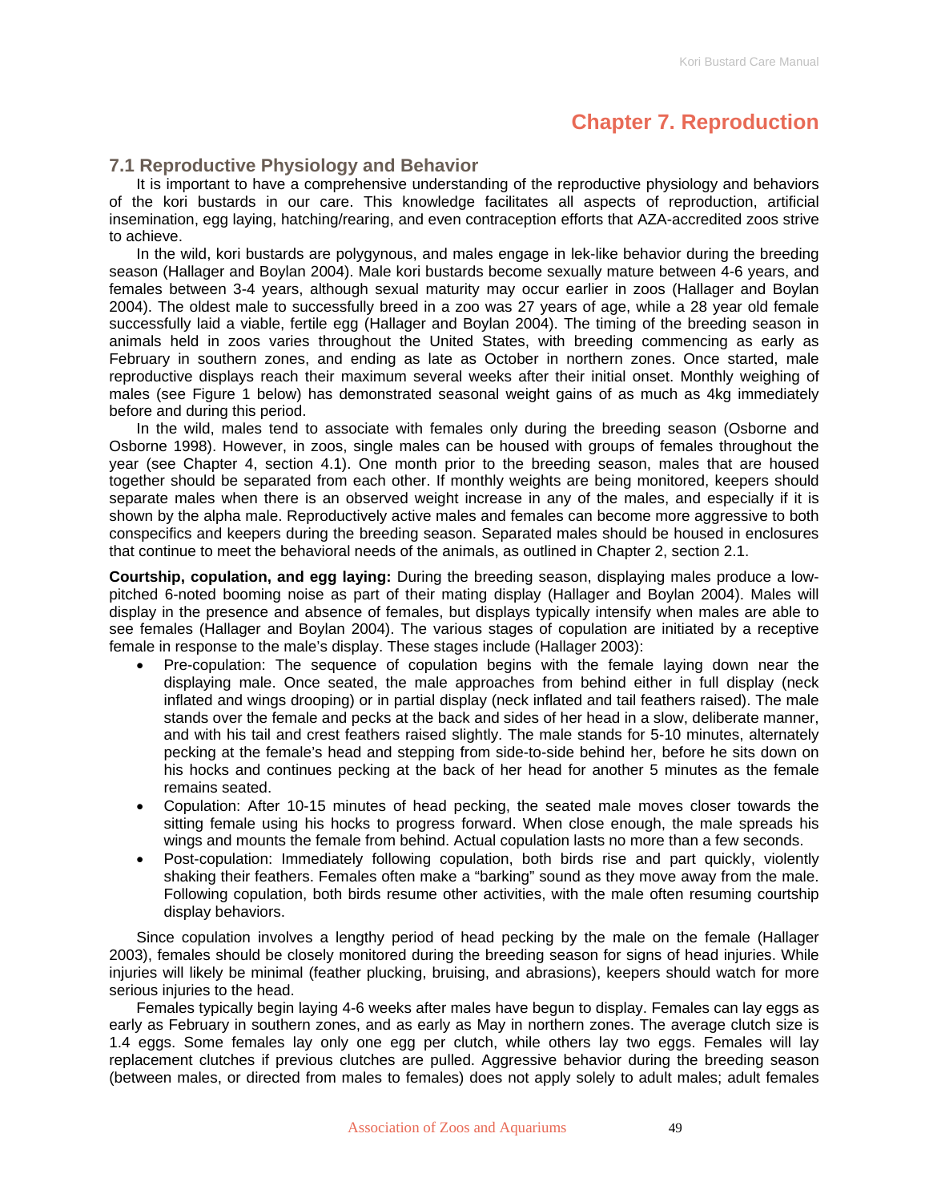# Chapter 7. Reproduction

## 7.1 Reproductive Physiology and Behavior

It is important to have a comprehensive understanding of the reproductive physiology and behaviors of the kori bustards in our care. This knowledge facilitates all aspects of reproduction, artificial insemination, egg laying, hatching/rearing, and even contraception efforts that AZA-accredited zoos strive to achieve.

In the wild, kori bustards are polygynous, and males engage in lek-like behavior during the breeding season (Hallager and Boylan 2004). Male kori bustards become sexually mature between 4-6 years, and females between 3-4 years, although sexual maturity may occur earlier in zoos (Hallager and Boylan 2004). The oldest male to successfully breed in a zoo was 27 years of age, while a 28 year old female successfully laid a viable, fertile egg (Hallager and Boylan 2004). The timing of the breeding season in animals held in zoos varies throughout the United States, with breeding commencing as early as February in southern zones, and ending as late as October in northern zones. Once started, male reproductive displays reach their maximum several weeks after their initial onset. Monthly weighing of males (see Figure 1 below) has demonstrated seasonal weight gains of as much as 4kg immediately before and during this period.

In the wild, males tend to associate with females only during the breeding season (Osborne and Osborne 1998). However, in zoos, single males can be housed with groups of females throughout the year (see Chapter 4, section 4.1). One month prior to the breeding season, males that are housed together should be separated from each other. If monthly weights are being monitored, keepers should separate males when there is an observed weight increase in any of the males, and especially if it is shown by the alpha male. Reproductively active males and females can become more aggressive to both conspecifics and keepers during the breeding season. Separated males should be housed in enclosures that continue to meet the behavioral needs of the animals, as outlined in Chapter 2, section 2.1.

**Courtship, copulation, and egg laying:** During the breeding season, displaying males produce a low-pitched 6-noted booming noise as part of their mating display (Hallager and Boylan 2004). Males will display in the presence and absence of females, but displays typically intensify when males are able to see females (Hallager and Boylan 2004). The various stages of copulation are initiated by a receptive female in response to the male's display. These stages include (Hallager 2003):

- Pre-copulation: The sequence of copulation begins with the female laying down near the displaying male. Once seated, the male approaches from behind either in full display (neck inflated and wings drooping) or in partial display (neck inflated and tail feathers raised). The male stands over the female and pecks at the back and sides of her head in a slow, deliberate manner, and with his tail and crest feathers raised slightly. The male stands for 5-10 minutes, alternately pecking at the female's head and stepping from side-to-side behind her, before he sits down on his hocks and continues pecking at the back of her head for another 5 minutes as the female remains seated.
- Copulation: After 10-15 minutes of head pecking, the seated male moves closer towards the sitting female using his hocks to progress forward. When close enough, the male spreads his wings and mounts the female from behind. Actual copulation lasts no more than a few seconds.
- Post-copulation: Immediately following copulation, both birds rise and part quickly, violently shaking their feathers. Females often make a "barking" sound as they move away from the male. Following copulation, both birds resume other activities, with the male often resuming courtship display behaviors.

Since copulation involves a lengthy period of head pecking by the male on the female (Hallager 2003), females should be closely monitored during the breeding season for signs of head injuries. While injuries will likely be minimal (feather plucking, bruising, and abrasions), keepers should watch for more serious injuries to the head.

Females typically begin laying 4-6 weeks after males have begun to display. Females can lay eggs as early as February in southern zones, and as early as May in northern zones. The average clutch size is 1.4 eggs. Some females lay only one egg per clutch, while others lay two eggs. Females will lay replacement clutches if previous clutches are pulled. Aggressive behavior during the breeding season (between males, or directed from males to females) does not apply solely to adult males; adult females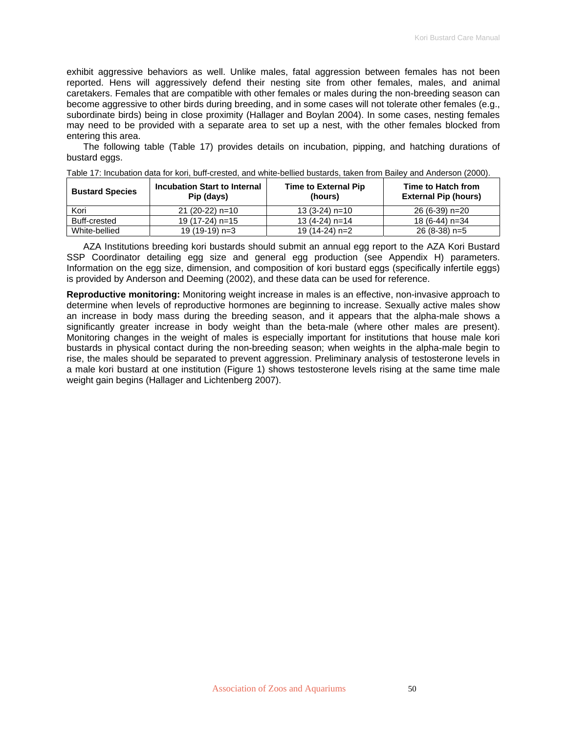exhibit aggressive behaviors as well. Unlike males, fatal aggression between females has not been reported. Hens will aggressively defend their nesting site from other females, males, and animal caretakers. Females that are compatible with other females or males during the non-breeding season can become aggressive to other birds during breeding, and in some cases will not tolerate other females (e.g., subordinate birds) being in close proximity (Hallager and Boylan 2004). In some cases, nesting females may need to be provided with a separate area to set up a nest, with the other females blocked from entering this area.

The following table (Table 17) provides details on incubation, pipping, and hatching durations of bustard eggs.

Table 17: Incubation data for kori, buff-crested, and white-bellied bustards, taken from Bailey and Anderson (2000).

| Bustard Species | Incubation Start to Internal Pip (days) | Time to External Pip (hours) | Time to Hatch from External Pip (hours) |
|---|---|---|---|
| Kori | 21 (20-22) n=10 | 13 (3-24) n=10 | 26 (6-39) n=20 |
| Buff-crested | 19 (17-24) n=15 | 13 (4-24) n=14 | 18 (6-44) n=34 |
| White-bellied | 19 (19-19) n=3 | 19 (14-24) n=2 | 26 (8-38) n=5 |

AZA Institutions breeding kori bustards should submit an annual egg report to the AZA Kori Bustard SSP Coordinator detailing egg size and general egg production (see Appendix H) parameters. Information on the egg size, dimension, and composition of kori bustard eggs (specifically infertile eggs) is provided by Anderson and Deeming (2002), and these data can be used for reference.

**Reproductive monitoring:** Monitoring weight increase in males is an effective, non-invasive approach to determine when levels of reproductive hormones are beginning to increase. Sexually active males show an increase in body mass during the breeding season, and it appears that the alpha-male shows a significantly greater increase in body weight than the beta-male (where other males are present). Monitoring changes in the weight of males is especially important for institutions that house male kori bustards in physical contact during the non-breeding season; when weights in the alpha-male begin to rise, the males should be separated to prevent aggression. Preliminary analysis of testosterone levels in a male kori bustard at one institution (Figure 1) shows testosterone levels rising at the same time male weight gain begins (Hallager and Lichtenberg 2007).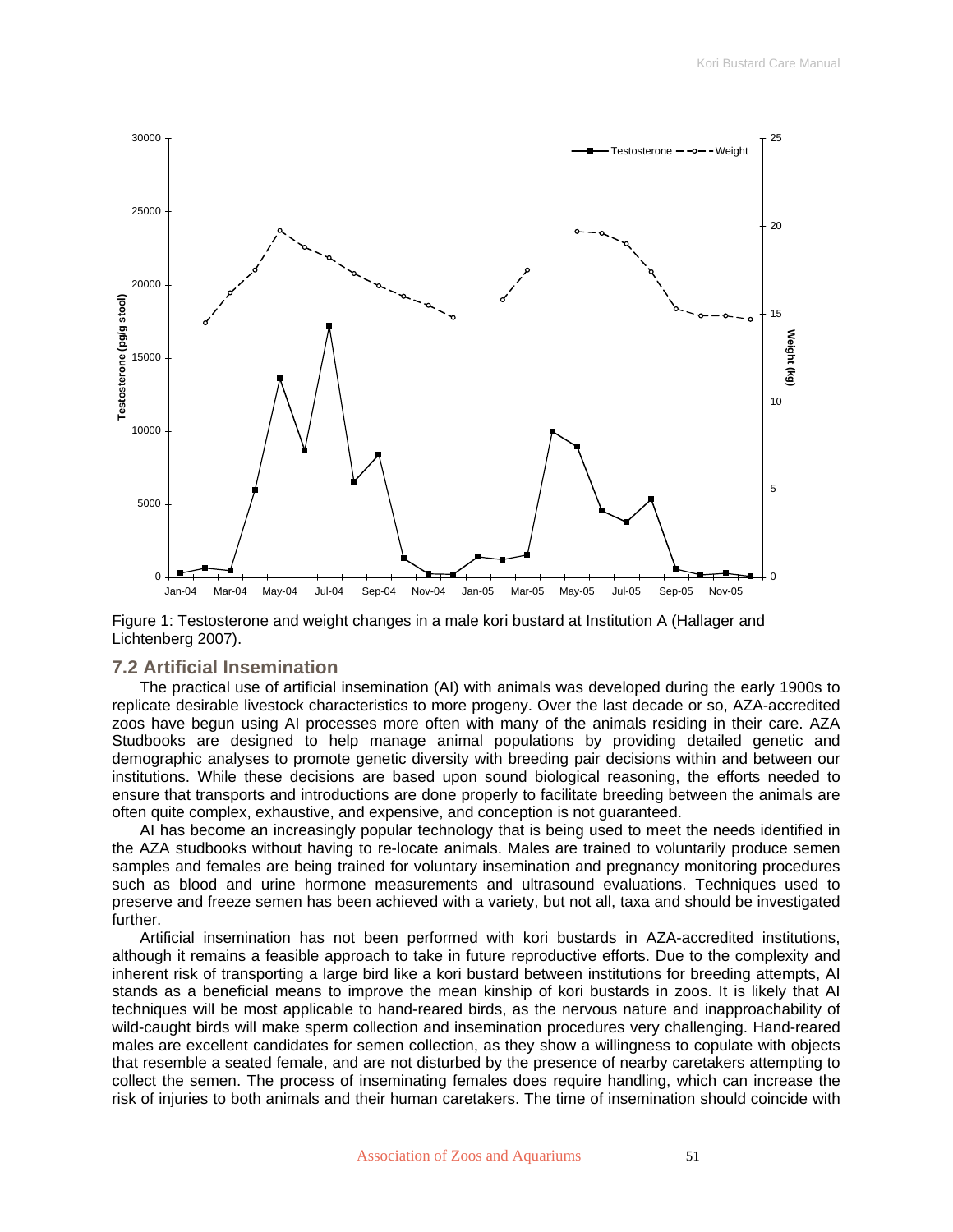Figure 1: Testosterone and weight changes in a male kori bustard at Institution A (Hallager and Lichtenberg 2007).

## 7.2 Artificial Insemination

The practical use of artificial insemination (AI) with animals was developed during the early 1900s to replicate desirable livestock characteristics to more progeny. Over the last decade or so, AZA-accredited zoos have begun using AI processes more often with many of the animals residing in their care. AZA Studbooks are designed to help manage animal populations by providing detailed genetic and demographic analyses to promote genetic diversity with breeding pair decisions within and between our institutions. While these decisions are based upon sound biological reasoning, the efforts needed to ensure that transports and introductions are done properly to facilitate breeding between the animals are often quite complex, exhaustive, and expensive, and conception is not guaranteed.

AI has become an increasingly popular technology that is being used to meet the needs identified in the AZA studbooks without having to re-locate animals. Males are trained to voluntarily produce semen samples and females are being trained for voluntary insemination and pregnancy monitoring procedures such as blood and urine hormone measurements and ultrasound evaluations. Techniques used to preserve and freeze semen has been achieved with a variety, but not all, taxa and should be investigated further.

Artificial insemination has not been performed with kori bustards in AZA-accredited institutions, although it remains a feasible approach to take in future reproductive efforts. Due to the complexity and inherent risk of transporting a large bird like a kori bustard between institutions for breeding attempts, AI stands as a beneficial means to improve the mean kinship of kori bustards in zoos. It is likely that AI techniques will be most applicable to hand-reared birds, as the nervous nature and inapproachability of wild-caught birds will make sperm collection and insemination procedures very challenging. Hand-reared males are excellent candidates for semen collection, as they show a willingness to copulate with objects that resemble a seated female, and are not disturbed by the presence of nearby caretakers attempting to collect the semen. The process of inseminating females does require handling, which can increase the risk of injuries to both animals and their human caretakers. The time of insemination should coincide with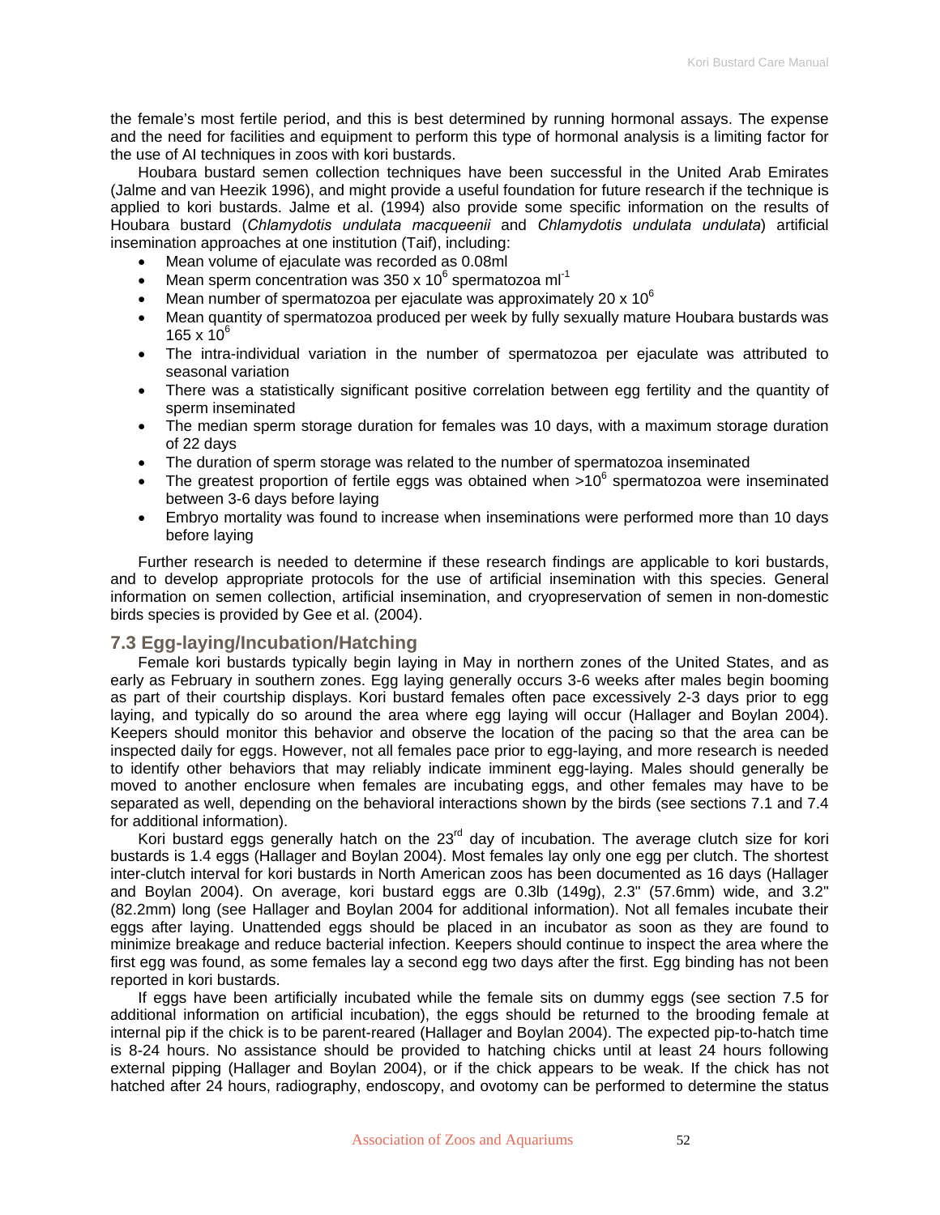the female's most fertile period, and this is best determined by running hormonal assays. The expense and the need for facilities and equipment to perform this type of hormonal analysis is a limiting factor for the use of AI techniques in zoos with kori bustards.

Houbara bustard semen collection techniques have been successful in the United Arab Emirates (Jalme and van Heezik 1996), and might provide a useful foundation for future research if the technique is applied to kori bustards. Jalme et al. (1994) also provide some specific information on the results of Houbara bustard (*Chlamydotis undulata macqueenii* and *Chlamydotis undulata undulata*) artificial insemination approaches at one institution (Taif), including:

- Mean volume of ejaculate was recorded as 0.08ml
- Mean sperm concentration was $350 \times 10^6$ spermatozoa $ml^{-1}$
- Mean number of spermatozoa per ejaculate was approximately $20 \times 10^6$
- Mean quantity of spermatozoa produced per week by fully sexually mature Houbara bustards was $165 \times 10^6$
- The intra-individual variation in the number of spermatozoa per ejaculate was attributed to seasonal variation
- There was a statistically significant positive correlation between egg fertility and the quantity of sperm inseminated
- The median sperm storage duration for females was 10 days, with a maximum storage duration of 22 days
- The duration of sperm storage was related to the number of spermatozoa inseminated
- The greatest proportion of fertile eggs was obtained when $>10^6$ spermatozoa were inseminated between 3-6 days before laying
- Embryo mortality was found to increase when inseminations were performed more than 10 days before laying

Further research is needed to determine if these research findings are applicable to kori bustards, and to develop appropriate protocols for the use of artificial insemination with this species. General information on semen collection, artificial insemination, and cryopreservation of semen in non-domestic birds species is provided by Gee et al. (2004).

## 7.3 Egg-laying/Incubation/Hatching

Female kori bustards typically begin laying in May in northern zones of the United States, and as early as February in southern zones. Egg laying generally occurs 3-6 weeks after males begin booming as part of their courtship displays. Kori bustard females often pace excessively 2-3 days prior to egg laying, and typically do so around the area where egg laying will occur (Hallager and Boylan 2004). Keepers should monitor this behavior and observe the location of the pacing so that the area can be inspected daily for eggs. However, not all females pace prior to egg-laying, and more research is needed to identify other behaviors that may reliably indicate imminent egg-laying. Males should generally be moved to another enclosure when females are incubating eggs, and other females may have to be separated as well, depending on the behavioral interactions shown by the birds (see sections 7.1 and 7.4 for additional information).

Kori bustard eggs generally hatch on the 23rd day of incubation. The average clutch size for kori bustards is 1.4 eggs (Hallager and Boylan 2004). Most females lay only one egg per clutch. The shortest inter-clutch interval for kori bustards in North American zoos has been documented as 16 days (Hallager and Boylan 2004). On average, kori bustard eggs are 0.3lb (149g), 2.3" (57.6mm) wide, and 3.2" (82.2mm) long (see Hallager and Boylan 2004 for additional information). Not all females incubate their eggs after laying. Unattended eggs should be placed in an incubator as soon as they are found to minimize breakage and reduce bacterial infection. Keepers should continue to inspect the area where the first egg was found, as some females lay a second egg two days after the first. Egg binding has not been reported in kori bustards.

If eggs have been artificially incubated while the female sits on dummy eggs (see section 7.5 for additional information on artificial incubation), the eggs should be returned to the brooding female at internal pip if the chick is to be parent-reared (Hallager and Boylan 2004). The expected pip-to-hatch time is 8-24 hours. No assistance should be provided to hatching chicks until at least 24 hours following external pipping (Hallager and Boylan 2004), or if the chick appears to be weak. If the chick has not hatched after 24 hours, radiography, endoscopy, and ovotomy can be performed to determine the status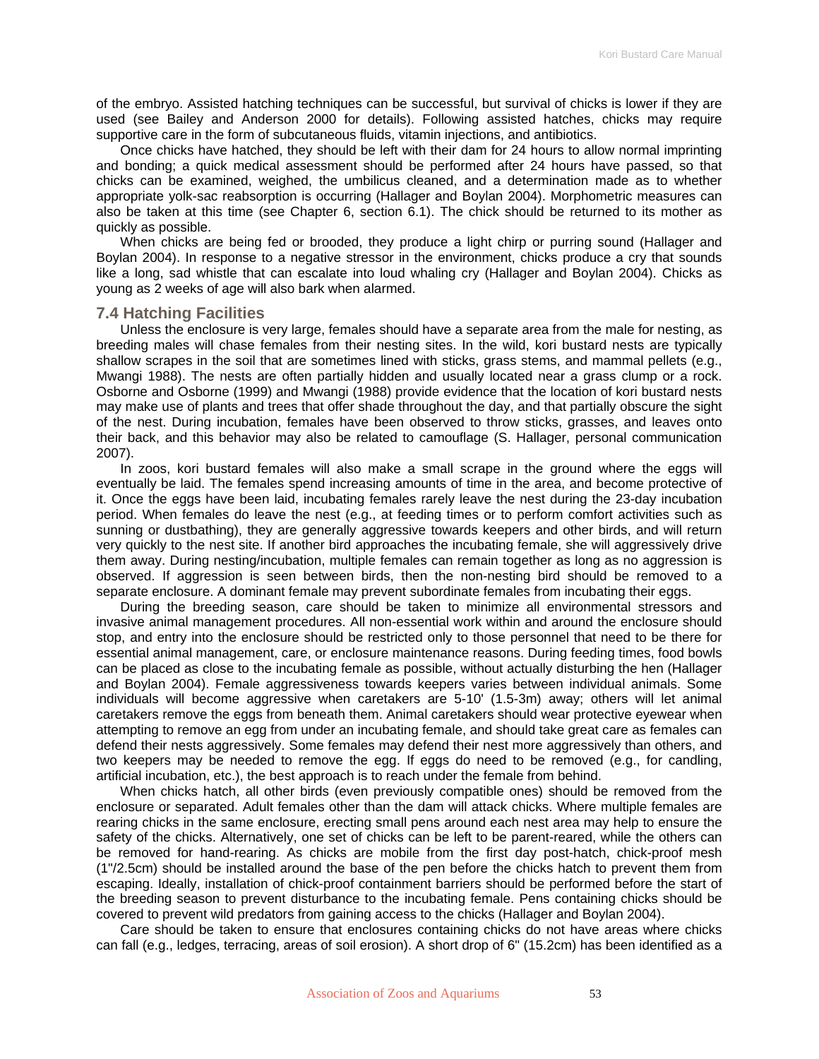of the embryo. Assisted hatching techniques can be successful, but survival of chicks is lower if they are used (see Bailey and Anderson 2000 for details). Following assisted hatches, chicks may require supportive care in the form of subcutaneous fluids, vitamin injections, and antibiotics.

Once chicks have hatched, they should be left with their dam for 24 hours to allow normal imprinting and bonding; a quick medical assessment should be performed after 24 hours have passed, so that chicks can be examined, weighed, the umbilicus cleaned, and a determination made as to whether appropriate yolk-sac reabsorption is occurring (Hallager and Boylan 2004). Morphometric measures can also be taken at this time (see Chapter 6, section 6.1). The chick should be returned to its mother as quickly as possible.

When chicks are being fed or brooded, they produce a light chirp or purring sound (Hallager and Boylan 2004). In response to a negative stressor in the environment, chicks produce a cry that sounds like a long, sad whistle that can escalate into loud whaling cry (Hallager and Boylan 2004). Chicks as young as 2 weeks of age will also bark when alarmed.

## 7.4 Hatching Facilities

Unless the enclosure is very large, females should have a separate area from the male for nesting, as breeding males will chase females from their nesting sites. In the wild, kori bustard nests are typically shallow scrapes in the soil that are sometimes lined with sticks, grass stems, and mammal pellets (e.g., Mwangi 1988). The nests are often partially hidden and usually located near a grass clump or a rock. Osborne and Osborne (1999) and Mwangi (1988) provide evidence that the location of kori bustard nests may make use of plants and trees that offer shade throughout the day, and that partially obscure the sight of the nest. During incubation, females have been observed to throw sticks, grasses, and leaves onto their back, and this behavior may also be related to camouflage (S. Hallager, personal communication 2007).

In zoos, kori bustard females will also make a small scrape in the ground where the eggs will eventually be laid. The females spend increasing amounts of time in the area, and become protective of it. Once the eggs have been laid, incubating females rarely leave the nest during the 23-day incubation period. When females do leave the nest (e.g., at feeding times or to perform comfort activities such as sunning or dustbathing), they are generally aggressive towards keepers and other birds, and will return very quickly to the nest site. If another bird approaches the incubating female, she will aggressively drive them away. During nesting/incubation, multiple females can remain together as long as no aggression is observed. If aggression is seen between birds, then the non-nesting bird should be removed to a separate enclosure. A dominant female may prevent subordinate females from incubating their eggs.

During the breeding season, care should be taken to minimize all environmental stressors and invasive animal management procedures. All non-essential work within and around the enclosure should stop, and entry into the enclosure should be restricted only to those personnel that need to be there for essential animal management, care, or enclosure maintenance reasons. During feeding times, food bowls can be placed as close to the incubating female as possible, without actually disturbing the hen (Hallager and Boylan 2004). Female aggressiveness towards keepers varies between individual animals. Some individuals will become aggressive when caretakers are 5-10' (1.5-3m) away; others will let animal caretakers remove the eggs from beneath them. Animal caretakers should wear protective eyewear when attempting to remove an egg from under an incubating female, and should take great care as females can defend their nests aggressively. Some females may defend their nest more aggressively than others, and two keepers may be needed to remove the egg. If eggs do need to be removed (e.g., for candling, artificial incubation, etc.), the best approach is to reach under the female from behind.

When chicks hatch, all other birds (even previously compatible ones) should be removed from the enclosure or separated. Adult females other than the dam will attack chicks. Where multiple females are rearing chicks in the same enclosure, erecting small pens around each nest area may help to ensure the safety of the chicks. Alternatively, one set of chicks can be left to be parent-reared, while the others can be removed for hand-rearing. As chicks are mobile from the first day post-hatch, chick-proof mesh (1"/2.5cm) should be installed around the base of the pen before the chicks hatch to prevent them from escaping. Ideally, installation of chick-proof containment barriers should be performed before the start of the breeding season to prevent disturbance to the incubating female. Pens containing chicks should be covered to prevent wild predators from gaining access to the chicks (Hallager and Boylan 2004).

Care should be taken to ensure that enclosures containing chicks do not have areas where chicks can fall (e.g., ledges, terracing, areas of soil erosion). A short drop of 6" (15.2cm) has been identified as a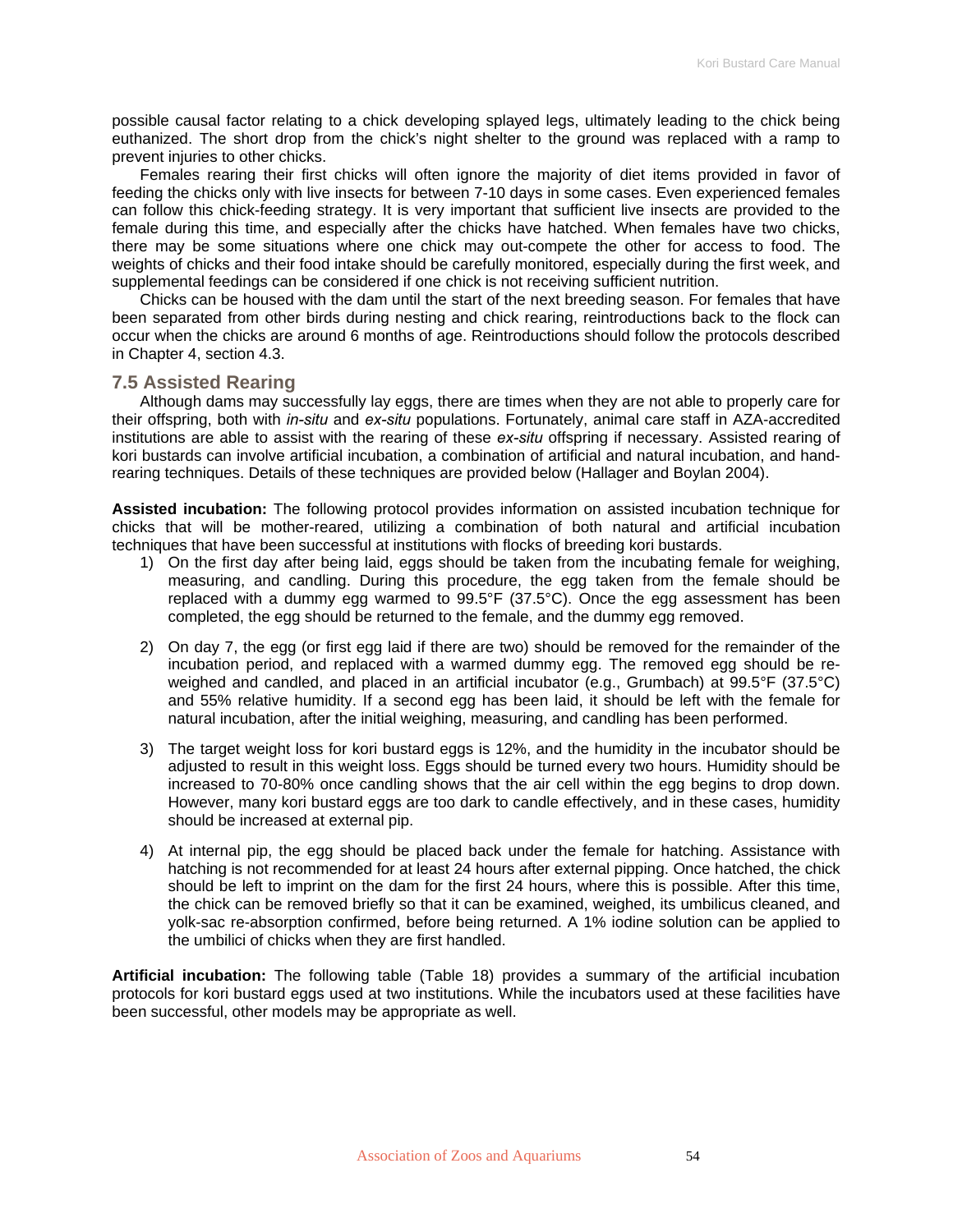possible causal factor relating to a chick developing splayed legs, ultimately leading to the chick being euthanized. The short drop from the chick's night shelter to the ground was replaced with a ramp to prevent injuries to other chicks.

Females rearing their first chicks will often ignore the majority of diet items provided in favor of feeding the chicks only with live insects for between 7-10 days in some cases. Even experienced females can follow this chick-feeding strategy. It is very important that sufficient live insects are provided to the female during this time, and especially after the chicks have hatched. When females have two chicks, there may be some situations where one chick may out-compete the other for access to food. The weights of chicks and their food intake should be carefully monitored, especially during the first week, and supplemental feedings can be considered if one chick is not receiving sufficient nutrition.

Chicks can be housed with the dam until the start of the next breeding season. For females that have been separated from other birds during nesting and chick rearing, reintroductions back to the flock can occur when the chicks are around 6 months of age. Reintroductions should follow the protocols described in Chapter 4, section 4.3.

## 7.5 Assisted Rearing

Although dams may successfully lay eggs, there are times when they are not able to properly care for their offspring, both with *in-situ* and *ex-situ* populations. Fortunately, animal care staff in AZA-accredited institutions are able to assist with the rearing of these *ex-situ* offspring if necessary. Assisted rearing of kori bustards can involve artificial incubation, a combination of artificial and natural incubation, and hand-rearing techniques. Details of these techniques are provided below (Hallager and Boylan 2004).

**Assisted incubation:** The following protocol provides information on assisted incubation technique for chicks that will be mother-reared, utilizing a combination of both natural and artificial incubation techniques that have been successful at institutions with flocks of breeding kori bustards.

1) On the first day after being laid, eggs should be taken from the incubating female for weighing, measuring, and candling. During this procedure, the egg taken from the female should be replaced with a dummy egg warmed to 99.5°F (37.5°C). Once the egg assessment has been completed, the egg should be returned to the female, and the dummy egg removed.

2) On day 7, the egg (or first egg laid if there are two) should be removed for the remainder of the incubation period, and replaced with a warmed dummy egg. The removed egg should be re-weighed and candled, and placed in an artificial incubator (e.g., Grumbach) at 99.5°F (37.5°C) and 55% relative humidity. If a second egg has been laid, it should be left with the female for natural incubation, after the initial weighing, measuring, and candling has been performed.

3) The target weight loss for kori bustard eggs is 12%, and the humidity in the incubator should be adjusted to result in this weight loss. Eggs should be turned every two hours. Humidity should be increased to 70-80% once candling shows that the air cell within the egg begins to drop down. However, many kori bustard eggs are too dark to candle effectively, and in these cases, humidity should be increased at external pip.

4) At internal pip, the egg should be placed back under the female for hatching. Assistance with hatching is not recommended for at least 24 hours after external pipping. Once hatched, the chick should be left to imprint on the dam for the first 24 hours, where this is possible. After this time, the chick can be removed briefly so that it can be examined, weighed, its umbilicus cleaned, and yolk-sac re-absorption confirmed, before being returned. A 1% iodine solution can be applied to the umbilici of chicks when they are first handled.

**Artificial incubation:** The following table (Table 18) provides a summary of the artificial incubation protocols for kori bustard eggs used at two institutions. While the incubators used at these facilities have been successful, other models may be appropriate as well.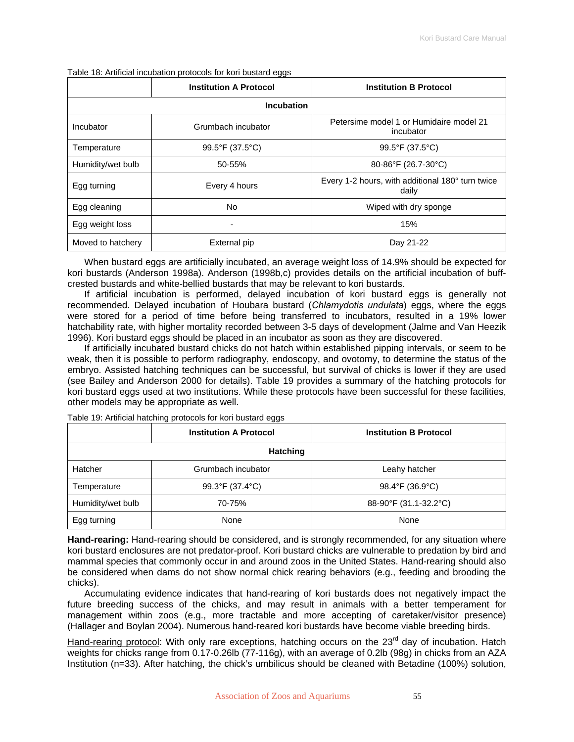Table 18: Artificial incubation protocols for kori bustard eggs

| | Institution A Protocol | Institution B Protocol |
|---|---|---|
| **Incubation** | | |
| Incubator | Grumbach incubator | Petersime model 1 or Humidaire model 21 incubator |
| Temperature | 99.5°F (37.5°C) | 99.5°F (37.5°C) |
| Humidity/wet bulb | 50-55% | 80-86°F (26.7-30°C) |
| Egg turning | Every 4 hours | Every 1-2 hours, with additional 180° turn twice daily |
| Egg cleaning | No | Wiped with dry sponge |
| Egg weight loss | - | 15% |
| Moved to hatchery | External pip | Day 21-22 |

When bustard eggs are artificially incubated, an average weight loss of 14.9% should be expected for kori bustards (Anderson 1998a). Anderson (1998b,c) provides details on the artificial incubation of buff-crested bustards and white-bellied bustards that may be relevant to kori bustards.

If artificial incubation is performed, delayed incubation of kori bustard eggs is generally not recommended. Delayed incubation of Houbara bustard (*Chlamydotis undulata*) eggs, where the eggs were stored for a period of time before being transferred to incubators, resulted in a 19% lower hatchability rate, with higher mortality recorded between 3-5 days of development (Jalme and Van Heezik 1996). Kori bustard eggs should be placed in an incubator as soon as they are discovered.

If artificially incubated bustard chicks do not hatch within established pipping intervals, or seem to be weak, then it is possible to perform radiography, endoscopy, and ovotomy, to determine the status of the embryo. Assisted hatching techniques can be successful, but survival of chicks is lower if they are used (see Bailey and Anderson 2000 for details). Table 19 provides a summary of the hatching protocols for kori bustard eggs used at two institutions. While these protocols have been successful for these facilities, other models may be appropriate as well.

Table 19: Artificial hatching protocols for kori bustard eggs

| | Institution A Protocol | Institution B Protocol |
|---|---|---|
| **Hatching** | | |
| Hatcher | Grumbach incubator | Leahy hatcher |
| Temperature | 99.3°F (37.4°C) | 98.4°F (36.9°C) |
| Humidity/wet bulb | 70-75% | 88-90°F (31.1-32.2°C) |
| Egg turning | None | None |

**Hand-rearing:** Hand-rearing should be considered, and is strongly recommended, for any situation where kori bustard enclosures are not predator-proof. Kori bustard chicks are vulnerable to predation by bird and mammal species that commonly occur in and around zoos in the United States. Hand-rearing should also be considered when dams do not show normal chick rearing behaviors (e.g., feeding and brooding the chicks).

Accumulating evidence indicates that hand-rearing of kori bustards does not negatively impact the future breeding success of the chicks, and may result in animals with a better temperament for management within zoos (e.g., more tractable and more accepting of caretaker/visitor presence) (Hallager and Boylan 2004). Numerous hand-reared kori bustards have become viable breeding birds.

Hand-rearing protocol: With only rare exceptions, hatching occurs on the 23rd day of incubation. Hatch weights for chicks range from 0.17-0.26lb (77-116g), with an average of 0.2lb (98g) in chicks from an AZA Institution (n=33). After hatching, the chick's umbilicus should be cleaned with Betadine (100%) solution,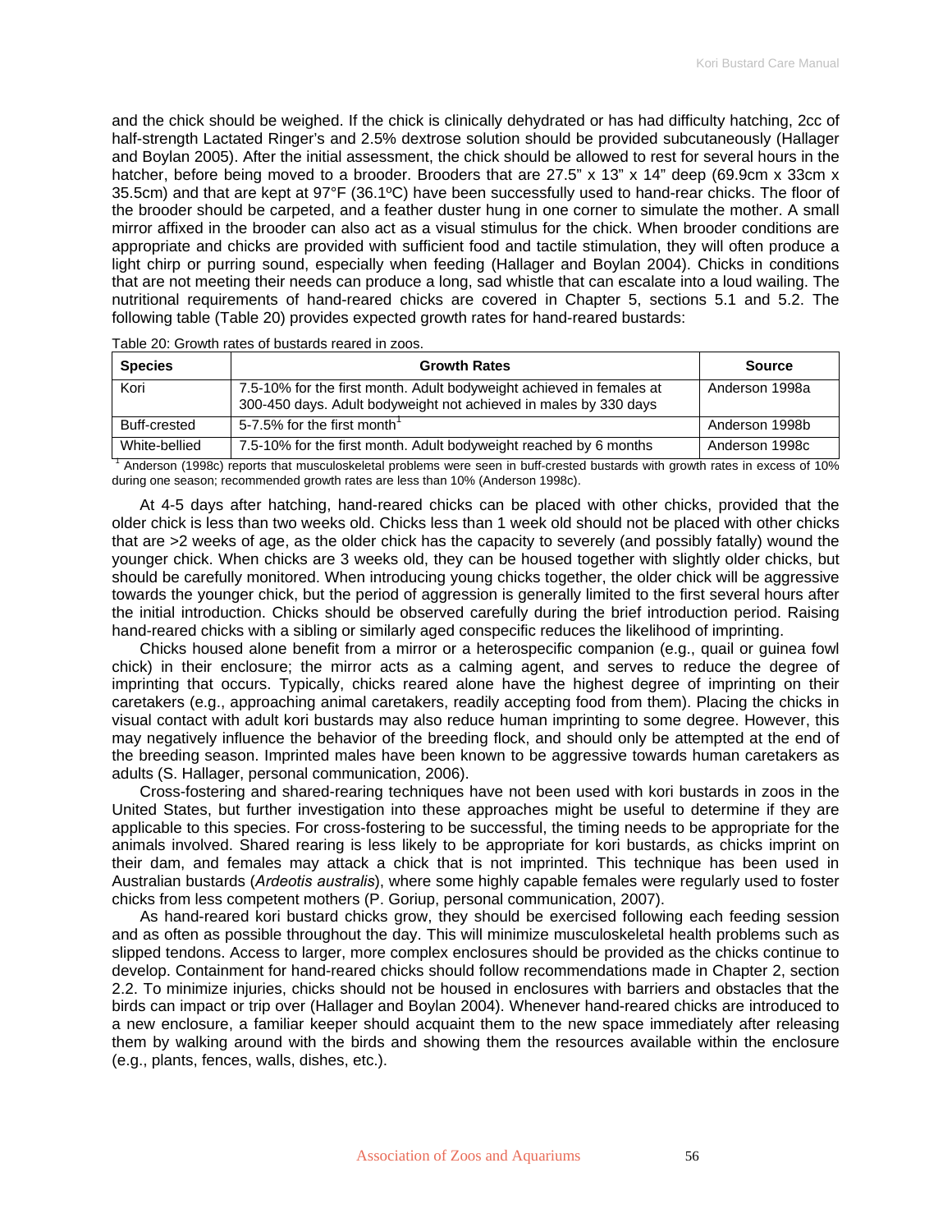and the chick should be weighed. If the chick is clinically dehydrated or has had difficulty hatching, 2cc of half-strength Lactated Ringer's and 2.5% dextrose solution should be provided subcutaneously (Hallager and Boylan 2005). After the initial assessment, the chick should be allowed to rest for several hours in the hatcher, before being moved to a brooder. Brooders that are 27.5" x 13" x 14" deep (69.9cm x 33cm x 35.5cm) and that are kept at 97°F (36.1ºC) have been successfully used to hand-rear chicks. The floor of the brooder should be carpeted, and a feather duster hung in one corner to simulate the mother. A small mirror affixed in the brooder can also act as a visual stimulus for the chick. When brooder conditions are appropriate and chicks are provided with sufficient food and tactile stimulation, they will often produce a light chirp or purring sound, especially when feeding (Hallager and Boylan 2004). Chicks in conditions that are not meeting their needs can produce a long, sad whistle that can escalate into a loud wailing. The nutritional requirements of hand-reared chicks are covered in Chapter 5, sections 5.1 and 5.2. The following table (Table 20) provides expected growth rates for hand-reared bustards:

Table 20: Growth rates of bustards reared in zoos.

| Species | Growth Rates | Source |
|---|---|---|
| Kori | 7.5-10% for the first month. Adult bodyweight achieved in females at 300-450 days. Adult bodyweight not achieved in males by 330 days | Anderson 1998a |
| Buff-crested | 5-7.5% for the first month[1] | Anderson 1998b |
| White-bellied | 7.5-10% for the first month. Adult bodyweight reached by 6 months | Anderson 1998c |

[1] Anderson (1998c) reports that musculoskeletal problems were seen in buff-crested bustards with growth rates in excess of 10% during one season; recommended growth rates are less than 10% (Anderson 1998c).

At 4-5 days after hatching, hand-reared chicks can be placed with other chicks, provided that the older chick is less than two weeks old. Chicks less than 1 week old should not be placed with other chicks that are >2 weeks of age, as the older chick has the capacity to severely (and possibly fatally) wound the younger chick. When chicks are 3 weeks old, they can be housed together with slightly older chicks, but should be carefully monitored. When introducing young chicks together, the older chick will be aggressive towards the younger chick, but the period of aggression is generally limited to the first several hours after the initial introduction. Chicks should be observed carefully during the brief introduction period. Raising hand-reared chicks with a sibling or similarly aged conspecific reduces the likelihood of imprinting.

Chicks housed alone benefit from a mirror or a heterospecific companion (e.g., quail or guinea fowl chick) in their enclosure; the mirror acts as a calming agent, and serves to reduce the degree of imprinting that occurs. Typically, chicks reared alone have the highest degree of imprinting on their caretakers (e.g., approaching animal caretakers, readily accepting food from them). Placing the chicks in visual contact with adult kori bustards may also reduce human imprinting to some degree. However, this may negatively influence the behavior of the breeding flock, and should only be attempted at the end of the breeding season. Imprinted males have been known to be aggressive towards human caretakers as adults (S. Hallager, personal communication, 2006).

Cross-fostering and shared-rearing techniques have not been used with kori bustards in zoos in the United States, but further investigation into these approaches might be useful to determine if they are applicable to this species. For cross-fostering to be successful, the timing needs to be appropriate for the animals involved. Shared rearing is less likely to be appropriate for kori bustards, as chicks imprint on their dam, and females may attack a chick that is not imprinted. This technique has been used in Australian bustards (*Ardeotis australis*), where some highly capable females were regularly used to foster chicks from less competent mothers (P. Goriup, personal communication, 2007).

As hand-reared kori bustard chicks grow, they should be exercised following each feeding session and as often as possible throughout the day. This will minimize musculoskeletal health problems such as slipped tendons. Access to larger, more complex enclosures should be provided as the chicks continue to develop. Containment for hand-reared chicks should follow recommendations made in Chapter 2, section 2.2. To minimize injuries, chicks should not be housed in enclosures with barriers and obstacles that the birds can impact or trip over (Hallager and Boylan 2004). Whenever hand-reared chicks are introduced to a new enclosure, a familiar keeper should acquaint them to the new space immediately after releasing them by walking around with the birds and showing them the resources available within the enclosure (e.g., plants, fences, walls, dishes, etc.).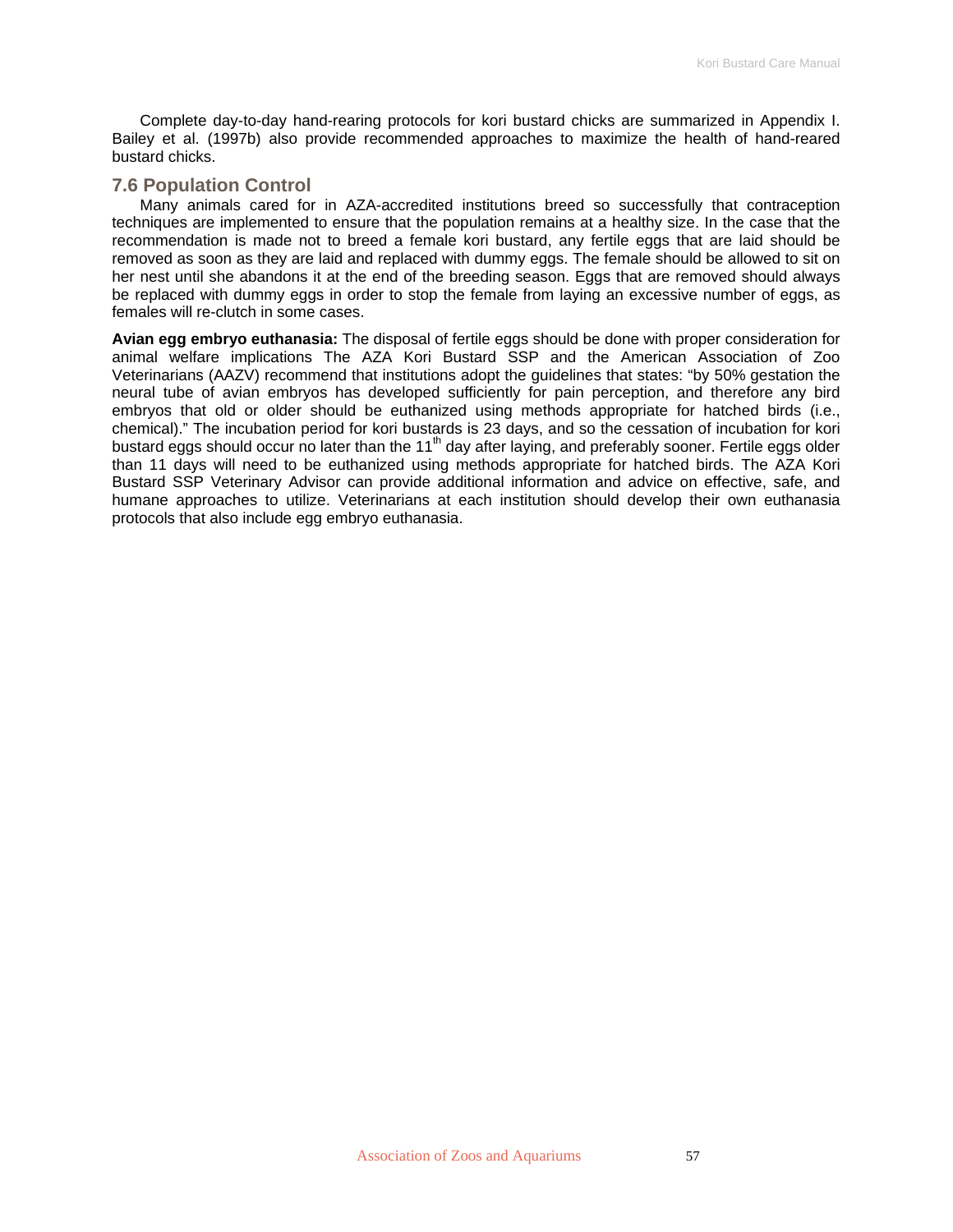Complete day-to-day hand-rearing protocols for kori bustard chicks are summarized in Appendix I. Bailey et al. (1997b) also provide recommended approaches to maximize the health of hand-reared bustard chicks.

## 7.6 Population Control

Many animals cared for in AZA-accredited institutions breed so successfully that contraception techniques are implemented to ensure that the population remains at a healthy size. In the case that the recommendation is made not to breed a female kori bustard, any fertile eggs that are laid should be removed as soon as they are laid and replaced with dummy eggs. The female should be allowed to sit on her nest until she abandons it at the end of the breeding season. Eggs that are removed should always be replaced with dummy eggs in order to stop the female from laying an excessive number of eggs, as females will re-clutch in some cases.

**Avian egg embryo euthanasia:** The disposal of fertile eggs should be done with proper consideration for animal welfare implications The AZA Kori Bustard SSP and the American Association of Zoo Veterinarians (AAZV) recommend that institutions adopt the guidelines that states: "by 50% gestation the neural tube of avian embryos has developed sufficiently for pain perception, and therefore any bird embryos that old or older should be euthanized using methods appropriate for hatched birds (i.e., chemical)." The incubation period for kori bustards is 23 days, and so the cessation of incubation for kori bustard eggs should occur no later than the 11th day after laying, and preferably sooner. Fertile eggs older than 11 days will need to be euthanized using methods appropriate for hatched birds. The AZA Kori Bustard SSP Veterinary Advisor can provide additional information and advice on effective, safe, and humane approaches to utilize. Veterinarians at each institution should develop their own euthanasia protocols that also include egg embryo euthanasia.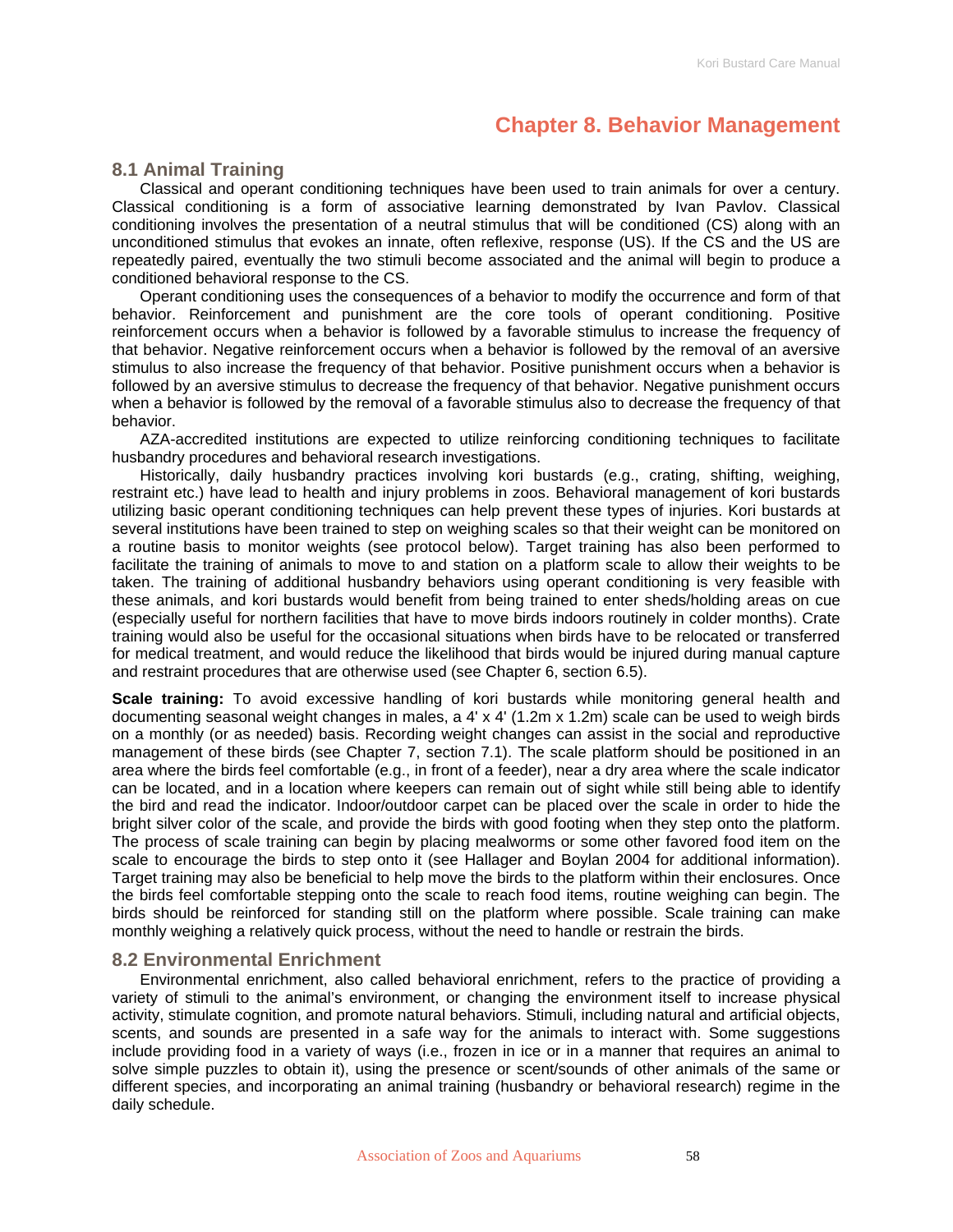# Chapter 8. Behavior Management

## 8.1 Animal Training

Classical and operant conditioning techniques have been used to train animals for over a century. Classical conditioning is a form of associative learning demonstrated by Ivan Pavlov. Classical conditioning involves the presentation of a neutral stimulus that will be conditioned (CS) along with an unconditioned stimulus that evokes an innate, often reflexive, response (US). If the CS and the US are repeatedly paired, eventually the two stimuli become associated and the animal will begin to produce a conditioned behavioral response to the CS.

Operant conditioning uses the consequences of a behavior to modify the occurrence and form of that behavior. Reinforcement and punishment are the core tools of operant conditioning. Positive reinforcement occurs when a behavior is followed by a favorable stimulus to increase the frequency of that behavior. Negative reinforcement occurs when a behavior is followed by the removal of an aversive stimulus to also increase the frequency of that behavior. Positive punishment occurs when a behavior is followed by an aversive stimulus to decrease the frequency of that behavior. Negative punishment occurs when a behavior is followed by the removal of a favorable stimulus also to decrease the frequency of that behavior.

AZA-accredited institutions are expected to utilize reinforcing conditioning techniques to facilitate husbandry procedures and behavioral research investigations.

Historically, daily husbandry practices involving kori bustards (e.g., crating, shifting, weighing, restraint etc.) have lead to health and injury problems in zoos. Behavioral management of kori bustards utilizing basic operant conditioning techniques can help prevent these types of injuries. Kori bustards at several institutions have been trained to step on weighing scales so that their weight can be monitored on a routine basis to monitor weights (see protocol below). Target training has also been performed to facilitate the training of animals to move to and station on a platform scale to allow their weights to be taken. The training of additional husbandry behaviors using operant conditioning is very feasible with these animals, and kori bustards would benefit from being trained to enter sheds/holding areas on cue (especially useful for northern facilities that have to move birds indoors routinely in colder months). Crate training would also be useful for the occasional situations when birds have to be relocated or transferred for medical treatment, and would reduce the likelihood that birds would be injured during manual capture and restraint procedures that are otherwise used (see Chapter 6, section 6.5).

**Scale training:** To avoid excessive handling of kori bustards while monitoring general health and documenting seasonal weight changes in males, a 4' x 4' (1.2m x 1.2m) scale can be used to weigh birds on a monthly (or as needed) basis. Recording weight changes can assist in the social and reproductive management of these birds (see Chapter 7, section 7.1). The scale platform should be positioned in an area where the birds feel comfortable (e.g., in front of a feeder), near a dry area where the scale indicator can be located, and in a location where keepers can remain out of sight while still being able to identify the bird and read the indicator. Indoor/outdoor carpet can be placed over the scale in order to hide the bright silver color of the scale, and provide the birds with good footing when they step onto the platform. The process of scale training can begin by placing mealworms or some other favored food item on the scale to encourage the birds to step onto it (see Hallager and Boylan 2004 for additional information). Target training may also be beneficial to help move the birds to the platform within their enclosures. Once the birds feel comfortable stepping onto the scale to reach food items, routine weighing can begin. The birds should be reinforced for standing still on the platform where possible. Scale training can make monthly weighing a relatively quick process, without the need to handle or restrain the birds.

## 8.2 Environmental Enrichment

Environmental enrichment, also called behavioral enrichment, refers to the practice of providing a variety of stimuli to the animal's environment, or changing the environment itself to increase physical activity, stimulate cognition, and promote natural behaviors. Stimuli, including natural and artificial objects, scents, and sounds are presented in a safe way for the animals to interact with. Some suggestions include providing food in a variety of ways (i.e., frozen in ice or in a manner that requires an animal to solve simple puzzles to obtain it), using the presence or scent/sounds of other animals of the same or different species, and incorporating an animal training (husbandry or behavioral research) regime in the daily schedule.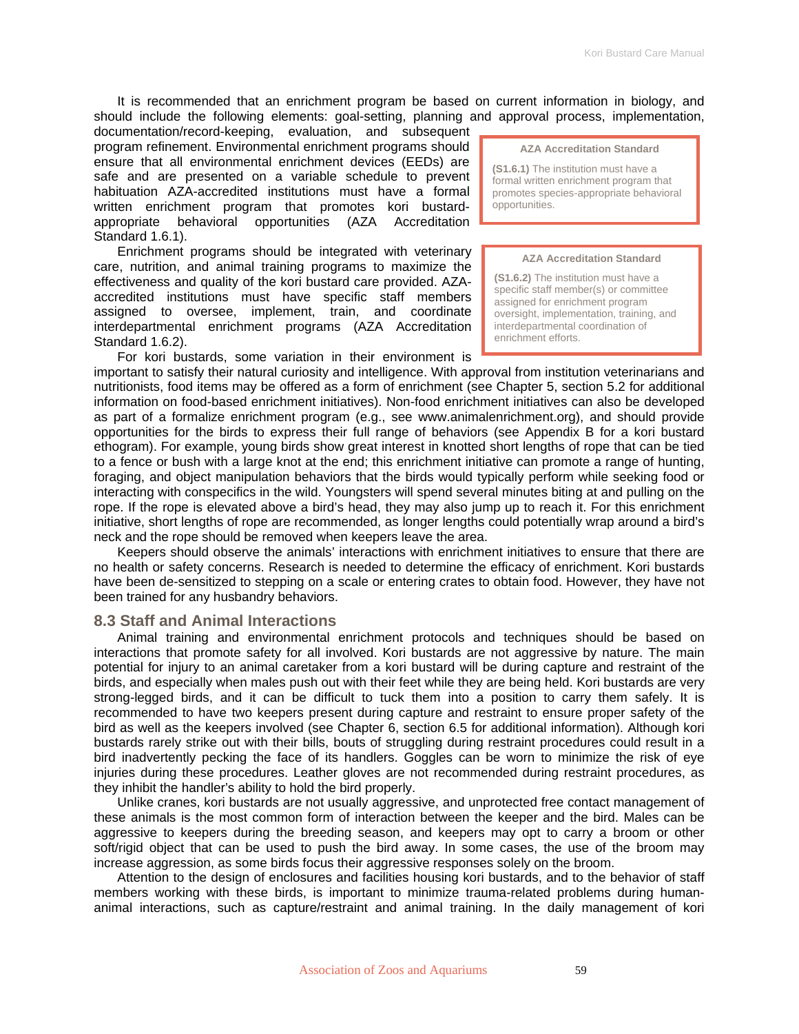It is recommended that an enrichment program be based on current information in biology, and should include the following elements: goal-setting, planning and approval process, implementation, documentation/record-keeping, evaluation, and subsequent program refinement. Environmental enrichment programs should ensure that all environmental enrichment devices (EEDs) are safe and are presented on a variable schedule to prevent habituation AZA-accredited institutions must have a formal written enrichment program that promotes kori bustard-appropriate behavioral opportunities (AZA Accreditation Standard 1.6.1).

> **AZA Accreditation Standard**
>
> **(S1.6.1)** The institution must have a formal written enrichment program that promotes species-appropriate behavioral opportunities.

Enrichment programs should be integrated with veterinary care, nutrition, and animal training programs to maximize the effectiveness and quality of the kori bustard care provided. AZA-accredited institutions must have specific staff members assigned to oversee, implement, train, and coordinate interdepartmental enrichment programs (AZA Accreditation Standard 1.6.2).

> **AZA Accreditation Standard**
>
> **(S1.6.2)** The institution must have a specific staff member(s) or committee assigned for enrichment program oversight, implementation, training, and interdepartmental coordination of enrichment efforts.

For kori bustards, some variation in their environment is important to satisfy their natural curiosity and intelligence. With approval from institution veterinarians and nutritionists, food items may be offered as a form of enrichment (see Chapter 5, section 5.2 for additional information on food-based enrichment initiatives). Non-food enrichment initiatives can also be developed as part of a formalize enrichment program (e.g., see www.animalenrichment.org), and should provide opportunities for the birds to express their full range of behaviors (see Appendix B for a kori bustard ethogram). For example, young birds show great interest in knotted short lengths of rope that can be tied to a fence or bush with a large knot at the end; this enrichment initiative can promote a range of hunting, foraging, and object manipulation behaviors that the birds would typically perform while seeking food or interacting with conspecifics in the wild. Youngsters will spend several minutes biting at and pulling on the rope. If the rope is elevated above a bird's head, they may also jump up to reach it. For this enrichment initiative, short lengths of rope are recommended, as longer lengths could potentially wrap around a bird's neck and the rope should be removed when keepers leave the area.

Keepers should observe the animals' interactions with enrichment initiatives to ensure that there are no health or safety concerns. Research is needed to determine the efficacy of enrichment. Kori bustards have been de-sensitized to stepping on a scale or entering crates to obtain food. However, they have not been trained for any husbandry behaviors.

## 8.3 Staff and Animal Interactions

Animal training and environmental enrichment protocols and techniques should be based on interactions that promote safety for all involved. Kori bustards are not aggressive by nature. The main potential for injury to an animal caretaker from a kori bustard will be during capture and restraint of the birds, and especially when males push out with their feet while they are being held. Kori bustards are very strong-legged birds, and it can be difficult to tuck them into a position to carry them safely. It is recommended to have two keepers present during capture and restraint to ensure proper safety of the bird as well as the keepers involved (see Chapter 6, section 6.5 for additional information). Although kori bustards rarely strike out with their bills, bouts of struggling during restraint procedures could result in a bird inadvertently pecking the face of its handlers. Goggles can be worn to minimize the risk of eye injuries during these procedures. Leather gloves are not recommended during restraint procedures, as they inhibit the handler's ability to hold the bird properly.

Unlike cranes, kori bustards are not usually aggressive, and unprotected free contact management of these animals is the most common form of interaction between the keeper and the bird. Males can be aggressive to keepers during the breeding season, and keepers may opt to carry a broom or other soft/rigid object that can be used to push the bird away. In some cases, the use of the broom may increase aggression, as some birds focus their aggressive responses solely on the broom.

Attention to the design of enclosures and facilities housing kori bustards, and to the behavior of staff members working with these birds, is important to minimize trauma-related problems during human-animal interactions, such as capture/restraint and animal training. In the daily management of kori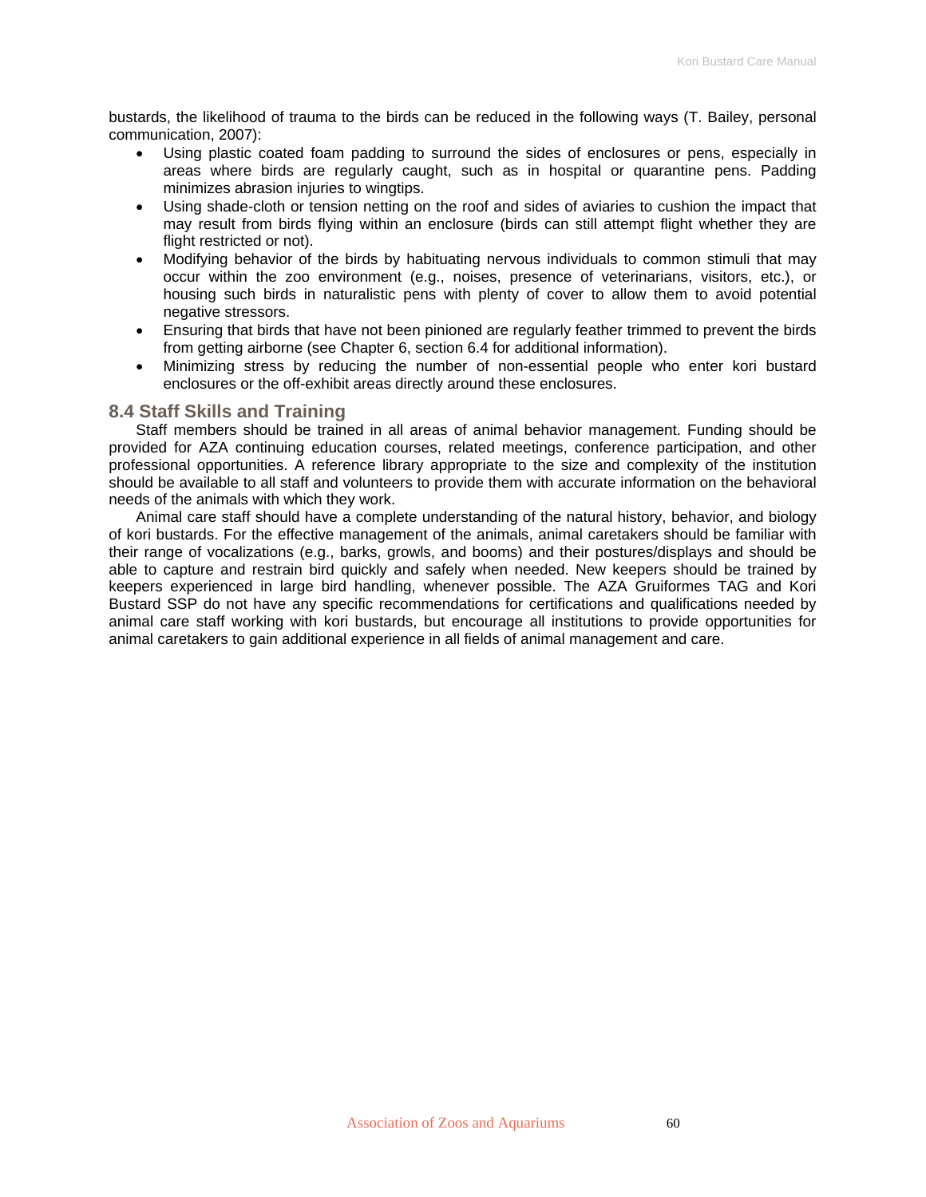bustards, the likelihood of trauma to the birds can be reduced in the following ways (T. Bailey, personal communication, 2007):

- Using plastic coated foam padding to surround the sides of enclosures or pens, especially in areas where birds are regularly caught, such as in hospital or quarantine pens. Padding minimizes abrasion injuries to wingtips.
- Using shade-cloth or tension netting on the roof and sides of aviaries to cushion the impact that may result from birds flying within an enclosure (birds can still attempt flight whether they are flight restricted or not).
- Modifying behavior of the birds by habituating nervous individuals to common stimuli that may occur within the zoo environment (e.g., noises, presence of veterinarians, visitors, etc.), or housing such birds in naturalistic pens with plenty of cover to allow them to avoid potential negative stressors.
- Ensuring that birds that have not been pinioned are regularly feather trimmed to prevent the birds from getting airborne (see Chapter 6, section 6.4 for additional information).
- Minimizing stress by reducing the number of non-essential people who enter kori bustard enclosures or the off-exhibit areas directly around these enclosures.

## 8.4 Staff Skills and Training

Staff members should be trained in all areas of animal behavior management. Funding should be provided for AZA continuing education courses, related meetings, conference participation, and other professional opportunities. A reference library appropriate to the size and complexity of the institution should be available to all staff and volunteers to provide them with accurate information on the behavioral needs of the animals with which they work.

Animal care staff should have a complete understanding of the natural history, behavior, and biology of kori bustards. For the effective management of the animals, animal caretakers should be familiar with their range of vocalizations (e.g., barks, growls, and booms) and their postures/displays and should be able to capture and restrain bird quickly and safely when needed. New keepers should be trained by keepers experienced in large bird handling, whenever possible. The AZA Gruiformes TAG and Kori Bustard SSP do not have any specific recommendations for certifications and qualifications needed by animal care staff working with kori bustards, but encourage all institutions to provide opportunities for animal caretakers to gain additional experience in all fields of animal management and care.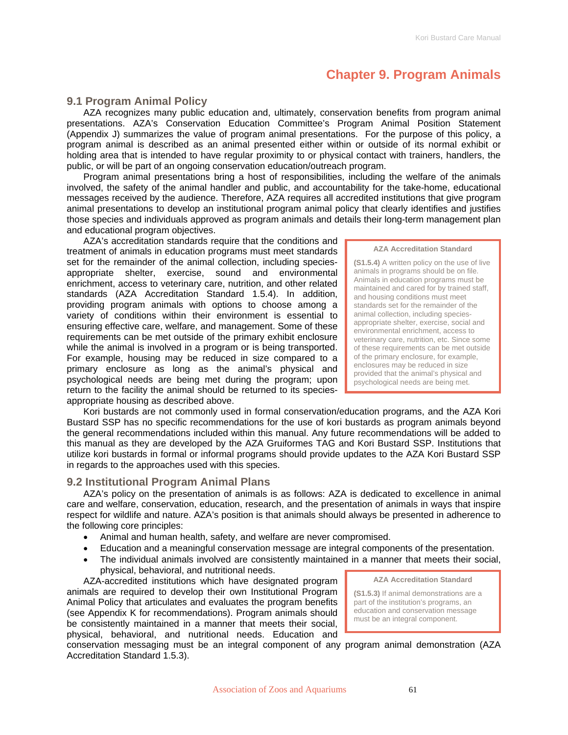# Chapter 9. Program Animals

## 9.1 Program Animal Policy

AZA recognizes many public education and, ultimately, conservation benefits from program animal presentations. AZA's Conservation Education Committee's Program Animal Position Statement (Appendix J) summarizes the value of program animal presentations. For the purpose of this policy, a program animal is described as an animal presented either within or outside of its normal exhibit or holding area that is intended to have regular proximity to or physical contact with trainers, handlers, the public, or will be part of an ongoing conservation education/outreach program.

Program animal presentations bring a host of responsibilities, including the welfare of the animals involved, the safety of the animal handler and public, and accountability for the take-home, educational messages received by the audience. Therefore, AZA requires all accredited institutions that give program animal presentations to develop an institutional program animal policy that clearly identifies and justifies those species and individuals approved as program animals and details their long-term management plan and educational program objectives.

AZA's accreditation standards require that the conditions and treatment of animals in education programs must meet standards set for the remainder of the animal collection, including species-appropriate shelter, exercise, sound and environmental enrichment, access to veterinary care, nutrition, and other related standards (AZA Accreditation Standard 1.5.4). In addition, providing program animals with options to choose among a variety of conditions within their environment is essential to ensuring effective care, welfare, and management. Some of these requirements can be met outside of the primary exhibit enclosure while the animal is involved in a program or is being transported. For example, housing may be reduced in size compared to a primary enclosure as long as the animal's physical and psychological needs are being met during the program; upon return to the facility the animal should be returned to its species-appropriate housing as described above.

> **AZA Accreditation Standard**
>
> **(S1.5.4)** A written policy on the use of live animals in programs should be on file. Animals in education programs must be maintained and cared for by trained staff, and housing conditions must meet standards set for the remainder of the animal collection, including species-appropriate shelter, exercise, social and environmental enrichment, access to veterinary care, nutrition, etc. Since some of these requirements can be met outside of the primary enclosure, for example, enclosures may be reduced in size provided that the animal's physical and psychological needs are being met.

Kori bustards are not commonly used in formal conservation/education programs, and the AZA Kori Bustard SSP has no specific recommendations for the use of kori bustards as program animals beyond the general recommendations included within this manual. Any future recommendations will be added to this manual as they are developed by the AZA Gruiformes TAG and Kori Bustard SSP. Institutions that utilize kori bustards in formal or informal programs should provide updates to the AZA Kori Bustard SSP in regards to the approaches used with this species.

## 9.2 Institutional Program Animal Plans

AZA's policy on the presentation of animals is as follows: AZA is dedicated to excellence in animal care and welfare, conservation, education, research, and the presentation of animals in ways that inspire respect for wildlife and nature. AZA's position is that animals should always be presented in adherence to the following core principles:

- Animal and human health, safety, and welfare are never compromised.
- Education and a meaningful conservation message are integral components of the presentation.
- The individual animals involved are consistently maintained in a manner that meets their social, physical, behavioral, and nutritional needs.

AZA-accredited institutions which have designated program animals are required to develop their own Institutional Program Animal Policy that articulates and evaluates the program benefits (see Appendix K for recommendations). Program animals should be consistently maintained in a manner that meets their social, physical, behavioral, and nutritional needs. Education and conservation messaging must be an integral component of any program animal demonstration (AZA Accreditation Standard 1.5.3).

> **AZA Accreditation Standard**
>
> **(S1.5.3)** If animal demonstrations are a part of the institution's programs, an education and conservation message must be an integral component.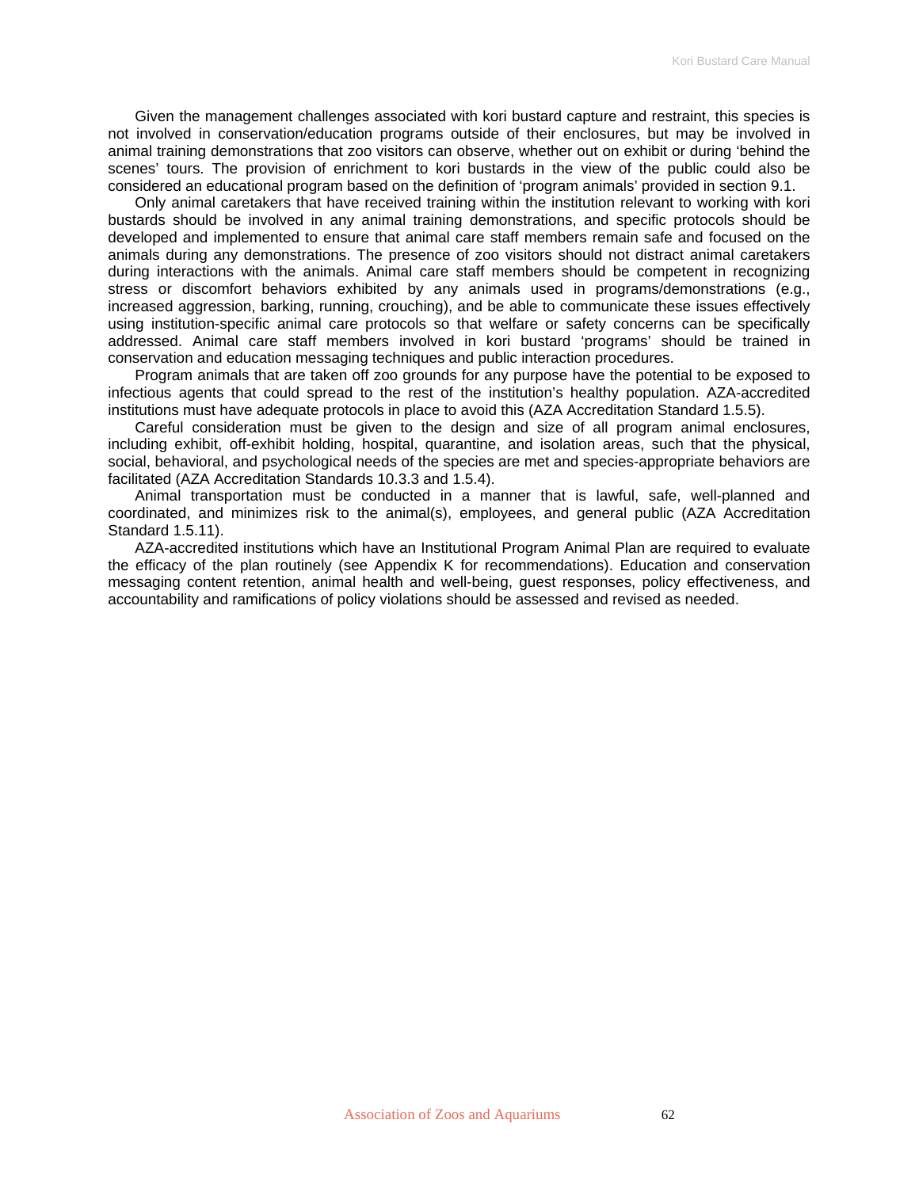Given the management challenges associated with kori bustard capture and restraint, this species is not involved in conservation/education programs outside of their enclosures, but may be involved in animal training demonstrations that zoo visitors can observe, whether out on exhibit or during 'behind the scenes' tours. The provision of enrichment to kori bustards in the view of the public could also be considered an educational program based on the definition of 'program animals' provided in section 9.1.

Only animal caretakers that have received training within the institution relevant to working with kori bustards should be involved in any animal training demonstrations, and specific protocols should be developed and implemented to ensure that animal care staff members remain safe and focused on the animals during any demonstrations. The presence of zoo visitors should not distract animal caretakers during interactions with the animals. Animal care staff members should be competent in recognizing stress or discomfort behaviors exhibited by any animals used in programs/demonstrations (e.g., increased aggression, barking, running, crouching), and be able to communicate these issues effectively using institution-specific animal care protocols so that welfare or safety concerns can be specifically addressed. Animal care staff members involved in kori bustard 'programs' should be trained in conservation and education messaging techniques and public interaction procedures.

Program animals that are taken off zoo grounds for any purpose have the potential to be exposed to infectious agents that could spread to the rest of the institution's healthy population. AZA-accredited institutions must have adequate protocols in place to avoid this (AZA Accreditation Standard 1.5.5).

Careful consideration must be given to the design and size of all program animal enclosures, including exhibit, off-exhibit holding, hospital, quarantine, and isolation areas, such that the physical, social, behavioral, and psychological needs of the species are met and species-appropriate behaviors are facilitated (AZA Accreditation Standards 10.3.3 and 1.5.4).

Animal transportation must be conducted in a manner that is lawful, safe, well-planned and coordinated, and minimizes risk to the animal(s), employees, and general public (AZA Accreditation Standard 1.5.11).

AZA-accredited institutions which have an Institutional Program Animal Plan are required to evaluate the efficacy of the plan routinely (see Appendix K for recommendations). Education and conservation messaging content retention, animal health and well-being, guest responses, policy effectiveness, and accountability and ramifications of policy violations should be assessed and revised as needed.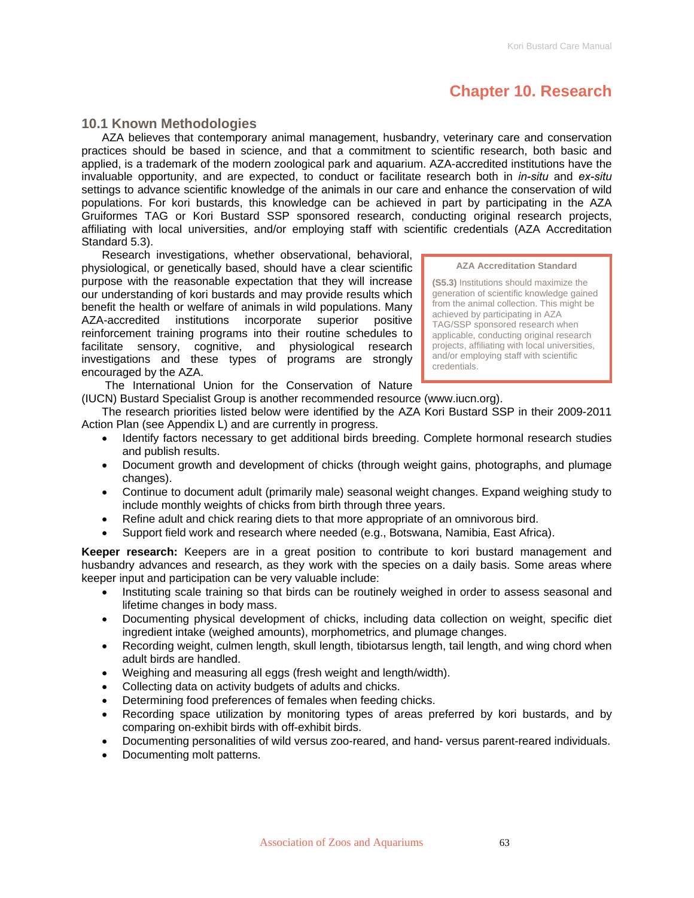# Chapter 10. Research

## 10.1 Known Methodologies

AZA believes that contemporary animal management, husbandry, veterinary care and conservation practices should be based in science, and that a commitment to scientific research, both basic and applied, is a trademark of the modern zoological park and aquarium. AZA-accredited institutions have the invaluable opportunity, and are expected, to conduct or facilitate research both in *in-situ* and *ex-situ* settings to advance scientific knowledge of the animals in our care and enhance the conservation of wild populations. For kori bustards, this knowledge can be achieved in part by participating in the AZA Gruiformes TAG or Kori Bustard SSP sponsored research, conducting original research projects, affiliating with local universities, and/or employing staff with scientific credentials (AZA Accreditation Standard 5.3).

Research investigations, whether observational, behavioral, physiological, or genetically based, should have a clear scientific purpose with the reasonable expectation that they will increase our understanding of kori bustards and may provide results which benefit the health or welfare of animals in wild populations. Many AZA-accredited institutions incorporate superior positive reinforcement training programs into their routine schedules to facilitate sensory, cognitive, and physiological research investigations and these types of programs are strongly encouraged by the AZA.

> **AZA Accreditation Standard**
>
> **(S5.3)** Institutions should maximize the generation of scientific knowledge gained from the animal collection. This might be achieved by participating in AZA TAG/SSP sponsored research when applicable, conducting original research projects, affiliating with local universities, and/or employing staff with scientific credentials.

The International Union for the Conservation of Nature (IUCN) Bustard Specialist Group is another recommended resource (www.iucn.org).

The research priorities listed below were identified by the AZA Kori Bustard SSP in their 2009-2011 Action Plan (see Appendix L) and are currently in progress.

- Identify factors necessary to get additional birds breeding. Complete hormonal research studies and publish results.
- Document growth and development of chicks (through weight gains, photographs, and plumage changes).
- Continue to document adult (primarily male) seasonal weight changes. Expand weighing study to include monthly weights of chicks from birth through three years.
- Refine adult and chick rearing diets to that more appropriate of an omnivorous bird.
- Support field work and research where needed (e.g., Botswana, Namibia, East Africa).

**Keeper research:** Keepers are in a great position to contribute to kori bustard management and husbandry advances and research, as they work with the species on a daily basis. Some areas where keeper input and participation can be very valuable include:

- Instituting scale training so that birds can be routinely weighed in order to assess seasonal and lifetime changes in body mass.
- Documenting physical development of chicks, including data collection on weight, specific diet ingredient intake (weighed amounts), morphometrics, and plumage changes.
- Recording weight, culmen length, skull length, tibiotarsus length, tail length, and wing chord when adult birds are handled.
- Weighing and measuring all eggs (fresh weight and length/width).
- Collecting data on activity budgets of adults and chicks.
- Determining food preferences of females when feeding chicks.
- Recording space utilization by monitoring types of areas preferred by kori bustards, and by comparing on-exhibit birds with off-exhibit birds.
- Documenting personalities of wild versus zoo-reared, and hand- versus parent-reared individuals.
- Documenting molt patterns.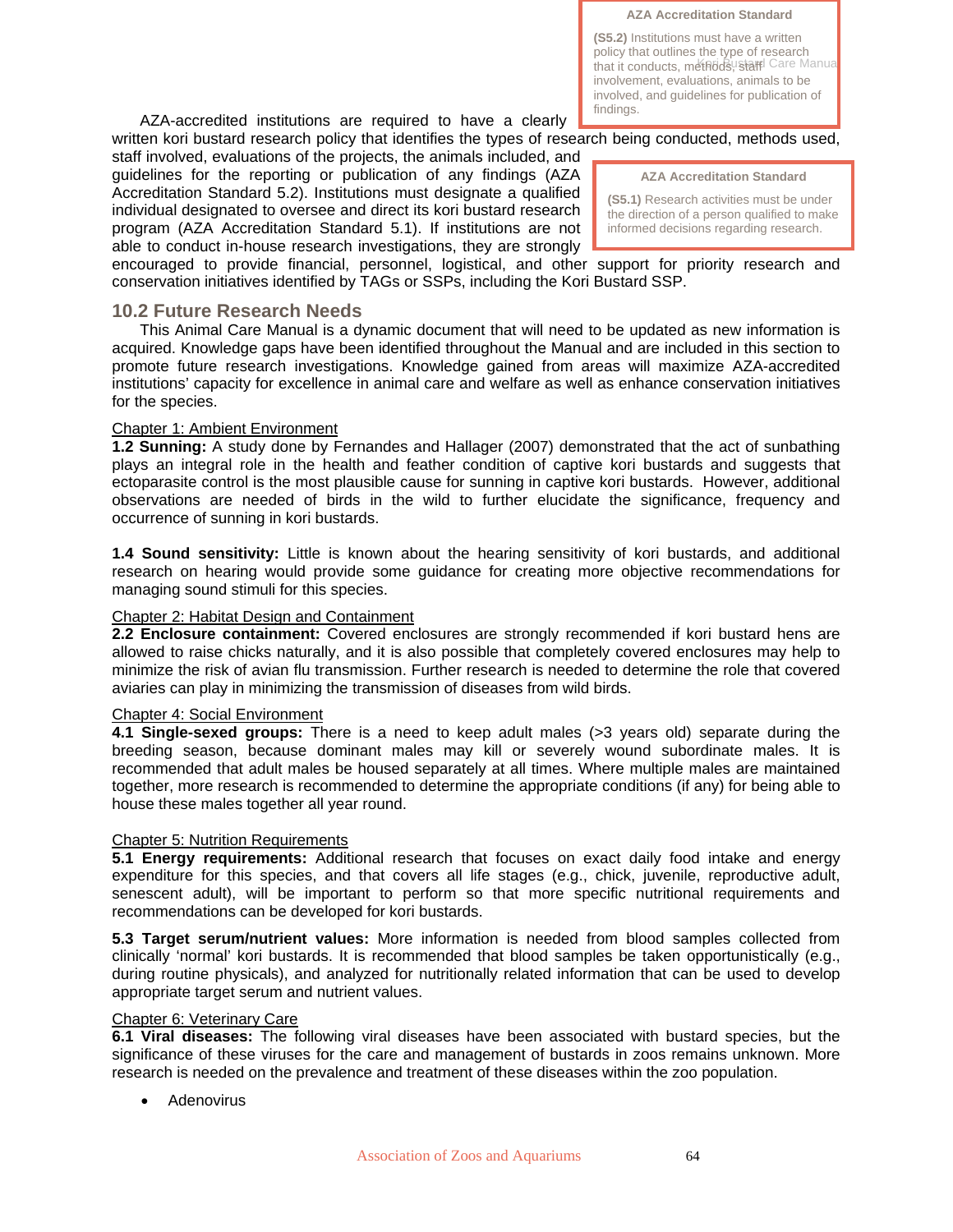> **AZA Accreditation Standard**
>
> **(S5.2)** Institutions must have a written policy that outlines the type of research that it conducts, methods, staff involvement, evaluations, animals to be involved, and guidelines for publication of findings.

AZA-accredited institutions are required to have a clearly written kori bustard research policy that identifies the types of research being conducted, methods used, staff involved, evaluations of the projects, the animals included, and guidelines for the reporting or publication of any findings (AZA Accreditation Standard 5.2). Institutions must designate a qualified individual designated to oversee and direct its kori bustard research program (AZA Accreditation Standard 5.1). If institutions are not able to conduct in-house research investigations, they are strongly encouraged to provide financial, personnel, logistical, and other support for priority research and conservation initiatives identified by TAGs or SSPs, including the Kori Bustard SSP.

> **AZA Accreditation Standard**
>
> **(S5.1)** Research activities must be under the direction of a person qualified to make informed decisions regarding research.

## 10.2 Future Research Needs

This Animal Care Manual is a dynamic document that will need to be updated as new information is acquired. Knowledge gaps have been identified throughout the Manual and are included in this section to promote future research investigations. Knowledge gained from areas will maximize AZA-accredited institutions' capacity for excellence in animal care and welfare as well as enhance conservation initiatives for the species.

Chapter 1: Ambient Environment

**1.2 Sunning:** A study done by Fernandes and Hallager (2007) demonstrated that the act of sunbathing plays an integral role in the health and feather condition of captive kori bustards and suggests that ectoparasite control is the most plausible cause for sunning in captive kori bustards. However, additional observations are needed of birds in the wild to further elucidate the significance, frequency and occurrence of sunning in kori bustards.

**1.4 Sound sensitivity:** Little is known about the hearing sensitivity of kori bustards, and additional research on hearing would provide some guidance for creating more objective recommendations for managing sound stimuli for this species.

Chapter 2: Habitat Design and Containment

**2.2 Enclosure containment:** Covered enclosures are strongly recommended if kori bustard hens are allowed to raise chicks naturally, and it is also possible that completely covered enclosures may help to minimize the risk of avian flu transmission. Further research is needed to determine the role that covered aviaries can play in minimizing the transmission of diseases from wild birds.

Chapter 4: Social Environment

**4.1 Single-sexed groups:** There is a need to keep adult males (>3 years old) separate during the breeding season, because dominant males may kill or severely wound subordinate males. It is recommended that adult males be housed separately at all times. Where multiple males are maintained together, more research is recommended to determine the appropriate conditions (if any) for being able to house these males together all year round.

Chapter 5: Nutrition Requirements

**5.1 Energy requirements:** Additional research that focuses on exact daily food intake and energy expenditure for this species, and that covers all life stages (e.g., chick, juvenile, reproductive adult, senescent adult), will be important to perform so that more specific nutritional requirements and recommendations can be developed for kori bustards.

**5.3 Target serum/nutrient values:** More information is needed from blood samples collected from clinically 'normal' kori bustards. It is recommended that blood samples be taken opportunistically (e.g., during routine physicals), and analyzed for nutritionally related information that can be used to develop appropriate target serum and nutrient values.

Chapter 6: Veterinary Care

**6.1 Viral diseases:** The following viral diseases have been associated with bustard species, but the significance of these viruses for the care and management of bustards in zoos remains unknown. More research is needed on the prevalence and treatment of these diseases within the zoo population.

- Adenovirus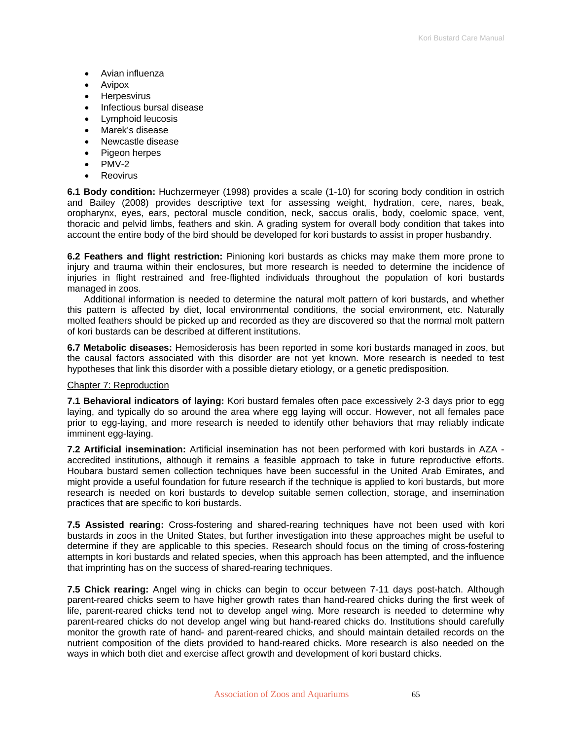- Avian influenza
- Avipox
- Herpesvirus
- Infectious bursal disease
- Lymphoid leucosis
- Marek's disease
- Newcastle disease
- Pigeon herpes
- PMV-2
- Reovirus

**6.1 Body condition:** Huchzermeyer (1998) provides a scale (1-10) for scoring body condition in ostrich and Bailey (2008) provides descriptive text for assessing weight, hydration, cere, nares, beak, oropharynx, eyes, ears, pectoral muscle condition, neck, saccus oralis, body, coelomic space, vent, thoracic and pelvid limbs, feathers and skin. A grading system for overall body condition that takes into account the entire body of the bird should be developed for kori bustards to assist in proper husbandry.

**6.2 Feathers and flight restriction:** Pinioning kori bustards as chicks may make them more prone to injury and trauma within their enclosures, but more research is needed to determine the incidence of injuries in flight restrained and free-flighted individuals throughout the population of kori bustards managed in zoos.

Additional information is needed to determine the natural molt pattern of kori bustards, and whether this pattern is affected by diet, local environmental conditions, the social environment, etc. Naturally molted feathers should be picked up and recorded as they are discovered so that the normal molt pattern of kori bustards can be described at different institutions.

**6.7 Metabolic diseases:** Hemosiderosis has been reported in some kori bustards managed in zoos, but the causal factors associated with this disorder are not yet known. More research is needed to test hypotheses that link this disorder with a possible dietary etiology, or a genetic predisposition.

<u>Chapter 7: Reproduction</u>

**7.1 Behavioral indicators of laying:** Kori bustard females often pace excessively 2-3 days prior to egg laying, and typically do so around the area where egg laying will occur. However, not all females pace prior to egg-laying, and more research is needed to identify other behaviors that may reliably indicate imminent egg-laying.

**7.2 Artificial insemination:** Artificial insemination has not been performed with kori bustards in AZA - accredited institutions, although it remains a feasible approach to take in future reproductive efforts. Houbara bustard semen collection techniques have been successful in the United Arab Emirates, and might provide a useful foundation for future research if the technique is applied to kori bustards, but more research is needed on kori bustards to develop suitable semen collection, storage, and insemination practices that are specific to kori bustards.

**7.5 Assisted rearing:** Cross-fostering and shared-rearing techniques have not been used with kori bustards in zoos in the United States, but further investigation into these approaches might be useful to determine if they are applicable to this species. Research should focus on the timing of cross-fostering attempts in kori bustards and related species, when this approach has been attempted, and the influence that imprinting has on the success of shared-rearing techniques.

**7.5 Chick rearing:** Angel wing in chicks can begin to occur between 7-11 days post-hatch. Although parent-reared chicks seem to have higher growth rates than hand-reared chicks during the first week of life, parent-reared chicks tend not to develop angel wing. More research is needed to determine why parent-reared chicks do not develop angel wing but hand-reared chicks do. Institutions should carefully monitor the growth rate of hand- and parent-reared chicks, and should maintain detailed records on the nutrient composition of the diets provided to hand-reared chicks. More research is also needed on the ways in which both diet and exercise affect growth and development of kori bustard chicks.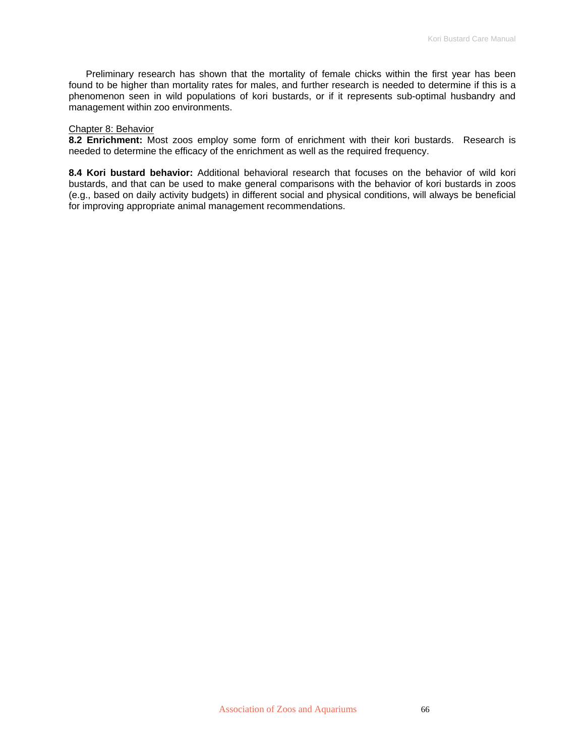Preliminary research has shown that the mortality of female chicks within the first year has been found to be higher than mortality rates for males, and further research is needed to determine if this is a phenomenon seen in wild populations of kori bustards, or if it represents sub-optimal husbandry and management within zoo environments.

<u>Chapter 8: Behavior</u>

**8.2 Enrichment:** Most zoos employ some form of enrichment with their kori bustards. Research is needed to determine the efficacy of the enrichment as well as the required frequency.

**8.4 Kori bustard behavior:** Additional behavioral research that focuses on the behavior of wild kori bustards, and that can be used to make general comparisons with the behavior of kori bustards in zoos (e.g., based on daily activity budgets) in different social and physical conditions, will always be beneficial for improving appropriate animal management recommendations.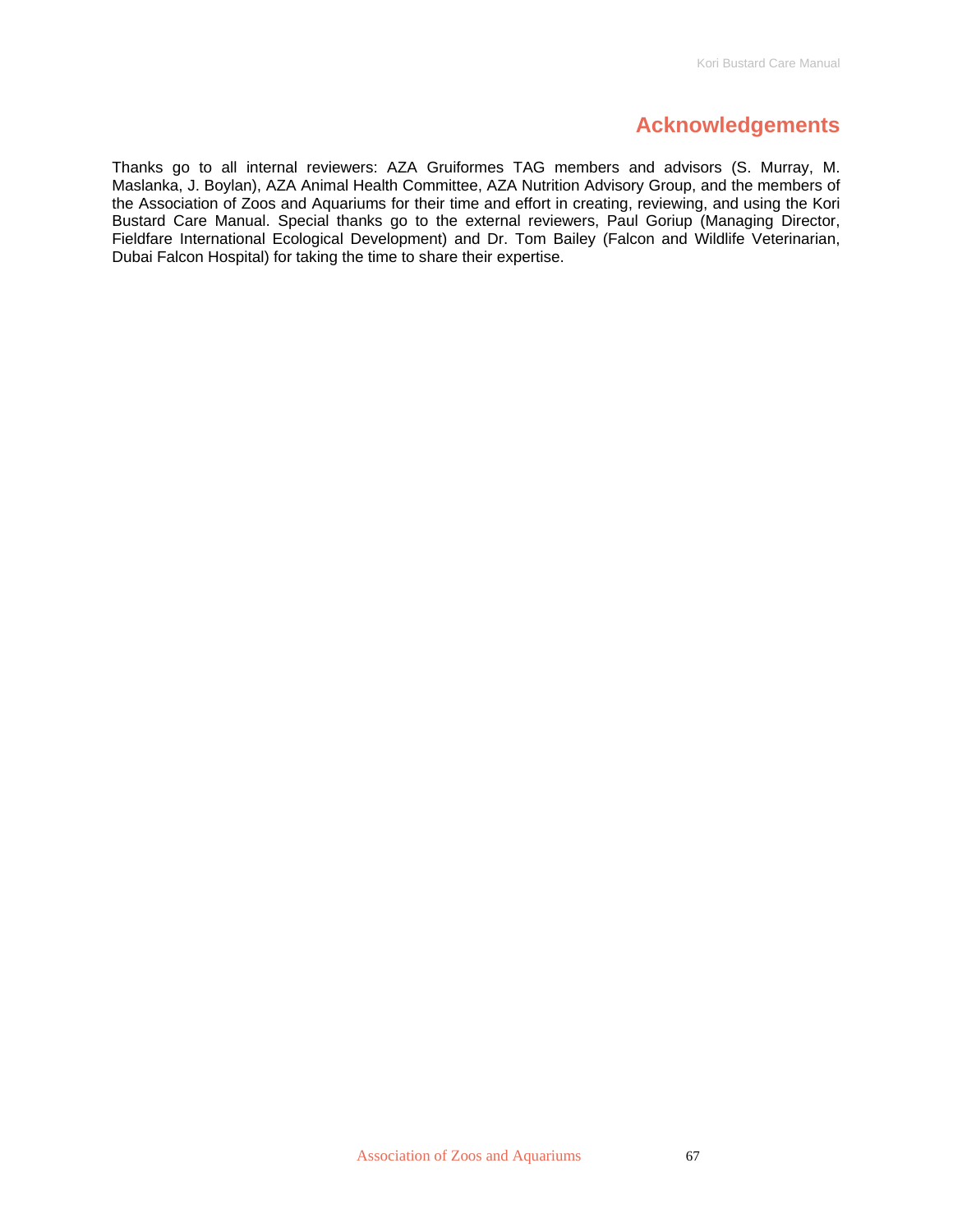## Acknowledgements

Thanks go to all internal reviewers: AZA Gruiformes TAG members and advisors (S. Murray, M. Maslanka, J. Boylan), AZA Animal Health Committee, AZA Nutrition Advisory Group, and the members of the Association of Zoos and Aquariums for their time and effort in creating, reviewing, and using the Kori Bustard Care Manual. Special thanks go to the external reviewers, Paul Goriup (Managing Director, Fieldfare International Ecological Development) and Dr. Tom Bailey (Falcon and Wildlife Veterinarian, Dubai Falcon Hospital) for taking the time to share their expertise.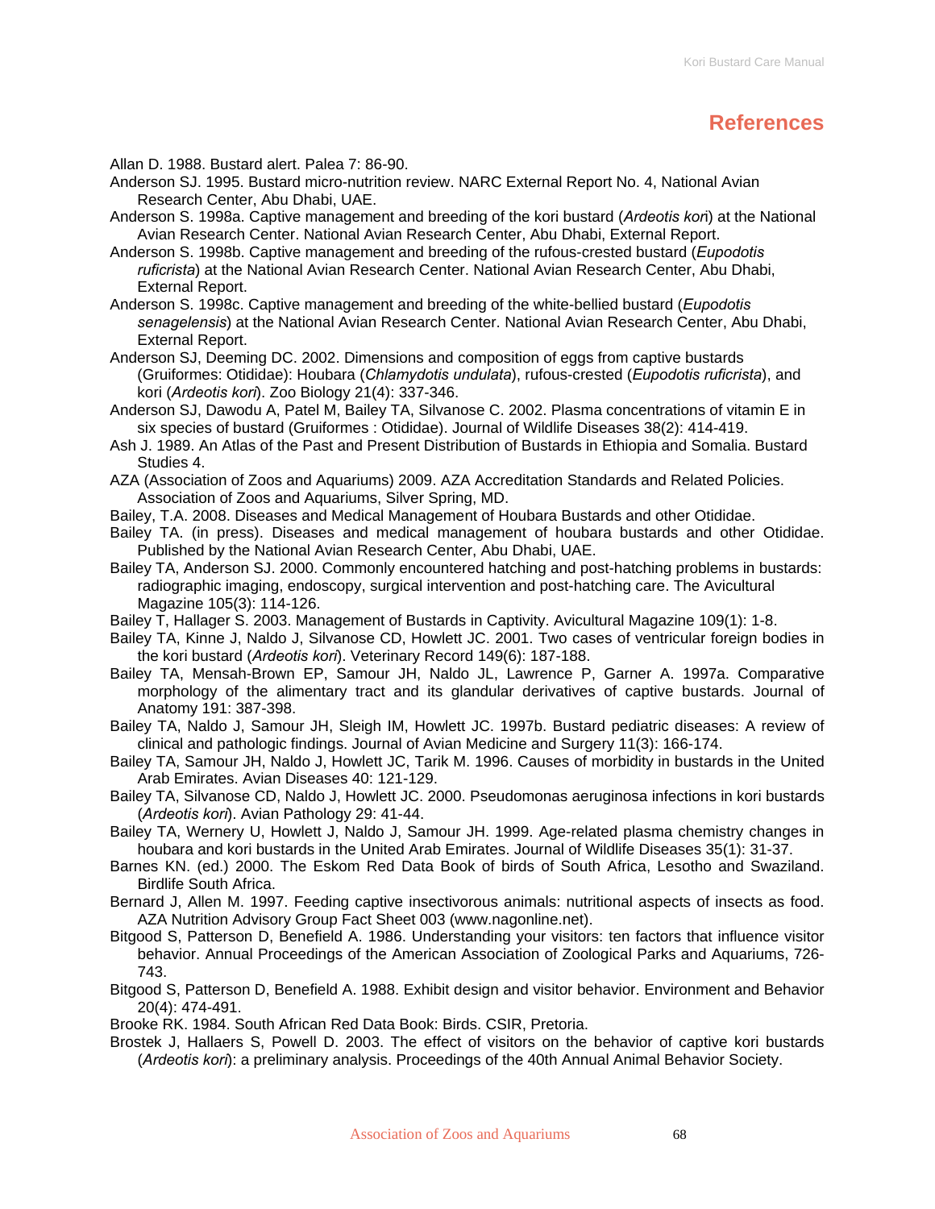# References

Allan D. 1988. Bustard alert. Palea 7: 86-90.

Anderson SJ. 1995. Bustard micro-nutrition review. NARC External Report No. 4, National Avian Research Center, Abu Dhabi, UAE.

Anderson S. 1998a. Captive management and breeding of the kori bustard (*Ardeotis kori*) at the National Avian Research Center. National Avian Research Center, Abu Dhabi, External Report.

Anderson S. 1998b. Captive management and breeding of the rufous-crested bustard (*Eupodotis ruficrista*) at the National Avian Research Center. National Avian Research Center, Abu Dhabi, External Report.

Anderson S. 1998c. Captive management and breeding of the white-bellied bustard (*Eupodotis senagelensis*) at the National Avian Research Center. National Avian Research Center, Abu Dhabi, External Report.

Anderson SJ, Deeming DC. 2002. Dimensions and composition of eggs from captive bustards (Gruiformes: Otididae): Houbara (*Chlamydotis undulata*), rufous-crested (*Eupodotis ruficrista*), and kori (*Ardeotis kori*). Zoo Biology 21(4): 337-346.

Anderson SJ, Dawodu A, Patel M, Bailey TA, Silvanose C. 2002. Plasma concentrations of vitamin E in six species of bustard (Gruiformes : Otididae). Journal of Wildlife Diseases 38(2): 414-419.

Ash J. 1989. An Atlas of the Past and Present Distribution of Bustards in Ethiopia and Somalia. Bustard Studies 4.

AZA (Association of Zoos and Aquariums) 2009. AZA Accreditation Standards and Related Policies. Association of Zoos and Aquariums, Silver Spring, MD.

Bailey, T.A. 2008. Diseases and Medical Management of Houbara Bustards and other Otididae.

Bailey TA. (in press). Diseases and medical management of houbara bustards and other Otididae. Published by the National Avian Research Center, Abu Dhabi, UAE.

Bailey TA, Anderson SJ. 2000. Commonly encountered hatching and post-hatching problems in bustards: radiographic imaging, endoscopy, surgical intervention and post-hatching care. The Avicultural Magazine 105(3): 114-126.

Bailey T, Hallager S. 2003. Management of Bustards in Captivity. Avicultural Magazine 109(1): 1-8.

Bailey TA, Kinne J, Naldo J, Silvanose CD, Howlett JC. 2001. Two cases of ventricular foreign bodies in the kori bustard (*Ardeotis kori*). Veterinary Record 149(6): 187-188.

Bailey TA, Mensah-Brown EP, Samour JH, Naldo JL, Lawrence P, Garner A. 1997a. Comparative morphology of the alimentary tract and its glandular derivatives of captive bustards. Journal of Anatomy 191: 387-398.

Bailey TA, Naldo J, Samour JH, Sleigh IM, Howlett JC. 1997b. Bustard pediatric diseases: A review of clinical and pathologic findings. Journal of Avian Medicine and Surgery 11(3): 166-174.

Bailey TA, Samour JH, Naldo J, Howlett JC, Tarik M. 1996. Causes of morbidity in bustards in the United Arab Emirates. Avian Diseases 40: 121-129.

Bailey TA, Silvanose CD, Naldo J, Howlett JC. 2000. Pseudomonas aeruginosa infections in kori bustards (*Ardeotis kori*). Avian Pathology 29: 41-44.

Bailey TA, Wernery U, Howlett J, Naldo J, Samour JH. 1999. Age-related plasma chemistry changes in houbara and kori bustards in the United Arab Emirates. Journal of Wildlife Diseases 35(1): 31-37.

Barnes KN. (ed.) 2000. The Eskom Red Data Book of birds of South Africa, Lesotho and Swaziland. Birdlife South Africa.

Bernard J, Allen M. 1997. Feeding captive insectivorous animals: nutritional aspects of insects as food. AZA Nutrition Advisory Group Fact Sheet 003 (www.nagonline.net).

Bitgood S, Patterson D, Benefield A. 1986. Understanding your visitors: ten factors that influence visitor behavior. Annual Proceedings of the American Association of Zoological Parks and Aquariums, 726-743.

Bitgood S, Patterson D, Benefield A. 1988. Exhibit design and visitor behavior. Environment and Behavior 20(4): 474-491.

Brooke RK. 1984. South African Red Data Book: Birds. CSIR, Pretoria.

Brostek J, Hallaers S, Powell D. 2003. The effect of visitors on the behavior of captive kori bustards (*Ardeotis kori*): a preliminary analysis. Proceedings of the 40th Annual Animal Behavior Society.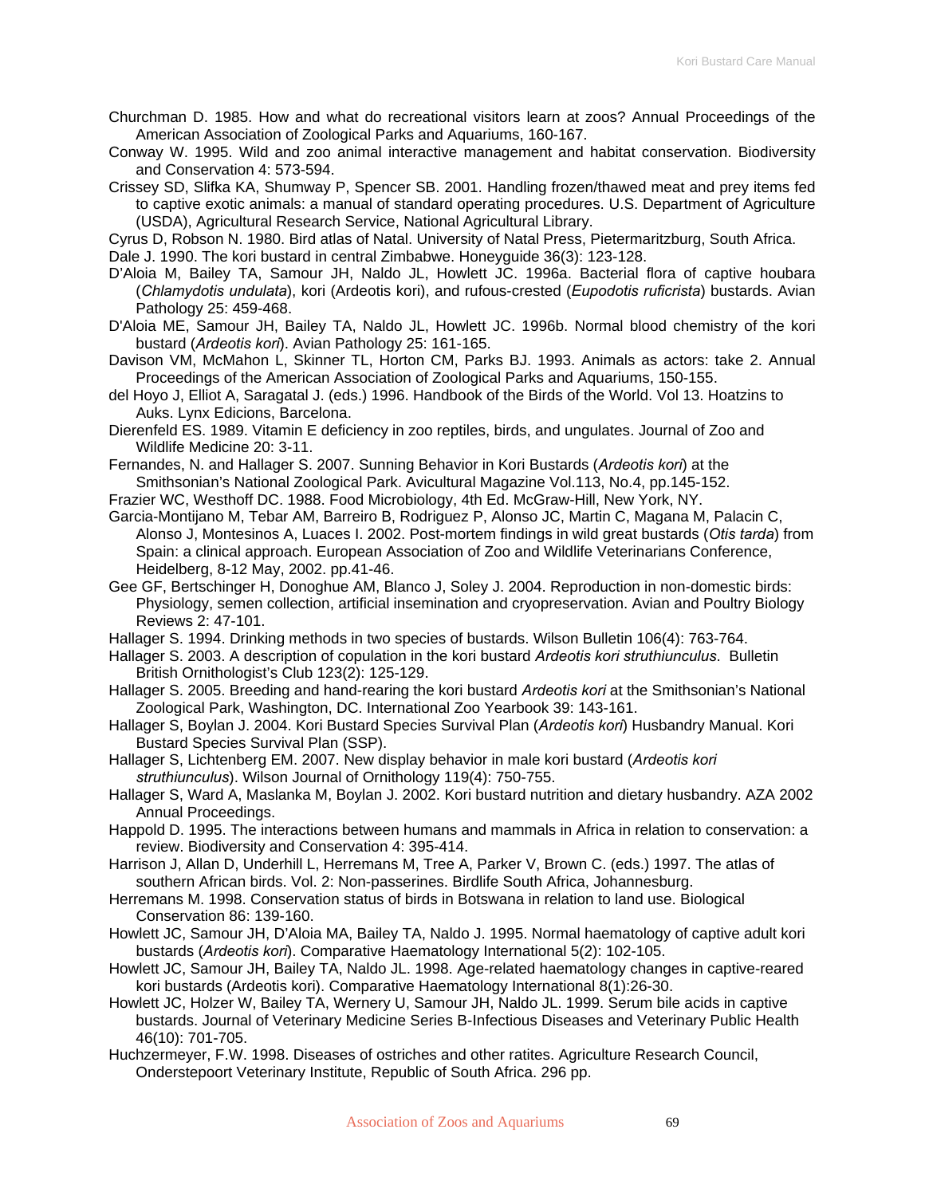Churchman D. 1985. How and what do recreational visitors learn at zoos? Annual Proceedings of the American Association of Zoological Parks and Aquariums, 160-167.

Conway W. 1995. Wild and zoo animal interactive management and habitat conservation. Biodiversity and Conservation 4: 573-594.

Crissey SD, Slifka KA, Shumway P, Spencer SB. 2001. Handling frozen/thawed meat and prey items fed to captive exotic animals: a manual of standard operating procedures. U.S. Department of Agriculture (USDA), Agricultural Research Service, National Agricultural Library.

Cyrus D, Robson N. 1980. Bird atlas of Natal. University of Natal Press, Pietermaritzburg, South Africa.

Dale J. 1990. The kori bustard in central Zimbabwe. Honeyguide 36(3): 123-128.

D'Aloia M, Bailey TA, Samour JH, Naldo JL, Howlett JC. 1996a. Bacterial flora of captive houbara (*Chlamydotis undulata*), kori (Ardeotis kori), and rufous-crested (*Eupodotis ruficrista*) bustards. Avian Pathology 25: 459-468.

D'Aloia ME, Samour JH, Bailey TA, Naldo JL, Howlett JC. 1996b. Normal blood chemistry of the kori bustard (*Ardeotis kori*). Avian Pathology 25: 161-165.

Davison VM, McMahon L, Skinner TL, Horton CM, Parks BJ. 1993. Animals as actors: take 2. Annual Proceedings of the American Association of Zoological Parks and Aquariums, 150-155.

del Hoyo J, Elliot A, Saragatal J. (eds.) 1996. Handbook of the Birds of the World. Vol 13. Hoatzins to Auks. Lynx Edicions, Barcelona.

Dierenfeld ES. 1989. Vitamin E deficiency in zoo reptiles, birds, and ungulates. Journal of Zoo and Wildlife Medicine 20: 3-11.

Fernandes, N. and Hallager S. 2007. Sunning Behavior in Kori Bustards (*Ardeotis kori*) at the Smithsonian's National Zoological Park. Avicultural Magazine Vol.113, No.4, pp.145-152.

Frazier WC, Westhoff DC. 1988. Food Microbiology, 4th Ed. McGraw-Hill, New York, NY.

Garcia-Montijano M, Tebar AM, Barreiro B, Rodriguez P, Alonso JC, Martin C, Magana M, Palacin C, Alonso J, Montesinos A, Luaces I. 2002. Post-mortem findings in wild great bustards (*Otis tarda*) from Spain: a clinical approach. European Association of Zoo and Wildlife Veterinarians Conference, Heidelberg, 8-12 May, 2002. pp.41-46.

Gee GF, Bertschinger H, Donoghue AM, Blanco J, Soley J. 2004. Reproduction in non-domestic birds: Physiology, semen collection, artificial insemination and cryopreservation. Avian and Poultry Biology Reviews 2: 47-101.

Hallager S. 1994. Drinking methods in two species of bustards. Wilson Bulletin 106(4): 763-764.

Hallager S. 2003. A description of copulation in the kori bustard *Ardeotis kori struthiunculus*. Bulletin British Ornithologist's Club 123(2): 125-129.

Hallager S. 2005. Breeding and hand-rearing the kori bustard *Ardeotis kori* at the Smithsonian's National Zoological Park, Washington, DC. International Zoo Yearbook 39: 143-161.

Hallager S, Boylan J. 2004. Kori Bustard Species Survival Plan (*Ardeotis kori*) Husbandry Manual. Kori Bustard Species Survival Plan (SSP).

Hallager S, Lichtenberg EM. 2007. New display behavior in male kori bustard (*Ardeotis kori struthiunculus*). Wilson Journal of Ornithology 119(4): 750-755.

Hallager S, Ward A, Maslanka M, Boylan J. 2002. Kori bustard nutrition and dietary husbandry. AZA 2002 Annual Proceedings.

Happold D. 1995. The interactions between humans and mammals in Africa in relation to conservation: a review. Biodiversity and Conservation 4: 395-414.

Harrison J, Allan D, Underhill L, Herremans M, Tree A, Parker V, Brown C. (eds.) 1997. The atlas of southern African birds. Vol. 2: Non-passerines. Birdlife South Africa, Johannesburg.

Herremans M. 1998. Conservation status of birds in Botswana in relation to land use. Biological Conservation 86: 139-160.

Howlett JC, Samour JH, D'Aloia MA, Bailey TA, Naldo J. 1995. Normal haematology of captive adult kori bustards (*Ardeotis kori*). Comparative Haematology International 5(2): 102-105.

Howlett JC, Samour JH, Bailey TA, Naldo JL. 1998. Age-related haematology changes in captive-reared kori bustards (Ardeotis kori). Comparative Haematology International 8(1):26-30.

Howlett JC, Holzer W, Bailey TA, Wernery U, Samour JH, Naldo JL. 1999. Serum bile acids in captive bustards. Journal of Veterinary Medicine Series B-Infectious Diseases and Veterinary Public Health 46(10): 701-705.

Huchzermeyer, F.W. 1998. Diseases of ostriches and other ratites. Agriculture Research Council, Onderstepoort Veterinary Institute, Republic of South Africa. 296 pp.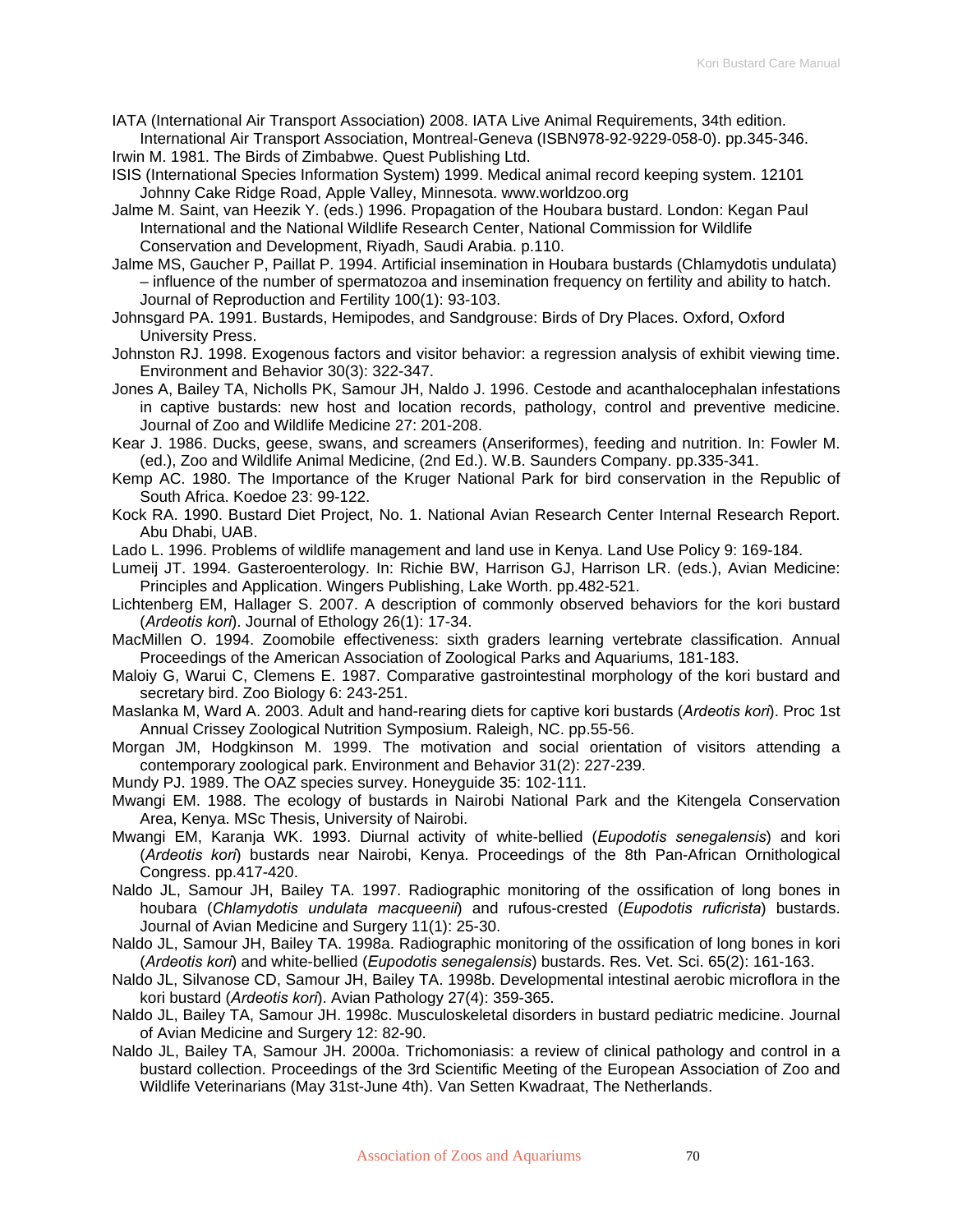IATA (International Air Transport Association) 2008. IATA Live Animal Requirements, 34th edition. International Air Transport Association, Montreal-Geneva (ISBN978-92-9229-058-0). pp.345-346.

Irwin M. 1981. The Birds of Zimbabwe. Quest Publishing Ltd.

ISIS (International Species Information System) 1999. Medical animal record keeping system. 12101 Johnny Cake Ridge Road, Apple Valley, Minnesota. www.worldzoo.org

Jalme M. Saint, van Heezik Y. (eds.) 1996. Propagation of the Houbara bustard. London: Kegan Paul International and the National Wildlife Research Center, National Commission for Wildlife Conservation and Development, Riyadh, Saudi Arabia. p.110.

Jalme MS, Gaucher P, Paillat P. 1994. Artificial insemination in Houbara bustards (Chlamydotis undulata) – influence of the number of spermatozoa and insemination frequency on fertility and ability to hatch. Journal of Reproduction and Fertility 100(1): 93-103.

Johnsgard PA. 1991. Bustards, Hemipodes, and Sandgrouse: Birds of Dry Places. Oxford, Oxford University Press.

Johnston RJ. 1998. Exogenous factors and visitor behavior: a regression analysis of exhibit viewing time. Environment and Behavior 30(3): 322-347.

Jones A, Bailey TA, Nicholls PK, Samour JH, Naldo J. 1996. Cestode and acanthalocephalan infestations in captive bustards: new host and location records, pathology, control and preventive medicine. Journal of Zoo and Wildlife Medicine 27: 201-208.

Kear J. 1986. Ducks, geese, swans, and screamers (Anseriformes), feeding and nutrition. In: Fowler M. (ed.), Zoo and Wildlife Animal Medicine, (2nd Ed.). W.B. Saunders Company. pp.335-341.

Kemp AC. 1980. The Importance of the Kruger National Park for bird conservation in the Republic of South Africa. Koedoe 23: 99-122.

Kock RA. 1990. Bustard Diet Project, No. 1. National Avian Research Center Internal Research Report. Abu Dhabi, UAB.

Lado L. 1996. Problems of wildlife management and land use in Kenya. Land Use Policy 9: 169-184.

Lumeij JT. 1994. Gasteroenterology. In: Richie BW, Harrison GJ, Harrison LR. (eds.), Avian Medicine: Principles and Application. Wingers Publishing, Lake Worth. pp.482-521.

Lichtenberg EM, Hallager S. 2007. A description of commonly observed behaviors for the kori bustard (*Ardeotis kori*). Journal of Ethology 26(1): 17-34.

MacMillen O. 1994. Zoomobile effectiveness: sixth graders learning vertebrate classification. Annual Proceedings of the American Association of Zoological Parks and Aquariums, 181-183.

Maloiy G, Warui C, Clemens E. 1987. Comparative gastrointestinal morphology of the kori bustard and secretary bird. Zoo Biology 6: 243-251.

Maslanka M, Ward A. 2003. Adult and hand-rearing diets for captive kori bustards (*Ardeotis kori*). Proc 1st Annual Crissey Zoological Nutrition Symposium. Raleigh, NC. pp.55-56.

Morgan JM, Hodgkinson M. 1999. The motivation and social orientation of visitors attending a contemporary zoological park. Environment and Behavior 31(2): 227-239.

Mundy PJ. 1989. The OAZ species survey. Honeyguide 35: 102-111.

Mwangi EM. 1988. The ecology of bustards in Nairobi National Park and the Kitengela Conservation Area, Kenya. MSc Thesis, University of Nairobi.

Mwangi EM, Karanja WK. 1993. Diurnal activity of white-bellied (*Eupodotis senegalensis*) and kori (*Ardeotis kori*) bustards near Nairobi, Kenya. Proceedings of the 8th Pan-African Ornithological Congress. pp.417-420.

Naldo JL, Samour JH, Bailey TA. 1997. Radiographic monitoring of the ossification of long bones in houbara (*Chlamydotis undulata macqueenii*) and rufous-crested (*Eupodotis ruficrista*) bustards. Journal of Avian Medicine and Surgery 11(1): 25-30.

Naldo JL, Samour JH, Bailey TA. 1998a. Radiographic monitoring of the ossification of long bones in kori (*Ardeotis kori*) and white-bellied (*Eupodotis senegalensis*) bustards. Res. Vet. Sci. 65(2): 161-163.

Naldo JL, Silvanose CD, Samour JH, Bailey TA. 1998b. Developmental intestinal aerobic microflora in the kori bustard (*Ardeotis kori*). Avian Pathology 27(4): 359-365.

Naldo JL, Bailey TA, Samour JH. 1998c. Musculoskeletal disorders in bustard pediatric medicine. Journal of Avian Medicine and Surgery 12: 82-90.

Naldo JL, Bailey TA, Samour JH. 2000a. Trichomoniasis: a review of clinical pathology and control in a bustard collection. Proceedings of the 3rd Scientific Meeting of the European Association of Zoo and Wildlife Veterinarians (May 31st-June 4th). Van Setten Kwadraat, The Netherlands.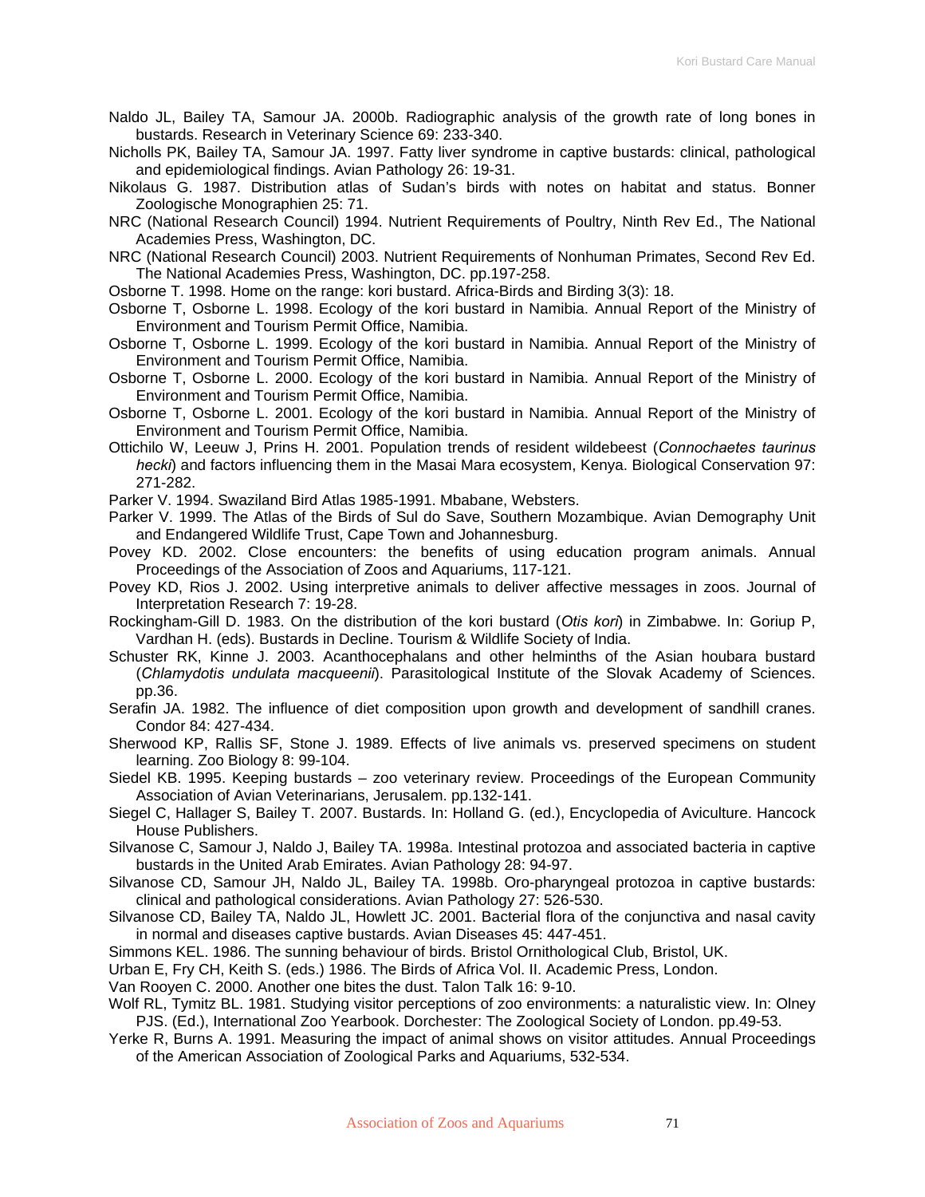Naldo JL, Bailey TA, Samour JA. 2000b. Radiographic analysis of the growth rate of long bones in bustards. Research in Veterinary Science 69: 233-340.

Nicholls PK, Bailey TA, Samour JA. 1997. Fatty liver syndrome in captive bustards: clinical, pathological and epidemiological findings. Avian Pathology 26: 19-31.

Nikolaus G. 1987. Distribution atlas of Sudan's birds with notes on habitat and status. Bonner Zoologische Monographien 25: 71.

NRC (National Research Council) 1994. Nutrient Requirements of Poultry, Ninth Rev Ed., The National Academies Press, Washington, DC.

NRC (National Research Council) 2003. Nutrient Requirements of Nonhuman Primates, Second Rev Ed. The National Academies Press, Washington, DC. pp.197-258.

Osborne T. 1998. Home on the range: kori bustard. Africa-Birds and Birding 3(3): 18.

Osborne T, Osborne L. 1998. Ecology of the kori bustard in Namibia. Annual Report of the Ministry of Environment and Tourism Permit Office, Namibia.

Osborne T, Osborne L. 1999. Ecology of the kori bustard in Namibia. Annual Report of the Ministry of Environment and Tourism Permit Office, Namibia.

Osborne T, Osborne L. 2000. Ecology of the kori bustard in Namibia. Annual Report of the Ministry of Environment and Tourism Permit Office, Namibia.

Osborne T, Osborne L. 2001. Ecology of the kori bustard in Namibia. Annual Report of the Ministry of Environment and Tourism Permit Office, Namibia.

Ottichilo W, Leeuw J, Prins H. 2001. Population trends of resident wildebeest (*Connochaetes taurinus hecki*) and factors influencing them in the Masai Mara ecosystem, Kenya. Biological Conservation 97: 271-282.

Parker V. 1994. Swaziland Bird Atlas 1985-1991. Mbabane, Websters.

Parker V. 1999. The Atlas of the Birds of Sul do Save, Southern Mozambique. Avian Demography Unit and Endangered Wildlife Trust, Cape Town and Johannesburg.

Povey KD. 2002. Close encounters: the benefits of using education program animals. Annual Proceedings of the Association of Zoos and Aquariums, 117-121.

Povey KD, Rios J. 2002. Using interpretive animals to deliver affective messages in zoos. Journal of Interpretation Research 7: 19-28.

Rockingham-Gill D. 1983. On the distribution of the kori bustard (*Otis kori*) in Zimbabwe. In: Goriup P, Vardhan H. (eds). Bustards in Decline. Tourism & Wildlife Society of India.

Schuster RK, Kinne J. 2003. Acanthocephalans and other helminths of the Asian houbara bustard (*Chlamydotis undulata macqueenii*). Parasitological Institute of the Slovak Academy of Sciences. pp.36.

Serafin JA. 1982. The influence of diet composition upon growth and development of sandhill cranes. Condor 84: 427-434.

Sherwood KP, Rallis SF, Stone J. 1989. Effects of live animals vs. preserved specimens on student learning. Zoo Biology 8: 99-104.

Siedel KB. 1995. Keeping bustards – zoo veterinary review. Proceedings of the European Community Association of Avian Veterinarians, Jerusalem. pp.132-141.

Siegel C, Hallager S, Bailey T. 2007. Bustards. In: Holland G. (ed.), Encyclopedia of Aviculture. Hancock House Publishers.

Silvanose C, Samour J, Naldo J, Bailey TA. 1998a. Intestinal protozoa and associated bacteria in captive bustards in the United Arab Emirates. Avian Pathology 28: 94-97.

Silvanose CD, Samour JH, Naldo JL, Bailey TA. 1998b. Oro-pharyngeal protozoa in captive bustards: clinical and pathological considerations. Avian Pathology 27: 526-530.

Silvanose CD, Bailey TA, Naldo JL, Howlett JC. 2001. Bacterial flora of the conjunctiva and nasal cavity in normal and diseases captive bustards. Avian Diseases 45: 447-451.

Simmons KEL. 1986. The sunning behaviour of birds. Bristol Ornithological Club, Bristol, UK.

Urban E, Fry CH, Keith S. (eds.) 1986. The Birds of Africa Vol. II. Academic Press, London.

Van Rooyen C. 2000. Another one bites the dust. Talon Talk 16: 9-10.

Wolf RL, Tymitz BL. 1981. Studying visitor perceptions of zoo environments: a naturalistic view. In: Olney PJS. (Ed.), International Zoo Yearbook. Dorchester: The Zoological Society of London. pp.49-53.

Yerke R, Burns A. 1991. Measuring the impact of animal shows on visitor attitudes. Annual Proceedings of the American Association of Zoological Parks and Aquariums, 532-534.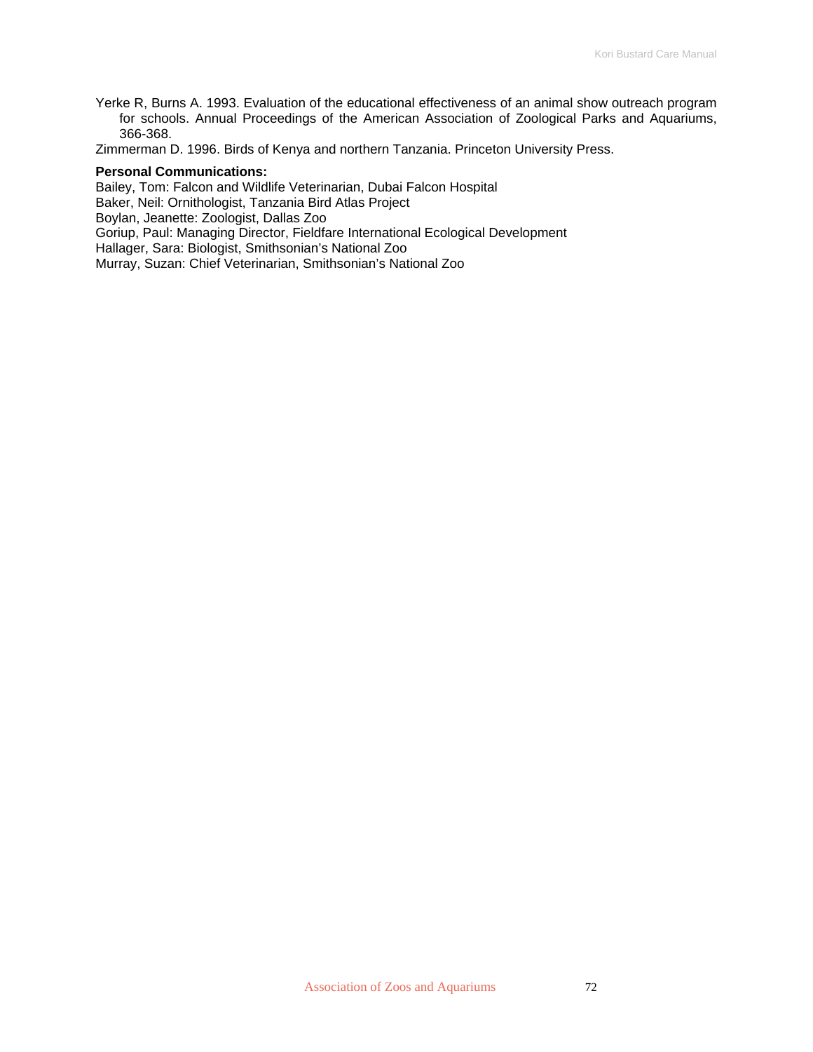Yerke R, Burns A. 1993. Evaluation of the educational effectiveness of an animal show outreach program for schools. Annual Proceedings of the American Association of Zoological Parks and Aquariums, 366-368.

Zimmerman D. 1996. Birds of Kenya and northern Tanzania. Princeton University Press.

**Personal Communications:**

Bailey, Tom: Falcon and Wildlife Veterinarian, Dubai Falcon Hospital
Baker, Neil: Ornithologist, Tanzania Bird Atlas Project
Boylan, Jeanette: Zoologist, Dallas Zoo
Goriup, Paul: Managing Director, Fieldfare International Ecological Development
Hallager, Sara: Biologist, Smithsonian's National Zoo
Murray, Suzan: Chief Veterinarian, Smithsonian's National Zoo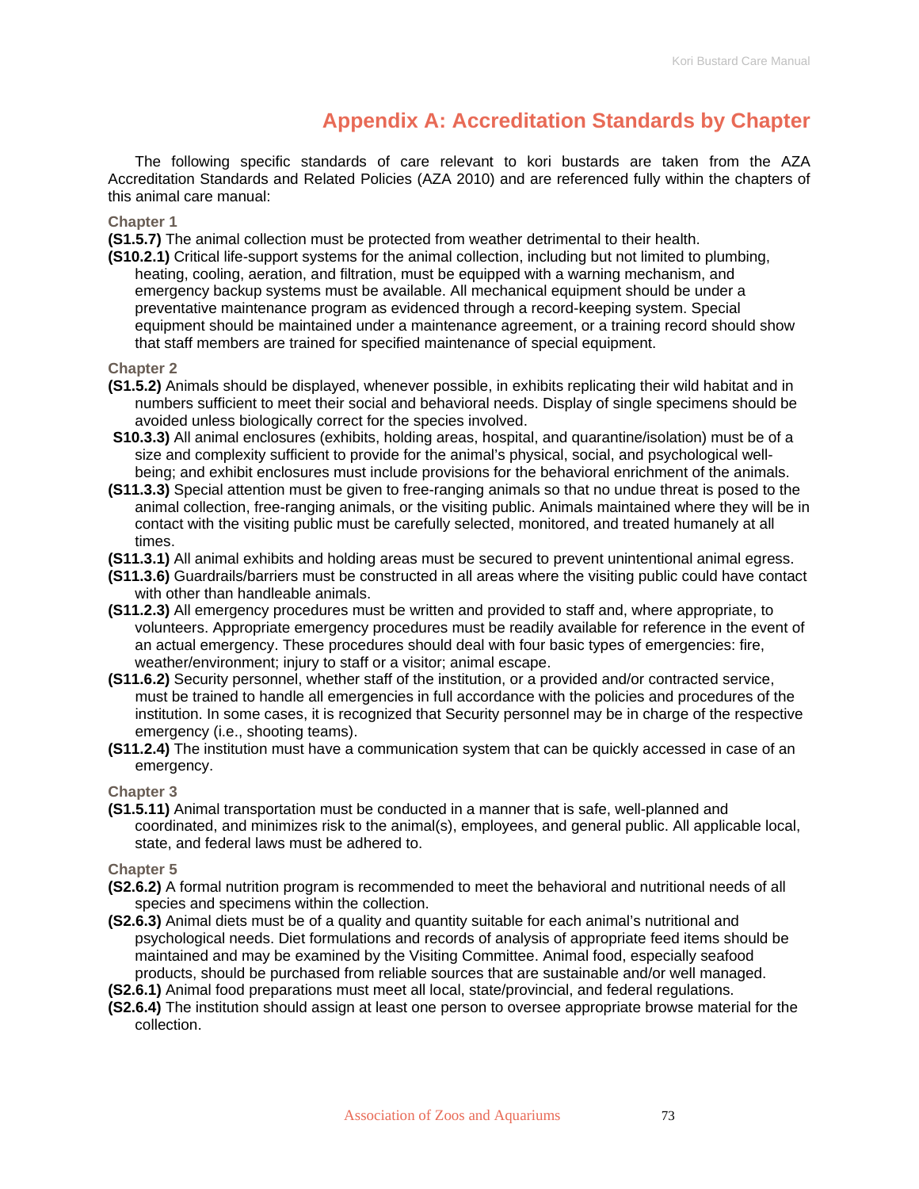# Appendix A: Accreditation Standards by Chapter

The following specific standards of care relevant to kori bustards are taken from the AZA Accreditation Standards and Related Policies (AZA 2010) and are referenced fully within the chapters of this animal care manual:

### Chapter 1

**(S1.5.7)** The animal collection must be protected from weather detrimental to their health.

**(S10.2.1)** Critical life-support systems for the animal collection, including but not limited to plumbing, heating, cooling, aeration, and filtration, must be equipped with a warning mechanism, and emergency backup systems must be available. All mechanical equipment should be under a preventative maintenance program as evidenced through a record-keeping system. Special equipment should be maintained under a maintenance agreement, or a training record should show that staff members are trained for specified maintenance of special equipment.

### Chapter 2

**(S1.5.2)** Animals should be displayed, whenever possible, in exhibits replicating their wild habitat and in numbers sufficient to meet their social and behavioral needs. Display of single specimens should be avoided unless biologically correct for the species involved.

**S10.3.3)** All animal enclosures (exhibits, holding areas, hospital, and quarantine/isolation) must be of a size and complexity sufficient to provide for the animal's physical, social, and psychological well-being; and exhibit enclosures must include provisions for the behavioral enrichment of the animals.

**(S11.3.3)** Special attention must be given to free-ranging animals so that no undue threat is posed to the animal collection, free-ranging animals, or the visiting public. Animals maintained where they will be in contact with the visiting public must be carefully selected, monitored, and treated humanely at all times.

**(S11.3.1)** All animal exhibits and holding areas must be secured to prevent unintentional animal egress.

**(S11.3.6)** Guardrails/barriers must be constructed in all areas where the visiting public could have contact with other than handleable animals.

**(S11.2.3)** All emergency procedures must be written and provided to staff and, where appropriate, to volunteers. Appropriate emergency procedures must be readily available for reference in the event of an actual emergency. These procedures should deal with four basic types of emergencies: fire, weather/environment; injury to staff or a visitor; animal escape.

**(S11.6.2)** Security personnel, whether staff of the institution, or a provided and/or contracted service, must be trained to handle all emergencies in full accordance with the policies and procedures of the institution. In some cases, it is recognized that Security personnel may be in charge of the respective emergency (i.e., shooting teams).

**(S11.2.4)** The institution must have a communication system that can be quickly accessed in case of an emergency.

### Chapter 3

**(S1.5.11)** Animal transportation must be conducted in a manner that is safe, well-planned and coordinated, and minimizes risk to the animal(s), employees, and general public. All applicable local, state, and federal laws must be adhered to.

### Chapter 5

**(S2.6.2)** A formal nutrition program is recommended to meet the behavioral and nutritional needs of all species and specimens within the collection.

**(S2.6.3)** Animal diets must be of a quality and quantity suitable for each animal's nutritional and psychological needs. Diet formulations and records of analysis of appropriate feed items should be maintained and may be examined by the Visiting Committee. Animal food, especially seafood products, should be purchased from reliable sources that are sustainable and/or well managed.

**(S2.6.1)** Animal food preparations must meet all local, state/provincial, and federal regulations.

**(S2.6.4)** The institution should assign at least one person to oversee appropriate browse material for the collection.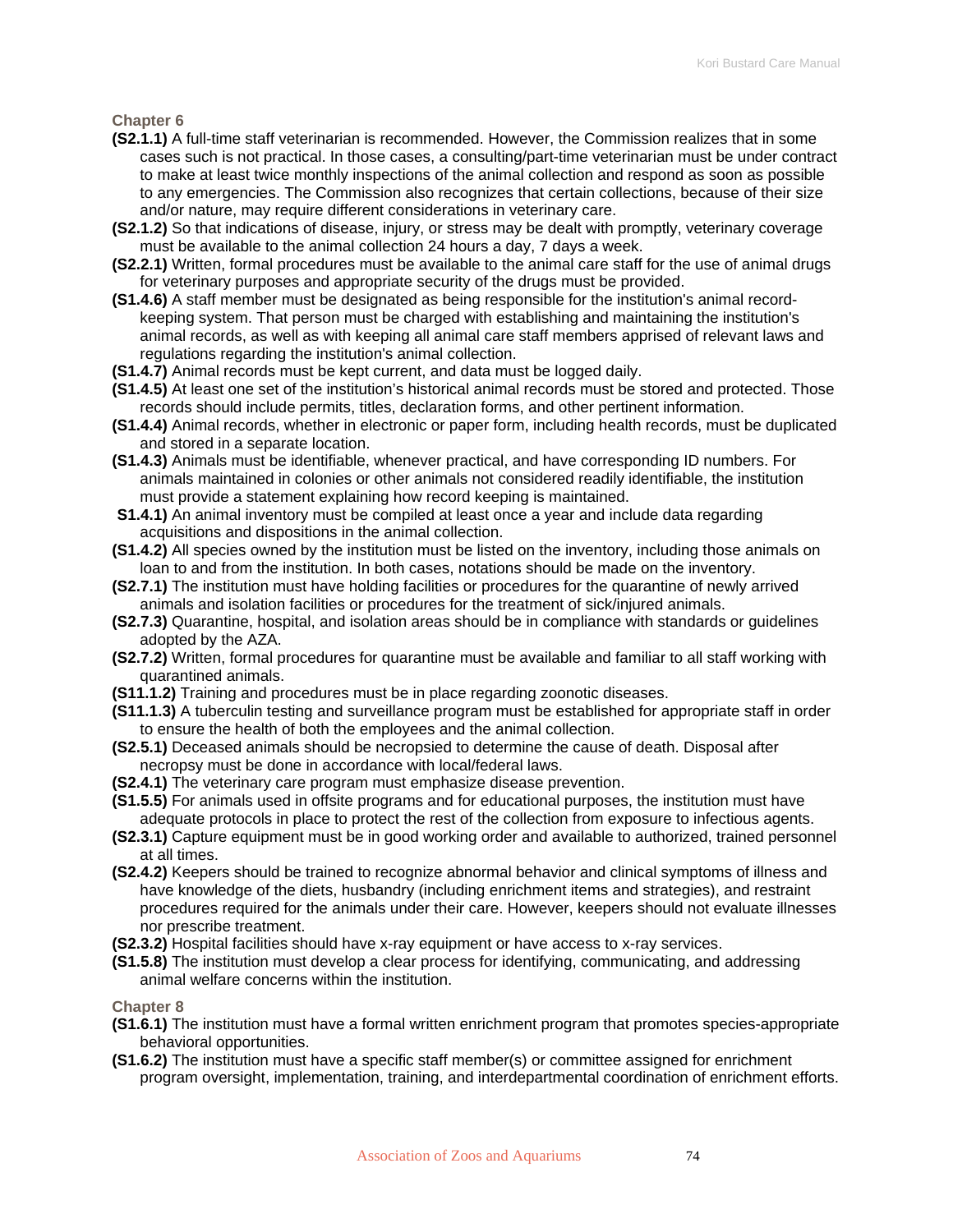**Chapter 6**

**(S2.1.1)** A full-time staff veterinarian is recommended. However, the Commission realizes that in some cases such is not practical. In those cases, a consulting/part-time veterinarian must be under contract to make at least twice monthly inspections of the animal collection and respond as soon as possible to any emergencies. The Commission also recognizes that certain collections, because of their size and/or nature, may require different considerations in veterinary care.

**(S2.1.2)** So that indications of disease, injury, or stress may be dealt with promptly, veterinary coverage must be available to the animal collection 24 hours a day, 7 days a week.

**(S2.2.1)** Written, formal procedures must be available to the animal care staff for the use of animal drugs for veterinary purposes and appropriate security of the drugs must be provided.

**(S1.4.6)** A staff member must be designated as being responsible for the institution's animal record-keeping system. That person must be charged with establishing and maintaining the institution's animal records, as well as with keeping all animal care staff members apprised of relevant laws and regulations regarding the institution's animal collection.

**(S1.4.7)** Animal records must be kept current, and data must be logged daily.

**(S1.4.5)** At least one set of the institution's historical animal records must be stored and protected. Those records should include permits, titles, declaration forms, and other pertinent information.

**(S1.4.4)** Animal records, whether in electronic or paper form, including health records, must be duplicated and stored in a separate location.

**(S1.4.3)** Animals must be identifiable, whenever practical, and have corresponding ID numbers. For animals maintained in colonies or other animals not considered readily identifiable, the institution must provide a statement explaining how record keeping is maintained.

**S1.4.1)** An animal inventory must be compiled at least once a year and include data regarding acquisitions and dispositions in the animal collection.

**(S1.4.2)** All species owned by the institution must be listed on the inventory, including those animals on loan to and from the institution. In both cases, notations should be made on the inventory.

**(S2.7.1)** The institution must have holding facilities or procedures for the quarantine of newly arrived animals and isolation facilities or procedures for the treatment of sick/injured animals.

**(S2.7.3)** Quarantine, hospital, and isolation areas should be in compliance with standards or guidelines adopted by the AZA.

**(S2.7.2)** Written, formal procedures for quarantine must be available and familiar to all staff working with quarantined animals.

**(S11.1.2)** Training and procedures must be in place regarding zoonotic diseases.

**(S11.1.3)** A tuberculin testing and surveillance program must be established for appropriate staff in order to ensure the health of both the employees and the animal collection.

**(S2.5.1)** Deceased animals should be necropsied to determine the cause of death. Disposal after necropsy must be done in accordance with local/federal laws.

**(S2.4.1)** The veterinary care program must emphasize disease prevention.

**(S1.5.5)** For animals used in offsite programs and for educational purposes, the institution must have adequate protocols in place to protect the rest of the collection from exposure to infectious agents.

**(S2.3.1)** Capture equipment must be in good working order and available to authorized, trained personnel at all times.

**(S2.4.2)** Keepers should be trained to recognize abnormal behavior and clinical symptoms of illness and have knowledge of the diets, husbandry (including enrichment items and strategies), and restraint procedures required for the animals under their care. However, keepers should not evaluate illnesses nor prescribe treatment.

**(S2.3.2)** Hospital facilities should have x-ray equipment or have access to x-ray services.

**(S1.5.8)** The institution must develop a clear process for identifying, communicating, and addressing animal welfare concerns within the institution.

**Chapter 8**

**(S1.6.1)** The institution must have a formal written enrichment program that promotes species-appropriate behavioral opportunities.

**(S1.6.2)** The institution must have a specific staff member(s) or committee assigned for enrichment program oversight, implementation, training, and interdepartmental coordination of enrichment efforts.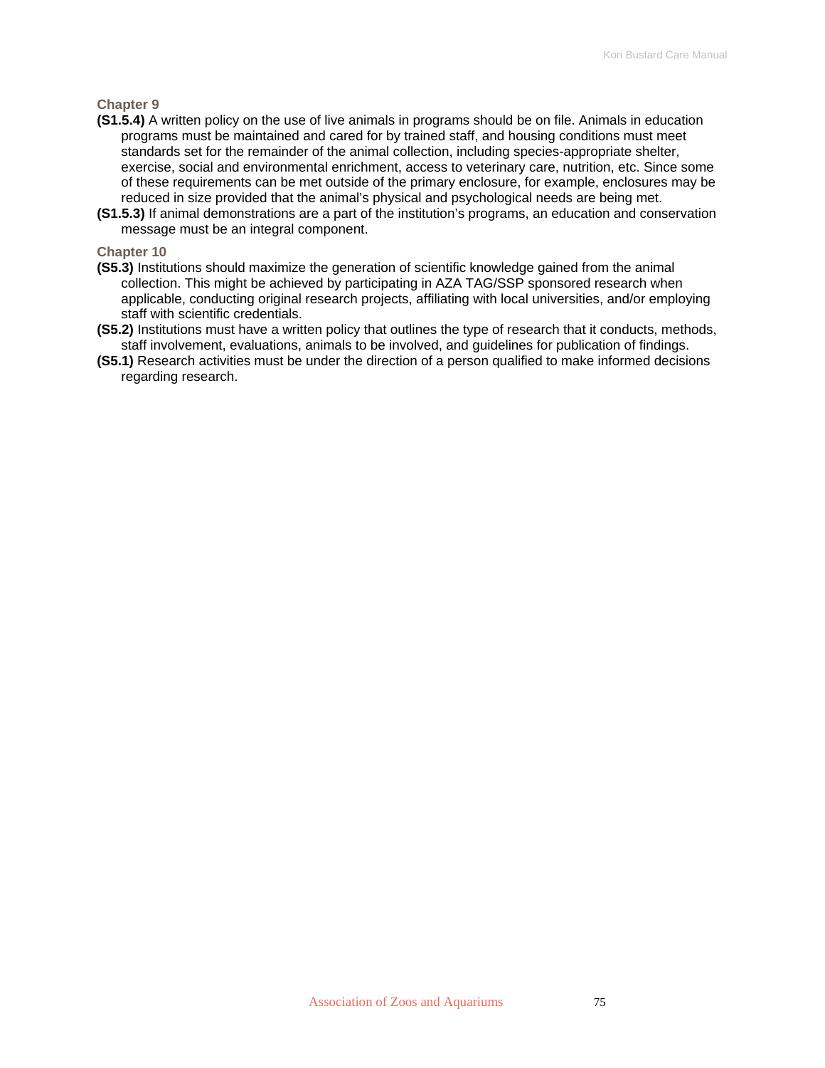### Chapter 9

**(S1.5.4)** A written policy on the use of live animals in programs should be on file. Animals in education programs must be maintained and cared for by trained staff, and housing conditions must meet standards set for the remainder of the animal collection, including species-appropriate shelter, exercise, social and environmental enrichment, access to veterinary care, nutrition, etc. Since some of these requirements can be met outside of the primary enclosure, for example, enclosures may be reduced in size provided that the animal's physical and psychological needs are being met.

**(S1.5.3)** If animal demonstrations are a part of the institution's programs, an education and conservation message must be an integral component.

### Chapter 10

**(S5.3)** Institutions should maximize the generation of scientific knowledge gained from the animal collection. This might be achieved by participating in AZA TAG/SSP sponsored research when applicable, conducting original research projects, affiliating with local universities, and/or employing staff with scientific credentials.

**(S5.2)** Institutions must have a written policy that outlines the type of research that it conducts, methods, staff involvement, evaluations, animals to be involved, and guidelines for publication of findings.

**(S5.1)** Research activities must be under the direction of a person qualified to make informed decisions regarding research.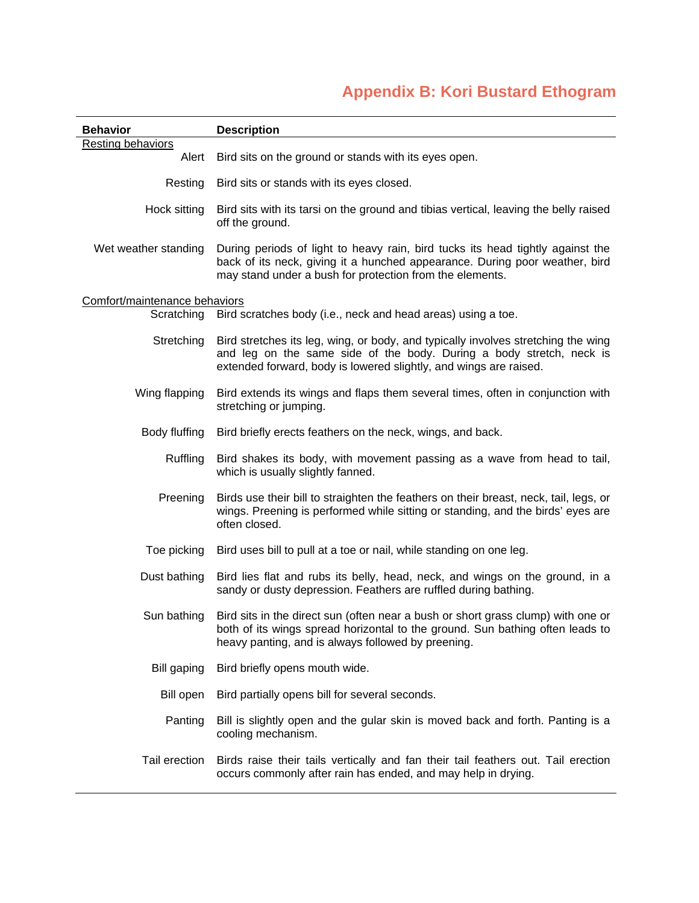# Appendix B: Kori Bustard Ethogram

| Behavior | Description |
|---|---|
| Resting behaviors | |
| Alert | Bird sits on the ground or stands with its eyes open. |
| Resting | Bird sits or stands with its eyes closed. |
| Hock sitting | Bird sits with its tarsi on the ground and tibias vertical, leaving the belly raised off the ground. |
| Wet weather standing | During periods of light to heavy rain, bird tucks its head tightly against the back of its neck, giving it a hunched appearance. During poor weather, bird may stand under a bush for protection from the elements. |
| Comfort/maintenance behaviors | |
| Scratching | Bird scratches body (i.e., neck and head areas) using a toe. |
| Stretching | Bird stretches its leg, wing, or body, and typically involves stretching the wing and leg on the same side of the body. During a body stretch, neck is extended forward, body is lowered slightly, and wings are raised. |
| Wing flapping | Bird extends its wings and flaps them several times, often in conjunction with stretching or jumping. |
| Body fluffing | Bird briefly erects feathers on the neck, wings, and back. |
| Ruffling | Bird shakes its body, with movement passing as a wave from head to tail, which is usually slightly fanned. |
| Preening | Birds use their bill to straighten the feathers on their breast, neck, tail, legs, or wings. Preening is performed while sitting or standing, and the birds' eyes are often closed. |
| Toe picking | Bird uses bill to pull at a toe or nail, while standing on one leg. |
| Dust bathing | Bird lies flat and rubs its belly, head, neck, and wings on the ground, in a sandy or dusty depression. Feathers are ruffled during bathing. |
| Sun bathing | Bird sits in the direct sun (often near a bush or short grass clump) with one or both of its wings spread horizontal to the ground. Sun bathing often leads to heavy panting, and is always followed by preening. |
| Bill gaping | Bird briefly opens mouth wide. |
| Bill open | Bird partially opens bill for several seconds. |
| Panting | Bill is slightly open and the gular skin is moved back and forth. Panting is a cooling mechanism. |
| Tail erection | Birds raise their tails vertically and fan their tail feathers out. Tail erection occurs commonly after rain has ended, and may help in drying. |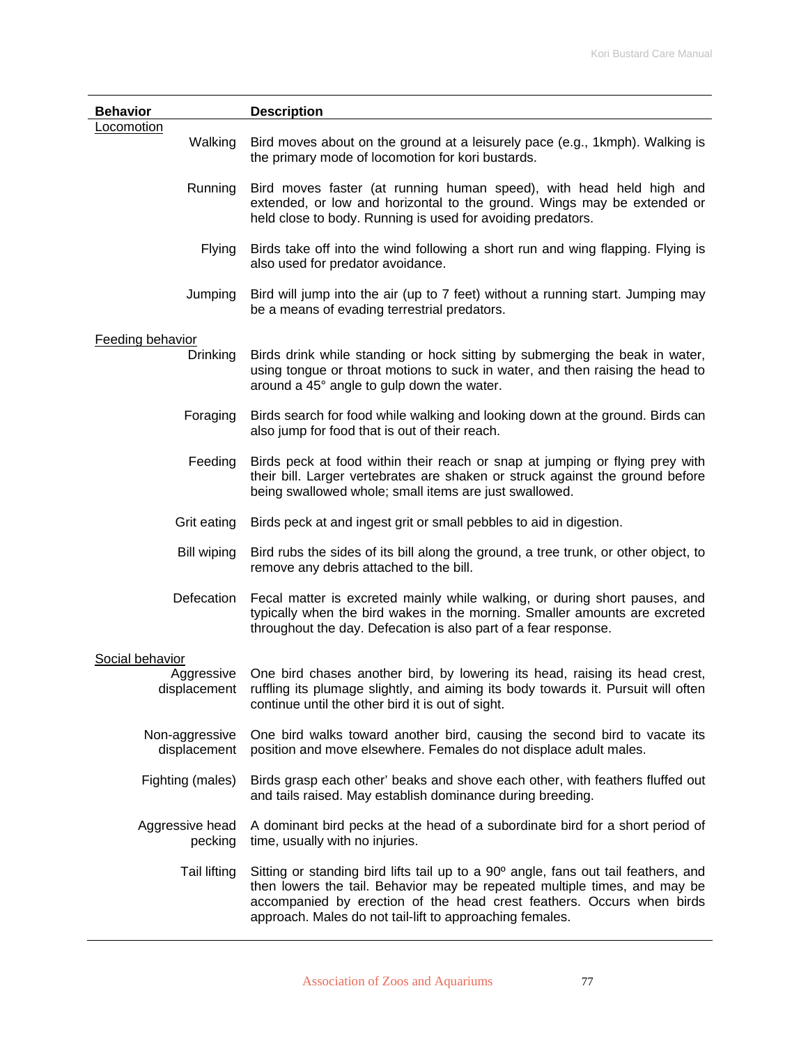| Behavior | Description |
|---|---|
| Locomotion | |
| Walking | Bird moves about on the ground at a leisurely pace (e.g., 1kmph). Walking is the primary mode of locomotion for kori bustards. |
| Running | Bird moves faster (at running human speed), with head held high and extended, or low and horizontal to the ground. Wings may be extended or held close to body. Running is used for avoiding predators. |
| Flying | Birds take off into the wind following a short run and wing flapping. Flying is also used for predator avoidance. |
| Jumping | Bird will jump into the air (up to 7 feet) without a running start. Jumping may be a means of evading terrestrial predators. |
| Feeding behavior | |
| Drinking | Birds drink while standing or hock sitting by submerging the beak in water, using tongue or throat motions to suck in water, and then raising the head to around a 45° angle to gulp down the water. |
| Foraging | Birds search for food while walking and looking down at the ground. Birds can also jump for food that is out of their reach. |
| Feeding | Birds peck at food within their reach or snap at jumping or flying prey with their bill. Larger vertebrates are shaken or struck against the ground before being swallowed whole; small items are just swallowed. |
| Grit eating | Birds peck at and ingest grit or small pebbles to aid in digestion. |
| Bill wiping | Bird rubs the sides of its bill along the ground, a tree trunk, or other object, to remove any debris attached to the bill. |
| Defecation | Fecal matter is excreted mainly while walking, or during short pauses, and typically when the bird wakes in the morning. Smaller amounts are excreted throughout the day. Defecation is also part of a fear response. |
| Social behavior | |
| Aggressive displacement | One bird chases another bird, by lowering its head, raising its head crest, ruffling its plumage slightly, and aiming its body towards it. Pursuit will often continue until the other bird it is out of sight. |
| Non-aggressive displacement | One bird walks toward another bird, causing the second bird to vacate its position and move elsewhere. Females do not displace adult males. |
| Fighting (males) | Birds grasp each other' beaks and shove each other, with feathers fluffed out and tails raised. May establish dominance during breeding. |
| Aggressive head pecking | A dominant bird pecks at the head of a subordinate bird for a short period of time, usually with no injuries. |
| Tail lifting | Sitting or standing bird lifts tail up to a 90º angle, fans out tail feathers, and then lowers the tail. Behavior may be repeated multiple times, and may be accompanied by erection of the head crest feathers. Occurs when birds approach. Males do not tail-lift to approaching females. |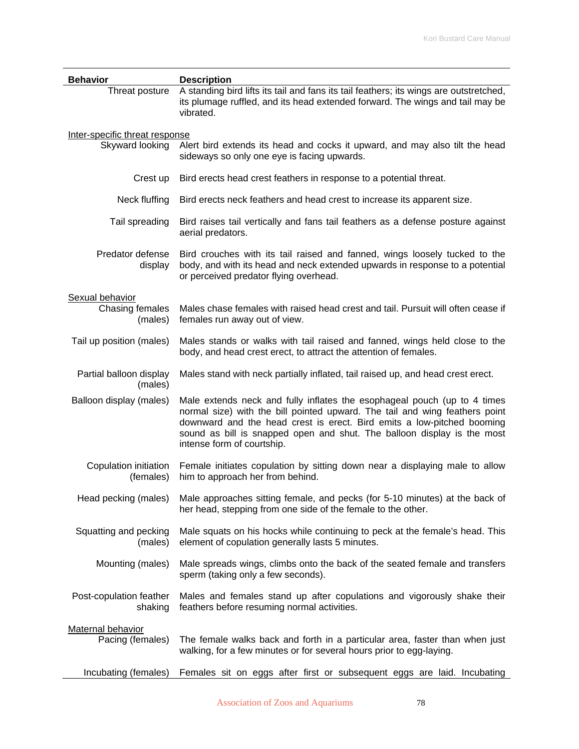| Behavior | Description |
|---|---|
| Threat posture | A standing bird lifts its tail and fans its tail feathers; its wings are outstretched, its plumage ruffled, and its head extended forward. The wings and tail may be vibrated. |
| <u>Inter-specific threat response</u> | |
| Skyward looking | Alert bird extends its head and cocks it upward, and may also tilt the head sideways so only one eye is facing upwards. |
| Crest up | Bird erects head crest feathers in response to a potential threat. |
| Neck fluffing | Bird erects neck feathers and head crest to increase its apparent size. |
| Tail spreading | Bird raises tail vertically and fans tail feathers as a defense posture against aerial predators. |
| Predator defense display | Bird crouches with its tail raised and fanned, wings loosely tucked to the body, and with its head and neck extended upwards in response to a potential or perceived predator flying overhead. |
| <u>Sexual behavior</u> | |
| Chasing females (males) | Males chase females with raised head crest and tail. Pursuit will often cease if females run away out of view. |
| Tail up position (males) | Males stands or walks with tail raised and fanned, wings held close to the body, and head crest erect, to attract the attention of females. |
| Partial balloon display (males) | Males stand with neck partially inflated, tail raised up, and head crest erect. |
| Balloon display (males) | Male extends neck and fully inflates the esophageal pouch (up to 4 times normal size) with the bill pointed upward. The tail and wing feathers point downward and the head crest is erect. Bird emits a low-pitched booming sound as bill is snapped open and shut. The balloon display is the most intense form of courtship. |
| Copulation initiation (females) | Female initiates copulation by sitting down near a displaying male to allow him to approach her from behind. |
| Head pecking (males) | Male approaches sitting female, and pecks (for 5-10 minutes) at the back of her head, stepping from one side of the female to the other. |
| Squatting and pecking (males) | Male squats on his hocks while continuing to peck at the female's head. This element of copulation generally lasts 5 minutes. |
| Mounting (males) | Male spreads wings, climbs onto the back of the seated female and transfers sperm (taking only a few seconds). |
| Post-copulation feather shaking | Males and females stand up after copulations and vigorously shake their feathers before resuming normal activities. |
| <u>Maternal behavior</u> | |
| Pacing (females) | The female walks back and forth in a particular area, faster than when just walking, for a few minutes or for several hours prior to egg-laying. |
| Incubating (females) | Females sit on eggs after first or subsequent eggs are laid. Incubating |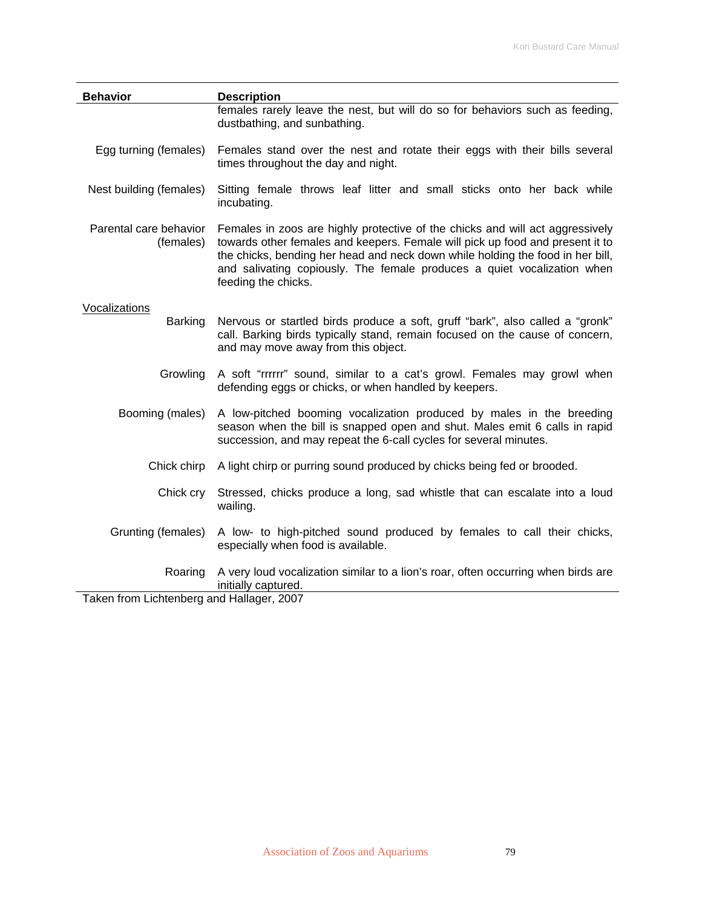| Behavior | Description |
|---|---|
| | females rarely leave the nest, but will do so for behaviors such as feeding, dustbathing, and sunbathing. |
| Egg turning (females) | Females stand over the nest and rotate their eggs with their bills several times throughout the day and night. |
| Nest building (females) | Sitting female throws leaf litter and small sticks onto her back while incubating. |
| Parental care behavior (females) | Females in zoos are highly protective of the chicks and will act aggressively towards other females and keepers. Female will pick up food and present it to the chicks, bending her head and neck down while holding the food in her bill, and salivating copiously. The female produces a quiet vocalization when feeding the chicks. |
| Vocalizations | |
| Barking | Nervous or startled birds produce a soft, gruff "bark", also called a "gronk" call. Barking birds typically stand, remain focused on the cause of concern, and may move away from this object. |
| Growling | A soft "rrrrrr" sound, similar to a cat's growl. Females may growl when defending eggs or chicks, or when handled by keepers. |
| Booming (males) | A low-pitched booming vocalization produced by males in the breeding season when the bill is snapped open and shut. Males emit 6 calls in rapid succession, and may repeat the 6-call cycles for several minutes. |
| Chick chirp | A light chirp or purring sound produced by chicks being fed or brooded. |
| Chick cry | Stressed, chicks produce a long, sad whistle that can escalate into a loud wailing. |
| Grunting (females) | A low- to high-pitched sound produced by females to call their chicks, especially when food is available. |
| Roaring | A very loud vocalization similar to a lion's roar, often occurring when birds are initially captured. |

Taken from Lichtenberg and Hallager, 2007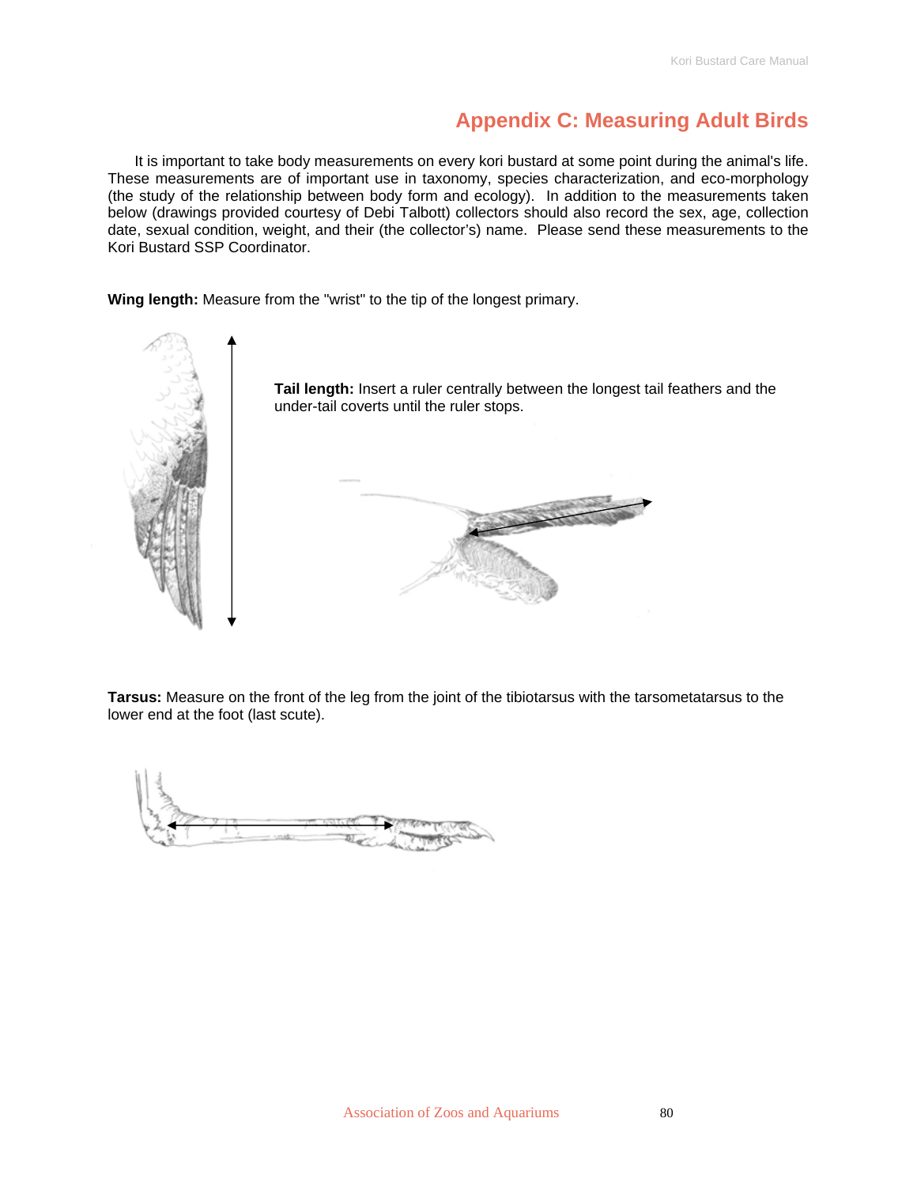## Appendix C: Measuring Adult Birds

It is important to take body measurements on every kori bustard at some point during the animal's life. These measurements are of important use in taxonomy, species characterization, and eco-morphology (the study of the relationship between body form and ecology). In addition to the measurements taken below (drawings provided courtesy of Debi Talbott) collectors should also record the sex, age, collection date, sexual condition, weight, and their (the collector's) name. Please send these measurements to the Kori Bustard SSP Coordinator.

**Wing length:** Measure from the "wrist" to the tip of the longest primary.

**Tail length:** Insert a ruler centrally between the longest tail feathers and the under-tail coverts until the ruler stops.

**Tarsus:** Measure on the front of the leg from the joint of the tibiotarsus with the tarsometatarsus to the lower end at the foot (last scute).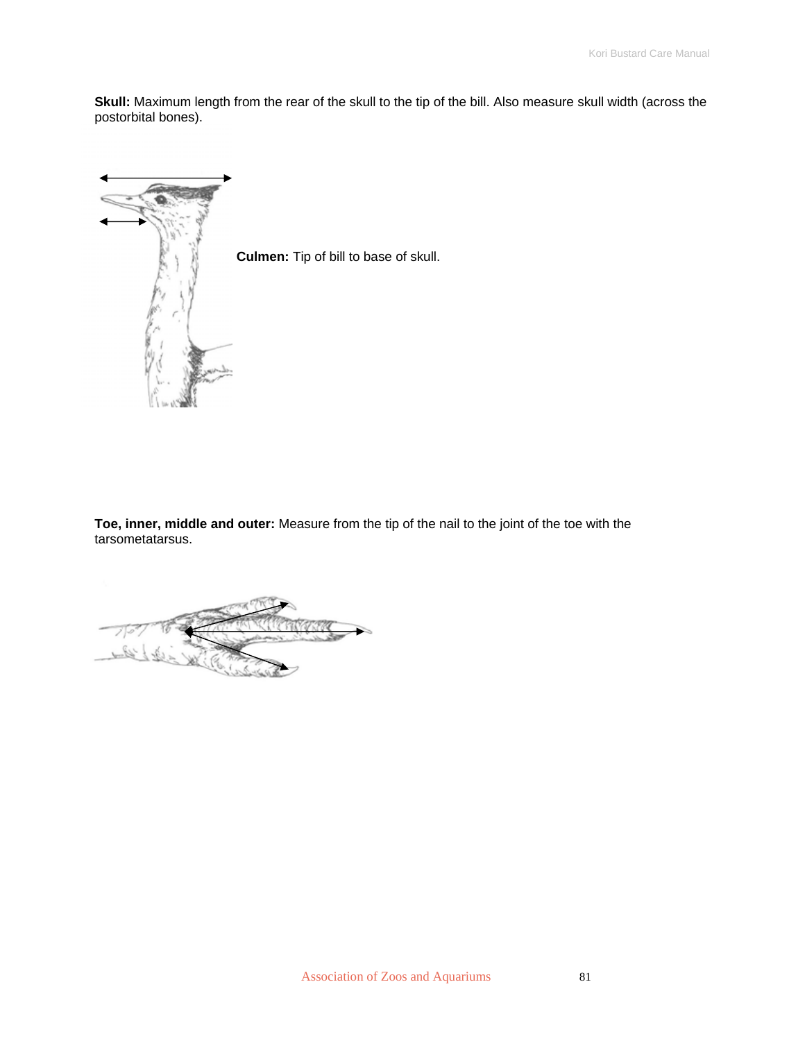**Skull:** Maximum length from the rear of the skull to the tip of the bill. Also measure skull width (across the postorbital bones).

**Culmen:** Tip of bill to base of skull.

**Toe, inner, middle and outer:** Measure from the tip of the nail to the joint of the toe with the tarsometatarsus.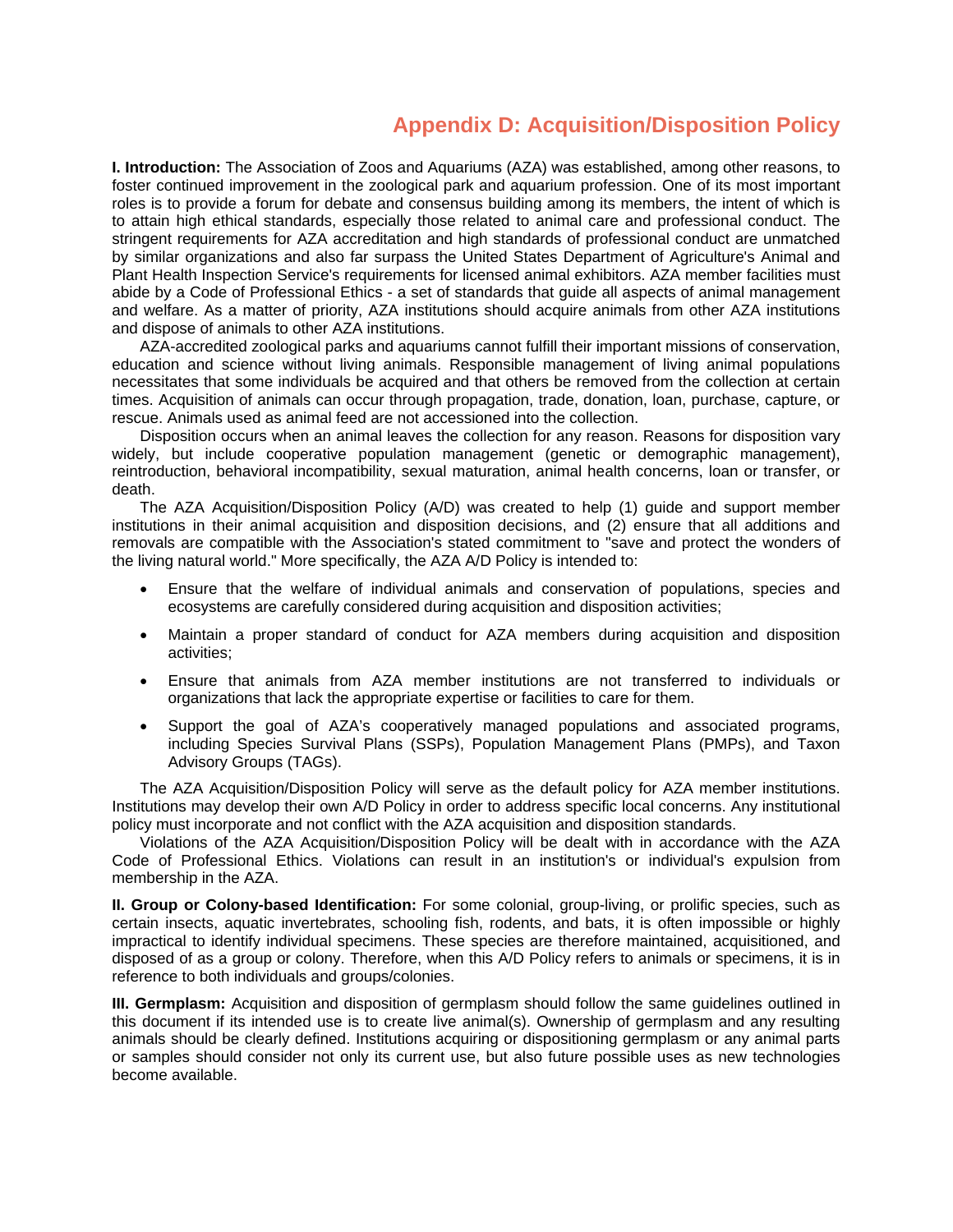# Appendix D: Acquisition/Disposition Policy

**I. Introduction:** The Association of Zoos and Aquariums (AZA) was established, among other reasons, to foster continued improvement in the zoological park and aquarium profession. One of its most important roles is to provide a forum for debate and consensus building among its members, the intent of which is to attain high ethical standards, especially those related to animal care and professional conduct. The stringent requirements for AZA accreditation and high standards of professional conduct are unmatched by similar organizations and also far surpass the United States Department of Agriculture's Animal and Plant Health Inspection Service's requirements for licensed animal exhibitors. AZA member facilities must abide by a Code of Professional Ethics - a set of standards that guide all aspects of animal management and welfare. As a matter of priority, AZA institutions should acquire animals from other AZA institutions and dispose of animals to other AZA institutions.

AZA-accredited zoological parks and aquariums cannot fulfill their important missions of conservation, education and science without living animals. Responsible management of living animal populations necessitates that some individuals be acquired and that others be removed from the collection at certain times. Acquisition of animals can occur through propagation, trade, donation, loan, purchase, capture, or rescue. Animals used as animal feed are not accessioned into the collection.

Disposition occurs when an animal leaves the collection for any reason. Reasons for disposition vary widely, but include cooperative population management (genetic or demographic management), reintroduction, behavioral incompatibility, sexual maturation, animal health concerns, loan or transfer, or death.

The AZA Acquisition/Disposition Policy (A/D) was created to help (1) guide and support member institutions in their animal acquisition and disposition decisions, and (2) ensure that all additions and removals are compatible with the Association's stated commitment to "save and protect the wonders of the living natural world." More specifically, the AZA A/D Policy is intended to:

- Ensure that the welfare of individual animals and conservation of populations, species and ecosystems are carefully considered during acquisition and disposition activities;
- Maintain a proper standard of conduct for AZA members during acquisition and disposition activities;
- Ensure that animals from AZA member institutions are not transferred to individuals or organizations that lack the appropriate expertise or facilities to care for them.
- Support the goal of AZA's cooperatively managed populations and associated programs, including Species Survival Plans (SSPs), Population Management Plans (PMPs), and Taxon Advisory Groups (TAGs).

The AZA Acquisition/Disposition Policy will serve as the default policy for AZA member institutions. Institutions may develop their own A/D Policy in order to address specific local concerns. Any institutional policy must incorporate and not conflict with the AZA acquisition and disposition standards.

Violations of the AZA Acquisition/Disposition Policy will be dealt with in accordance with the AZA Code of Professional Ethics. Violations can result in an institution's or individual's expulsion from membership in the AZA.

**II. Group or Colony-based Identification:** For some colonial, group-living, or prolific species, such as certain insects, aquatic invertebrates, schooling fish, rodents, and bats, it is often impossible or highly impractical to identify individual specimens. These species are therefore maintained, acquisitioned, and disposed of as a group or colony. Therefore, when this A/D Policy refers to animals or specimens, it is in reference to both individuals and groups/colonies.

**III. Germplasm:** Acquisition and disposition of germplasm should follow the same guidelines outlined in this document if its intended use is to create live animal(s). Ownership of germplasm and any resulting animals should be clearly defined. Institutions acquiring or dispositioning germplasm or any animal parts or samples should consider not only its current use, but also future possible uses as new technologies become available.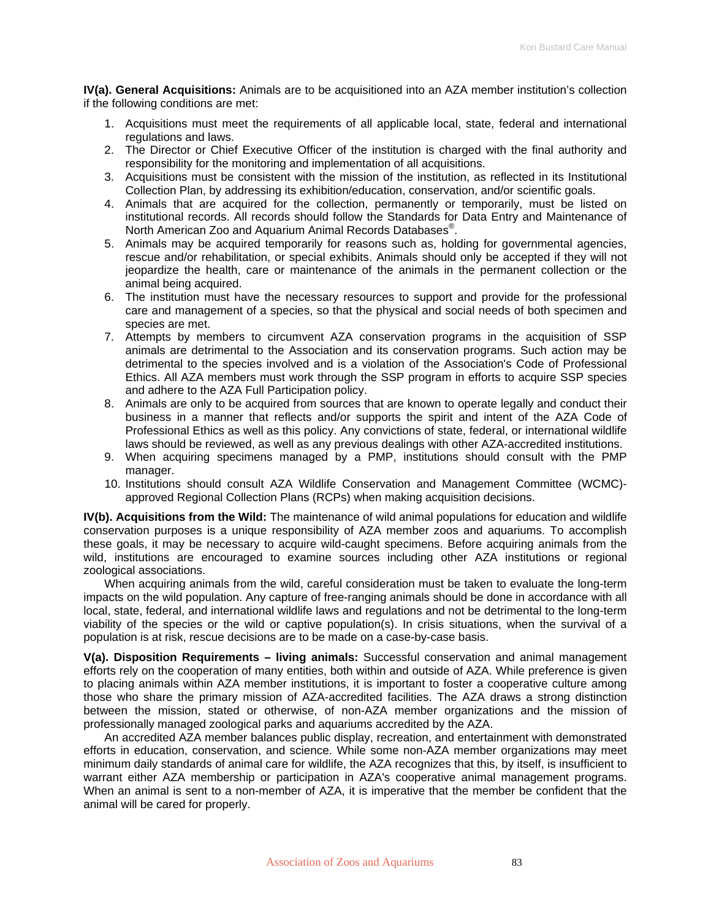**IV(a). General Acquisitions:** Animals are to be acquisitioned into an AZA member institution's collection if the following conditions are met:

1. Acquisitions must meet the requirements of all applicable local, state, federal and international regulations and laws.
2. The Director or Chief Executive Officer of the institution is charged with the final authority and responsibility for the monitoring and implementation of all acquisitions.
3. Acquisitions must be consistent with the mission of the institution, as reflected in its Institutional Collection Plan, by addressing its exhibition/education, conservation, and/or scientific goals.
4. Animals that are acquired for the collection, permanently or temporarily, must be listed on institutional records. All records should follow the Standards for Data Entry and Maintenance of North American Zoo and Aquarium Animal Records Databases®.
5. Animals may be acquired temporarily for reasons such as, holding for governmental agencies, rescue and/or rehabilitation, or special exhibits. Animals should only be accepted if they will not jeopardize the health, care or maintenance of the animals in the permanent collection or the animal being acquired.
6. The institution must have the necessary resources to support and provide for the professional care and management of a species, so that the physical and social needs of both specimen and species are met.
7. Attempts by members to circumvent AZA conservation programs in the acquisition of SSP animals are detrimental to the Association and its conservation programs. Such action may be detrimental to the species involved and is a violation of the Association's Code of Professional Ethics. All AZA members must work through the SSP program in efforts to acquire SSP species and adhere to the AZA Full Participation policy.
8. Animals are only to be acquired from sources that are known to operate legally and conduct their business in a manner that reflects and/or supports the spirit and intent of the AZA Code of Professional Ethics as well as this policy. Any convictions of state, federal, or international wildlife laws should be reviewed, as well as any previous dealings with other AZA-accredited institutions.
9. When acquiring specimens managed by a PMP, institutions should consult with the PMP manager.
10. Institutions should consult AZA Wildlife Conservation and Management Committee (WCMC)-approved Regional Collection Plans (RCPs) when making acquisition decisions.

**IV(b). Acquisitions from the Wild:** The maintenance of wild animal populations for education and wildlife conservation purposes is a unique responsibility of AZA member zoos and aquariums. To accomplish these goals, it may be necessary to acquire wild-caught specimens. Before acquiring animals from the wild, institutions are encouraged to examine sources including other AZA institutions or regional zoological associations.

When acquiring animals from the wild, careful consideration must be taken to evaluate the long-term impacts on the wild population. Any capture of free-ranging animals should be done in accordance with all local, state, federal, and international wildlife laws and regulations and not be detrimental to the long-term viability of the species or the wild or captive population(s). In crisis situations, when the survival of a population is at risk, rescue decisions are to be made on a case-by-case basis.

**V(a). Disposition Requirements – living animals:** Successful conservation and animal management efforts rely on the cooperation of many entities, both within and outside of AZA. While preference is given to placing animals within AZA member institutions, it is important to foster a cooperative culture among those who share the primary mission of AZA-accredited facilities. The AZA draws a strong distinction between the mission, stated or otherwise, of non-AZA member organizations and the mission of professionally managed zoological parks and aquariums accredited by the AZA.

An accredited AZA member balances public display, recreation, and entertainment with demonstrated efforts in education, conservation, and science. While some non-AZA member organizations may meet minimum daily standards of animal care for wildlife, the AZA recognizes that this, by itself, is insufficient to warrant either AZA membership or participation in AZA's cooperative animal management programs. When an animal is sent to a non-member of AZA, it is imperative that the member be confident that the animal will be cared for properly.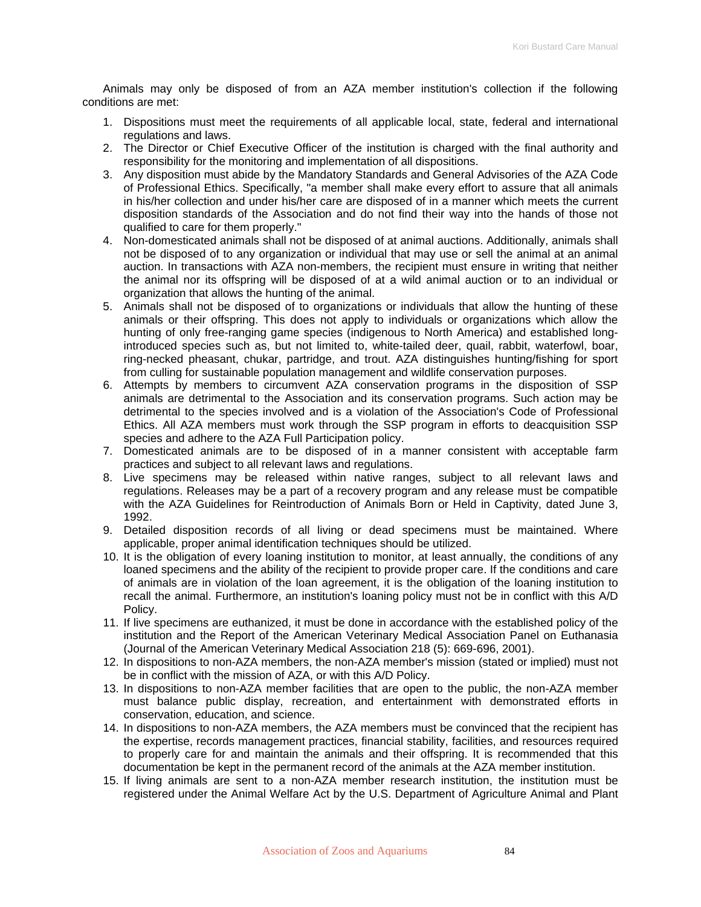Animals may only be disposed of from an AZA member institution's collection if the following conditions are met:

1. Dispositions must meet the requirements of all applicable local, state, federal and international regulations and laws.
2. The Director or Chief Executive Officer of the institution is charged with the final authority and responsibility for the monitoring and implementation of all dispositions.
3. Any disposition must abide by the Mandatory Standards and General Advisories of the AZA Code of Professional Ethics. Specifically, "a member shall make every effort to assure that all animals in his/her collection and under his/her care are disposed of in a manner which meets the current disposition standards of the Association and do not find their way into the hands of those not qualified to care for them properly."
4. Non-domesticated animals shall not be disposed of at animal auctions. Additionally, animals shall not be disposed of to any organization or individual that may use or sell the animal at an animal auction. In transactions with AZA non-members, the recipient must ensure in writing that neither the animal nor its offspring will be disposed of at a wild animal auction or to an individual or organization that allows the hunting of the animal.
5. Animals shall not be disposed of to organizations or individuals that allow the hunting of these animals or their offspring. This does not apply to individuals or organizations which allow the hunting of only free-ranging game species (indigenous to North America) and established long-introduced species such as, but not limited to, white-tailed deer, quail, rabbit, waterfowl, boar, ring-necked pheasant, chukar, partridge, and trout. AZA distinguishes hunting/fishing for sport from culling for sustainable population management and wildlife conservation purposes.
6. Attempts by members to circumvent AZA conservation programs in the disposition of SSP animals are detrimental to the Association and its conservation programs. Such action may be detrimental to the species involved and is a violation of the Association's Code of Professional Ethics. All AZA members must work through the SSP program in efforts to deacquisition SSP species and adhere to the AZA Full Participation policy.
7. Domesticated animals are to be disposed of in a manner consistent with acceptable farm practices and subject to all relevant laws and regulations.
8. Live specimens may be released within native ranges, subject to all relevant laws and regulations. Releases may be a part of a recovery program and any release must be compatible with the AZA Guidelines for Reintroduction of Animals Born or Held in Captivity, dated June 3, 1992.
9. Detailed disposition records of all living or dead specimens must be maintained. Where applicable, proper animal identification techniques should be utilized.
10. It is the obligation of every loaning institution to monitor, at least annually, the conditions of any loaned specimens and the ability of the recipient to provide proper care. If the conditions and care of animals are in violation of the loan agreement, it is the obligation of the loaning institution to recall the animal. Furthermore, an institution's loaning policy must not be in conflict with this A/D Policy.
11. If live specimens are euthanized, it must be done in accordance with the established policy of the institution and the Report of the American Veterinary Medical Association Panel on Euthanasia (Journal of the American Veterinary Medical Association 218 (5): 669-696, 2001).
12. In dispositions to non-AZA members, the non-AZA member's mission (stated or implied) must not be in conflict with the mission of AZA, or with this A/D Policy.
13. In dispositions to non-AZA member facilities that are open to the public, the non-AZA member must balance public display, recreation, and entertainment with demonstrated efforts in conservation, education, and science.
14. In dispositions to non-AZA members, the AZA members must be convinced that the recipient has the expertise, records management practices, financial stability, facilities, and resources required to properly care for and maintain the animals and their offspring. It is recommended that this documentation be kept in the permanent record of the animals at the AZA member institution.
15. If living animals are sent to a non-AZA member research institution, the institution must be registered under the Animal Welfare Act by the U.S. Department of Agriculture Animal and Plant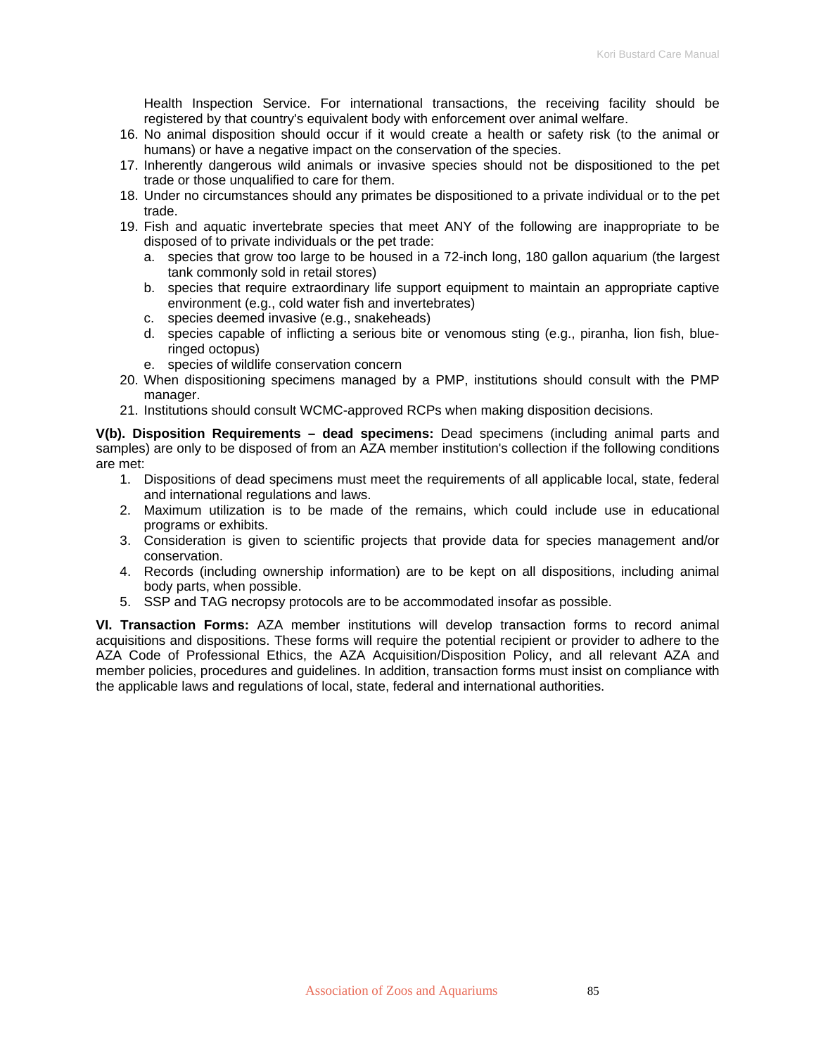Health Inspection Service. For international transactions, the receiving facility should be registered by that country's equivalent body with enforcement over animal welfare.

16. No animal disposition should occur if it would create a health or safety risk (to the animal or humans) or have a negative impact on the conservation of the species.
17. Inherently dangerous wild animals or invasive species should not be dispositioned to the pet trade or those unqualified to care for them.
18. Under no circumstances should any primates be dispositioned to a private individual or to the pet trade.
19. Fish and aquatic invertebrate species that meet ANY of the following are inappropriate to be disposed of to private individuals or the pet trade:
    a. species that grow too large to be housed in a 72-inch long, 180 gallon aquarium (the largest tank commonly sold in retail stores)
    b. species that require extraordinary life support equipment to maintain an appropriate captive environment (e.g., cold water fish and invertebrates)
    c. species deemed invasive (e.g., snakeheads)
    d. species capable of inflicting a serious bite or venomous sting (e.g., piranha, lion fish, blue-ringed octopus)
    e. species of wildlife conservation concern
20. When dispositioning specimens managed by a PMP, institutions should consult with the PMP manager.
21. Institutions should consult WCMC-approved RCPs when making disposition decisions.

**V(b). Disposition Requirements – dead specimens:** Dead specimens (including animal parts and samples) are only to be disposed of from an AZA member institution's collection if the following conditions are met:

1. Dispositions of dead specimens must meet the requirements of all applicable local, state, federal and international regulations and laws.
2. Maximum utilization is to be made of the remains, which could include use in educational programs or exhibits.
3. Consideration is given to scientific projects that provide data for species management and/or conservation.
4. Records (including ownership information) are to be kept on all dispositions, including animal body parts, when possible.
5. SSP and TAG necropsy protocols are to be accommodated insofar as possible.

**VI. Transaction Forms:** AZA member institutions will develop transaction forms to record animal acquisitions and dispositions. These forms will require the potential recipient or provider to adhere to the AZA Code of Professional Ethics, the AZA Acquisition/Disposition Policy, and all relevant AZA and member policies, procedures and guidelines. In addition, transaction forms must insist on compliance with the applicable laws and regulations of local, state, federal and international authorities.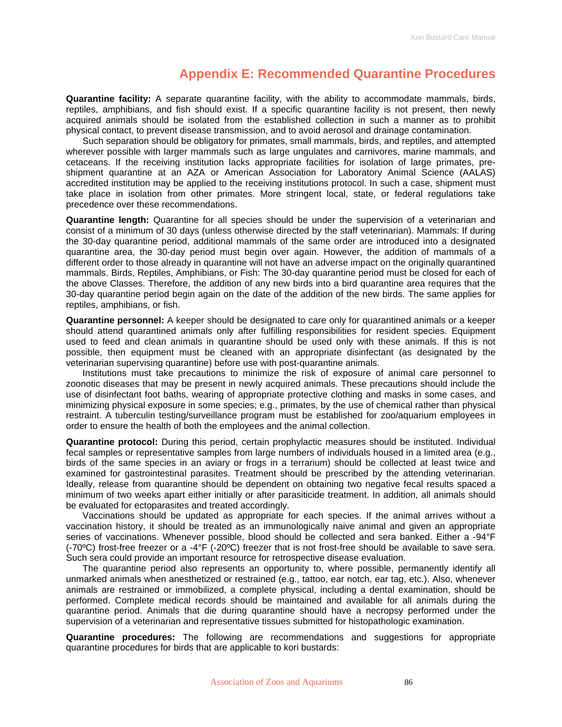# Appendix E: Recommended Quarantine Procedures

**Quarantine facility:** A separate quarantine facility, with the ability to accommodate mammals, birds, reptiles, amphibians, and fish should exist. If a specific quarantine facility is not present, then newly acquired animals should be isolated from the established collection in such a manner as to prohibit physical contact, to prevent disease transmission, and to avoid aerosol and drainage contamination.

Such separation should be obligatory for primates, small mammals, birds, and reptiles, and attempted wherever possible with larger mammals such as large ungulates and carnivores, marine mammals, and cetaceans. If the receiving institution lacks appropriate facilities for isolation of large primates, pre-shipment quarantine at an AZA or American Association for Laboratory Animal Science (AALAS) accredited institution may be applied to the receiving institutions protocol. In such a case, shipment must take place in isolation from other primates. More stringent local, state, or federal regulations take precedence over these recommendations.

**Quarantine length:** Quarantine for all species should be under the supervision of a veterinarian and consist of a minimum of 30 days (unless otherwise directed by the staff veterinarian). Mammals: If during the 30-day quarantine period, additional mammals of the same order are introduced into a designated quarantine area, the 30-day period must begin over again. However, the addition of mammals of a different order to those already in quarantine will not have an adverse impact on the originally quarantined mammals. Birds, Reptiles, Amphibians, or Fish: The 30-day quarantine period must be closed for each of the above Classes. Therefore, the addition of any new birds into a bird quarantine area requires that the 30-day quarantine period begin again on the date of the addition of the new birds. The same applies for reptiles, amphibians, or fish.

**Quarantine personnel:** A keeper should be designated to care only for quarantined animals or a keeper should attend quarantined animals only after fulfilling responsibilities for resident species. Equipment used to feed and clean animals in quarantine should be used only with these animals. If this is not possible, then equipment must be cleaned with an appropriate disinfectant (as designated by the veterinarian supervising quarantine) before use with post-quarantine animals.

Institutions must take precautions to minimize the risk of exposure of animal care personnel to zoonotic diseases that may be present in newly acquired animals. These precautions should include the use of disinfectant foot baths, wearing of appropriate protective clothing and masks in some cases, and minimizing physical exposure in some species; e.g., primates, by the use of chemical rather than physical restraint. A tuberculin testing/surveillance program must be established for zoo/aquarium employees in order to ensure the health of both the employees and the animal collection.

**Quarantine protocol:** During this period, certain prophylactic measures should be instituted. Individual fecal samples or representative samples from large numbers of individuals housed in a limited area (e.g., birds of the same species in an aviary or frogs in a terrarium) should be collected at least twice and examined for gastrointestinal parasites. Treatment should be prescribed by the attending veterinarian. Ideally, release from quarantine should be dependent on obtaining two negative fecal results spaced a minimum of two weeks apart either initially or after parasiticide treatment. In addition, all animals should be evaluated for ectoparasites and treated accordingly.

Vaccinations should be updated as appropriate for each species. If the animal arrives without a vaccination history, it should be treated as an immunologically naive animal and given an appropriate series of vaccinations. Whenever possible, blood should be collected and sera banked. Either a -94°F (-70ºC) frost-free freezer or a -4°F (-20ºC) freezer that is not frost-free should be available to save sera. Such sera could provide an important resource for retrospective disease evaluation.

The quarantine period also represents an opportunity to, where possible, permanently identify all unmarked animals when anesthetized or restrained (e.g., tattoo, ear notch, ear tag, etc.). Also, whenever animals are restrained or immobilized, a complete physical, including a dental examination, should be performed. Complete medical records should be maintained and available for all animals during the quarantine period. Animals that die during quarantine should have a necropsy performed under the supervision of a veterinarian and representative tissues submitted for histopathologic examination.

**Quarantine procedures:** The following are recommendations and suggestions for appropriate quarantine procedures for birds that are applicable to kori bustards: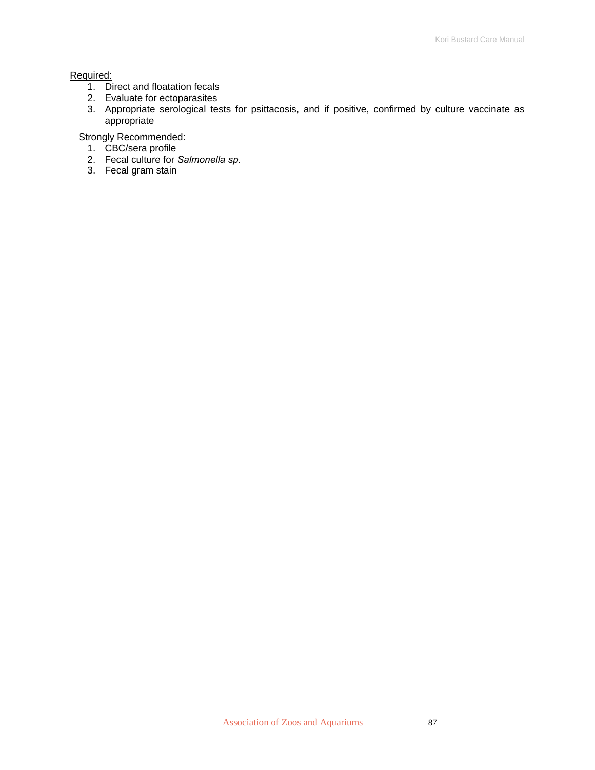Required:

1. Direct and floatation fecals
2. Evaluate for ectoparasites
3. Appropriate serological tests for psittacosis, and if positive, confirmed by culture vaccinate as appropriate

Strongly Recommended:

1. CBC/sera profile
2. Fecal culture for *Salmonella sp.*
3. Fecal gram stain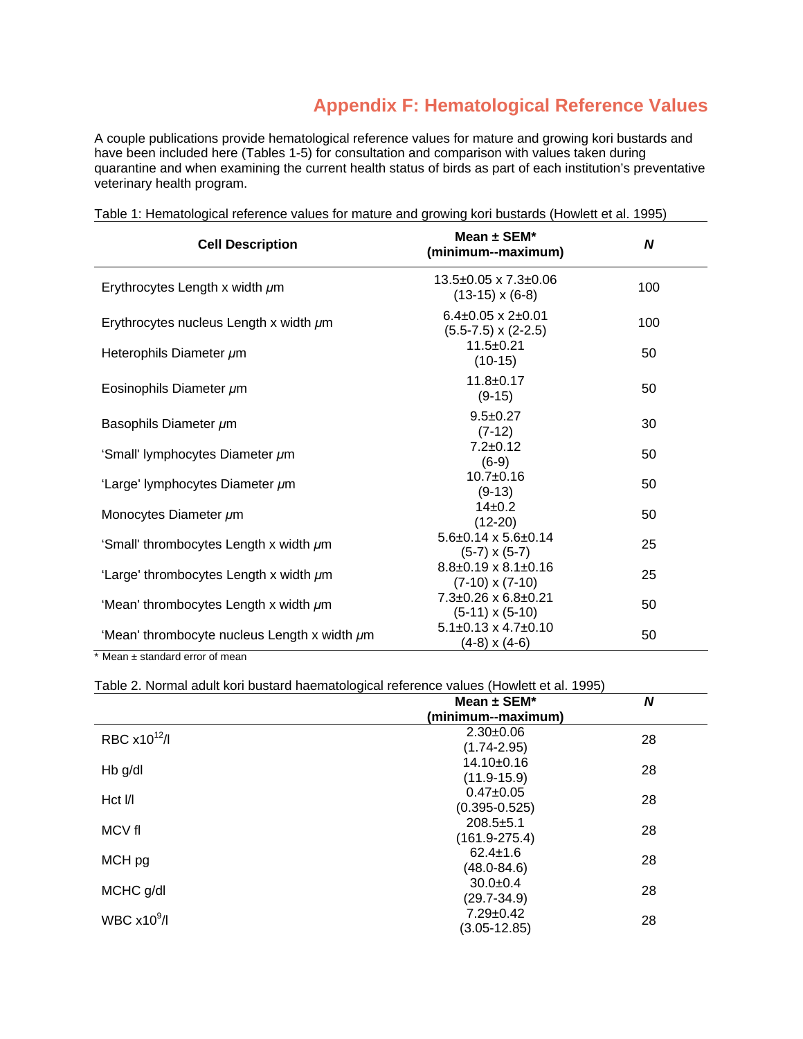# Appendix F: Hematological Reference Values

A couple publications provide hematological reference values for mature and growing kori bustards and have been included here (Tables 1-5) for consultation and comparison with values taken during quarantine and when examining the current health status of birds as part of each institution's preventative veterinary health program.

Table 1: Hematological reference values for mature and growing kori bustards (Howlett et al. 1995)

| Cell Description | Mean ± SEM* (minimum--maximum) | N |
|---|---|---|
| Erythrocytes Length x width μm | 13.5±0.05 x 7.3±0.06 (13-15) x (6-8) | 100 |
| Erythrocytes nucleus Length x width μm | 6.4±0.05 x 2±0.01 (5.5-7.5) x (2-2.5) | 100 |
| Heterophils Diameter μm | 11.5±0.21 (10-15) | 50 |
| Eosinophils Diameter μm | 11.8±0.17 (9-15) | 50 |
| Basophils Diameter μm | 9.5±0.27 (7-12) | 30 |
| 'Small' lymphocytes Diameter μm | 7.2±0.12 (6-9) | 50 |
| 'Large' lymphocytes Diameter μm | 10.7±0.16 (9-13) | 50 |
| Monocytes Diameter μm | 14±0.2 (12-20) | 50 |
| 'Small' thrombocytes Length x width μm | 5.6±0.14 x 5.6±0.14 (5-7) x (5-7) | 25 |
| 'Large' thrombocytes Length x width μm | 8.8±0.19 x 8.1±0.16 (7-10) x (7-10) | 25 |
| 'Mean' thrombocytes Length x width μm | 7.3±0.26 x 6.8±0.21 (5-11) x (5-10) | 50 |
| 'Mean' thrombocyte nucleus Length x width μm | 5.1±0.13 x 4.7±0.10 (4-8) x (4-6) | 50 |

\* Mean ± standard error of mean

Table 2. Normal adult kori bustard haematological reference values (Howlett et al. 1995)

| | Mean ± SEM* (minimum--maximum) | N |
|---|---|---|
| RBC $x10^{12}$/l | 2.30±0.06 (1.74-2.95) | 28 |
| Hb g/dl | 14.10±0.16 (11.9-15.9) | 28 |
| Hct l/l | 0.47±0.05 (0.395-0.525) | 28 |
| MCV fl | 208.5±5.1 (161.9-275.4) | 28 |
| MCH pg | 62.4±1.6 (48.0-84.6) | 28 |
| MCHC g/dl | 30.0±0.4 (29.7-34.9) | 28 |
| WBC $x10^{9}$/l | 7.29±0.42 (3.05-12.85) | 28 |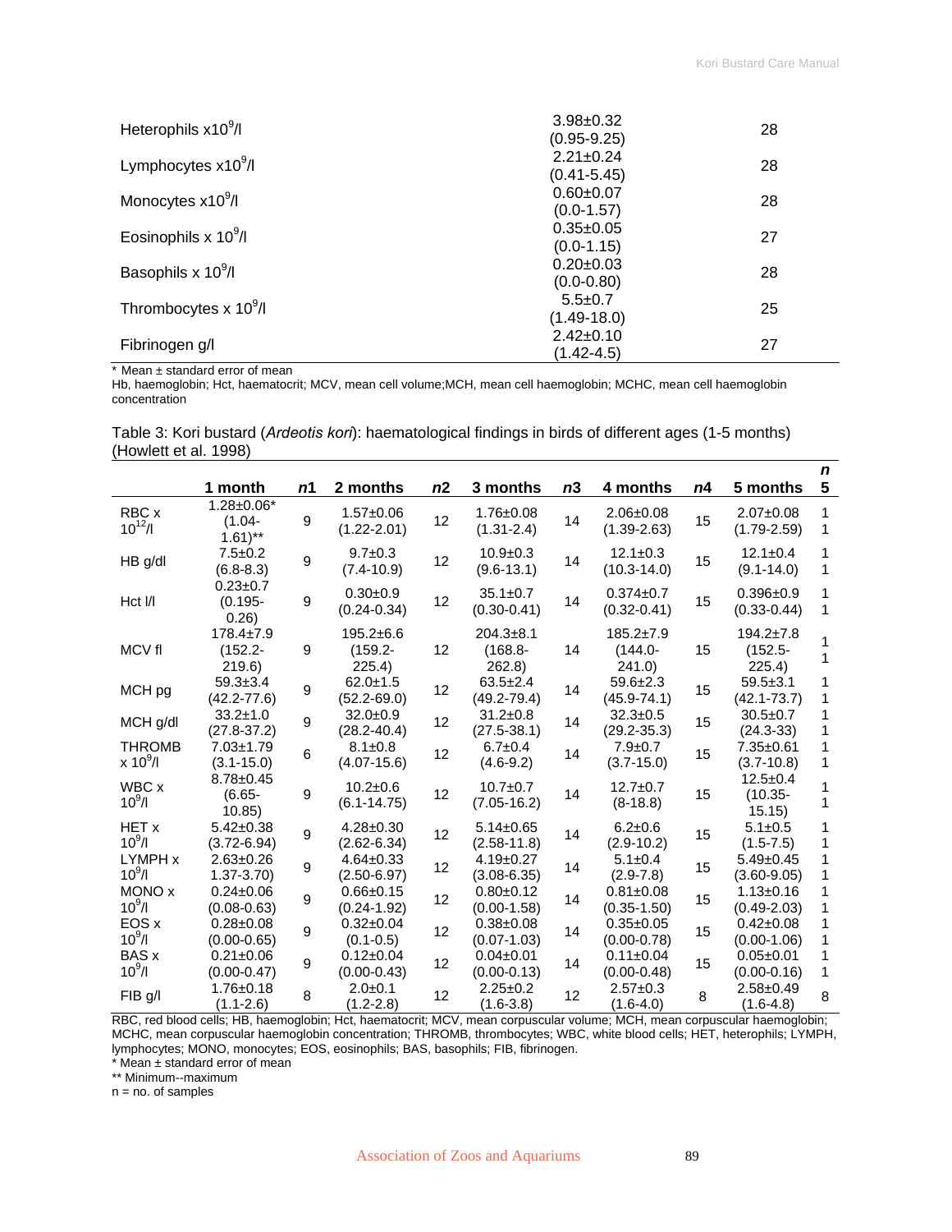| | | |
|---|---|---|
| Heterophils $x10^9$/l | 3.98±0.32 (0.95-9.25) | 28 |
| Lymphocytes $x10^9$/l | 2.21±0.24 (0.41-5.45) | 28 |
| Monocytes $x10^9$/l | 0.60±0.07 (0.0-1.57) | 28 |
| Eosinophils x $10^9$/l | 0.35±0.05 (0.0-1.15) | 27 |
| Basophils x $10^9$/l | 0.20±0.03 (0.0-0.80) | 28 |
| Thrombocytes x $10^9$/l | 5.5±0.7 (1.49-18.0) | 25 |
| Fibrinogen g/l | 2.42±0.10 (1.42-4.5) | 27 |

\* Mean ± standard error of mean

Hb, haemoglobin; Hct, haematocrit; MCV, mean cell volume;MCH, mean cell haemoglobin; MCHC, mean cell haemoglobin concentration

Table 3: Kori bustard (*Ardeotis kori*): haematological findings in birds of different ages (1-5 months) (Howlett et al. 1998)

| | 1 month | *n*1 | 2 months | *n*2 | 3 months | *n*3 | 4 months | *n*4 | 5 months | *n* 5 |
|---|---|---|---|---|---|---|---|---|---|---|
| RBC x $10^{12}$/l | 1.28±0.06* (1.04-1.61)** | 9 | 1.57±0.06 (1.22-2.01) | 12 | 1.76±0.08 (1.31-2.4) | 14 | 2.06±0.08 (1.39-2.63) | 15 | 2.07±0.08 (1.79-2.59) | 11 |
| HB g/dl | 7.5±0.2 (6.8-8.3) | 9 | 9.7±0.3 (7.4-10.9) | 12 | 10.9±0.3 (9.6-13.1) | 14 | 12.1±0.3 (10.3-14.0) | 15 | 12.1±0.4 (9.1-14.0) | 11 |
| Hct l/l | 0.23±0.7 (0.195-0.26) | 9 | 0.30±0.9 (0.24-0.34) | 12 | 35.1±0.7 (0.30-0.41) | 14 | 0.374±0.7 (0.32-0.41) | 15 | 0.396±0.9 (0.33-0.44) | 11 |
| MCV fl | 178.4±7.9 (152.2-219.6) | 9 | 195.2±6.6 (159.2-225.4) | 12 | 204.3±8.1 (168.8-262.8) | 14 | 185.2±7.9 (144.0-241.0) | 15 | 194.2±7.8 (152.5-225.4) | 11 |
| MCH pg | 59.3±3.4 (42.2-77.6) | 9 | 62.0±1.5 (52.2-69.0) | 12 | 63.5±2.4 (49.2-79.4) | 14 | 59.6±2.3 (45.9-74.1) | 15 | 59.5±3.1 (42.1-73.7) | 11 |
| MCH g/dl | 33.2±1.0 (27.8-37.2) | 9 | 32.0±0.9 (28.2-40.4) | 12 | 31.2±0.8 (27.5-38.1) | 14 | 32.3±0.5 (29.2-35.3) | 15 | 30.5±0.7 (24.3-33) | 11 |
| THROMB x $10^9$/l | 7.03±1.79 (3.1-15.0) | 6 | 8.1±0.8 (4.07-15.6) | 12 | 6.7±0.4 (4.6-9.2) | 14 | 7.9±0.7 (3.7-15.0) | 15 | 7.35±0.61 (3.7-10.8) | 11 |
| WBC x $10^9$/l | 8.78±0.45 (6.65-10.85) | 9 | 10.2±0.6 (6.1-14.75) | 12 | 10.7±0.7 (7.05-16.2) | 14 | 12.7±0.7 (8-18.8) | 15 | 12.5±0.4 (10.35-15.15) | 11 |
| HET x $10^9$/l | 5.42±0.38 (3.72-6.94) | 9 | 4.28±0.30 (2.62-6.34) | 12 | 5.14±0.65 (2.58-11.8) | 14 | 6.2±0.6 (2.9-10.2) | 15 | 5.1±0.5 (1.5-7.5) | 11 |
| LYMPH x $10^9$/l | 2.63±0.26 1.37-3.70) | 9 | 4.64±0.33 (2.50-6.97) | 12 | 4.19±0.27 (3.08-6.35) | 14 | 5.1±0.4 (2.9-7.8) | 15 | 5.49±0.45 (3.60-9.05) | 11 |
| MONO x $10^9$/l | 0.24±0.06 (0.08-0.63) | 9 | 0.66±0.15 (0.24-1.92) | 12 | 0.80±0.12 (0.00-1.58) | 14 | 0.81±0.08 (0.35-1.50) | 15 | 1.13±0.16 (0.49-2.03) | 11 |
| EOS x $10^9$/l | 0.28±0.08 (0.00-0.65) | 9 | 0.32±0.04 (0.1-0.5) | 12 | 0.38±0.08 (0.07-1.03) | 14 | 0.35±0.05 (0.00-0.78) | 15 | 0.42±0.08 (0.00-1.06) | 11 |
| BAS x $10^9$/l | 0.21±0.06 (0.00-0.47) | 9 | 0.12±0.04 (0.00-0.43) | 12 | 0.04±0.01 (0.00-0.13) | 14 | 0.11±0.04 (0.00-0.48) | 15 | 0.05±0.01 (0.00-0.16) | 11 |
| FIB g/l | 1.76±0.18 (1.1-2.6) | 8 | 2.0±0.1 (1.2-2.8) | 12 | 2.25±0.2 (1.6-3.8) | 12 | 2.57±0.3 (1.6-4.0) | 8 | 2.58±0.49 (1.6-4.8) | 8 |

RBC, red blood cells; HB, haemoglobin; Hct, haematocrit; MCV, mean corpuscular volume; MCH, mean corpuscular haemoglobin; MCHC, mean corpuscular haemoglobin concentration; THROMB, thrombocytes; WBC, white blood cells; HET, heterophils; LYMPH, lymphocytes; MONO, monocytes; EOS, eosinophils; BAS, basophils; FIB, fibrinogen.

\* Mean ± standard error of mean

\*\* Minimum--maximum

n = no. of samples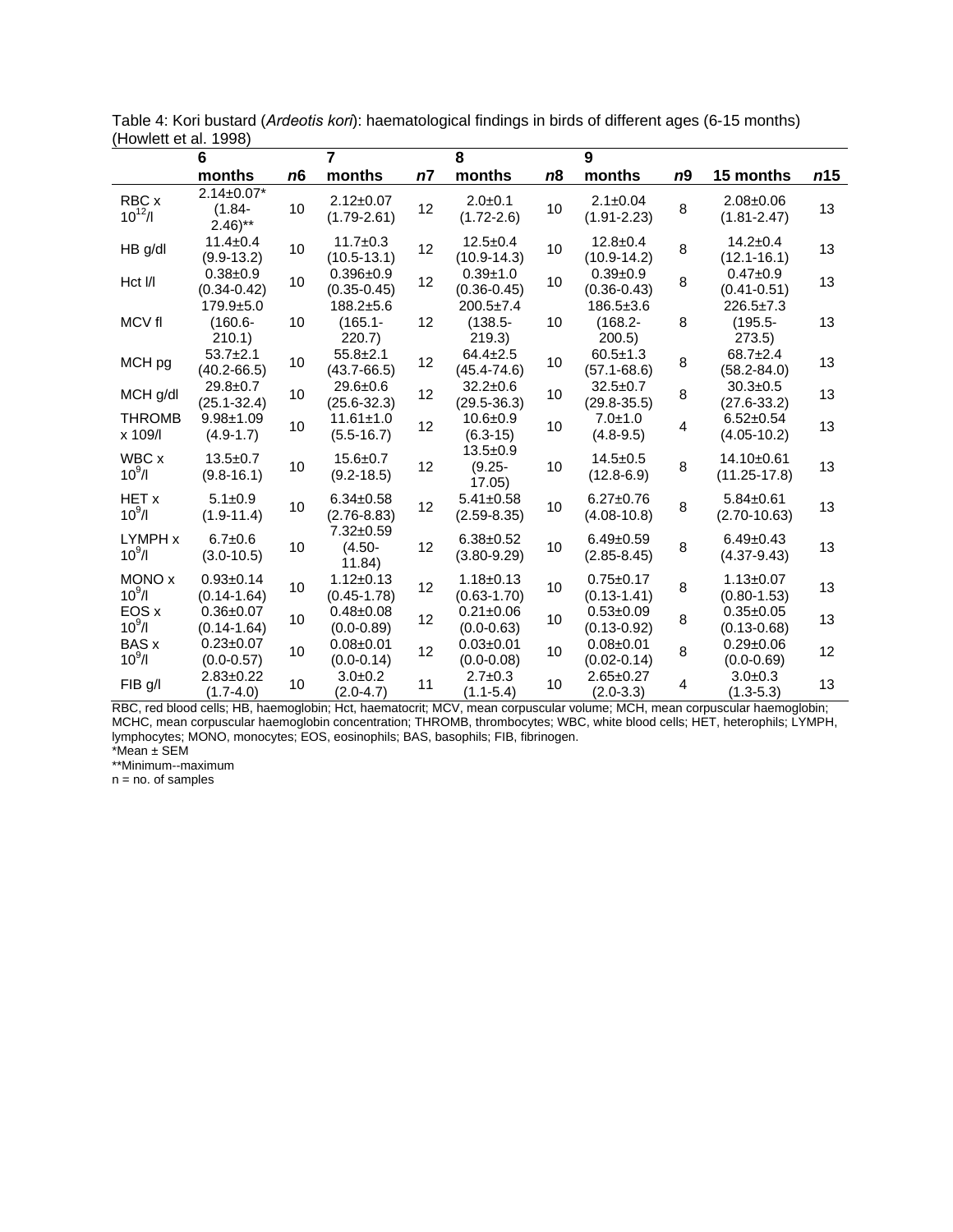Table 4: Kori bustard (*Ardeotis kori*): haematological findings in birds of different ages (6-15 months) (Howlett et al. 1998)

| | 6 months | *n*6 | 7 months | *n*7 | 8 months | *n*8 | 9 months | *n*9 | 15 months | *n*15 |
|---|---|---|---|---|---|---|---|---|---|---|
| RBC x $10^{12}$/l | 2.14±0.07* (1.84-2.46)** | 10 | 2.12±0.07 (1.79-2.61) | 12 | 2.0±0.1 (1.72-2.6) | 10 | 2.1±0.04 (1.91-2.23) | 8 | 2.08±0.06 (1.81-2.47) | 13 |
| HB g/dl | 11.4±0.4 (9.9-13.2) | 10 | 11.7±0.3 (10.5-13.1) | 12 | 12.5±0.4 (10.9-14.3) | 10 | 12.8±0.4 (10.9-14.2) | 8 | 14.2±0.4 (12.1-16.1) | 13 |
| Hct l/l | 0.38±0.9 (0.34-0.42) | 10 | 0.396±0.9 (0.35-0.45) | 12 | 0.39±1.0 (0.36-0.45) | 10 | 0.39±0.9 (0.36-0.43) | 8 | 0.47±0.9 (0.41-0.51) | 13 |
| MCV fl | 179.9±5.0 (160.6-210.1) | 10 | 188.2±5.6 (165.1-220.7) | 12 | 200.5±7.4 (138.5-219.3) | 10 | 186.5±3.6 (168.2-200.5) | 8 | 226.5±7.3 (195.5-273.5) | 13 |
| MCH pg | 53.7±2.1 (40.2-66.5) | 10 | 55.8±2.1 (43.7-66.5) | 12 | 64.4±2.5 (45.4-74.6) | 10 | 60.5±1.3 (57.1-68.6) | 8 | 68.7±2.4 (58.2-84.0) | 13 |
| MCH g/dl | 29.8±0.7 (25.1-32.4) | 10 | 29.6±0.6 (25.6-32.3) | 12 | 32.2±0.6 (29.5-36.3) | 10 | 32.5±0.7 (29.8-35.5) | 8 | 30.3±0.5 (27.6-33.2) | 13 |
| THROMB x 109/l | 9.98±1.09 (4.9-1.7) | 10 | 11.61±1.0 (5.5-16.7) | 12 | 10.6±0.9 (6.3-15) | 10 | 7.0±1.0 (4.8-9.5) | 4 | 6.52±0.54 (4.05-10.2) | 13 |
| WBC x $10^9$/l | 13.5±0.7 (9.8-16.1) | 10 | 15.6±0.7 (9.2-18.5) | 12 | 13.5±0.9 (9.25-17.05) | 10 | 14.5±0.5 (12.8-6.9) | 8 | 14.10±0.61 (11.25-17.8) | 13 |
| HET x $10^9$/l | 5.1±0.9 (1.9-11.4) | 10 | 6.34±0.58 (2.76-8.83) | 12 | 5.41±0.58 (2.59-8.35) | 10 | 6.27±0.76 (4.08-10.8) | 8 | 5.84±0.61 (2.70-10.63) | 13 |
| LYMPH x $10^9$/l | 6.7±0.6 (3.0-10.5) | 10 | 7.32±0.59 (4.50-11.84) | 12 | 6.38±0.52 (3.80-9.29) | 10 | 6.49±0.59 (2.85-8.45) | 8 | 6.49±0.43 (4.37-9.43) | 13 |
| MONO x $10^9$/l | 0.93±0.14 (0.14-1.64) | 10 | 1.12±0.13 (0.45-1.78) | 12 | 1.18±0.13 (0.63-1.70) | 10 | 0.75±0.17 (0.13-1.41) | 8 | 1.13±0.07 (0.80-1.53) | 13 |
| EOS x $10^9$/l | 0.36±0.07 (0.14-1.64) | 10 | 0.48±0.08 (0.0-0.89) | 12 | 0.21±0.06 (0.0-0.63) | 10 | 0.53±0.09 (0.13-0.92) | 8 | 0.35±0.05 (0.13-0.68) | 13 |
| BAS x $10^9$/l | 0.23±0.07 (0.0-0.57) | 10 | 0.08±0.01 (0.0-0.14) | 12 | 0.03±0.01 (0.0-0.08) | 10 | 0.08±0.01 (0.02-0.14) | 8 | 0.29±0.06 (0.0-0.69) | 12 |
| FIB g/l | 2.83±0.22 (1.7-4.0) | 10 | 3.0±0.2 (2.0-4.7) | 11 | 2.7±0.3 (1.1-5.4) | 10 | 2.65±0.27 (2.0-3.3) | 4 | 3.0±0.3 (1.3-5.3) | 13 |

RBC, red blood cells; HB, haemoglobin; Hct, haematocrit; MCV, mean corpuscular volume; MCH, mean corpuscular haemoglobin; MCHC, mean corpuscular haemoglobin concentration; THROMB, thrombocytes; WBC, white blood cells; HET, heterophils; LYMPH, lymphocytes; MONO, monocytes; EOS, eosinophils; BAS, basophils; FIB, fibrinogen.

*Mean ± SEM

**Minimum--maximum

n = no. of samples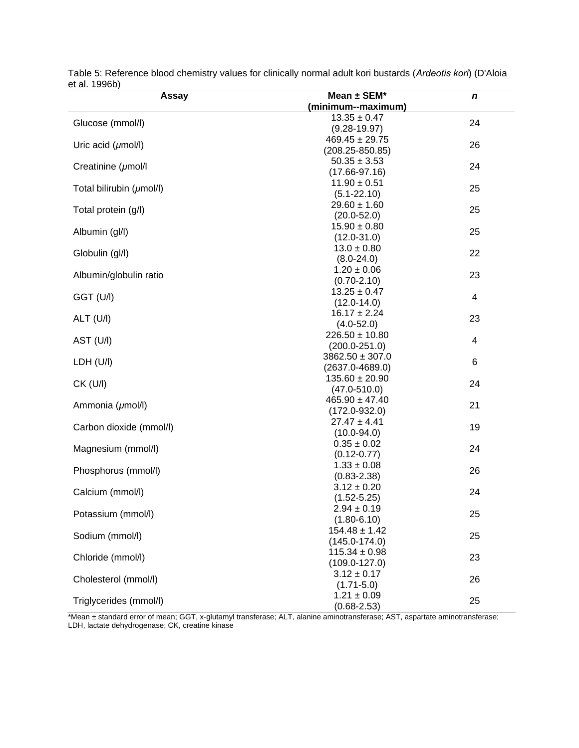Table 5: Reference blood chemistry values for clinically normal adult kori bustards (*Ardeotis kori*) (D'Aloia et al. 1996b)

| Assay | Mean ± SEM* (minimum--maximum) | *n* |
|---|---|---|
| Glucose (mmol/l) | 13.35 ± 0.47 (9.28-19.97) | 24 |
| Uric acid (μmol/l) | 469.45 ± 29.75 (208.25-850.85) | 26 |
| Creatinine (μmol/l | 50.35 ± 3.53 (17.66-97.16) | 24 |
| Total bilirubin (μmol/l) | 11.90 ± 0.51 (5.1-22.10) | 25 |
| Total protein (g/l) | 29.60 ± 1.60 (20.0-52.0) | 25 |
| Albumin (gl/l) | 15.90 ± 0.80 (12.0-31.0) | 25 |
| Globulin (gl/l) | 13.0 ± 0.80 (8.0-24.0) | 22 |
| Albumin/globulin ratio | 1.20 ± 0.06 (0.70-2.10) | 23 |
| GGT (U/l) | 13.25 ± 0.47 (12.0-14.0) | 4 |
| ALT (U/l) | 16.17 ± 2.24 (4.0-52.0) | 23 |
| AST (U/l) | 226.50 ± 10.80 (200.0-251.0) | 4 |
| LDH (U/l) | 3862.50 ± 307.0 (2637.0-4689.0) | 6 |
| CK (U/l) | 135.60 ± 20.90 (47.0-510.0) | 24 |
| Ammonia (μmol/l) | 465.90 ± 47.40 (172.0-932.0) | 21 |
| Carbon dioxide (mmol/l) | 27.47 ± 4.41 (10.0-94.0) | 19 |
| Magnesium (mmol/l) | 0.35 ± 0.02 (0.12-0.77) | 24 |
| Phosphorus (mmol/l) | 1.33 ± 0.08 (0.83-2.38) | 26 |
| Calcium (mmol/l) | 3.12 ± 0.20 (1.52-5.25) | 24 |
| Potassium (mmol/l) | 2.94 ± 0.19 (1.80-6.10) | 25 |
| Sodium (mmol/l) | 154.48 ± 1.42 (145.0-174.0) | 25 |
| Chloride (mmol/l) | 115.34 ± 0.98 (109.0-127.0) | 23 |
| Cholesterol (mmol/l) | 3.12 ± 0.17 (1.71-5.0) | 26 |
| Triglycerides (mmol/l) | 1.21 ± 0.09 (0.68-2.53) | 25 |

*Mean ± standard error of mean; GGT, x-glutamyl transferase; ALT, alanine aminotransferase; AST, aspartate aminotransferase; LDH, lactate dehydrogenase; CK, creatine kinase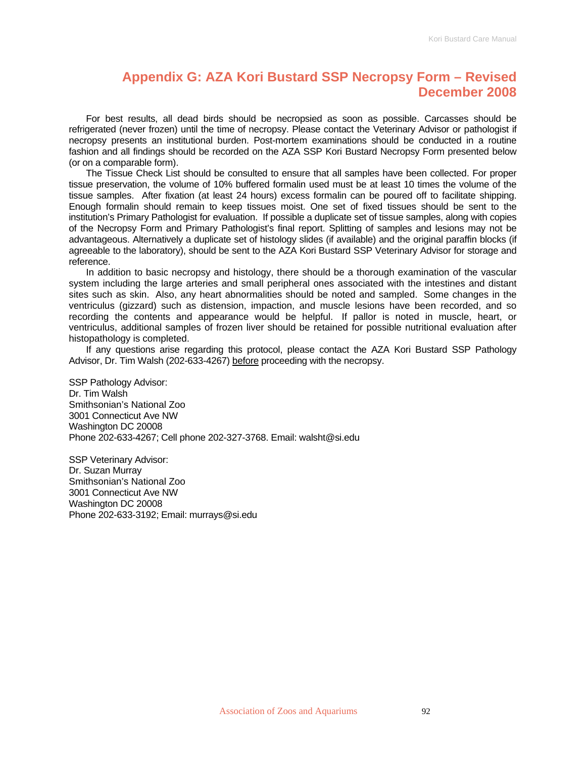## Appendix G: AZA Kori Bustard SSP Necropsy Form – Revised December 2008

For best results, all dead birds should be necropsied as soon as possible. Carcasses should be refrigerated (never frozen) until the time of necropsy. Please contact the Veterinary Advisor or pathologist if necropsy presents an institutional burden. Post-mortem examinations should be conducted in a routine fashion and all findings should be recorded on the AZA SSP Kori Bustard Necropsy Form presented below (or on a comparable form).

The Tissue Check List should be consulted to ensure that all samples have been collected. For proper tissue preservation, the volume of 10% buffered formalin used must be at least 10 times the volume of the tissue samples. After fixation (at least 24 hours) excess formalin can be poured off to facilitate shipping. Enough formalin should remain to keep tissues moist. One set of fixed tissues should be sent to the institution's Primary Pathologist for evaluation. If possible a duplicate set of tissue samples, along with copies of the Necropsy Form and Primary Pathologist's final report. Splitting of samples and lesions may not be advantageous. Alternatively a duplicate set of histology slides (if available) and the original paraffin blocks (if agreeable to the laboratory), should be sent to the AZA Kori Bustard SSP Veterinary Advisor for storage and reference.

In addition to basic necropsy and histology, there should be a thorough examination of the vascular system including the large arteries and small peripheral ones associated with the intestines and distant sites such as skin. Also, any heart abnormalities should be noted and sampled. Some changes in the ventriculus (gizzard) such as distension, impaction, and muscle lesions have been recorded, and so recording the contents and appearance would be helpful. If pallor is noted in muscle, heart, or ventriculus, additional samples of frozen liver should be retained for possible nutritional evaluation after histopathology is completed.

If any questions arise regarding this protocol, please contact the AZA Kori Bustard SSP Pathology Advisor, Dr. Tim Walsh (202-633-4267) <u>before</u> proceeding with the necropsy.

SSP Pathology Advisor:
Dr. Tim Walsh
Smithsonian's National Zoo
3001 Connecticut Ave NW
Washington DC 20008
Phone 202-633-4267; Cell phone 202-327-3768. Email: walsht@si.edu

SSP Veterinary Advisor:
Dr. Suzan Murray
Smithsonian's National Zoo
3001 Connecticut Ave NW
Washington DC 20008
Phone 202-633-3192; Email: murrays@si.edu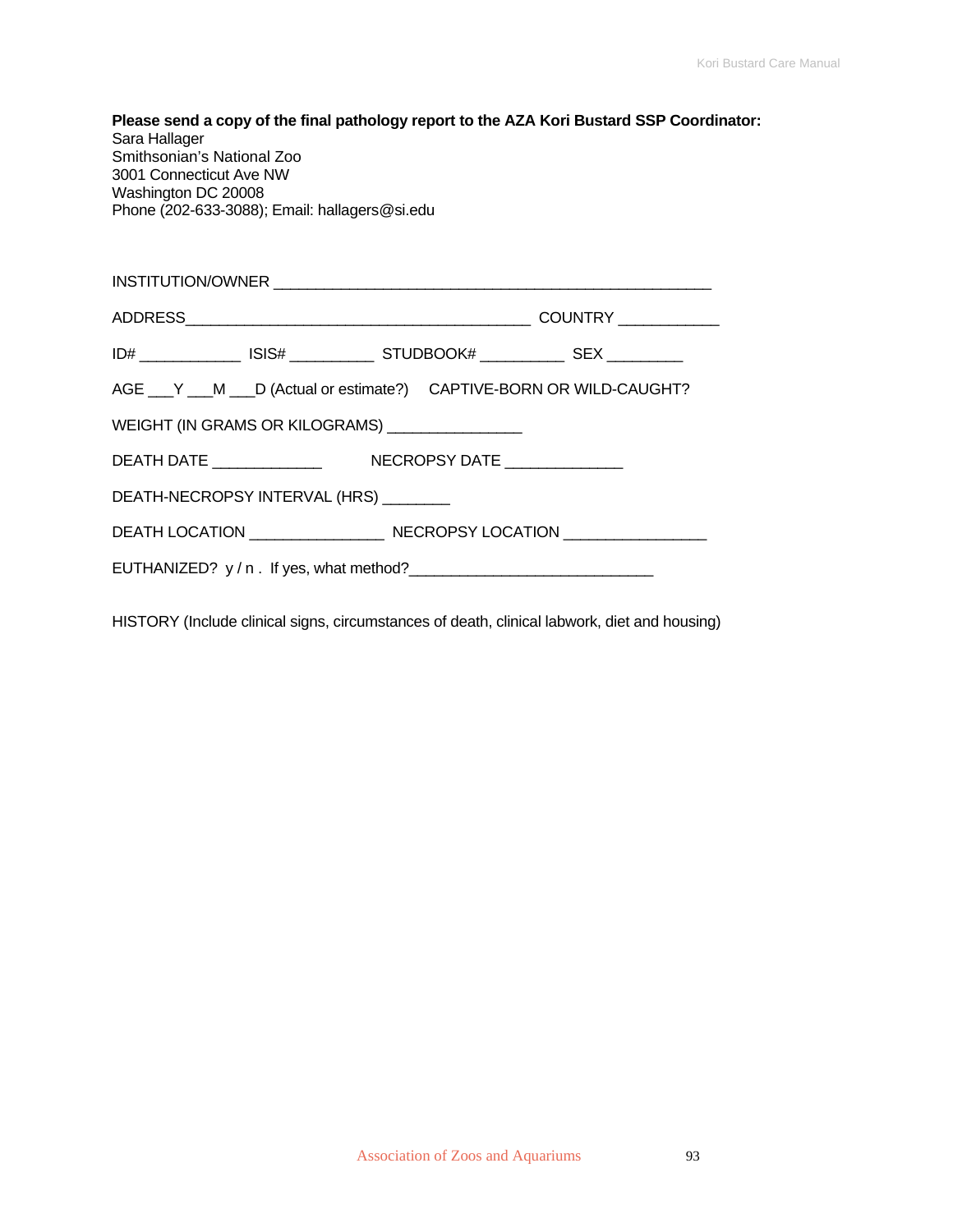**Please send a copy of the final pathology report to the AZA Kori Bustard SSP Coordinator:**
Sara Hallager
Smithsonian's National Zoo
3001 Connecticut Ave NW
Washington DC 20008
Phone (202-633-3088); Email: hallagers@si.edu

INSTITUTION/OWNER ______________________________________________________

ADDRESS_______________________________________________ COUNTRY ____________

ID# ____________ ISIS# __________ STUDBOOK# __________ SEX _________

AGE ___Y ___M ___D (Actual or estimate?) CAPTIVE-BORN OR WILD-CAUGHT?

WEIGHT (IN GRAMS OR KILOGRAMS) ________________

DEATH DATE _____________ NECROPSY DATE ______________

DEATH-NECROPSY INTERVAL (HRS) ________

DEATH LOCATION ________________ NECROPSY LOCATION _________________

EUTHANIZED? y / n . If yes, what method?______________________________

HISTORY (Include clinical signs, circumstances of death, clinical labwork, diet and housing)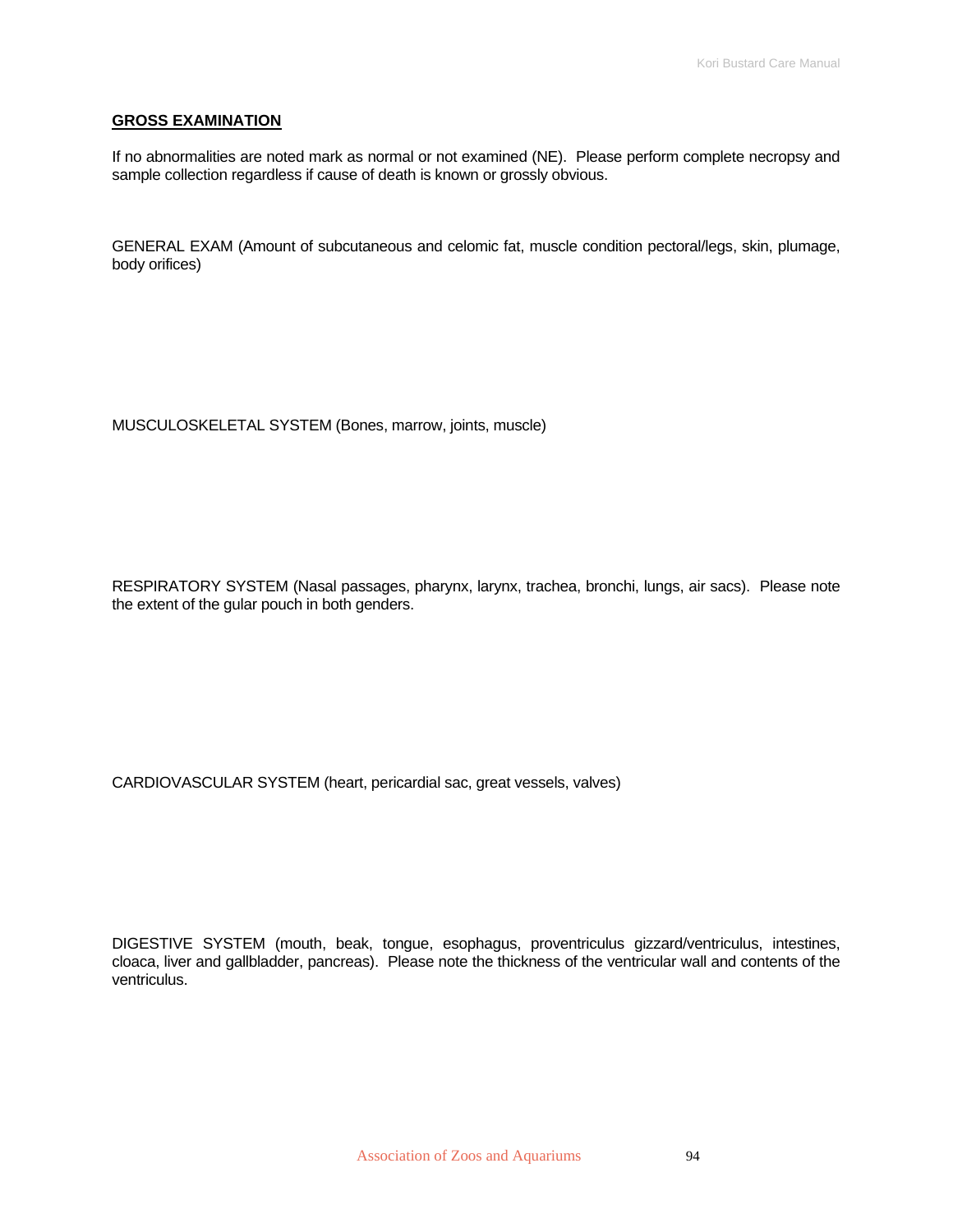## GROSS EXAMINATION

If no abnormalities are noted mark as normal or not examined (NE). Please perform complete necropsy and sample collection regardless if cause of death is known or grossly obvious.

GENERAL EXAM (Amount of subcutaneous and celomic fat, muscle condition pectoral/legs, skin, plumage, body orifices)

MUSCULOSKELETAL SYSTEM (Bones, marrow, joints, muscle)

RESPIRATORY SYSTEM (Nasal passages, pharynx, larynx, trachea, bronchi, lungs, air sacs). Please note the extent of the gular pouch in both genders.

CARDIOVASCULAR SYSTEM (heart, pericardial sac, great vessels, valves)

DIGESTIVE SYSTEM (mouth, beak, tongue, esophagus, proventriculus gizzard/ventriculus, intestines, cloaca, liver and gallbladder, pancreas). Please note the thickness of the ventricular wall and contents of the ventriculus.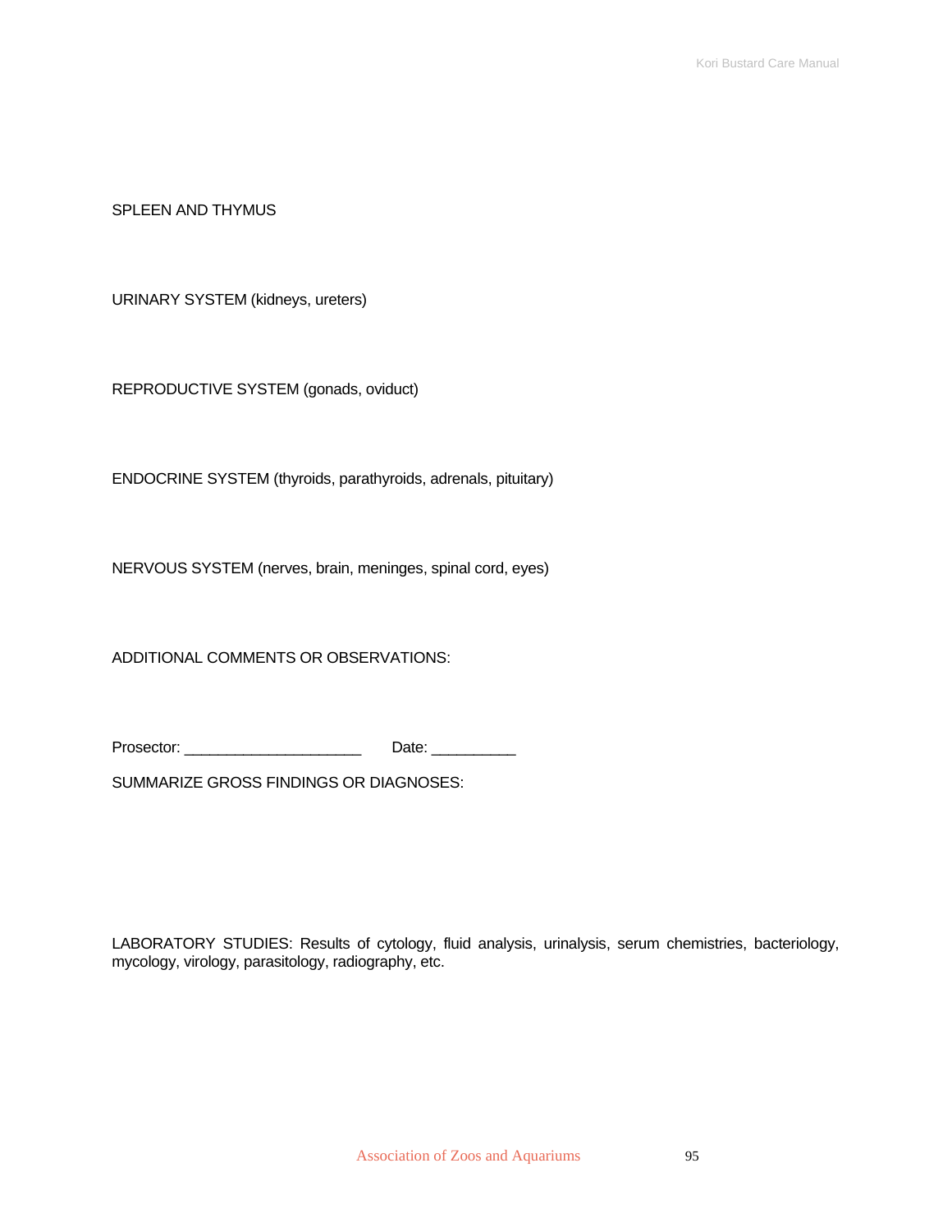SPLEEN AND THYMUS

URINARY SYSTEM (kidneys, ureters)

REPRODUCTIVE SYSTEM (gonads, oviduct)

ENDOCRINE SYSTEM (thyroids, parathyroids, adrenals, pituitary)

NERVOUS SYSTEM (nerves, brain, meninges, spinal cord, eyes)

ADDITIONAL COMMENTS OR OBSERVATIONS:

Prosector: ____________________ Date: __________

SUMMARIZE GROSS FINDINGS OR DIAGNOSES:

LABORATORY STUDIES: Results of cytology, fluid analysis, urinalysis, serum chemistries, bacteriology, mycology, virology, parasitology, radiography, etc.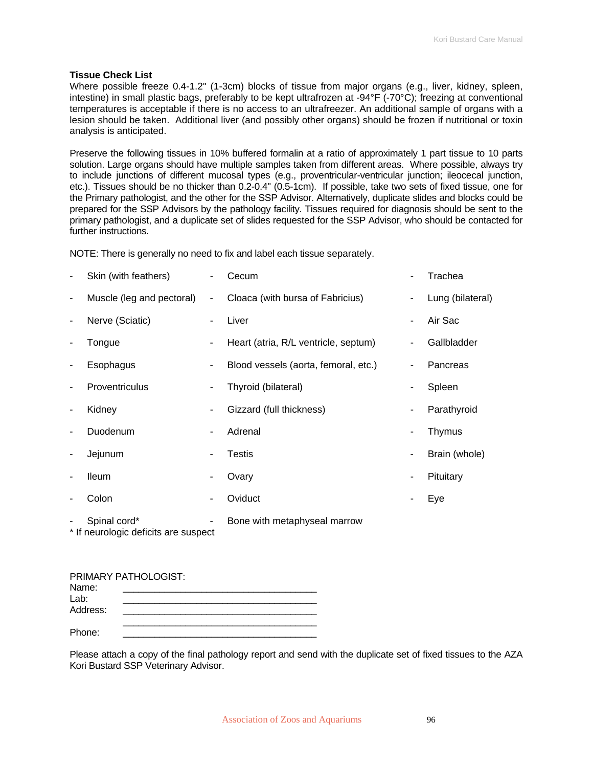**Tissue Check List**

Where possible freeze 0.4-1.2" (1-3cm) blocks of tissue from major organs (e.g., liver, kidney, spleen, intestine) in small plastic bags, preferably to be kept ultrafrozen at -94°F (-70°C); freezing at conventional temperatures is acceptable if there is no access to an ultrafreezer. An additional sample of organs with a lesion should be taken. Additional liver (and possibly other organs) should be frozen if nutritional or toxin analysis is anticipated.

Preserve the following tissues in 10% buffered formalin at a ratio of approximately 1 part tissue to 10 parts solution. Large organs should have multiple samples taken from different areas. Where possible, always try to include junctions of different mucosal types (e.g., proventricular-ventricular junction; ileocecal junction, etc.). Tissues should be no thicker than 0.2-0.4" (0.5-1cm). If possible, take two sets of fixed tissue, one for the Primary pathologist, and the other for the SSP Advisor. Alternatively, duplicate slides and blocks could be prepared for the SSP Advisors by the pathology facility. Tissues required for diagnosis should be sent to the primary pathologist, and a duplicate set of slides requested for the SSP Advisor, who should be contacted for further instructions.

NOTE: There is generally no need to fix and label each tissue separately.

- Skin (with feathers)
- Muscle (leg and pectoral)
- Nerve (Sciatic)
- Tongue
- Esophagus
- Proventriculus
- Kidney
- Duodenum
- Jejunum
- Ileum
- Colon
- Spinal cord*
- Cecum
- Cloaca (with bursa of Fabricius)
- Liver
- Heart (atria, R/L ventricle, septum)
- Blood vessels (aorta, femoral, etc.)
- Thyroid (bilateral)
- Gizzard (full thickness)
- Adrenal
- Testis
- Ovary
- Oviduct
- Bone with metaphyseal marrow
- Trachea
- Lung (bilateral)
- Air Sac
- Gallbladder
- Pancreas
- Spleen
- Parathyroid
- Thymus
- Brain (whole)
- Pituitary
- Eye

\* If neurologic deficits are suspect

PRIMARY PATHOLOGIST:

Name: ___________________________________

Lab: ___________________________________

Address: ___________________________________

___________________________________

Phone: ___________________________________

Please attach a copy of the final pathology report and send with the duplicate set of fixed tissues to the AZA Kori Bustard SSP Veterinary Advisor.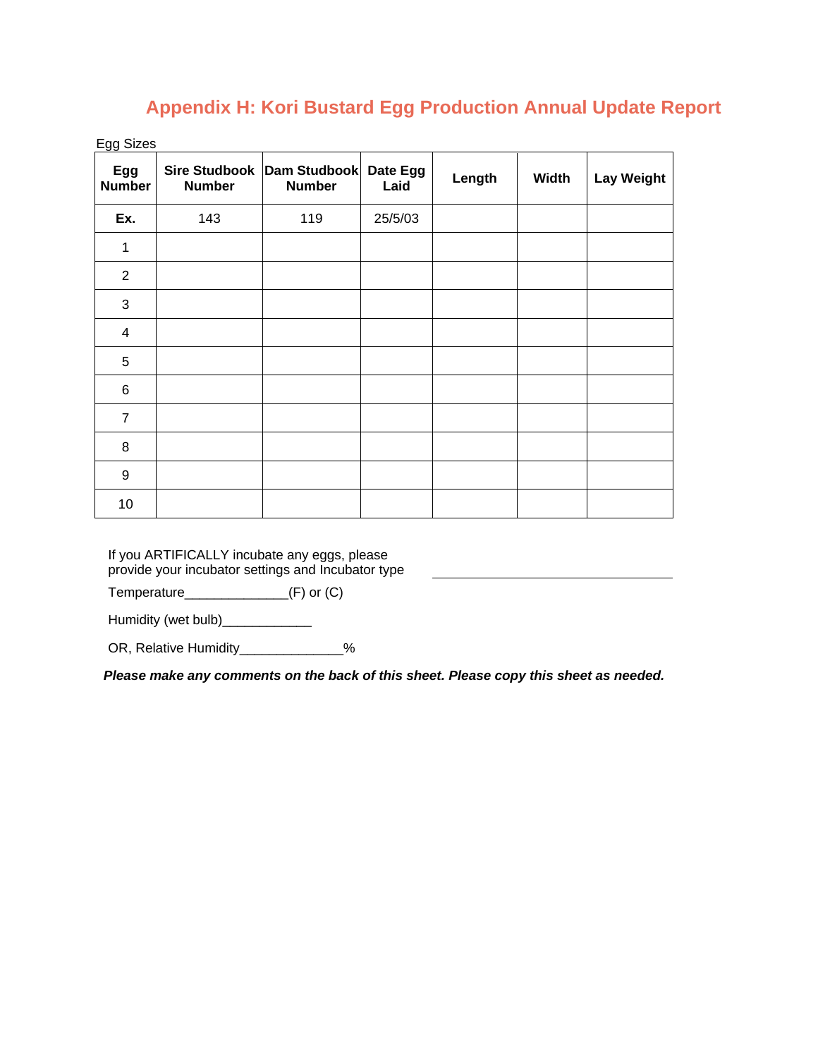# Appendix H: Kori Bustard Egg Production Annual Update Report

Egg Sizes

| Egg Number | Sire Studbook Number | Dam Studbook Number | Date Egg Laid | Length | Width | Lay Weight |
|---|---|---|---|---|---|---|
| **Ex.** | 143 | 119 | 25/5/03 | | | |
| 1 | | | | | | |
| 2 | | | | | | |
| 3 | | | | | | |
| 4 | | | | | | |
| 5 | | | | | | |
| 6 | | | | | | |
| 7 | | | | | | |
| 8 | | | | | | |
| 9 | | | | | | |
| 10 | | | | | | |

If you ARTIFICALLY incubate any eggs, please provide your incubator settings and Incubator type ______________________________

Temperature______________(F) or (C)

Humidity (wet bulb)____________

OR, Relative Humidity______________%

***Please make any comments on the back of this sheet. Please copy this sheet as needed.***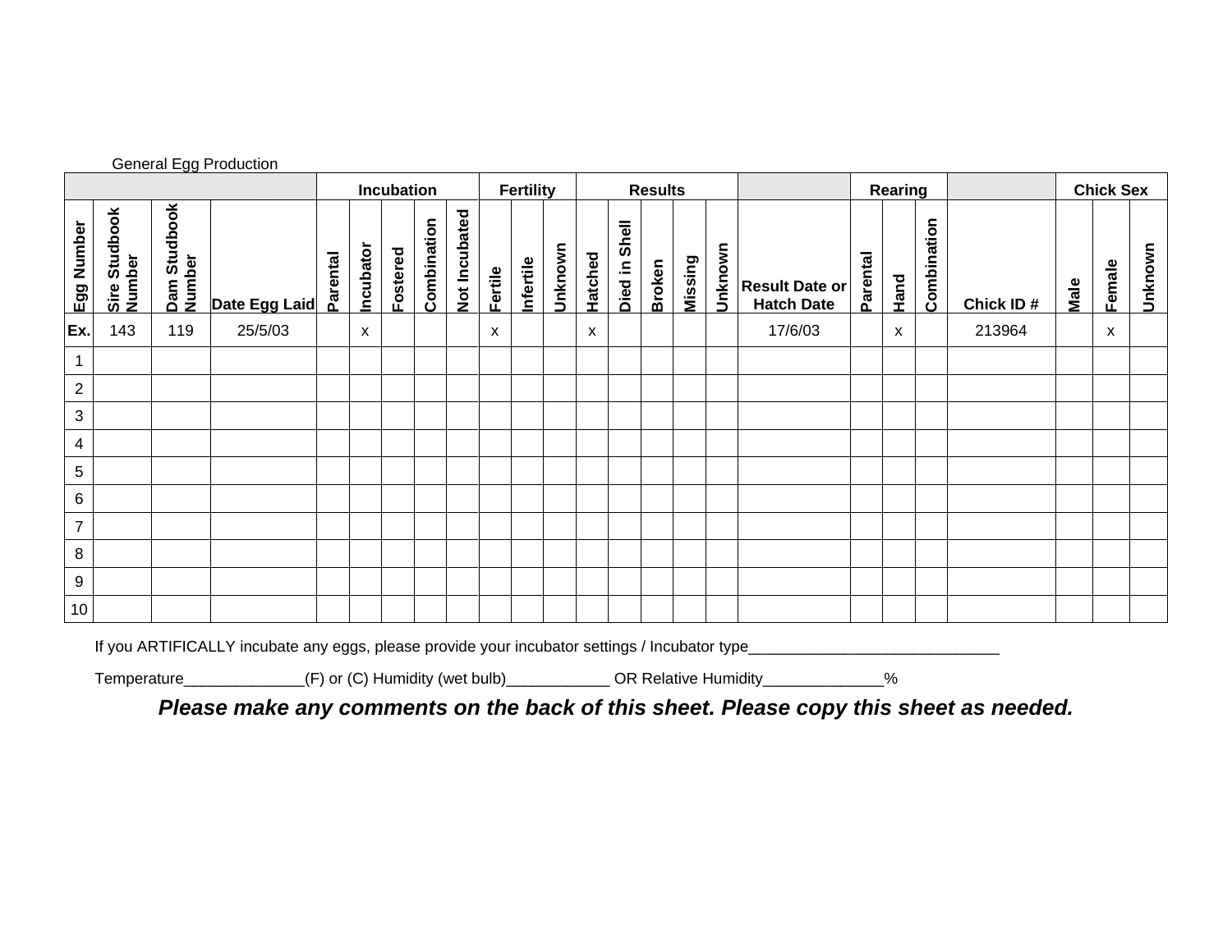General Egg Production

| | | | | Incubation | | | | | Fertility | | | Results | | | | | | Rearing | | | | Chick Sex | | |
|---|---|---|---|---|---|---|---|---|---|---|---|---|---|---|---|---|---|---|---|---|---|---|---|---|
| Egg Number | Sire Studbook Number | Dam Studbook Number | Date Egg Laid | Parental | Incubator | Fostered | Combination | Not Incubated | Fertile | Infertile | Unknown | Hatched | Died in Shell | Broken | Missing | Unknown | Result Date or Hatch Date | Parental | Hand | Combination | Chick ID # | Male | Female | Unknown |
| Ex. | 143 | 119 | 25/5/03 | | x | | | | x | | | x | | | | | 17/6/03 | | x | | 213964 | | x | |
| 1 | | | | | | | | | | | | | | | | | | | | | | | | |
| 2 | | | | | | | | | | | | | | | | | | | | | | | | |
| 3 | | | | | | | | | | | | | | | | | | | | | | | | |
| 4 | | | | | | | | | | | | | | | | | | | | | | | | |
| 5 | | | | | | | | | | | | | | | | | | | | | | | | |
| 6 | | | | | | | | | | | | | | | | | | | | | | | | |
| 7 | | | | | | | | | | | | | | | | | | | | | | | | |
| 8 | | | | | | | | | | | | | | | | | | | | | | | | |
| 9 | | | | | | | | | | | | | | | | | | | | | | | | |
| 10 | | | | | | | | | | | | | | | | | | | | | | | | |

If you ARTIFICALLY incubate any eggs, please provide your incubator settings / Incubator type_____________________________

Temperature_____________(F) or (C) Humidity (wet bulb)___________ OR Relative Humidity_____________%

***Please make any comments on the back of this sheet. Please copy this sheet as needed.***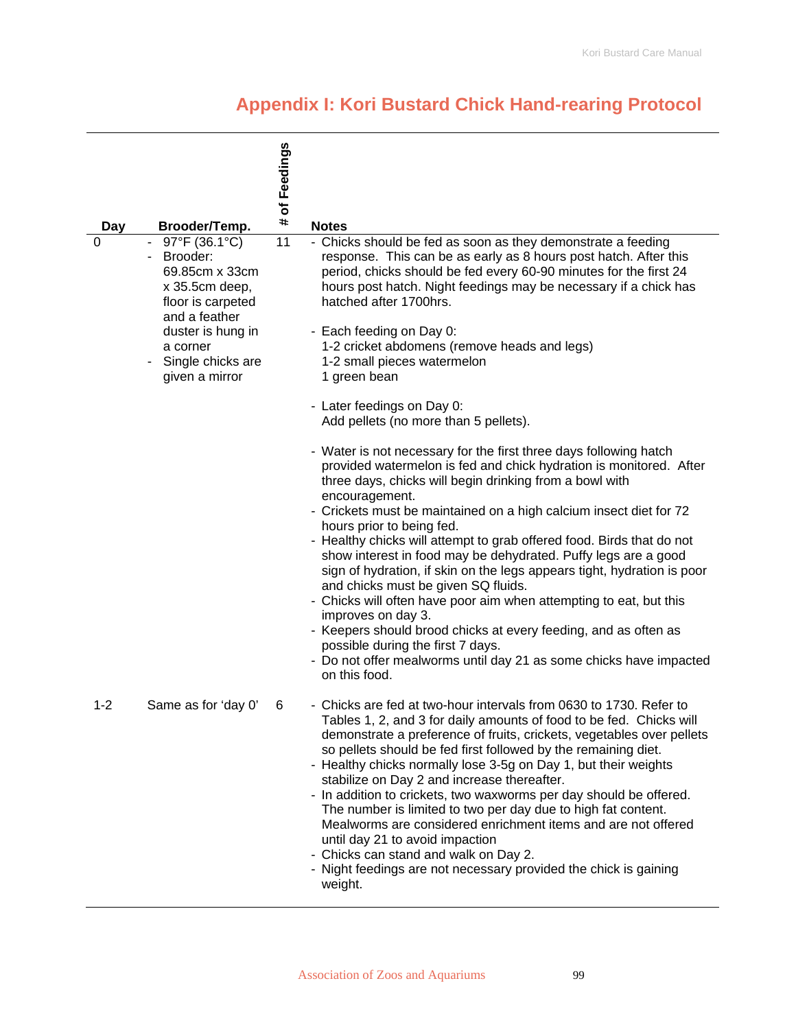# Appendix I: Kori Bustard Chick Hand-rearing Protocol

| Day | Brooder/Temp. | # of Feedings | Notes |
|---|---|---|---|
| 0 | - 97°F (36.1°C)<br>- Brooder: 69.85cm x 33cm x 35.5cm deep, floor is carpeted and a feather duster is hung in a corner<br>- Single chicks are given a mirror | 11 | - Chicks should be fed as soon as they demonstrate a feeding response. This can be as early as 8 hours post hatch. After this period, chicks should be fed every 60-90 minutes for the first 24 hours post hatch. Night feedings may be necessary if a chick has hatched after 1700hrs.<br><br>- Each feeding on Day 0:<br>1-2 cricket abdomens (remove heads and legs)<br>1-2 small pieces watermelon<br>1 green bean<br><br>- Later feedings on Day 0:<br>Add pellets (no more than 5 pellets).<br><br>- Water is not necessary for the first three days following hatch provided watermelon is fed and chick hydration is monitored. After three days, chicks will begin drinking from a bowl with encouragement.<br>- Crickets must be maintained on a high calcium insect diet for 72 hours prior to being fed.<br>- Healthy chicks will attempt to grab offered food. Birds that do not show interest in food may be dehydrated. Puffy legs are a good sign of hydration, if skin on the legs appears tight, hydration is poor and chicks must be given SQ fluids.<br>- Chicks will often have poor aim when attempting to eat, but this improves on day 3.<br>- Keepers should brood chicks at every feeding, and as often as possible during the first 7 days.<br>- Do not offer mealworms until day 21 as some chicks have impacted on this food. |
| 1-2 | Same as for 'day 0' | 6 | - Chicks are fed at two-hour intervals from 0630 to 1730. Refer to Tables 1, 2, and 3 for daily amounts of food to be fed. Chicks will demonstrate a preference of fruits, crickets, vegetables over pellets so pellets should be fed first followed by the remaining diet.<br>- Healthy chicks normally lose 3-5g on Day 1, but their weights stabilize on Day 2 and increase thereafter.<br>- In addition to crickets, two waxworms per day should be offered. The number is limited to two per day due to high fat content. Mealworms are considered enrichment items and are not offered until day 21 to avoid impaction<br>- Chicks can stand and walk on Day 2.<br>- Night feedings are not necessary provided the chick is gaining weight. |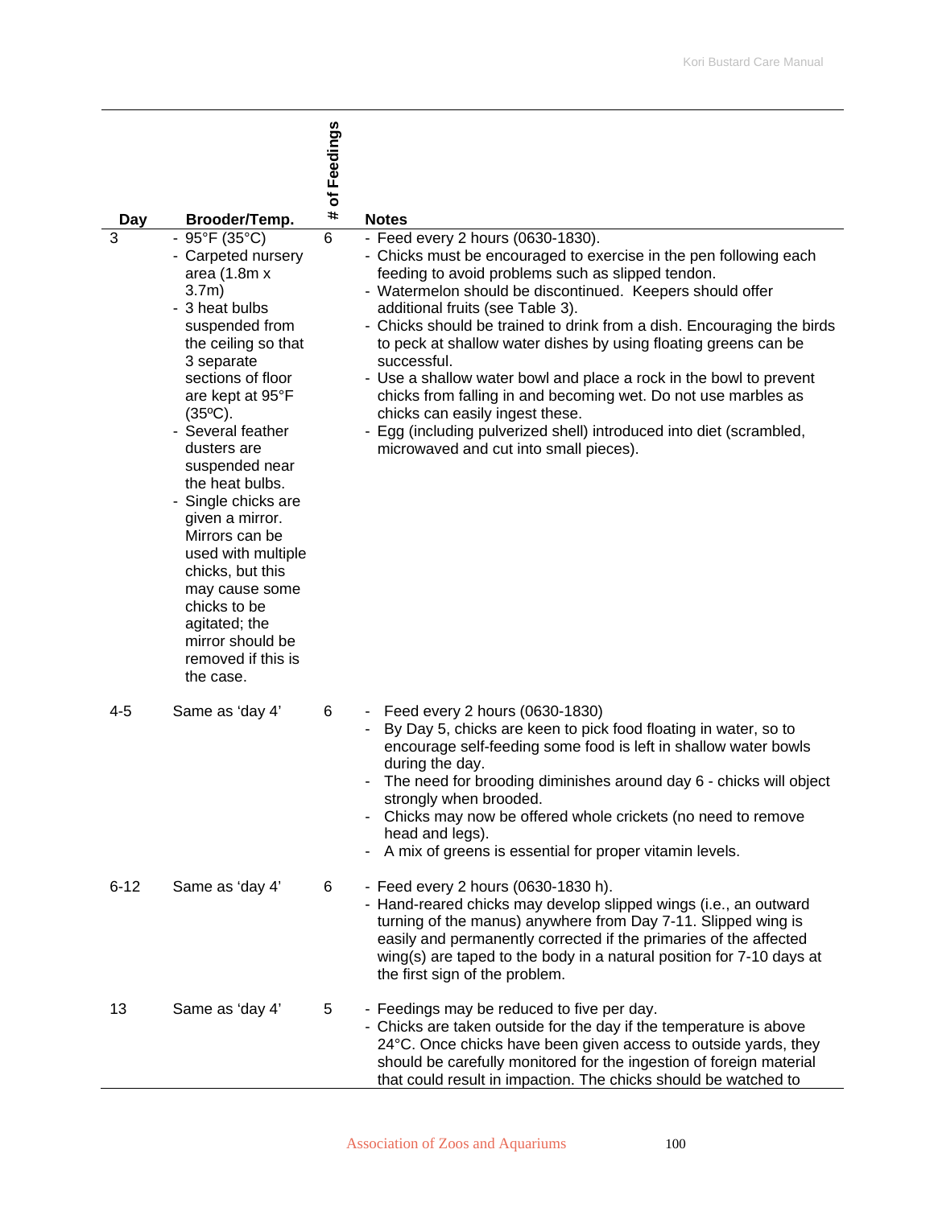| Day | Brooder/Temp. | # of Feedings | Notes |
|---|---|---|---|
| 3 | - 95°F (35°C)<br>- Carpeted nursery area (1.8m x 3.7m)<br>- 3 heat bulbs suspended from the ceiling so that 3 separate sections of floor are kept at 95°F (35ºC).<br>- Several feather dusters are suspended near the heat bulbs.<br>- Single chicks are given a mirror. Mirrors can be used with multiple chicks, but this may cause some chicks to be agitated; the mirror should be removed if this is the case. | 6 | - Feed every 2 hours (0630-1830).<br>- Chicks must be encouraged to exercise in the pen following each feeding to avoid problems such as slipped tendon.<br>- Watermelon should be discontinued. Keepers should offer additional fruits (see Table 3).<br>- Chicks should be trained to drink from a dish. Encouraging the birds to peck at shallow water dishes by using floating greens can be successful.<br>- Use a shallow water bowl and place a rock in the bowl to prevent chicks from falling in and becoming wet. Do not use marbles as chicks can easily ingest these.<br>- Egg (including pulverized shell) introduced into diet (scrambled, microwaved and cut into small pieces). |
| 4-5 | Same as 'day 4' | 6 | - Feed every 2 hours (0630-1830)<br>- By Day 5, chicks are keen to pick food floating in water, so to encourage self-feeding some food is left in shallow water bowls during the day.<br>- The need for brooding diminishes around day 6 - chicks will object strongly when brooded.<br>- Chicks may now be offered whole crickets (no need to remove head and legs).<br>- A mix of greens is essential for proper vitamin levels. |
| 6-12 | Same as 'day 4' | 6 | - Feed every 2 hours (0630-1830 h).<br>- Hand-reared chicks may develop slipped wings (i.e., an outward turning of the manus) anywhere from Day 7-11. Slipped wing is easily and permanently corrected if the primaries of the affected wing(s) are taped to the body in a natural position for 7-10 days at the first sign of the problem. |
| 13 | Same as 'day 4' | 5 | - Feedings may be reduced to five per day.<br>- Chicks are taken outside for the day if the temperature is above 24°C. Once chicks have been given access to outside yards, they should be carefully monitored for the ingestion of foreign material that could result in impaction. The chicks should be watched to |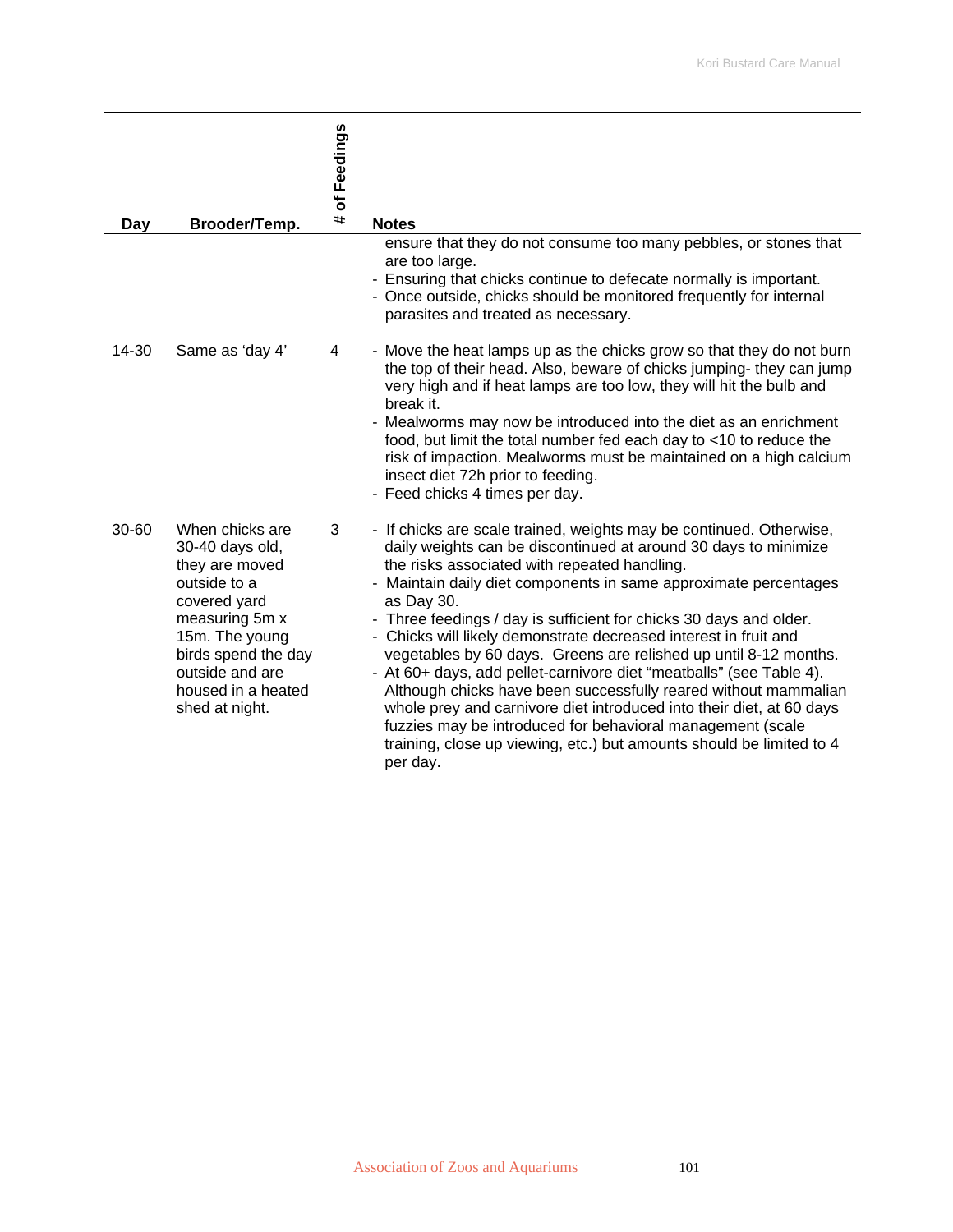| Day | Brooder/Temp. | # of Feedings | Notes |
|---|---|---|---|
| | | | ensure that they do not consume too many pebbles, or stones that are too large.<br>- Ensuring that chicks continue to defecate normally is important.<br>- Once outside, chicks should be monitored frequently for internal parasites and treated as necessary. |
| 14-30 | Same as 'day 4' | 4 | - Move the heat lamps up as the chicks grow so that they do not burn the top of their head. Also, beware of chicks jumping- they can jump very high and if heat lamps are too low, they will hit the bulb and break it.<br>- Mealworms may now be introduced into the diet as an enrichment food, but limit the total number fed each day to <10 to reduce the risk of impaction. Mealworms must be maintained on a high calcium insect diet 72h prior to feeding.<br>- Feed chicks 4 times per day. |
| 30-60 | When chicks are 30-40 days old, they are moved outside to a covered yard measuring 5m x 15m. The young birds spend the day outside and are housed in a heated shed at night. | 3 | - If chicks are scale trained, weights may be continued. Otherwise, daily weights can be discontinued at around 30 days to minimize the risks associated with repeated handling.<br>- Maintain daily diet components in same approximate percentages as Day 30.<br>- Three feedings / day is sufficient for chicks 30 days and older.<br>- Chicks will likely demonstrate decreased interest in fruit and vegetables by 60 days. Greens are relished up until 8-12 months.<br>- At 60+ days, add pellet-carnivore diet "meatballs" (see Table 4). Although chicks have been successfully reared without mammalian whole prey and carnivore diet introduced into their diet, at 60 days fuzzies may be introduced for behavioral management (scale training, close up viewing, etc.) but amounts should be limited to 4 per day. |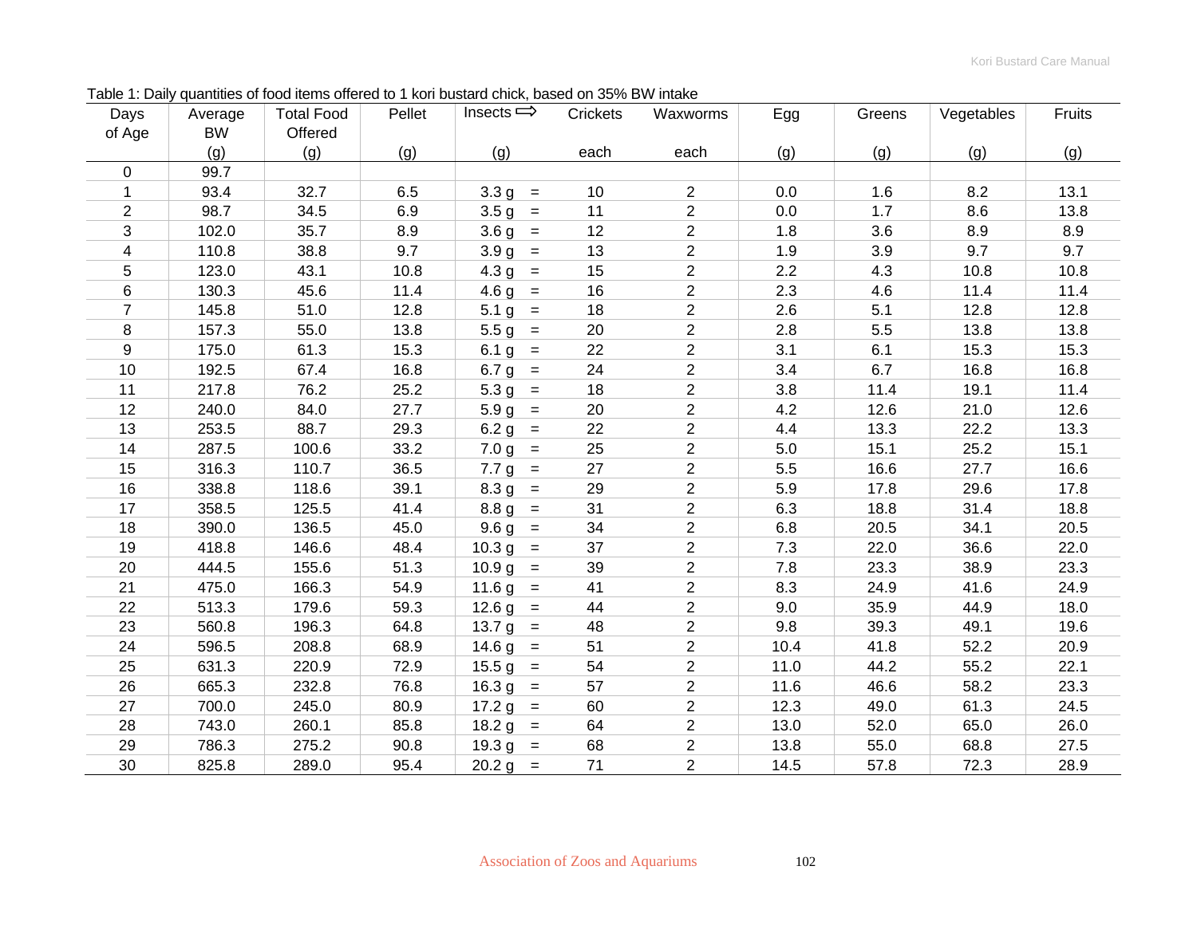Table 1: Daily quantities of food items offered to 1 kori bustard chick, based on 35% BW intake

| Days of Age | Average BW (g) | Total Food Offered (g) | Pellet (g) | Insects ⇨ (g) | | Crickets each | Waxworms each | Egg (g) | Greens (g) | Vegetables (g) | Fruits (g) |
|---|---|---|---|---|---|---|---|---|---|---|---|
| 0 | 99.7 | | | | | | | | | | |
| 1 | 93.4 | 32.7 | 6.5 | 3.3 g | = | 10 | 2 | 0.0 | 1.6 | 8.2 | 13.1 |
| 2 | 98.7 | 34.5 | 6.9 | 3.5 g | = | 11 | 2 | 0.0 | 1.7 | 8.6 | 13.8 |
| 3 | 102.0 | 35.7 | 8.9 | 3.6 g | = | 12 | 2 | 1.8 | 3.6 | 8.9 | 8.9 |
| 4 | 110.8 | 38.8 | 9.7 | 3.9 g | = | 13 | 2 | 1.9 | 3.9 | 9.7 | 9.7 |
| 5 | 123.0 | 43.1 | 10.8 | 4.3 g | = | 15 | 2 | 2.2 | 4.3 | 10.8 | 10.8 |
| 6 | 130.3 | 45.6 | 11.4 | 4.6 g | = | 16 | 2 | 2.3 | 4.6 | 11.4 | 11.4 |
| 7 | 145.8 | 51.0 | 12.8 | 5.1 g | = | 18 | 2 | 2.6 | 5.1 | 12.8 | 12.8 |
| 8 | 157.3 | 55.0 | 13.8 | 5.5 g | = | 20 | 2 | 2.8 | 5.5 | 13.8 | 13.8 |
| 9 | 175.0 | 61.3 | 15.3 | 6.1 g | = | 22 | 2 | 3.1 | 6.1 | 15.3 | 15.3 |
| 10 | 192.5 | 67.4 | 16.8 | 6.7 g | = | 24 | 2 | 3.4 | 6.7 | 16.8 | 16.8 |
| 11 | 217.8 | 76.2 | 25.2 | 5.3 g | = | 18 | 2 | 3.8 | 11.4 | 19.1 | 11.4 |
| 12 | 240.0 | 84.0 | 27.7 | 5.9 g | = | 20 | 2 | 4.2 | 12.6 | 21.0 | 12.6 |
| 13 | 253.5 | 88.7 | 29.3 | 6.2 g | = | 22 | 2 | 4.4 | 13.3 | 22.2 | 13.3 |
| 14 | 287.5 | 100.6 | 33.2 | 7.0 g | = | 25 | 2 | 5.0 | 15.1 | 25.2 | 15.1 |
| 15 | 316.3 | 110.7 | 36.5 | 7.7 g | = | 27 | 2 | 5.5 | 16.6 | 27.7 | 16.6 |
| 16 | 338.8 | 118.6 | 39.1 | 8.3 g | = | 29 | 2 | 5.9 | 17.8 | 29.6 | 17.8 |
| 17 | 358.5 | 125.5 | 41.4 | 8.8 g | = | 31 | 2 | 6.3 | 18.8 | 31.4 | 18.8 |
| 18 | 390.0 | 136.5 | 45.0 | 9.6 g | = | 34 | 2 | 6.8 | 20.5 | 34.1 | 20.5 |
| 19 | 418.8 | 146.6 | 48.4 | 10.3 g | = | 37 | 2 | 7.3 | 22.0 | 36.6 | 22.0 |
| 20 | 444.5 | 155.6 | 51.3 | 10.9 g | = | 39 | 2 | 7.8 | 23.3 | 38.9 | 23.3 |
| 21 | 475.0 | 166.3 | 54.9 | 11.6 g | = | 41 | 2 | 8.3 | 24.9 | 41.6 | 24.9 |
| 22 | 513.3 | 179.6 | 59.3 | 12.6 g | = | 44 | 2 | 9.0 | 35.9 | 44.9 | 18.0 |
| 23 | 560.8 | 196.3 | 64.8 | 13.7 g | = | 48 | 2 | 9.8 | 39.3 | 49.1 | 19.6 |
| 24 | 596.5 | 208.8 | 68.9 | 14.6 g | = | 51 | 2 | 10.4 | 41.8 | 52.2 | 20.9 |
| 25 | 631.3 | 220.9 | 72.9 | 15.5 g | = | 54 | 2 | 11.0 | 44.2 | 55.2 | 22.1 |
| 26 | 665.3 | 232.8 | 76.8 | 16.3 g | = | 57 | 2 | 11.6 | 46.6 | 58.2 | 23.3 |
| 27 | 700.0 | 245.0 | 80.9 | 17.2 g | = | 60 | 2 | 12.3 | 49.0 | 61.3 | 24.5 |
| 28 | 743.0 | 260.1 | 85.8 | 18.2 g | = | 64 | 2 | 13.0 | 52.0 | 65.0 | 26.0 |
| 29 | 786.3 | 275.2 | 90.8 | 19.3 g | = | 68 | 2 | 13.8 | 55.0 | 68.8 | 27.5 |
| 30 | 825.8 | 289.0 | 95.4 | 20.2 g | = | 71 | 2 | 14.5 | 57.8 | 72.3 | 28.9 |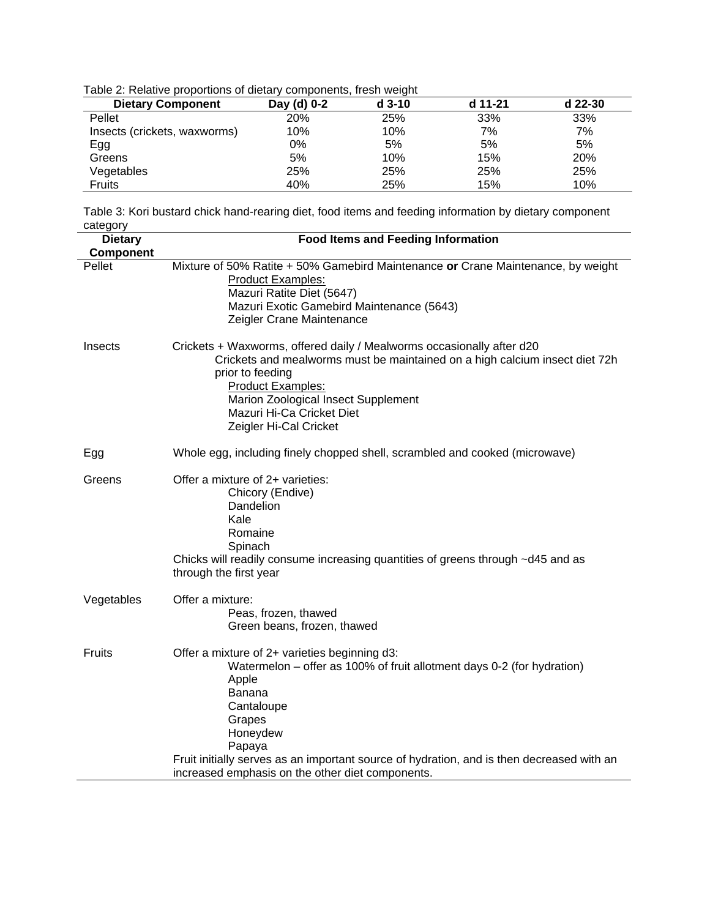Table 2: Relative proportions of dietary components, fresh weight

| Dietary Component | Day (d) 0-2 | d 3-10 | d 11-21 | d 22-30 |
|---|---|---|---|---|
| Pellet | 20% | 25% | 33% | 33% |
| Insects (crickets, waxworms) | 10% | 10% | 7% | 7% |
| Egg | 0% | 5% | 5% | 5% |
| Greens | 5% | 10% | 15% | 20% |
| Vegetables | 25% | 25% | 25% | 25% |
| Fruits | 40% | 25% | 15% | 10% |

Table 3: Kori bustard chick hand-rearing diet, food items and feeding information by dietary component category

| Dietary Component | Food Items and Feeding Information |
|---|---|
| Pellet | Mixture of 50% Ratite + 50% Gamebird Maintenance **or** Crane Maintenance, by weight<br>Product Examples:<br>Mazuri Ratite Diet (5647)<br>Mazuri Exotic Gamebird Maintenance (5643)<br>Zeigler Crane Maintenance |
| Insects | Crickets + Waxworms, offered daily / Mealworms occasionally after d20<br>Crickets and mealworms must be maintained on a high calcium insect diet 72h prior to feeding<br>Product Examples:<br>Marion Zoological Insect Supplement<br>Mazuri Hi-Ca Cricket Diet<br>Zeigler Hi-Cal Cricket |
| Egg | Whole egg, including finely chopped shell, scrambled and cooked (microwave) |
| Greens | Offer a mixture of 2+ varieties:<br>Chicory (Endive)<br>Dandelion<br>Kale<br>Romaine<br>Spinach<br>Chicks will readily consume increasing quantities of greens through ~d45 and as through the first year |
| Vegetables | Offer a mixture:<br>Peas, frozen, thawed<br>Green beans, frozen, thawed |
| Fruits | Offer a mixture of 2+ varieties beginning d3:<br>Watermelon – offer as 100% of fruit allotment days 0-2 (for hydration)<br>Apple<br>Banana<br>Cantaloupe<br>Grapes<br>Honeydew<br>Papaya<br>Fruit initially serves as an important source of hydration, and is then decreased with an increased emphasis on the other diet components. |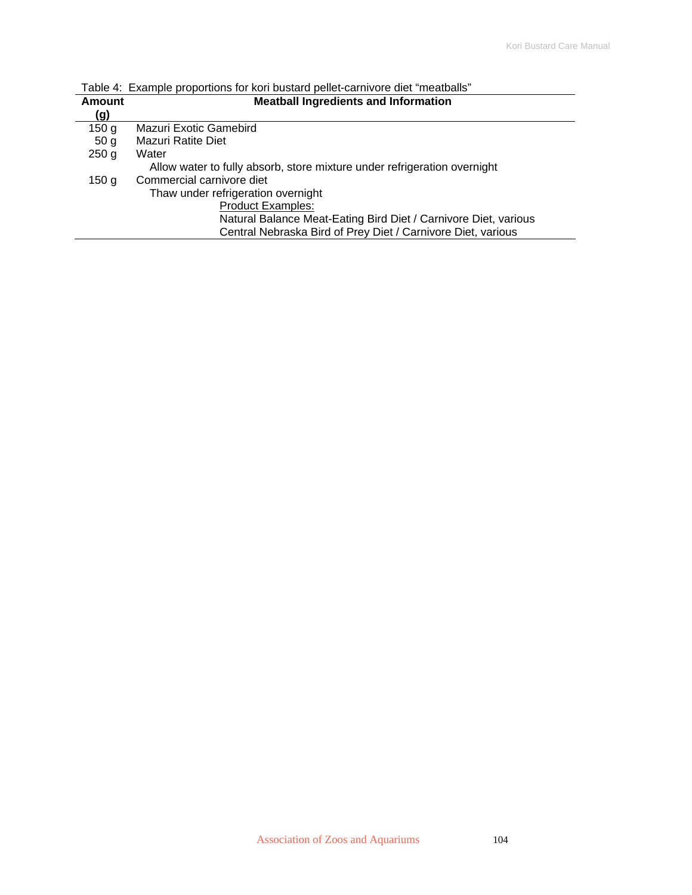Table 4: Example proportions for kori bustard pellet-carnivore diet "meatballs"

| Amount (g) | Meatball Ingredients and Information |
|---|---|
| 150 g | Mazuri Exotic Gamebird |
| 50 g | Mazuri Ratite Diet |
| 250 g | Water |
| | Allow water to fully absorb, store mixture under refrigeration overnight |
| 150 g | Commercial carnivore diet |
| | Thaw under refrigeration overnight |
| | Product Examples: |
| | Natural Balance Meat-Eating Bird Diet / Carnivore Diet, various |
| | Central Nebraska Bird of Prey Diet / Carnivore Diet, various |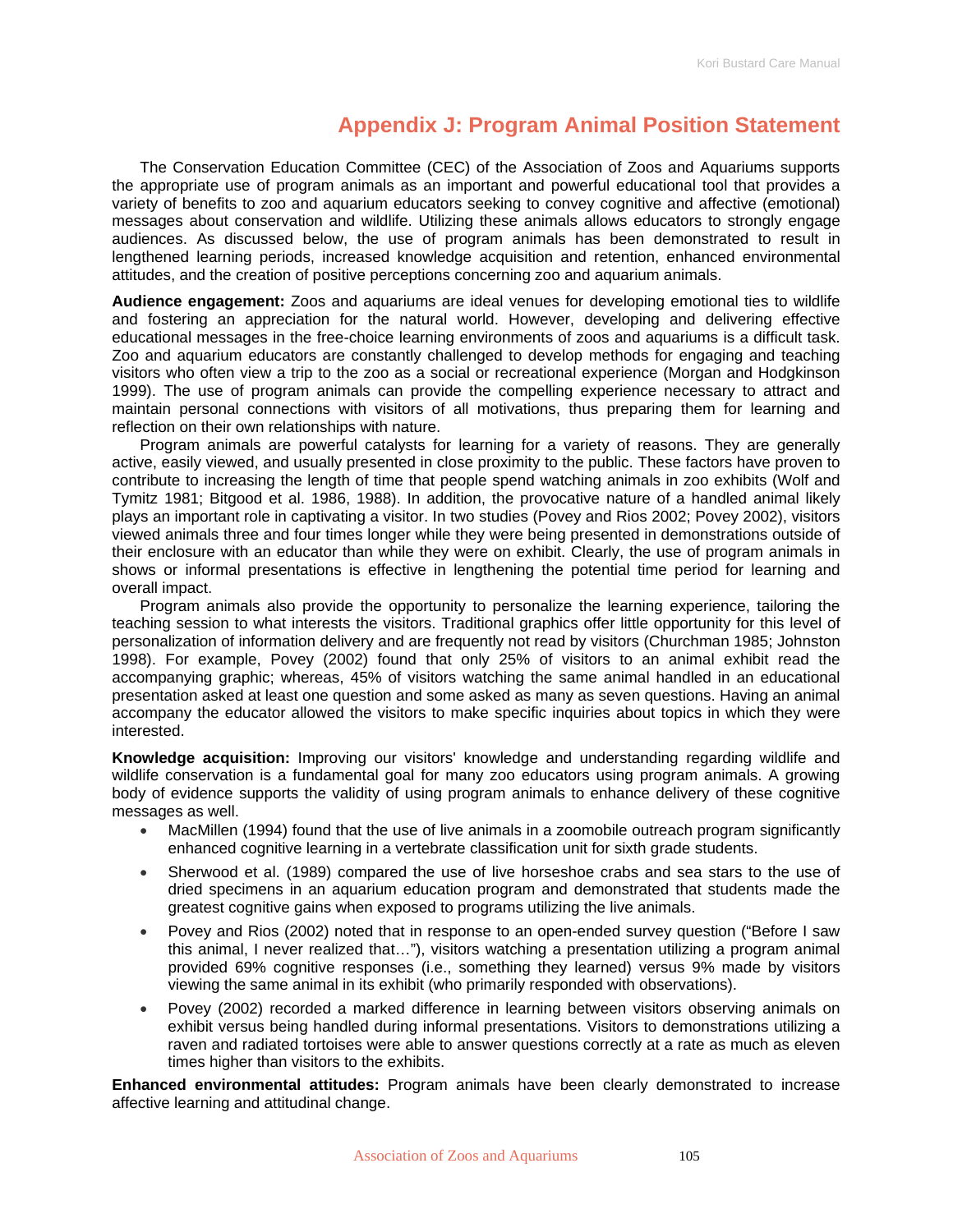# Appendix J: Program Animal Position Statement

The Conservation Education Committee (CEC) of the Association of Zoos and Aquariums supports the appropriate use of program animals as an important and powerful educational tool that provides a variety of benefits to zoo and aquarium educators seeking to convey cognitive and affective (emotional) messages about conservation and wildlife. Utilizing these animals allows educators to strongly engage audiences. As discussed below, the use of program animals has been demonstrated to result in lengthened learning periods, increased knowledge acquisition and retention, enhanced environmental attitudes, and the creation of positive perceptions concerning zoo and aquarium animals.

**Audience engagement:** Zoos and aquariums are ideal venues for developing emotional ties to wildlife and fostering an appreciation for the natural world. However, developing and delivering effective educational messages in the free-choice learning environments of zoos and aquariums is a difficult task. Zoo and aquarium educators are constantly challenged to develop methods for engaging and teaching visitors who often view a trip to the zoo as a social or recreational experience (Morgan and Hodgkinson 1999). The use of program animals can provide the compelling experience necessary to attract and maintain personal connections with visitors of all motivations, thus preparing them for learning and reflection on their own relationships with nature.

Program animals are powerful catalysts for learning for a variety of reasons. They are generally active, easily viewed, and usually presented in close proximity to the public. These factors have proven to contribute to increasing the length of time that people spend watching animals in zoo exhibits (Wolf and Tymitz 1981; Bitgood et al. 1986, 1988). In addition, the provocative nature of a handled animal likely plays an important role in captivating a visitor. In two studies (Povey and Rios 2002; Povey 2002), visitors viewed animals three and four times longer while they were being presented in demonstrations outside of their enclosure with an educator than while they were on exhibit. Clearly, the use of program animals in shows or informal presentations is effective in lengthening the potential time period for learning and overall impact.

Program animals also provide the opportunity to personalize the learning experience, tailoring the teaching session to what interests the visitors. Traditional graphics offer little opportunity for this level of personalization of information delivery and are frequently not read by visitors (Churchman 1985; Johnston 1998). For example, Povey (2002) found that only 25% of visitors to an animal exhibit read the accompanying graphic; whereas, 45% of visitors watching the same animal handled in an educational presentation asked at least one question and some asked as many as seven questions. Having an animal accompany the educator allowed the visitors to make specific inquiries about topics in which they were interested.

**Knowledge acquisition:** Improving our visitors' knowledge and understanding regarding wildlife and wildlife conservation is a fundamental goal for many zoo educators using program animals. A growing body of evidence supports the validity of using program animals to enhance delivery of these cognitive messages as well.

- MacMillen (1994) found that the use of live animals in a zoomobile outreach program significantly enhanced cognitive learning in a vertebrate classification unit for sixth grade students.
- Sherwood et al. (1989) compared the use of live horseshoe crabs and sea stars to the use of dried specimens in an aquarium education program and demonstrated that students made the greatest cognitive gains when exposed to programs utilizing the live animals.
- Povey and Rios (2002) noted that in response to an open-ended survey question ("Before I saw this animal, I never realized that…"), visitors watching a presentation utilizing a program animal provided 69% cognitive responses (i.e., something they learned) versus 9% made by visitors viewing the same animal in its exhibit (who primarily responded with observations).
- Povey (2002) recorded a marked difference in learning between visitors observing animals on exhibit versus being handled during informal presentations. Visitors to demonstrations utilizing a raven and radiated tortoises were able to answer questions correctly at a rate as much as eleven times higher than visitors to the exhibits.

**Enhanced environmental attitudes:** Program animals have been clearly demonstrated to increase affective learning and attitudinal change.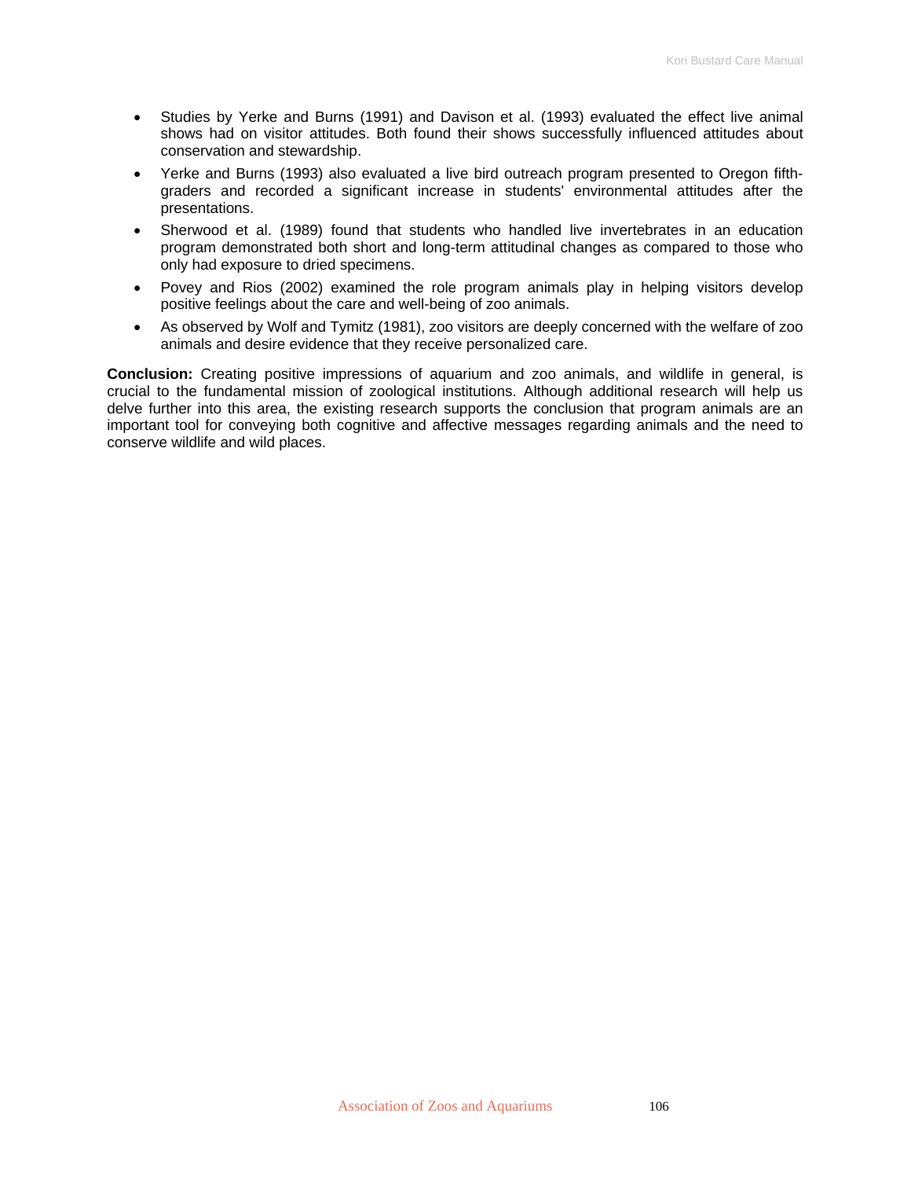- Studies by Yerke and Burns (1991) and Davison et al. (1993) evaluated the effect live animal shows had on visitor attitudes. Both found their shows successfully influenced attitudes about conservation and stewardship.
- Yerke and Burns (1993) also evaluated a live bird outreach program presented to Oregon fifth-graders and recorded a significant increase in students' environmental attitudes after the presentations.
- Sherwood et al. (1989) found that students who handled live invertebrates in an education program demonstrated both short and long-term attitudinal changes as compared to those who only had exposure to dried specimens.
- Povey and Rios (2002) examined the role program animals play in helping visitors develop positive feelings about the care and well-being of zoo animals.
- As observed by Wolf and Tymitz (1981), zoo visitors are deeply concerned with the welfare of zoo animals and desire evidence that they receive personalized care.

**Conclusion:** Creating positive impressions of aquarium and zoo animals, and wildlife in general, is crucial to the fundamental mission of zoological institutions. Although additional research will help us delve further into this area, the existing research supports the conclusion that program animals are an important tool for conveying both cognitive and affective messages regarding animals and the need to conserve wildlife and wild places.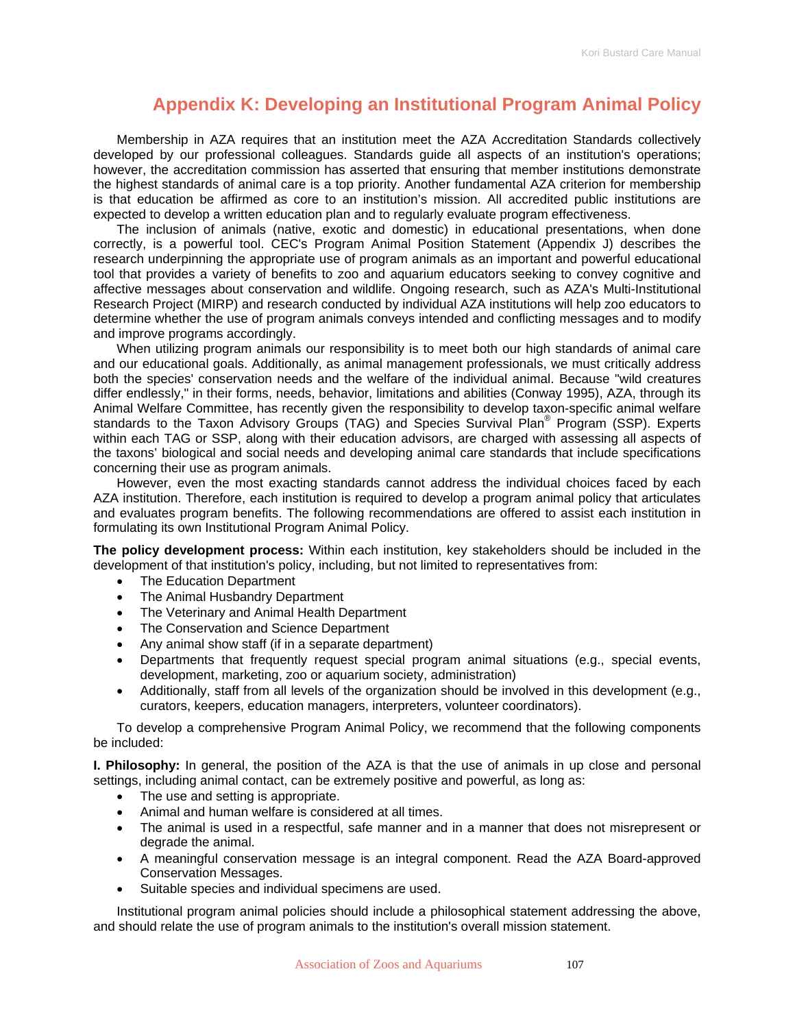# Appendix K: Developing an Institutional Program Animal Policy

Membership in AZA requires that an institution meet the AZA Accreditation Standards collectively developed by our professional colleagues. Standards guide all aspects of an institution's operations; however, the accreditation commission has asserted that ensuring that member institutions demonstrate the highest standards of animal care is a top priority. Another fundamental AZA criterion for membership is that education be affirmed as core to an institution's mission. All accredited public institutions are expected to develop a written education plan and to regularly evaluate program effectiveness.

The inclusion of animals (native, exotic and domestic) in educational presentations, when done correctly, is a powerful tool. CEC's Program Animal Position Statement (Appendix J) describes the research underpinning the appropriate use of program animals as an important and powerful educational tool that provides a variety of benefits to zoo and aquarium educators seeking to convey cognitive and affective messages about conservation and wildlife. Ongoing research, such as AZA's Multi-Institutional Research Project (MIRP) and research conducted by individual AZA institutions will help zoo educators to determine whether the use of program animals conveys intended and conflicting messages and to modify and improve programs accordingly.

When utilizing program animals our responsibility is to meet both our high standards of animal care and our educational goals. Additionally, as animal management professionals, we must critically address both the species' conservation needs and the welfare of the individual animal. Because "wild creatures differ endlessly," in their forms, needs, behavior, limitations and abilities (Conway 1995), AZA, through its Animal Welfare Committee, has recently given the responsibility to develop taxon-specific animal welfare standards to the Taxon Advisory Groups (TAG) and Species Survival Plan® Program (SSP). Experts within each TAG or SSP, along with their education advisors, are charged with assessing all aspects of the taxons' biological and social needs and developing animal care standards that include specifications concerning their use as program animals.

However, even the most exacting standards cannot address the individual choices faced by each AZA institution. Therefore, each institution is required to develop a program animal policy that articulates and evaluates program benefits. The following recommendations are offered to assist each institution in formulating its own Institutional Program Animal Policy.

**The policy development process:** Within each institution, key stakeholders should be included in the development of that institution's policy, including, but not limited to representatives from:

- The Education Department
- The Animal Husbandry Department
- The Veterinary and Animal Health Department
- The Conservation and Science Department
- Any animal show staff (if in a separate department)
- Departments that frequently request special program animal situations (e.g., special events, development, marketing, zoo or aquarium society, administration)
- Additionally, staff from all levels of the organization should be involved in this development (e.g., curators, keepers, education managers, interpreters, volunteer coordinators).

To develop a comprehensive Program Animal Policy, we recommend that the following components be included:

**I. Philosophy:** In general, the position of the AZA is that the use of animals in up close and personal settings, including animal contact, can be extremely positive and powerful, as long as:

- The use and setting is appropriate.
- Animal and human welfare is considered at all times.
- The animal is used in a respectful, safe manner and in a manner that does not misrepresent or degrade the animal.
- A meaningful conservation message is an integral component. Read the AZA Board-approved Conservation Messages.
- Suitable species and individual specimens are used.

Institutional program animal policies should include a philosophical statement addressing the above, and should relate the use of program animals to the institution's overall mission statement.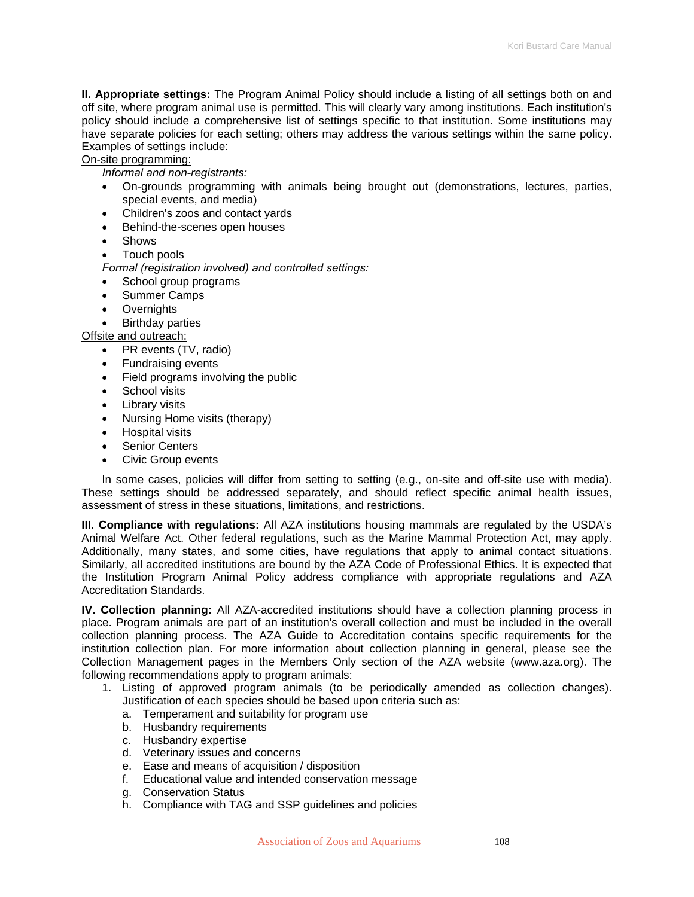**II. Appropriate settings:** The Program Animal Policy should include a listing of all settings both on and off site, where program animal use is permitted. This will clearly vary among institutions. Each institution's policy should include a comprehensive list of settings specific to that institution. Some institutions may have separate policies for each setting; others may address the various settings within the same policy. Examples of settings include:

On-site programming:

*Informal and non-registrants:*

- On-grounds programming with animals being brought out (demonstrations, lectures, parties, special events, and media)
- Children's zoos and contact yards
- Behind-the-scenes open houses
- Shows
- Touch pools

*Formal (registration involved) and controlled settings:*

- School group programs
- Summer Camps
- Overnights
- Birthday parties

Offsite and outreach:

- PR events (TV, radio)
- Fundraising events
- Field programs involving the public
- School visits
- Library visits
- Nursing Home visits (therapy)
- Hospital visits
- Senior Centers
- Civic Group events

In some cases, policies will differ from setting to setting (e.g., on-site and off-site use with media). These settings should be addressed separately, and should reflect specific animal health issues, assessment of stress in these situations, limitations, and restrictions.

**III. Compliance with regulations:** All AZA institutions housing mammals are regulated by the USDA's Animal Welfare Act. Other federal regulations, such as the Marine Mammal Protection Act, may apply. Additionally, many states, and some cities, have regulations that apply to animal contact situations. Similarly, all accredited institutions are bound by the AZA Code of Professional Ethics. It is expected that the Institution Program Animal Policy address compliance with appropriate regulations and AZA Accreditation Standards.

**IV. Collection planning:** All AZA-accredited institutions should have a collection planning process in place. Program animals are part of an institution's overall collection and must be included in the overall collection planning process. The AZA Guide to Accreditation contains specific requirements for the institution collection plan. For more information about collection planning in general, please see the Collection Management pages in the Members Only section of the AZA website (www.aza.org). The following recommendations apply to program animals:

1. Listing of approved program animals (to be periodically amended as collection changes). Justification of each species should be based upon criteria such as:
   a. Temperament and suitability for program use
   b. Husbandry requirements
   c. Husbandry expertise
   d. Veterinary issues and concerns
   e. Ease and means of acquisition / disposition
   f. Educational value and intended conservation message
   g. Conservation Status
   h. Compliance with TAG and SSP guidelines and policies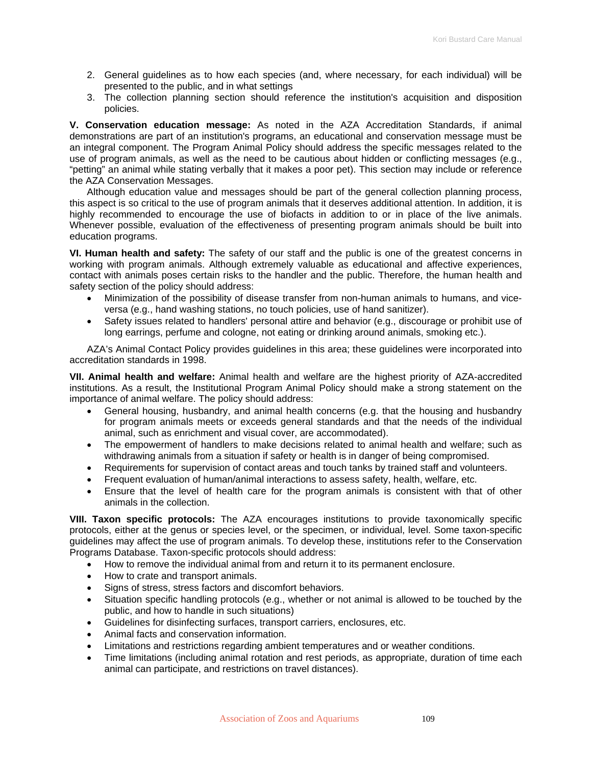2. General guidelines as to how each species (and, where necessary, for each individual) will be presented to the public, and in what settings
3. The collection planning section should reference the institution's acquisition and disposition policies.

**V. Conservation education message:** As noted in the AZA Accreditation Standards, if animal demonstrations are part of an institution's programs, an educational and conservation message must be an integral component. The Program Animal Policy should address the specific messages related to the use of program animals, as well as the need to be cautious about hidden or conflicting messages (e.g., "petting" an animal while stating verbally that it makes a poor pet). This section may include or reference the AZA Conservation Messages.

Although education value and messages should be part of the general collection planning process, this aspect is so critical to the use of program animals that it deserves additional attention. In addition, it is highly recommended to encourage the use of biofacts in addition to or in place of the live animals. Whenever possible, evaluation of the effectiveness of presenting program animals should be built into education programs.

**VI. Human health and safety:** The safety of our staff and the public is one of the greatest concerns in working with program animals. Although extremely valuable as educational and affective experiences, contact with animals poses certain risks to the handler and the public. Therefore, the human health and safety section of the policy should address:

- Minimization of the possibility of disease transfer from non-human animals to humans, and vice-versa (e.g., hand washing stations, no touch policies, use of hand sanitizer).
- Safety issues related to handlers' personal attire and behavior (e.g., discourage or prohibit use of long earrings, perfume and cologne, not eating or drinking around animals, smoking etc.).

AZA's Animal Contact Policy provides guidelines in this area; these guidelines were incorporated into accreditation standards in 1998.

**VII. Animal health and welfare:** Animal health and welfare are the highest priority of AZA-accredited institutions. As a result, the Institutional Program Animal Policy should make a strong statement on the importance of animal welfare. The policy should address:

- General housing, husbandry, and animal health concerns (e.g. that the housing and husbandry for program animals meets or exceeds general standards and that the needs of the individual animal, such as enrichment and visual cover, are accommodated).
- The empowerment of handlers to make decisions related to animal health and welfare; such as withdrawing animals from a situation if safety or health is in danger of being compromised.
- Requirements for supervision of contact areas and touch tanks by trained staff and volunteers.
- Frequent evaluation of human/animal interactions to assess safety, health, welfare, etc.
- Ensure that the level of health care for the program animals is consistent with that of other animals in the collection.

**VIII. Taxon specific protocols:** The AZA encourages institutions to provide taxonomically specific protocols, either at the genus or species level, or the specimen, or individual, level. Some taxon-specific guidelines may affect the use of program animals. To develop these, institutions refer to the Conservation Programs Database. Taxon-specific protocols should address:

- How to remove the individual animal from and return it to its permanent enclosure.
- How to crate and transport animals.
- Signs of stress, stress factors and discomfort behaviors.
- Situation specific handling protocols (e.g., whether or not animal is allowed to be touched by the public, and how to handle in such situations)
- Guidelines for disinfecting surfaces, transport carriers, enclosures, etc.
- Animal facts and conservation information.
- Limitations and restrictions regarding ambient temperatures and or weather conditions.
- Time limitations (including animal rotation and rest periods, as appropriate, duration of time each animal can participate, and restrictions on travel distances).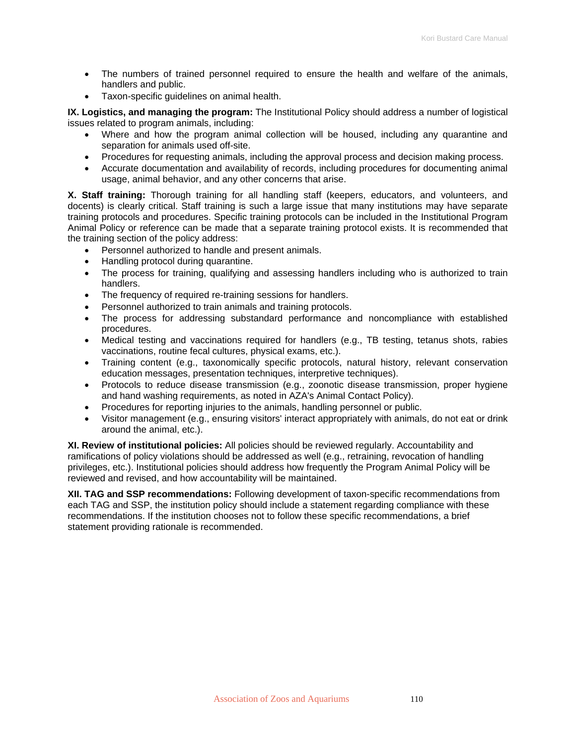- The numbers of trained personnel required to ensure the health and welfare of the animals, handlers and public.
- Taxon-specific guidelines on animal health.

**IX. Logistics, and managing the program:** The Institutional Policy should address a number of logistical issues related to program animals, including:

- Where and how the program animal collection will be housed, including any quarantine and separation for animals used off-site.
- Procedures for requesting animals, including the approval process and decision making process.
- Accurate documentation and availability of records, including procedures for documenting animal usage, animal behavior, and any other concerns that arise.

**X. Staff training:** Thorough training for all handling staff (keepers, educators, and volunteers, and docents) is clearly critical. Staff training is such a large issue that many institutions may have separate training protocols and procedures. Specific training protocols can be included in the Institutional Program Animal Policy or reference can be made that a separate training protocol exists. It is recommended that the training section of the policy address:

- Personnel authorized to handle and present animals.
- Handling protocol during quarantine.
- The process for training, qualifying and assessing handlers including who is authorized to train handlers.
- The frequency of required re-training sessions for handlers.
- Personnel authorized to train animals and training protocols.
- The process for addressing substandard performance and noncompliance with established procedures.
- Medical testing and vaccinations required for handlers (e.g., TB testing, tetanus shots, rabies vaccinations, routine fecal cultures, physical exams, etc.).
- Training content (e.g., taxonomically specific protocols, natural history, relevant conservation education messages, presentation techniques, interpretive techniques).
- Protocols to reduce disease transmission (e.g., zoonotic disease transmission, proper hygiene and hand washing requirements, as noted in AZA's Animal Contact Policy).
- Procedures for reporting injuries to the animals, handling personnel or public.
- Visitor management (e.g., ensuring visitors' interact appropriately with animals, do not eat or drink around the animal, etc.).

**XI. Review of institutional policies:** All policies should be reviewed regularly. Accountability and ramifications of policy violations should be addressed as well (e.g., retraining, revocation of handling privileges, etc.). Institutional policies should address how frequently the Program Animal Policy will be reviewed and revised, and how accountability will be maintained.

**XII. TAG and SSP recommendations:** Following development of taxon-specific recommendations from each TAG and SSP, the institution policy should include a statement regarding compliance with these recommendations. If the institution chooses not to follow these specific recommendations, a brief statement providing rationale is recommended.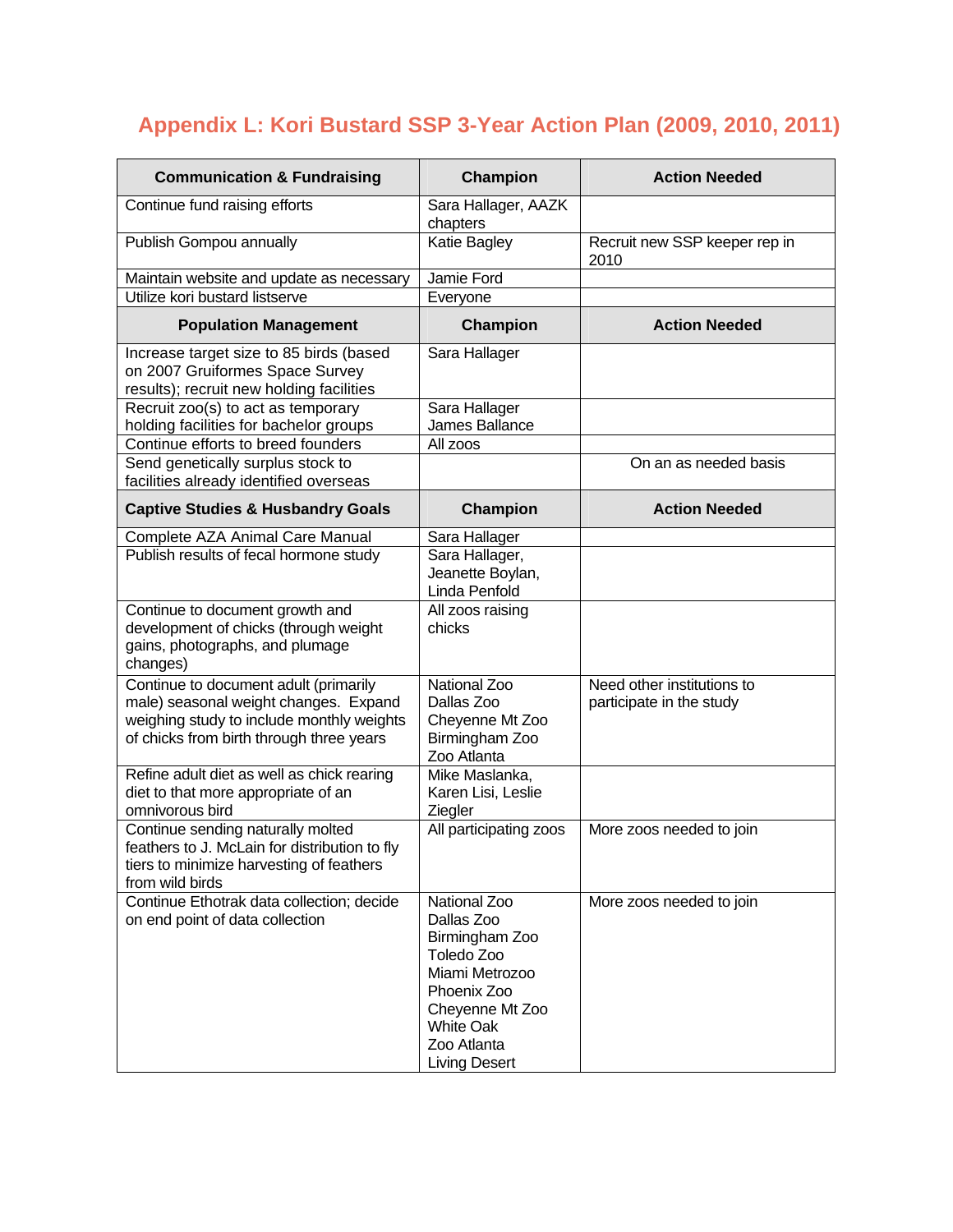# Appendix L: Kori Bustard SSP 3-Year Action Plan (2009, 2010, 2011)

| Communication & Fundraising | Champion | Action Needed |
|---|---|---|
| Continue fund raising efforts | Sara Hallager, AAZK chapters | |
| Publish Gompou annually | Katie Bagley | Recruit new SSP keeper rep in 2010 |
| Maintain website and update as necessary | Jamie Ford | |
| Utilize kori bustard listserve | Everyone | |
| **Population Management** | **Champion** | **Action Needed** |
| Increase target size to 85 birds (based on 2007 Gruiformes Space Survey results); recruit new holding facilities | Sara Hallager | |
| Recruit zoo(s) to act as temporary holding facilities for bachelor groups | Sara Hallager<br>James Ballance | |
| Continue efforts to breed founders | All zoos | |
| Send genetically surplus stock to facilities already identified overseas | | On an as needed basis |
| **Captive Studies & Husbandry Goals** | **Champion** | **Action Needed** |
| Complete AZA Animal Care Manual | Sara Hallager | |
| Publish results of fecal hormone study | Sara Hallager, Jeanette Boylan, Linda Penfold | |
| Continue to document growth and development of chicks (through weight gains, photographs, and plumage changes) | All zoos raising chicks | |
| Continue to document adult (primarily male) seasonal weight changes. Expand weighing study to include monthly weights of chicks from birth through three years | National Zoo<br>Dallas Zoo<br>Cheyenne Mt Zoo<br>Birmingham Zoo<br>Zoo Atlanta | Need other institutions to participate in the study |
| Refine adult diet as well as chick rearing diet to that more appropriate of an omnivorous bird | Mike Maslanka, Karen Lisi, Leslie Ziegler | |
| Continue sending naturally molted feathers to J. McLain for distribution to fly tiers to minimize harvesting of feathers from wild birds | All participating zoos | More zoos needed to join |
| Continue Ethotrak data collection; decide on end point of data collection | National Zoo<br>Dallas Zoo<br>Birmingham Zoo<br>Toledo Zoo<br>Miami Metrozoo<br>Phoenix Zoo<br>Cheyenne Mt Zoo<br>White Oak<br>Zoo Atlanta<br>Living Desert | More zoos needed to join |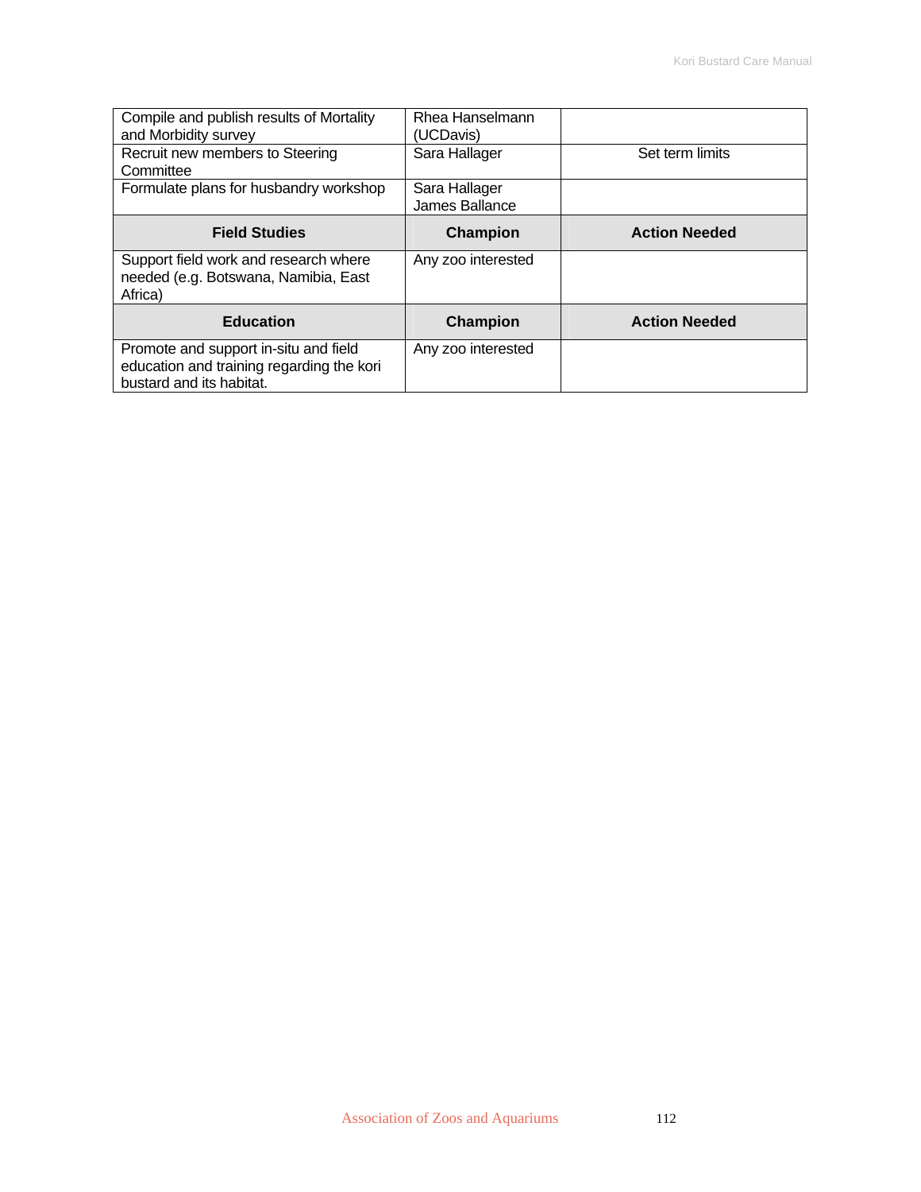| | | |
|---|---|---|
| Compile and publish results of Mortality and Morbidity survey | Rhea Hanselmann (UCDavis) | |
| Recruit new members to Steering Committee | Sara Hallager | Set term limits |
| Formulate plans for husbandry workshop | Sara Hallager<br>James Ballance | |
| **Field Studies** | **Champion** | **Action Needed** |
| Support field work and research where needed (e.g. Botswana, Namibia, East Africa) | Any zoo interested | |
| **Education** | **Champion** | **Action Needed** |
| Promote and support in-situ and field education and training regarding the kori bustard and its habitat. | Any zoo interested | |